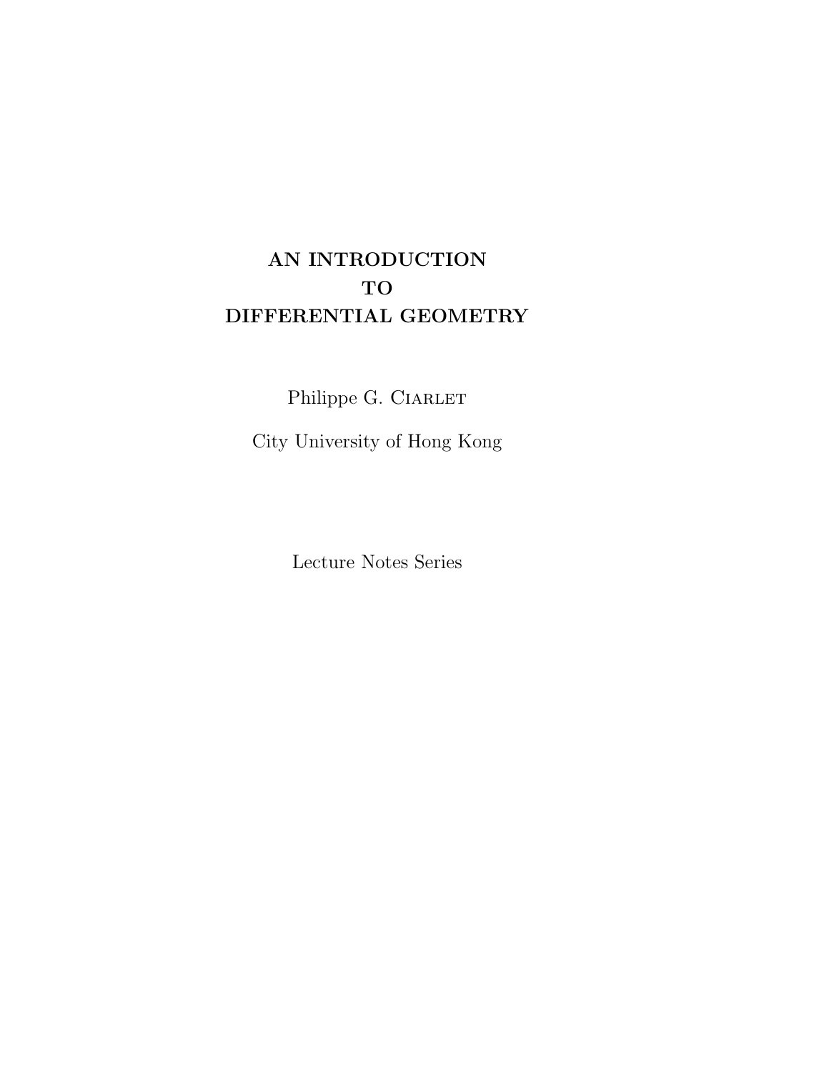# AN INTRODUCTION TO DIFFERENTIAL GEOMETRY

Philippe G. Ciarlet

City University of Hong Kong

Lecture Notes Series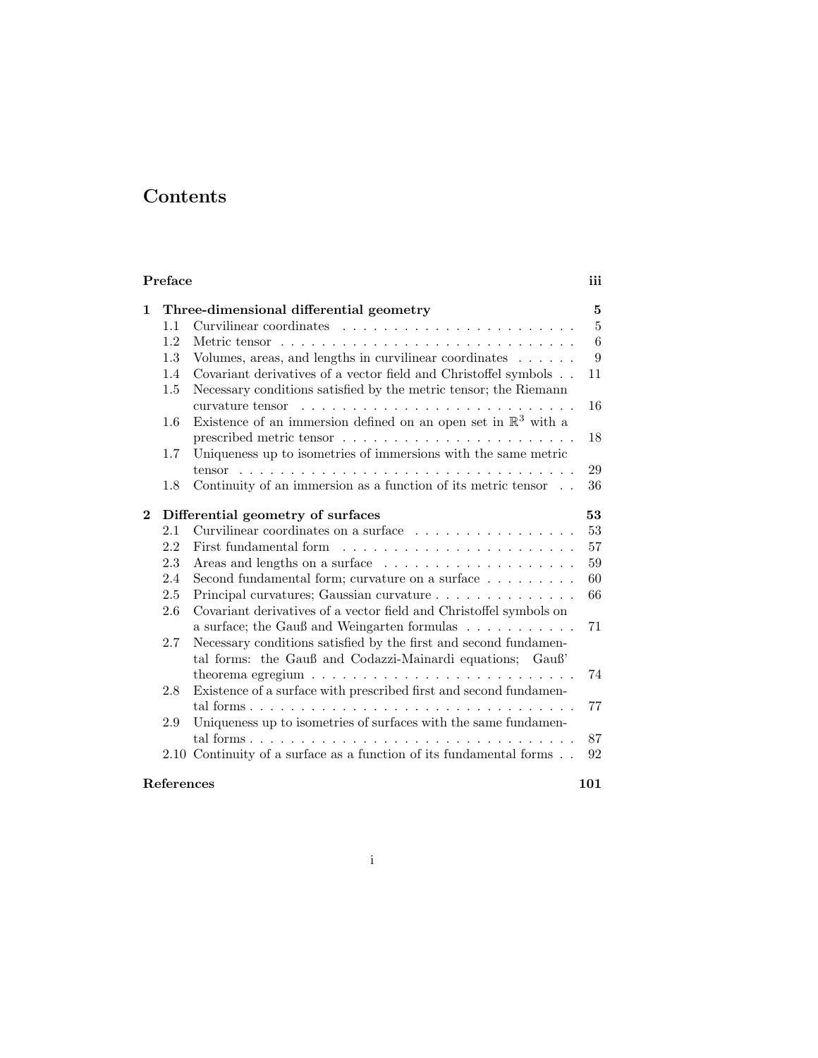# Contents

**Preface** **iii**

**1 Three-dimensional differential geometry** **5**

- 1.1 Curvilinear coordinates . . . 5
- 1.2 Metric tensor . . . 6
- 1.3 Volumes, areas, and lengths in curvilinear coordinates . . . 9
- 1.4 Covariant derivatives of a vector field and Christoffel symbols . . 11
- 1.5 Necessary conditions satisfied by the metric tensor; the Riemann curvature tensor . . . 16
- 1.6 Existence of an immersion defined on an open set in $\mathbb{R}^3$ with a prescribed metric tensor . . . 18
- 1.7 Uniqueness up to isometries of immersions with the same metric tensor . . . 29
- 1.8 Continuity of an immersion as a function of its metric tensor . . 36

**2 Differential geometry of surfaces** **53**

- 2.1 Curvilinear coordinates on a surface . . . 53
- 2.2 First fundamental form . . . 57
- 2.3 Areas and lengths on a surface . . . 59
- 2.4 Second fundamental form; curvature on a surface . . . 60
- 2.5 Principal curvatures; Gaussian curvature . . . 66
- 2.6 Covariant derivatives of a vector field and Christoffel symbols on a surface; the Gauß and Weingarten formulas . . . 71
- 2.7 Necessary conditions satisfied by the first and second fundamental forms: the Gauß and Codazzi-Mainardi equations; Gauß' theorema egregium . . . 74
- 2.8 Existence of a surface with prescribed first and second fundamental forms . . . 77
- 2.9 Uniqueness up to isometries of surfaces with the same fundamental forms . . . 87
- 2.10 Continuity of a surface as a function of its fundamental forms . . 92

**References** **101**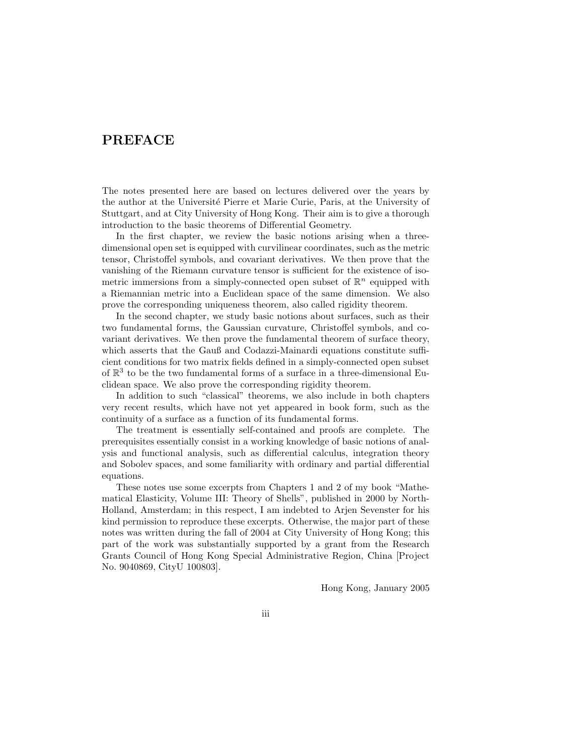# PREFACE

The notes presented here are based on lectures delivered over the years by the author at the Université Pierre et Marie Curie, Paris, at the University of Stuttgart, and at City University of Hong Kong. Their aim is to give a thorough introduction to the basic theorems of Differential Geometry.

In the first chapter, we review the basic notions arising when a three-dimensional open set is equipped with curvilinear coordinates, such as the metric tensor, Christoffel symbols, and covariant derivatives. We then prove that the vanishing of the Riemann curvature tensor is sufficient for the existence of isometric immersions from a simply-connected open subset of $\mathbb{R}^n$ equipped with a Riemannian metric into a Euclidean space of the same dimension. We also prove the corresponding uniqueness theorem, also called rigidity theorem.

In the second chapter, we study basic notions about surfaces, such as their two fundamental forms, the Gaussian curvature, Christoffel symbols, and covariant derivatives. We then prove the fundamental theorem of surface theory, which asserts that the Gauß and Codazzi-Mainardi equations constitute sufficient conditions for two matrix fields defined in a simply-connected open subset of $\mathbb{R}^3$ to be the two fundamental forms of a surface in a three-dimensional Euclidean space. We also prove the corresponding rigidity theorem.

In addition to such "classical" theorems, we also include in both chapters very recent results, which have not yet appeared in book form, such as the continuity of a surface as a function of its fundamental forms.

The treatment is essentially self-contained and proofs are complete. The prerequisites essentially consist in a working knowledge of basic notions of analysis and functional analysis, such as differential calculus, integration theory and Sobolev spaces, and some familiarity with ordinary and partial differential equations.

These notes use some excerpts from Chapters 1 and 2 of my book "Mathematical Elasticity, Volume III: Theory of Shells", published in 2000 by North-Holland, Amsterdam; in this respect, I am indebted to Arjen Sevenster for his kind permission to reproduce these excerpts. Otherwise, the major part of these notes was written during the fall of 2004 at City University of Hong Kong; this part of the work was substantially supported by a grant from the Research Grants Council of Hong Kong Special Administrative Region, China [Project No. 9040869, CityU 100803].

Hong Kong, January 2005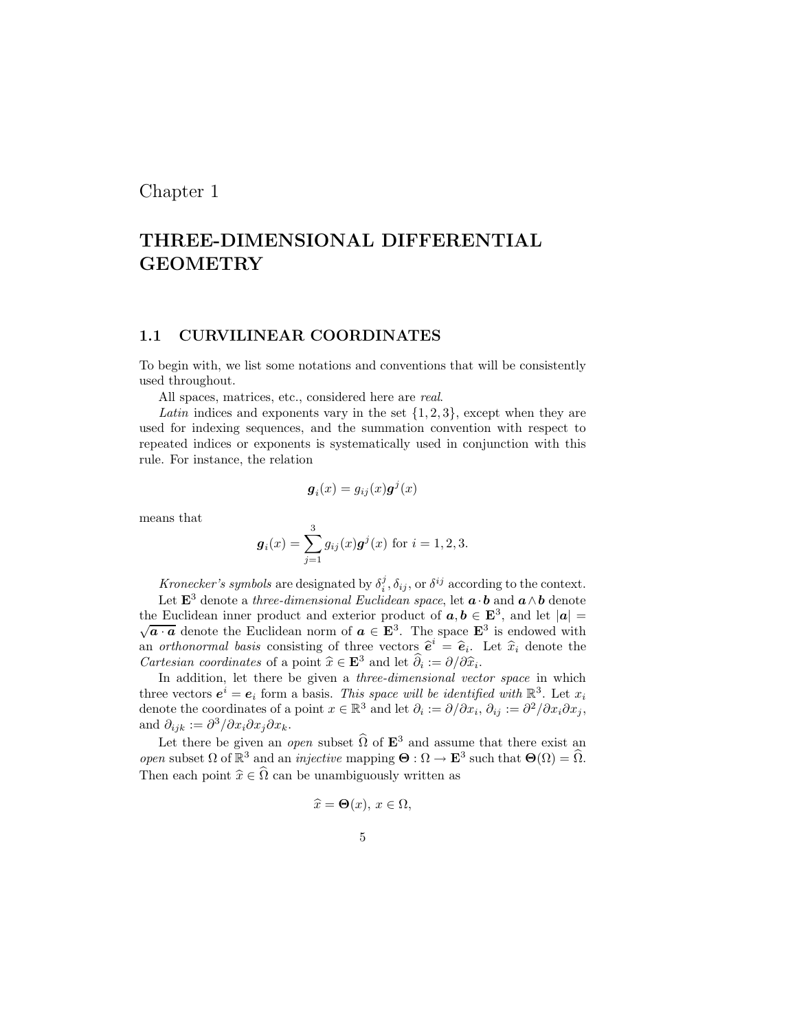# Chapter 1

# THREE-DIMENSIONAL DIFFERENTIAL GEOMETRY

## 1.1 CURVILINEAR COORDINATES

To begin with, we list some notations and conventions that will be consistently used throughout.

All spaces, matrices, etc., considered here are *real*.

*Latin* indices and exponents vary in the set $\{1, 2, 3\}$, except when they are used for indexing sequences, and the summation convention with respect to repeated indices or exponents is systematically used in conjunction with this rule. For instance, the relation

$$\boldsymbol{g}_i(x) = g_{ij}(x)\boldsymbol{g}^j(x)$$

means that

$$\boldsymbol{g}_i(x) = \sum_{j=1}^{3} g_{ij}(x)\boldsymbol{g}^j(x) \text{ for } i = 1, 2, 3.$$

*Kronecker's symbols* are designated by $\delta_i^j$, $\delta_{ij}$, or $\delta^{ij}$ according to the context.

Let $\mathbf{E}^3$ denote a *three-dimensional Euclidean space*, let $\boldsymbol{a} \cdot \boldsymbol{b}$ and $\boldsymbol{a} \wedge \boldsymbol{b}$ denote the Euclidean inner product and exterior product of $\boldsymbol{a}, \boldsymbol{b} \in \mathbf{E}^3$, and let $|\boldsymbol{a}| = \sqrt{\boldsymbol{a} \cdot \boldsymbol{a}}$ denote the Euclidean norm of $\boldsymbol{a} \in \mathbf{E}^3$. The space $\mathbf{E}^3$ is endowed with an *orthonormal basis* consisting of three vectors $\widehat{\boldsymbol{e}}^i = \widehat{\boldsymbol{e}}_i$. Let $\widehat{x}_i$ denote the *Cartesian coordinates* of a point $\widehat{x} \in \mathbf{E}^3$ and let $\widehat{\partial}_i := \partial/\partial\widehat{x}_i$.

In addition, let there be given a *three-dimensional vector space* in which three vectors $\boldsymbol{e}^i = \boldsymbol{e}_i$ form a basis. *This space will be identified with* $\mathbb{R}^3$. Let $x_i$ denote the coordinates of a point $x \in \mathbb{R}^3$ and let $\partial_i := \partial/\partial x_i$, $\partial_{ij} := \partial^2/\partial x_i \partial x_j$, and $\partial_{ijk} := \partial^3/\partial x_i \partial x_j \partial x_k$.

Let there be given an *open* subset $\widehat{\Omega}$ of $\mathbf{E}^3$ and assume that there exist an *open* subset $\Omega$ of $\mathbb{R}^3$ and an *injective* mapping $\boldsymbol{\Theta} : \Omega \to \mathbf{E}^3$ such that $\boldsymbol{\Theta}(\Omega) = \widehat{\Omega}$. Then each point $\widehat{x} \in \widehat{\Omega}$ can be unambiguously written as

$$\widehat{x} = \boldsymbol{\Theta}(x),\ x \in \Omega,$$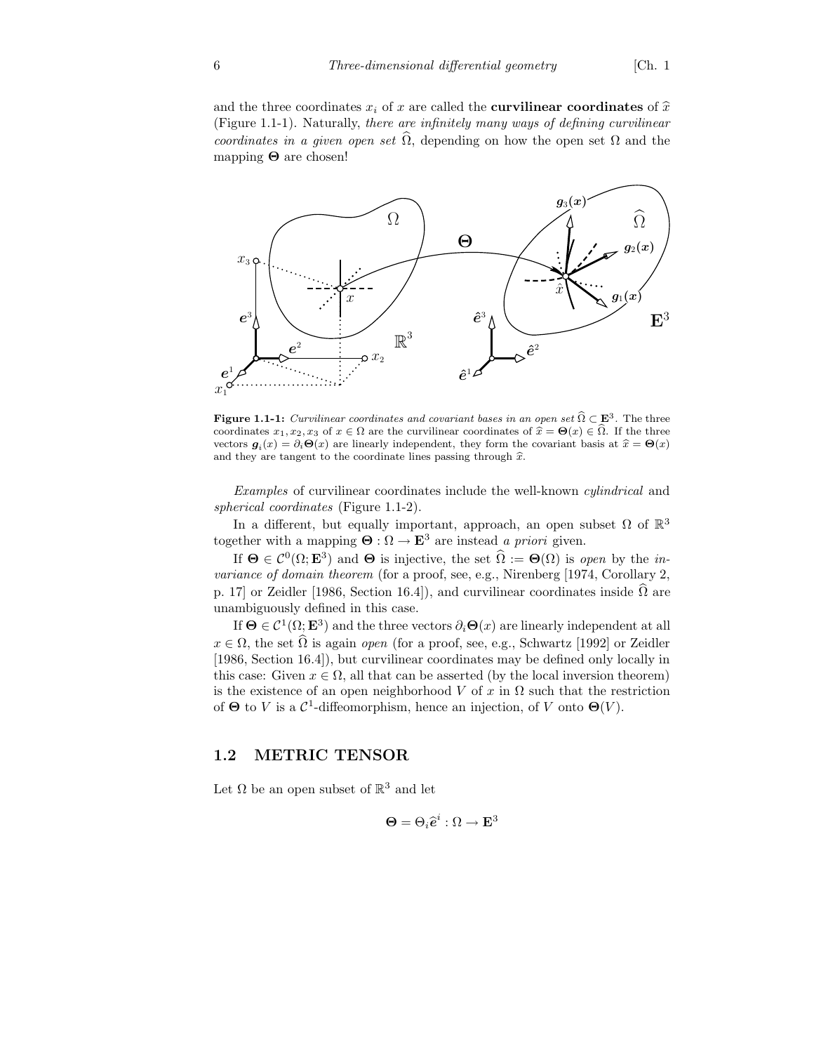and the three coordinates $x_i$ of $x$ are called the **curvilinear coordinates** of $\widehat{x}$ (Figure 1.1-1). Naturally, *there are infinitely many ways of defining curvilinear coordinates in a given open set* $\widehat{\Omega}$, depending on how the open set $\Omega$ and the mapping $\boldsymbol{\Theta}$ are chosen!

**Figure 1.1-1:** *Curvilinear coordinates and covariant bases in an open set* $\widehat{\Omega} \subset \mathbf{E}^3$. The three coordinates $x_1, x_2, x_3$ of $x \in \Omega$ are the curvilinear coordinates of $\widehat{x} = \boldsymbol{\Theta}(x) \in \widehat{\Omega}$. If the three vectors $\boldsymbol{g}_i(x) = \partial_i \boldsymbol{\Theta}(x)$ are linearly independent, they form the covariant basis at $\widehat{x} = \boldsymbol{\Theta}(x)$ and they are tangent to the coordinate lines passing through $\widehat{x}$.

*Examples* of curvilinear coordinates include the well-known *cylindrical* and *spherical coordinates* (Figure 1.1-2).

In a different, but equally important, approach, an open subset $\Omega$ of $\mathbb{R}^3$ together with a mapping $\boldsymbol{\Theta} : \Omega \to \mathbf{E}^3$ are instead *a priori* given.

If $\boldsymbol{\Theta} \in \mathcal{C}^0(\Omega; \mathbf{E}^3)$ and $\boldsymbol{\Theta}$ is injective, the set $\widehat{\Omega} := \boldsymbol{\Theta}(\Omega)$ is *open* by the *invariance of domain theorem* (for a proof, see, e.g., Nirenberg [1974, Corollary 2, p. 17] or Zeidler [1986, Section 16.4]), and curvilinear coordinates inside $\widehat{\Omega}$ are unambiguously defined in this case.

If $\boldsymbol{\Theta} \in \mathcal{C}^1(\Omega; \mathbf{E}^3)$ and the three vectors $\partial_i \boldsymbol{\Theta}(x)$ are linearly independent at all $x \in \Omega$, the set $\widehat{\Omega}$ is again *open* (for a proof, see, e.g., Schwartz [1992] or Zeidler [1986, Section 16.4]), but curvilinear coordinates may be defined only locally in this case: Given $x \in \Omega$, all that can be asserted (by the local inversion theorem) is the existence of an open neighborhood $V$ of $x$ in $\Omega$ such that the restriction of $\boldsymbol{\Theta}$ to $V$ is a $\mathcal{C}^1$-diffeomorphism, hence an injection, of $V$ onto $\boldsymbol{\Theta}(V)$.

## 1.2 METRIC TENSOR

Let $\Omega$ be an open subset of $\mathbb{R}^3$ and let

$$\boldsymbol{\Theta} = \Theta_i \widehat{\boldsymbol{e}}^i : \Omega \to \mathbf{E}^3$$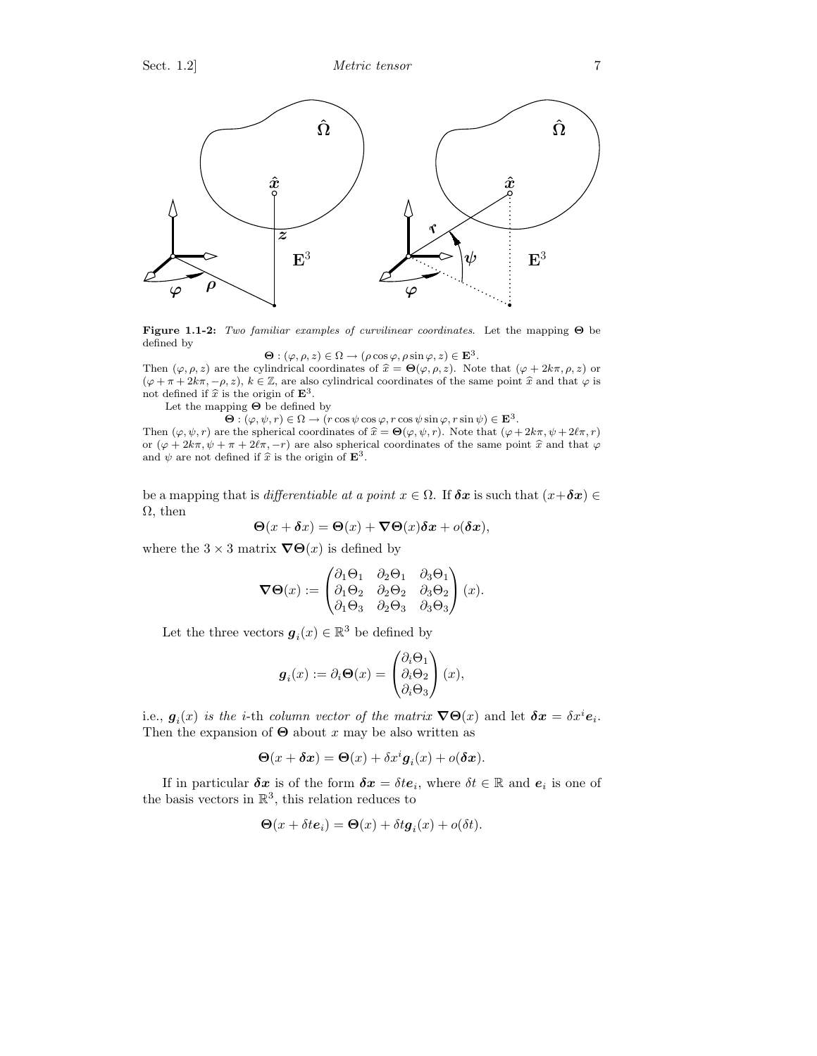**Figure 1.1-2:** *Two familiar examples of curvilinear coordinates.* Let the mapping $\boldsymbol{\Theta}$ be defined by

$$\boldsymbol{\Theta} : (\varphi, \rho, z) \in \Omega \to (\rho \cos \varphi, \rho \sin \varphi, z) \in \mathbf{E}^3.$$

Then $(\varphi, \rho, z)$ are the cylindrical coordinates of $\widehat{x} = \boldsymbol{\Theta}(\varphi, \rho, z)$. Note that $(\varphi + 2k\pi, \rho, z)$ or $(\varphi + \pi + 2k\pi, -\rho, z)$, $k \in \mathbb{Z}$, are also cylindrical coordinates of the same point $\widehat{x}$ and that $\varphi$ is not defined if $\widehat{x}$ is the origin of $\mathbf{E}^3$.

Let the mapping $\boldsymbol{\Theta}$ be defined by

$$\boldsymbol{\Theta} : (\varphi, \psi, r) \in \Omega \to (r \cos \psi \cos \varphi, r \cos \psi \sin \varphi, r \sin \psi) \in \mathbf{E}^3.$$

Then $(\varphi, \psi, r)$ are the spherical coordinates of $\widehat{x} = \boldsymbol{\Theta}(\varphi, \psi, r)$. Note that $(\varphi + 2k\pi, \psi + 2\ell\pi, r)$ or $(\varphi + 2k\pi, \psi + \pi + 2\ell\pi, -r)$ are also spherical coordinates of the same point $\widehat{x}$ and that $\varphi$ and $\psi$ are not defined if $\widehat{x}$ is the origin of $\mathbf{E}^3$.

be a mapping that is *differentiable at a point* $x \in \Omega$. If $\boldsymbol{\delta x}$ is such that $(x + \boldsymbol{\delta x}) \in \Omega$, then

$$\boldsymbol{\Theta}(x + \boldsymbol{\delta x}) = \boldsymbol{\Theta}(x) + \boldsymbol{\nabla\Theta}(x)\boldsymbol{\delta x} + o(\boldsymbol{\delta x}),$$

where the $3 \times 3$ matrix $\boldsymbol{\nabla\Theta}(x)$ is defined by

$$\boldsymbol{\nabla\Theta}(x) := \begin{pmatrix} \partial_1\Theta_1 & \partial_2\Theta_1 & \partial_3\Theta_1 \\ \partial_1\Theta_2 & \partial_2\Theta_2 & \partial_3\Theta_2 \\ \partial_1\Theta_3 & \partial_2\Theta_3 & \partial_3\Theta_3 \end{pmatrix} (x).$$

Let the three vectors $\boldsymbol{g}_i(x) \in \mathbb{R}^3$ be defined by

$$\boldsymbol{g}_i(x) := \partial_i\boldsymbol{\Theta}(x) = \begin{pmatrix} \partial_i\Theta_1 \\ \partial_i\Theta_2 \\ \partial_i\Theta_3 \end{pmatrix} (x),$$

i.e., $\boldsymbol{g}_i(x)$ *is the* $i$-th *column vector of the matrix* $\boldsymbol{\nabla\Theta}(x)$ and let $\boldsymbol{\delta x} = \delta x^i \boldsymbol{e}_i$. Then the expansion of $\boldsymbol{\Theta}$ about $x$ may be also written as

$$\boldsymbol{\Theta}(x + \boldsymbol{\delta x}) = \boldsymbol{\Theta}(x) + \delta x^i \boldsymbol{g}_i(x) + o(\boldsymbol{\delta x}).$$

If in particular $\boldsymbol{\delta x}$ is of the form $\boldsymbol{\delta x} = \delta t \boldsymbol{e}_i$, where $\delta t \in \mathbb{R}$ and $\boldsymbol{e}_i$ is one of the basis vectors in $\mathbb{R}^3$, this relation reduces to

$$\boldsymbol{\Theta}(x + \delta t \boldsymbol{e}_i) = \boldsymbol{\Theta}(x) + \delta t \boldsymbol{g}_i(x) + o(\delta t).$$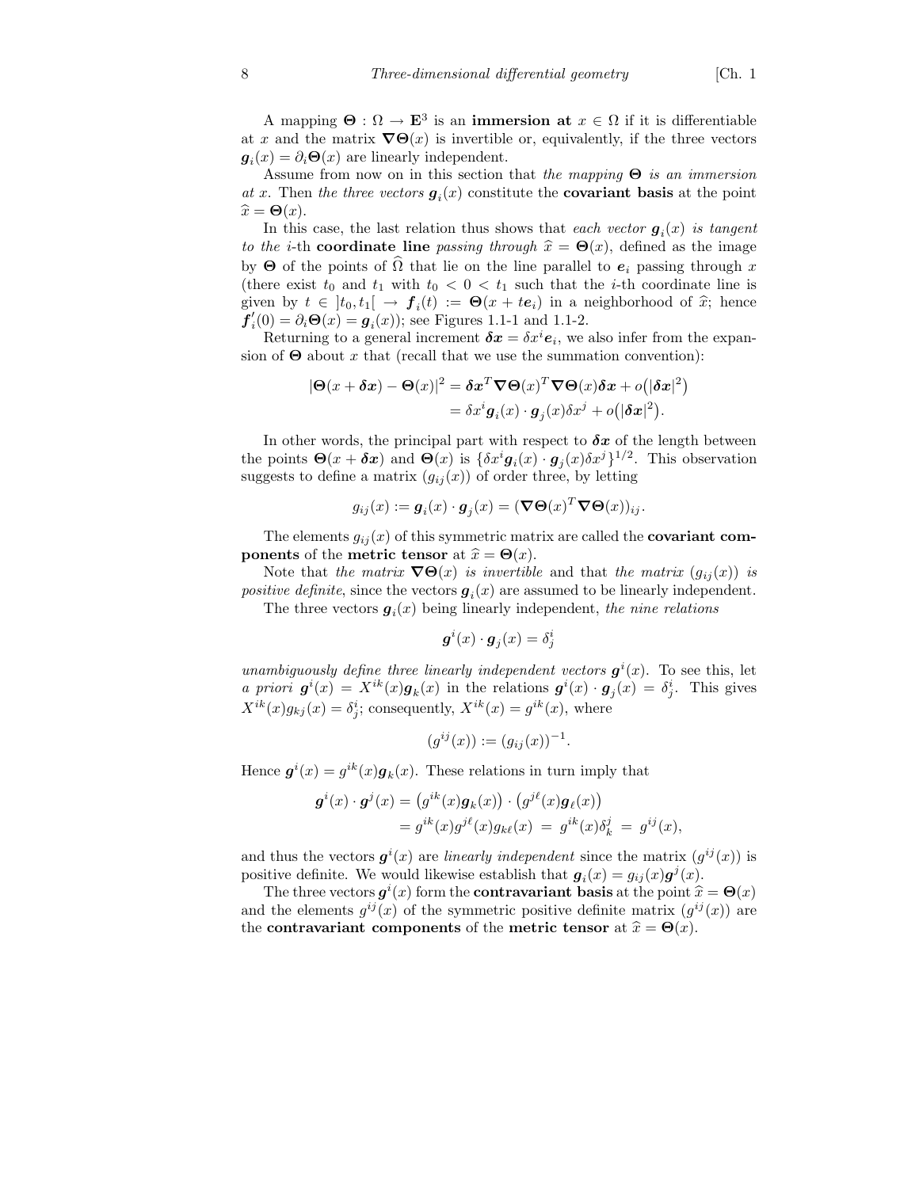A mapping $\boldsymbol{\Theta} : \Omega \to \mathbf{E}^3$ is an **immersion at** $x \in \Omega$ if it is differentiable at $x$ and the matrix $\boldsymbol{\nabla}\boldsymbol{\Theta}(x)$ is invertible or, equivalently, if the three vectors $\boldsymbol{g}_i(x) = \partial_i \boldsymbol{\Theta}(x)$ are linearly independent.

Assume from now on in this section that *the mapping* $\boldsymbol{\Theta}$ *is an immersion at* $x$. Then *the three vectors* $\boldsymbol{g}_i(x)$ constitute the **covariant basis** at the point $\widehat{x} = \boldsymbol{\Theta}(x)$.

In this case, the last relation thus shows that *each vector* $\boldsymbol{g}_i(x)$ *is tangent to the* $i$-th **coordinate line** *passing through* $\widehat{x} = \boldsymbol{\Theta}(x)$, defined as the image by $\boldsymbol{\Theta}$ of the points of $\widehat{\Omega}$ that lie on the line parallel to $\boldsymbol{e}_i$ passing through $x$ (there exist $t_0$ and $t_1$ with $t_0 < 0 < t_1$ such that the $i$-th coordinate line is given by $t \in \,]t_0, t_1[\, \to \boldsymbol{f}_i(t) := \boldsymbol{\Theta}(x + t\boldsymbol{e}_i)$ in a neighborhood of $\widehat{x}$; hence $\boldsymbol{f}_i'(0) = \partial_i \boldsymbol{\Theta}(x) = \boldsymbol{g}_i(x)$); see Figures 1.1-1 and 1.1-2.

Returning to a general increment $\boldsymbol{\delta x} = \delta x^i \boldsymbol{e}_i$, we also infer from the expansion of $\boldsymbol{\Theta}$ about $x$ that (recall that we use the summation convention):

$$
\begin{aligned}
|\boldsymbol{\Theta}(x + \boldsymbol{\delta x}) - \boldsymbol{\Theta}(x)|^2 &= \boldsymbol{\delta x}^T \boldsymbol{\nabla}\boldsymbol{\Theta}(x)^T \boldsymbol{\nabla}\boldsymbol{\Theta}(x) \boldsymbol{\delta x} + o\big(|\boldsymbol{\delta x}|^2\big) \\
&= \delta x^i \boldsymbol{g}_i(x) \cdot \boldsymbol{g}_j(x) \delta x^j + o\big(|\boldsymbol{\delta x}|^2\big).
\end{aligned}
$$

In other words, the principal part with respect to $\boldsymbol{\delta x}$ of the length between the points $\boldsymbol{\Theta}(x + \boldsymbol{\delta x})$ and $\boldsymbol{\Theta}(x)$ is $\{\delta x^i \boldsymbol{g}_i(x) \cdot \boldsymbol{g}_j(x) \delta x^j\}^{1/2}$. This observation suggests to define a matrix $(g_{ij}(x))$ of order three, by letting

$$
g_{ij}(x) := \boldsymbol{g}_i(x) \cdot \boldsymbol{g}_j(x) = (\boldsymbol{\nabla}\boldsymbol{\Theta}(x)^T \boldsymbol{\nabla}\boldsymbol{\Theta}(x))_{ij}.
$$

The elements $g_{ij}(x)$ of this symmetric matrix are called the **covariant components** of the **metric tensor** at $\widehat{x} = \boldsymbol{\Theta}(x)$.

Note that *the matrix* $\boldsymbol{\nabla}\boldsymbol{\Theta}(x)$ *is invertible* and that *the matrix* $(g_{ij}(x))$ *is positive definite*, since the vectors $\boldsymbol{g}_i(x)$ are assumed to be linearly independent.

The three vectors $\boldsymbol{g}_i(x)$ being linearly independent, *the nine relations*

$$
\boldsymbol{g}^i(x) \cdot \boldsymbol{g}_j(x) = \delta^i_j
$$

*unambiguously define three linearly independent vectors* $\boldsymbol{g}^i(x)$. To see this, let *a priori* $\boldsymbol{g}^i(x) = X^{ik}(x)\boldsymbol{g}_k(x)$ in the relations $\boldsymbol{g}^i(x) \cdot \boldsymbol{g}_j(x) = \delta^i_j$. This gives $X^{ik}(x) g_{kj}(x) = \delta^i_j$; consequently, $X^{ik}(x) = g^{ik}(x)$, where

$$
(g^{ij}(x)) := (g_{ij}(x))^{-1}.
$$

Hence $\boldsymbol{g}^i(x) = g^{ik}(x)\boldsymbol{g}_k(x)$. These relations in turn imply that

$$
\begin{aligned}
\boldsymbol{g}^i(x) \cdot \boldsymbol{g}^j(x) &= \big(g^{ik}(x)\boldsymbol{g}_k(x)\big) \cdot \big(g^{j\ell}(x)\boldsymbol{g}_\ell(x)\big) \\
&= g^{ik}(x) g^{j\ell}(x) g_{k\ell}(x) \;=\; g^{ik}(x)\delta^j_k \;=\; g^{ij}(x),
\end{aligned}
$$

and thus the vectors $\boldsymbol{g}^i(x)$ are *linearly independent* since the matrix $(g^{ij}(x))$ is positive definite. We would likewise establish that $\boldsymbol{g}_i(x) = g_{ij}(x)\boldsymbol{g}^j(x)$.

The three vectors $\boldsymbol{g}^i(x)$ form the **contravariant basis** at the point $\widehat{x} = \boldsymbol{\Theta}(x)$ and the elements $g^{ij}(x)$ of the symmetric positive definite matrix $(g^{ij}(x))$ are the **contravariant components** of the **metric tensor** at $\widehat{x} = \boldsymbol{\Theta}(x)$.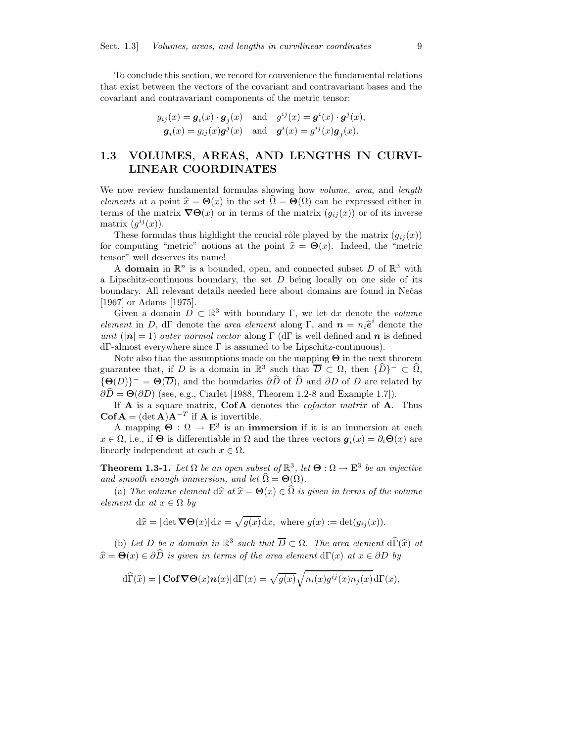To conclude this section, we record for convenience the fundamental relations that exist between the vectors of the covariant and contravariant bases and the covariant and contravariant components of the metric tensor:

$$g_{ij}(x) = \boldsymbol{g}_i(x) \cdot \boldsymbol{g}_j(x) \quad \text{and} \quad g^{ij}(x) = \boldsymbol{g}^i(x) \cdot \boldsymbol{g}^j(x),$$
$$\boldsymbol{g}_i(x) = g_{ij}(x)\boldsymbol{g}^j(x) \quad \text{and} \quad \boldsymbol{g}^i(x) = g^{ij}(x)\boldsymbol{g}_j(x).$$

## 1.3 VOLUMES, AREAS, AND LENGTHS IN CURVILINEAR COORDINATES

We now review fundamental formulas showing how *volume, area*, and *length elements* at a point $\widehat{x} = \boldsymbol{\Theta}(x)$ in the set $\widehat{\Omega} = \boldsymbol{\Theta}(\Omega)$ can be expressed either in terms of the matrix $\boldsymbol{\nabla\Theta}(x)$ or in terms of the matrix $(g_{ij}(x))$ or of its inverse matrix $(g^{ij}(x))$.

These formulas thus highlight the crucial rôle played by the matrix $(g_{ij}(x))$ for computing "metric" notions at the point $\widehat{x} = \boldsymbol{\Theta}(x)$. Indeed, the "metric tensor" well deserves its name!

A **domain** in $\mathbb{R}^n$ is a bounded, open, and connected subset $D$ of $\mathbb{R}^3$ with a Lipschitz-continuous boundary, the set $D$ being locally on one side of its boundary. All relevant details needed here about domains are found in Nečas [1967] or Adams [1975].

Given a domain $D \subset \mathbb{R}^3$ with boundary $\Gamma$, we let $\mathrm{d}x$ denote the *volume element* in $D$, $\mathrm{d}\Gamma$ denote the *area element* along $\Gamma$, and $\boldsymbol{n} = n_i\widehat{\boldsymbol{e}}^i$ denote the *unit* ($|\boldsymbol{n}| = 1$) *outer normal vector* along $\Gamma$ ($\mathrm{d}\Gamma$ is well defined and $\boldsymbol{n}$ is defined $\mathrm{d}\Gamma$-almost everywhere since $\Gamma$ is assumed to be Lipschitz-continuous).

Note also that the assumptions made on the mapping $\boldsymbol{\Theta}$ in the next theorem guarantee that, if $D$ is a domain in $\mathbb{R}^3$ such that $\overline{D} \subset \Omega$, then $\{\widehat{D}\}^- \subset \widehat{\Omega}$, $\{\boldsymbol{\Theta}(D)\}^- = \boldsymbol{\Theta}(\overline{D})$, and the boundaries $\partial\widehat{D}$ of $\widehat{D}$ and $\partial D$ of $D$ are related by $\partial\widehat{D} = \boldsymbol{\Theta}(\partial D)$ (see, e.g., Ciarlet [1988, Theorem 1.2-8 and Example 1.7]).

If $\mathbf{A}$ is a square matrix, $\mathbf{Cof\,A}$ denotes the *cofactor matrix* of $\mathbf{A}$. Thus $\mathbf{Cof\,A} = (\det\mathbf{A})\mathbf{A}^{-T}$ if $\mathbf{A}$ is invertible.

A mapping $\boldsymbol{\Theta} : \Omega \to \mathbf{E}^3$ is an **immersion** if it is an immersion at each $x \in \Omega$, i.e., if $\boldsymbol{\Theta}$ is differentiable in $\Omega$ and the three vectors $\boldsymbol{g}_i(x) = \partial_i\boldsymbol{\Theta}(x)$ are linearly independent at each $x \in \Omega$.

**Theorem 1.3-1.** *Let $\Omega$ be an open subset of $\mathbb{R}^3$, let $\boldsymbol{\Theta} : \Omega \to \mathbf{E}^3$ be an injective and smooth enough immersion, and let $\widehat{\Omega} = \boldsymbol{\Theta}(\Omega)$.*

(a) *The volume element $\mathrm{d}\widehat{x}$ at $\widehat{x} = \boldsymbol{\Theta}(x) \in \widehat{\Omega}$ is given in terms of the volume element $\mathrm{d}x$ at $x \in \Omega$ by*

$$\mathrm{d}\widehat{x} = |\det\boldsymbol{\nabla\Theta}(x)|\,\mathrm{d}x = \sqrt{g(x)}\,\mathrm{d}x, \text{ where } g(x) := \det(g_{ij}(x)).$$

(b) *Let $D$ be a domain in $\mathbb{R}^3$ such that $\overline{D} \subset \Omega$. The area element $\mathrm{d}\widehat{\Gamma}(\widehat{x})$ at $\widehat{x} = \boldsymbol{\Theta}(x) \in \partial\widehat{D}$ is given in terms of the area element $\mathrm{d}\Gamma(x)$ at $x \in \partial D$ by*

$$\mathrm{d}\widehat{\Gamma}(\widehat{x}) = |\,\mathbf{Cof}\,\boldsymbol{\nabla\Theta}(x)\boldsymbol{n}(x)|\,\mathrm{d}\Gamma(x) = \sqrt{g(x)}\sqrt{n_i(x)g^{ij}(x)n_j(x)}\,\mathrm{d}\Gamma(x),$$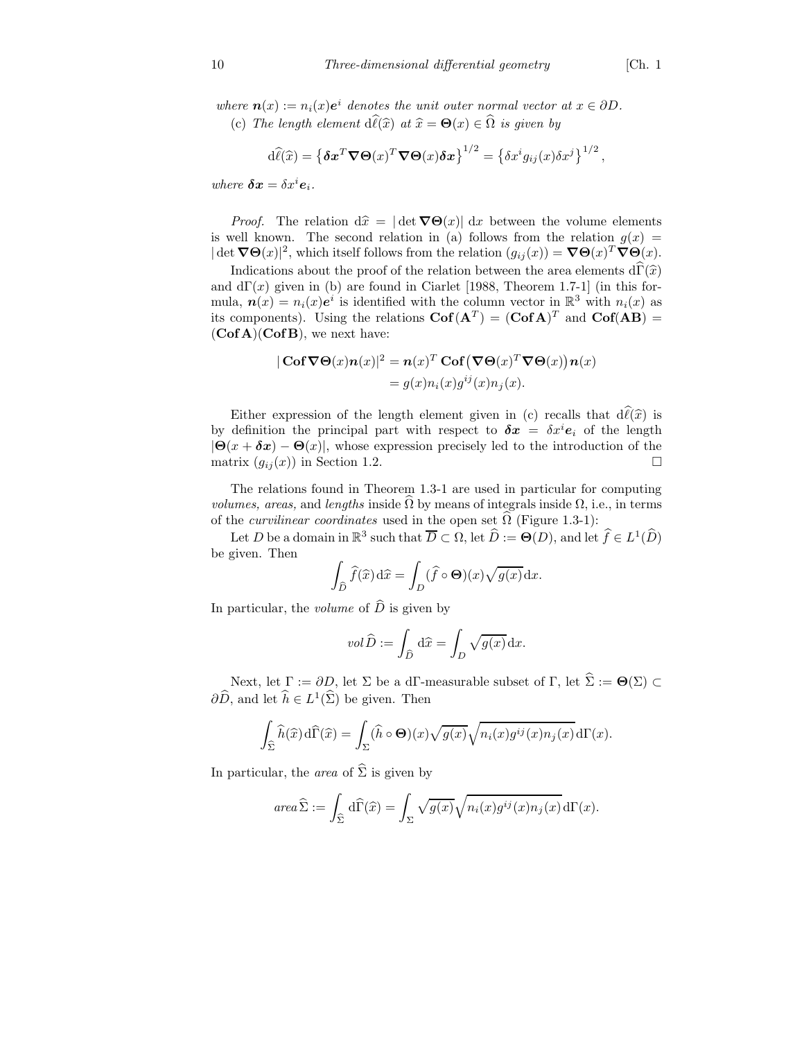*where* $\boldsymbol{n}(x) := n_i(x)\boldsymbol{e}^i$ *denotes the unit outer normal vector at* $x \in \partial D$.

(c) *The length element* $\mathrm{d}\widehat{\ell}(\widehat{x})$ *at* $\widehat{x} = \boldsymbol{\Theta}(x) \in \widehat{\Omega}$ *is given by*

$$\mathrm{d}\widehat{\ell}(\widehat{x}) = \left\{\boldsymbol{\delta x}^T \boldsymbol{\nabla\Theta}(x)^T \boldsymbol{\nabla\Theta}(x) \boldsymbol{\delta x}\right\}^{1/2} = \left\{\delta x^i g_{ij}(x) \delta x^j\right\}^{1/2},$$

*where* $\boldsymbol{\delta x} = \delta x^i \boldsymbol{e}_i$.

*Proof.* The relation $\mathrm{d}\widehat{x} = |\det \boldsymbol{\nabla\Theta}(x)|\, \mathrm{d}x$ between the volume elements is well known. The second relation in (a) follows from the relation $g(x) = |\det \boldsymbol{\nabla\Theta}(x)|^2$, which itself follows from the relation $(g_{ij}(x)) = \boldsymbol{\nabla\Theta}(x)^T \boldsymbol{\nabla\Theta}(x)$.

Indications about the proof of the relation between the area elements $\mathrm{d}\widehat{\Gamma}(\widehat{x})$ and $\mathrm{d}\Gamma(x)$ given in (b) are found in Ciarlet [1988, Theorem 1.7-1] (in this formula, $\boldsymbol{n}(x) = n_i(x)\boldsymbol{e}^i$ is identified with the column vector in $\mathbb{R}^3$ with $n_i(x)$ as its components). Using the relations $\mathbf{Cof}(\mathbf{A}^T) = (\mathbf{Cof}\,\mathbf{A})^T$ and $\mathbf{Cof}(\mathbf{AB}) = (\mathbf{Cof}\,\mathbf{A})(\mathbf{Cof}\,\mathbf{B})$, we next have:

$$\begin{aligned}
|\,\mathbf{Cof}\,\boldsymbol{\nabla\Theta}(x)\boldsymbol{n}(x)|^2 &= \boldsymbol{n}(x)^T\, \mathbf{Cof}\big(\boldsymbol{\nabla\Theta}(x)^T \boldsymbol{\nabla\Theta}(x)\big)\boldsymbol{n}(x) \\
&= g(x) n_i(x) g^{ij}(x) n_j(x).
\end{aligned}$$

Either expression of the length element given in (c) recalls that $\mathrm{d}\widehat{\ell}(\widehat{x})$ is by definition the principal part with respect to $\boldsymbol{\delta x} = \delta x^i \boldsymbol{e}_i$ of the length $|\boldsymbol{\Theta}(x + \boldsymbol{\delta x}) - \boldsymbol{\Theta}(x)|$, whose expression precisely led to the introduction of the matrix $(g_{ij}(x))$ in Section 1.2. $\square$

The relations found in Theorem 1.3-1 are used in particular for computing *volumes, areas,* and *lengths* inside $\widehat{\Omega}$ by means of integrals inside $\Omega$, i.e., in terms of the *curvilinear coordinates* used in the open set $\widehat{\Omega}$ (Figure 1.3-1):

Let $D$ be a domain in $\mathbb{R}^3$ such that $\overline{D} \subset \Omega$, let $\widehat{D} := \boldsymbol{\Theta}(D)$, and let $\widehat{f} \in L^1(\widehat{D})$ be given. Then

$$\int_{\widehat{D}} \widehat{f}(\widehat{x})\, \mathrm{d}\widehat{x} = \int_D (\widehat{f} \circ \boldsymbol{\Theta})(x) \sqrt{g(x)}\, \mathrm{d}x.$$

In particular, the *volume* of $\widehat{D}$ is given by

$$vol\,\widehat{D} := \int_{\widehat{D}} \mathrm{d}\widehat{x} = \int_D \sqrt{g(x)}\, \mathrm{d}x.$$

Next, let $\Gamma := \partial D$, let $\Sigma$ be a $\mathrm{d}\Gamma$-measurable subset of $\Gamma$, let $\widehat{\Sigma} := \boldsymbol{\Theta}(\Sigma) \subset \partial\widehat{D}$, and let $\widehat{h} \in L^1(\widehat{\Sigma})$ be given. Then

$$\int_{\widehat{\Sigma}} \widehat{h}(\widehat{x})\, \mathrm{d}\widehat{\Gamma}(\widehat{x}) = \int_\Sigma (\widehat{h} \circ \boldsymbol{\Theta})(x) \sqrt{g(x)} \sqrt{n_i(x) g^{ij}(x) n_j(x)}\, \mathrm{d}\Gamma(x).$$

In particular, the *area* of $\widehat{\Sigma}$ is given by

$$area\,\widehat{\Sigma} := \int_{\widehat{\Sigma}} \mathrm{d}\widehat{\Gamma}(\widehat{x}) = \int_\Sigma \sqrt{g(x)} \sqrt{n_i(x) g^{ij}(x) n_j(x)}\, \mathrm{d}\Gamma(x).$$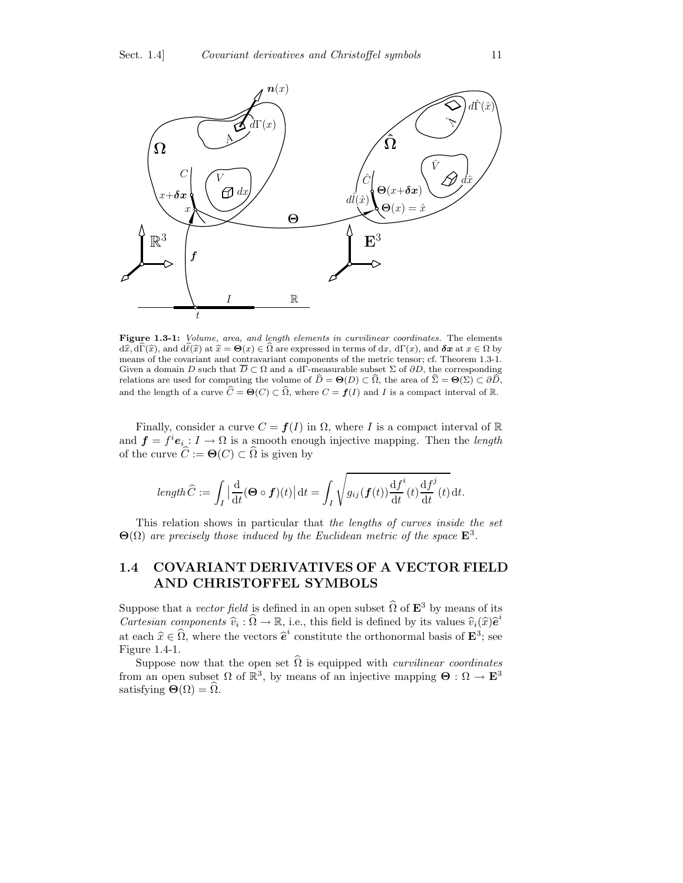**Figure 1.3-1:** *Volume, area, and length elements in curvilinear coordinates.* The elements $d\widehat{x}, d\widehat{\Gamma}(\widehat{x})$, and $d\widehat{\ell}(\widehat{x})$ at $\widehat{x} = \boldsymbol{\Theta}(x) \in \widehat{\Omega}$ are expressed in terms of $dx$, $d\Gamma(x)$, and $\boldsymbol{\delta x}$ at $x \in \Omega$ by means of the covariant and contravariant components of the metric tensor; cf. Theorem 1.3-1. Given a domain $D$ such that $\overline{D} \subset \Omega$ and a $d\Gamma$-measurable subset $\Sigma$ of $\partial D$, the corresponding relations are used for computing the volume of $\widehat{D} = \boldsymbol{\Theta}(D) \subset \widehat{\Omega}$, the area of $\widehat{\Sigma} = \boldsymbol{\Theta}(\Sigma) \subset \partial\widehat{D}$, and the length of a curve $\widehat{C} = \boldsymbol{\Theta}(C) \subset \widehat{\Omega}$, where $C = \boldsymbol{f}(I)$ and $I$ is a compact interval of $\mathbb{R}$.

Finally, consider a curve $C = \boldsymbol{f}(I)$ in $\Omega$, where $I$ is a compact interval of $\mathbb{R}$ and $\boldsymbol{f} = f^i \boldsymbol{e}_i : I \to \Omega$ is a smooth enough injective mapping. Then the *length* of the curve $\widehat{C} := \boldsymbol{\Theta}(C) \subset \widehat{\Omega}$ is given by

$$\textit{length}\, \widehat{C} := \int_I \left| \frac{\mathrm{d}}{\mathrm{d}t}(\boldsymbol{\Theta} \circ \boldsymbol{f})(t) \right| \mathrm{d}t = \int_I \sqrt{g_{ij}(\boldsymbol{f}(t)) \frac{\mathrm{d}f^i}{\mathrm{d}t}(t) \frac{\mathrm{d}f^j}{\mathrm{d}t}(t)}\, \mathrm{d}t.$$

This relation shows in particular that *the lengths of curves inside the set* $\boldsymbol{\Theta}(\Omega)$ *are precisely those induced by the Euclidean metric of the space* $\mathbf{E}^3$.

## 1.4 COVARIANT DERIVATIVES OF A VECTOR FIELD AND CHRISTOFFEL SYMBOLS

Suppose that a *vector field* is defined in an open subset $\widehat{\Omega}$ of $\mathbf{E}^3$ by means of its *Cartesian components* $\widehat{v}_i : \widehat{\Omega} \to \mathbb{R}$, i.e., this field is defined by its values $\widehat{v}_i(\widehat{x})\widehat{\boldsymbol{e}}^i$ at each $\widehat{x} \in \widehat{\Omega}$, where the vectors $\widehat{\boldsymbol{e}}^i$ constitute the orthonormal basis of $\mathbf{E}^3$; see Figure 1.4-1.

Suppose now that the open set $\widehat{\Omega}$ is equipped with *curvilinear coordinates* from an open subset $\Omega$ of $\mathbb{R}^3$, by means of an injective mapping $\boldsymbol{\Theta} : \Omega \to \mathbf{E}^3$ satisfying $\boldsymbol{\Theta}(\Omega) = \widehat{\Omega}$.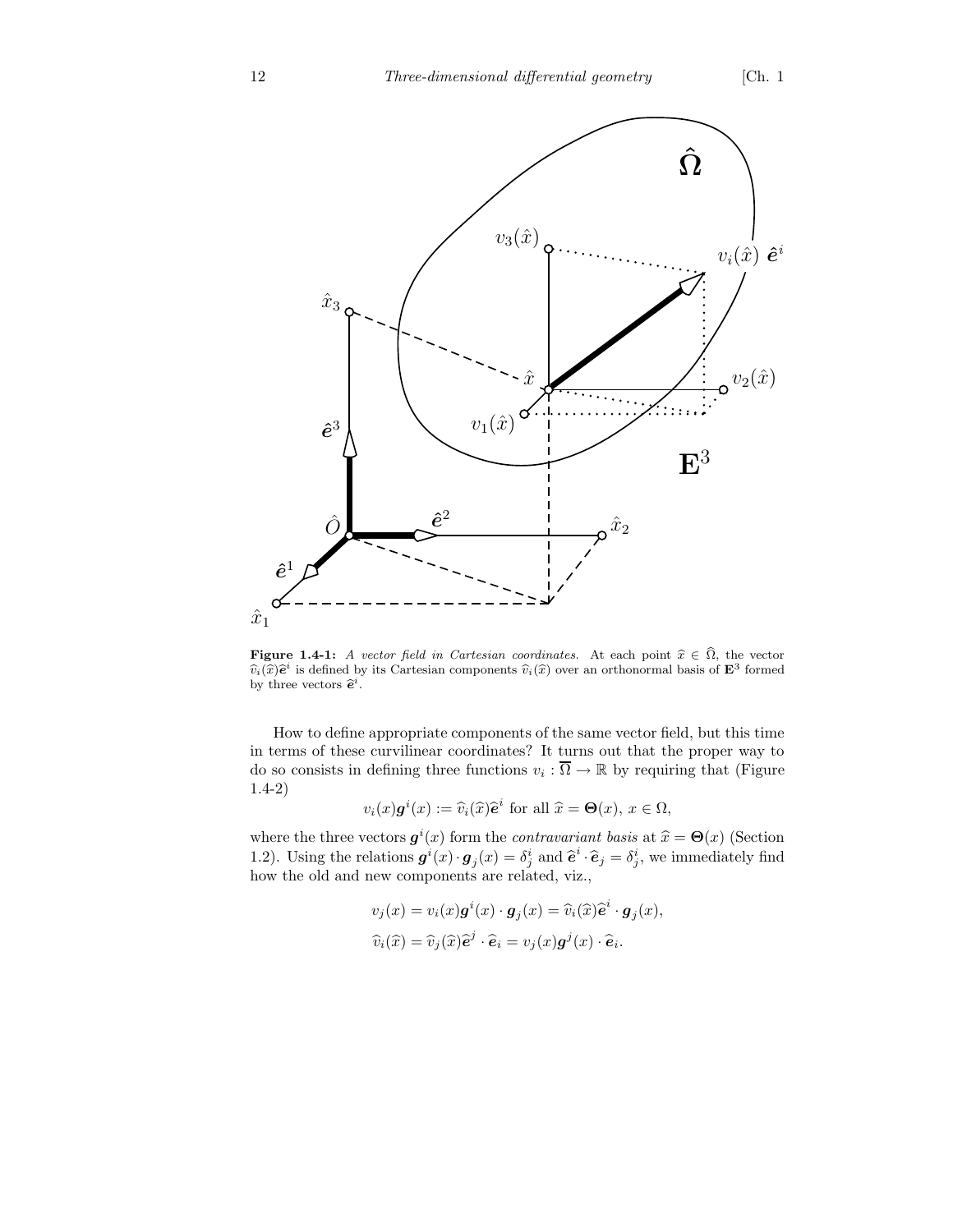**Figure 1.4-1:** *A vector field in Cartesian coordinates.* At each point $\widehat{x} \in \widehat{\Omega}$, the vector $\widehat{v}_i(\widehat{x})\widehat{\boldsymbol{e}}^i$ is defined by its Cartesian components $\widehat{v}_i(\widehat{x})$ over an orthonormal basis of $\mathbf{E}^3$ formed by three vectors $\widehat{\boldsymbol{e}}^i$.

How to define appropriate components of the same vector field, but this time in terms of these curvilinear coordinates? It turns out that the proper way to do so consists in defining three functions $v_i : \overline{\Omega} \to \mathbb{R}$ by requiring that (Figure 1.4-2)

$$v_i(x)\boldsymbol{g}^i(x) := \widehat{v}_i(\widehat{x})\widehat{\boldsymbol{e}}^i \text{ for all } \widehat{x} = \boldsymbol{\Theta}(x),\, x \in \Omega,$$

where the three vectors $\boldsymbol{g}^i(x)$ form the *contravariant basis* at $\widehat{x} = \boldsymbol{\Theta}(x)$ (Section 1.2). Using the relations $\boldsymbol{g}^i(x) \cdot \boldsymbol{g}_j(x) = \delta^i_j$ and $\widehat{\boldsymbol{e}}^i \cdot \widehat{\boldsymbol{e}}_j = \delta^i_j$, we immediately find how the old and new components are related, viz.,

$$v_j(x) = v_i(x)\boldsymbol{g}^i(x) \cdot \boldsymbol{g}_j(x) = \widehat{v}_i(\widehat{x})\widehat{\boldsymbol{e}}^i \cdot \boldsymbol{g}_j(x),$$

$$\widehat{v}_i(\widehat{x}) = \widehat{v}_j(\widehat{x})\widehat{\boldsymbol{e}}^j \cdot \widehat{\boldsymbol{e}}_i = v_j(x)\boldsymbol{g}^j(x) \cdot \widehat{\boldsymbol{e}}_i.$$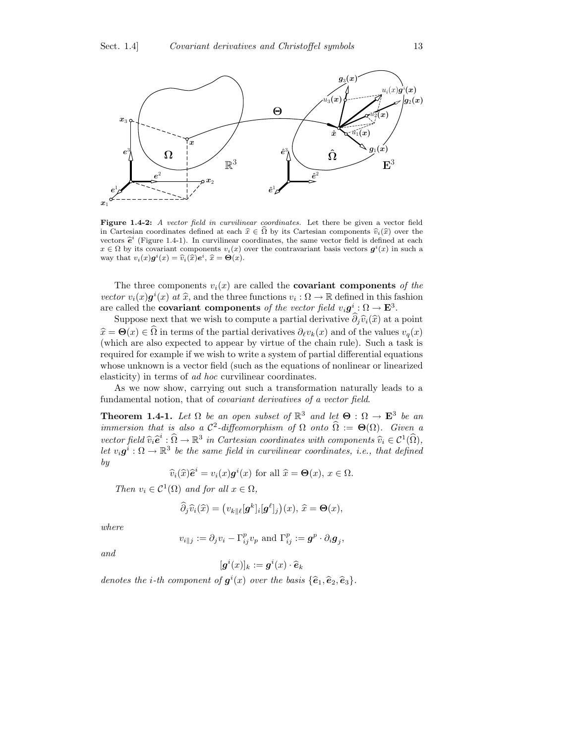**Figure 1.4-2:** *A vector field in curvilinear coordinates.* Let there be given a vector field in Cartesian coordinates defined at each $\widehat{x} \in \widehat{\Omega}$ by its Cartesian components $\widehat{v}_i(\widehat{x})$ over the vectors $\widehat{\boldsymbol{e}}^i$ (Figure 1.4-1). In curvilinear coordinates, the same vector field is defined at each $x \in \Omega$ by its covariant components $v_i(x)$ over the contravariant basis vectors $\boldsymbol{g}^i(x)$ in such a way that $v_i(x)\boldsymbol{g}^i(x) = \widehat{v}_i(\widehat{x})\boldsymbol{e}^i$, $\widehat{x} = \boldsymbol{\Theta}(x)$.

The three components $v_i(x)$ are called the **covariant components** *of the vector* $v_i(x)\boldsymbol{g}^i(x)$ *at* $\widehat{x}$, and the three functions $v_i : \Omega \to \mathbb{R}$ defined in this fashion are called the **covariant components** *of the vector field* $v_i\boldsymbol{g}^i : \Omega \to \mathbf{E}^3$.

Suppose next that we wish to compute a partial derivative $\widehat{\partial}_j\widehat{v}_i(\widehat{x})$ at a point $\widehat{x} = \boldsymbol{\Theta}(x) \in \widehat{\Omega}$ in terms of the partial derivatives $\partial_\ell v_k(x)$ and of the values $v_q(x)$ (which are also expected to appear by virtue of the chain rule). Such a task is required for example if we wish to write a system of partial differential equations whose unknown is a vector field (such as the equations of nonlinear or linearized elasticity) in terms of *ad hoc* curvilinear coordinates.

As we now show, carrying out such a transformation naturally leads to a fundamental notion, that of *covariant derivatives of a vector field*.

**Theorem 1.4-1.** *Let $\Omega$ be an open subset of $\mathbb{R}^3$ and let $\boldsymbol{\Theta} : \Omega \to \mathbf{E}^3$ be an immersion that is also a $\mathcal{C}^2$-diffeomorphism of $\Omega$ onto $\widehat{\Omega} := \boldsymbol{\Theta}(\Omega)$. Given a vector field $\widehat{v}_i\widehat{\boldsymbol{e}}^i : \widehat{\Omega} \to \mathbb{R}^3$ in Cartesian coordinates with components $\widehat{v}_i \in \mathcal{C}^1(\widehat{\Omega})$, let $v_i\boldsymbol{g}^i : \Omega \to \mathbb{R}^3$ be the same field in curvilinear coordinates, i.e., that defined by*

$$\widehat{v}_i(\widehat{x})\widehat{\boldsymbol{e}}^i = v_i(x)\boldsymbol{g}^i(x) \text{ for all } \widehat{x} = \boldsymbol{\Theta}(x),\, x \in \Omega.$$

*Then $v_i \in \mathcal{C}^1(\Omega)$ and for all $x \in \Omega$,*

$$\widehat{\partial}_j\widehat{v}_i(\widehat{x}) = \big(v_{k\|\ell}[\boldsymbol{g}^k]_i[\boldsymbol{g}^\ell]_j\big)(x),\; \widehat{x} = \boldsymbol{\Theta}(x),$$

*where*

$$v_{i\|j} := \partial_j v_i - \Gamma^p_{ij}v_p \text{ and } \Gamma^p_{ij} := \boldsymbol{g}^p \cdot \partial_i\boldsymbol{g}_j,$$

*and*

$$[\boldsymbol{g}^i(x)]_k := \boldsymbol{g}^i(x) \cdot \widehat{\boldsymbol{e}}_k$$

*denotes the $i$-th component of $\boldsymbol{g}^i(x)$ over the basis $\{\widehat{\boldsymbol{e}}_1, \widehat{\boldsymbol{e}}_2, \widehat{\boldsymbol{e}}_3\}$.*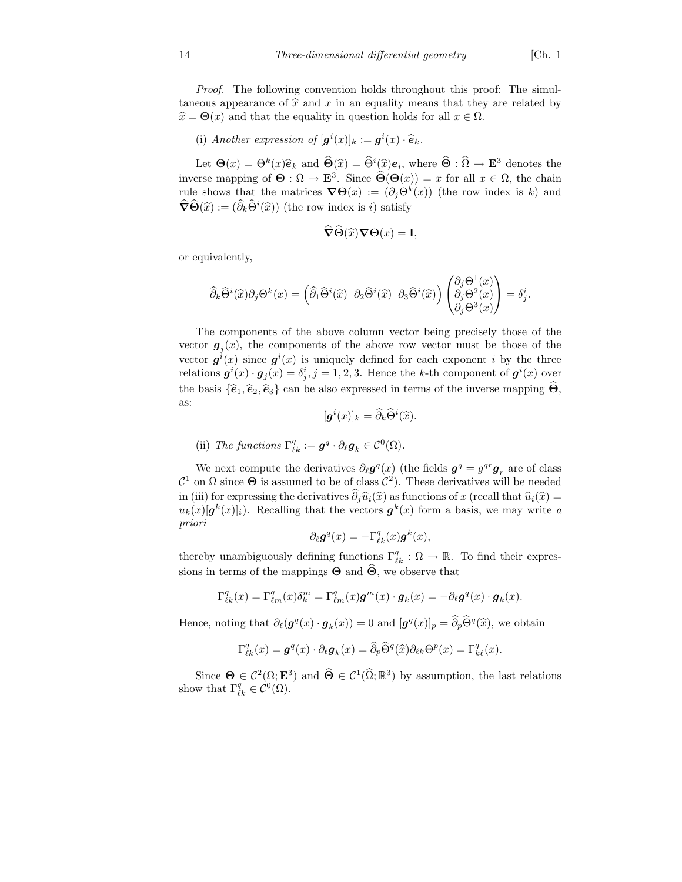*Proof.* The following convention holds throughout this proof: The simultaneous appearance of $\widehat{x}$ and $x$ in an equality means that they are related by $\widehat{x} = \boldsymbol{\Theta}(x)$ and that the equality in question holds for all $x \in \Omega$.

(i) *Another expression of* $[\boldsymbol{g}^i(x)]_k := \boldsymbol{g}^i(x) \cdot \widehat{\boldsymbol{e}}_k$.

Let $\boldsymbol{\Theta}(x) = \Theta^k(x)\widehat{\boldsymbol{e}}_k$ and $\widehat{\boldsymbol{\Theta}}(\widehat{x}) = \widehat{\Theta}^i(\widehat{x})\boldsymbol{e}_i$, where $\widehat{\boldsymbol{\Theta}} : \widehat{\Omega} \to \mathbf{E}^3$ denotes the inverse mapping of $\boldsymbol{\Theta} : \Omega \to \mathbf{E}^3$. Since $\widehat{\boldsymbol{\Theta}}(\boldsymbol{\Theta}(x)) = x$ for all $x \in \Omega$, the chain rule shows that the matrices $\boldsymbol{\nabla}\boldsymbol{\Theta}(x) := (\partial_j \Theta^k(x))$ (the row index is $k$) and $\widehat{\boldsymbol{\nabla}}\widehat{\boldsymbol{\Theta}}(\widehat{x}) := (\widehat{\partial}_k \widehat{\Theta}^i(\widehat{x}))$ (the row index is $i$) satisfy

$$\widehat{\boldsymbol{\nabla}}\widehat{\boldsymbol{\Theta}}(\widehat{x})\boldsymbol{\nabla}\boldsymbol{\Theta}(x) = \mathbf{I},$$

or equivalently,

$$\widehat{\partial}_k \widehat{\Theta}^i(\widehat{x}) \partial_j \Theta^k(x) = \begin{pmatrix} \widehat{\partial}_1 \widehat{\Theta}^i(\widehat{x}) & \widehat{\partial}_2 \widehat{\Theta}^i(\widehat{x}) & \widehat{\partial}_3 \widehat{\Theta}^i(\widehat{x}) \end{pmatrix} \begin{pmatrix} \partial_j \Theta^1(x) \\ \partial_j \Theta^2(x) \\ \partial_j \Theta^3(x) \end{pmatrix} = \delta^i_j.$$

The components of the above column vector being precisely those of the vector $\boldsymbol{g}_j(x)$, the components of the above row vector must be those of the vector $\boldsymbol{g}^i(x)$ since $\boldsymbol{g}^i(x)$ is uniquely defined for each exponent $i$ by the three relations $\boldsymbol{g}^i(x) \cdot \boldsymbol{g}_j(x) = \delta^i_j$, $j = 1, 2, 3$. Hence the $k$-th component of $\boldsymbol{g}^i(x)$ over the basis $\{\widehat{\boldsymbol{e}}_1, \widehat{\boldsymbol{e}}_2, \widehat{\boldsymbol{e}}_3\}$ can be also expressed in terms of the inverse mapping $\widehat{\boldsymbol{\Theta}}$, as:

$$[\boldsymbol{g}^i(x)]_k = \widehat{\partial}_k \widehat{\Theta}^i(\widehat{x}).$$

(ii) *The functions* $\Gamma^q_{\ell k} := \boldsymbol{g}^q \cdot \partial_\ell \boldsymbol{g}_k \in \mathcal{C}^0(\Omega)$.

We next compute the derivatives $\partial_\ell \boldsymbol{g}^q(x)$ (the fields $\boldsymbol{g}^q = g^{qr}\boldsymbol{g}_r$ are of class $\mathcal{C}^1$ on $\Omega$ since $\boldsymbol{\Theta}$ is assumed to be of class $\mathcal{C}^2$). These derivatives will be needed in (iii) for expressing the derivatives $\widehat{\partial}_j \widehat{u}_i(\widehat{x})$ as functions of $x$ (recall that $\widehat{u}_i(\widehat{x}) = u_k(x)[\boldsymbol{g}^k(x)]_i$). Recalling that the vectors $\boldsymbol{g}^k(x)$ form a basis, we may write *a priori*

$$\partial_\ell \boldsymbol{g}^q(x) = -\Gamma^q_{\ell k}(x)\boldsymbol{g}^k(x),$$

thereby unambiguously defining functions $\Gamma^q_{\ell k} : \Omega \to \mathbb{R}$. To find their expressions in terms of the mappings $\boldsymbol{\Theta}$ and $\widehat{\boldsymbol{\Theta}}$, we observe that

$$\Gamma^q_{\ell k}(x) = \Gamma^q_{\ell m}(x)\delta^m_k = \Gamma^q_{\ell m}(x)\boldsymbol{g}^m(x) \cdot \boldsymbol{g}_k(x) = -\partial_\ell \boldsymbol{g}^q(x) \cdot \boldsymbol{g}_k(x).$$

Hence, noting that $\partial_\ell(\boldsymbol{g}^q(x) \cdot \boldsymbol{g}_k(x)) = 0$ and $[\boldsymbol{g}^q(x)]_p = \widehat{\partial}_p \widehat{\Theta}^q(\widehat{x})$, we obtain

$$\Gamma^q_{\ell k}(x) = \boldsymbol{g}^q(x) \cdot \partial_\ell \boldsymbol{g}_k(x) = \widehat{\partial}_p \widehat{\Theta}^q(\widehat{x}) \partial_{\ell k} \Theta^p(x) = \Gamma^q_{k\ell}(x).$$

Since $\boldsymbol{\Theta} \in \mathcal{C}^2(\Omega; \mathbf{E}^3)$ and $\widehat{\boldsymbol{\Theta}} \in \mathcal{C}^1(\widehat{\Omega}; \mathbb{R}^3)$ by assumption, the last relations show that $\Gamma^q_{\ell k} \in \mathcal{C}^0(\Omega)$.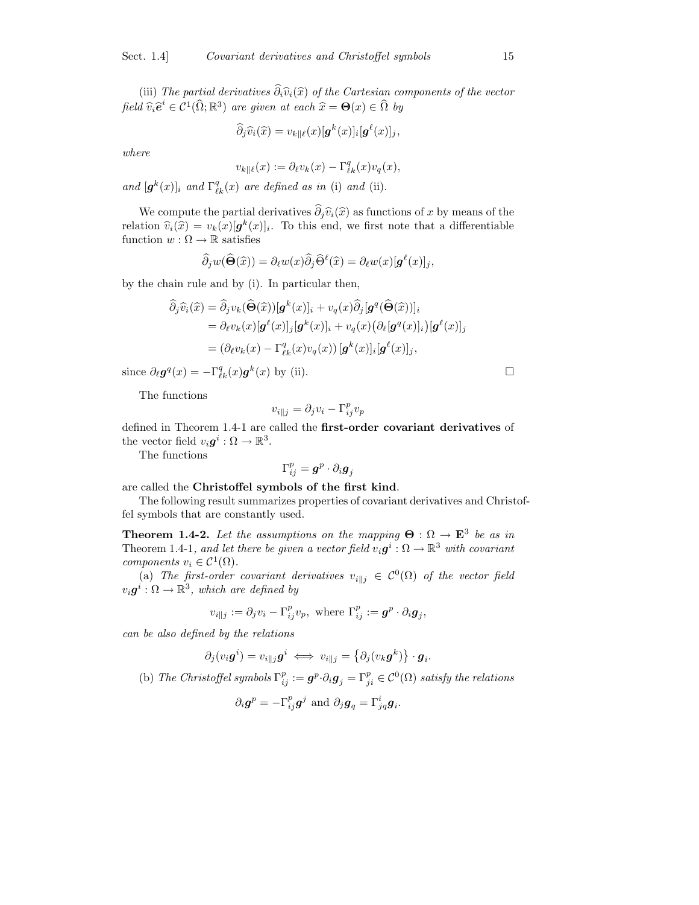(iii) *The partial derivatives $\widehat{\partial}_i \widehat{v}_i(\widehat{x})$ of the Cartesian components of the vector field $\widehat{v}_i \widehat{\boldsymbol{e}}^i \in \mathcal{C}^1(\widehat{\Omega}; \mathbb{R}^3)$ are given at each $\widehat{x} = \boldsymbol{\Theta}(x) \in \widehat{\Omega}$ by*

$$\widehat{\partial}_j \widehat{v}_i(\widehat{x}) = v_{k\|\ell}(x)[\boldsymbol{g}^k(x)]_i [\boldsymbol{g}^\ell(x)]_j,$$

*where*

$$v_{k\|\ell}(x) := \partial_\ell v_k(x) - \Gamma^q_{\ell k}(x) v_q(x),$$

*and $[\boldsymbol{g}^k(x)]_i$ and $\Gamma^q_{\ell k}(x)$ are defined as in* (i) *and* (ii).

We compute the partial derivatives $\widehat{\partial}_j \widehat{v}_i(\widehat{x})$ as functions of $x$ by means of the relation $\widehat{v}_i(\widehat{x}) = v_k(x)[\boldsymbol{g}^k(x)]_i$. To this end, we first note that a differentiable function $w : \Omega \to \mathbb{R}$ satisfies

$$\widehat{\partial}_j w(\widehat{\boldsymbol{\Theta}}(\widehat{x})) = \partial_\ell w(x) \widehat{\partial}_j \widehat{\Theta}^\ell(\widehat{x}) = \partial_\ell w(x)[\boldsymbol{g}^\ell(x)]_j,$$

by the chain rule and by (i). In particular then,

$$\begin{aligned}
\widehat{\partial}_j \widehat{v}_i(\widehat{x}) &= \widehat{\partial}_j v_k(\widehat{\boldsymbol{\Theta}}(\widehat{x}))[\boldsymbol{g}^k(x)]_i + v_q(x) \widehat{\partial}_j [\boldsymbol{g}^q(\widehat{\boldsymbol{\Theta}}(\widehat{x}))]_i \\
&= \partial_\ell v_k(x)[\boldsymbol{g}^\ell(x)]_j [\boldsymbol{g}^k(x)]_i + v_q(x)\big(\partial_\ell [\boldsymbol{g}^q(x)]_i\big)[\boldsymbol{g}^\ell(x)]_j \\
&= \left(\partial_\ell v_k(x) - \Gamma^q_{\ell k}(x) v_q(x)\right)[\boldsymbol{g}^k(x)]_i [\boldsymbol{g}^\ell(x)]_j,
\end{aligned}$$

since $\partial_\ell \boldsymbol{g}^q(x) = -\Gamma^q_{\ell k}(x) \boldsymbol{g}^k(x)$ by (ii). $\square$

The functions

$$v_{i\|j} = \partial_j v_i - \Gamma^p_{ij} v_p$$

defined in Theorem 1.4-1 are called the **first-order covariant derivatives** of the vector field $v_i \boldsymbol{g}^i : \Omega \to \mathbb{R}^3$.

The functions

$$\Gamma^p_{ij} = \boldsymbol{g}^p \cdot \partial_i \boldsymbol{g}_j$$

are called the **Christoffel symbols of the first kind**.

The following result summarizes properties of covariant derivatives and Christoffel symbols that are constantly used.

**Theorem 1.4-2.** *Let the assumptions on the mapping $\boldsymbol{\Theta} : \Omega \to \mathbf{E}^3$ be as in* Theorem 1.4-1, *and let there be given a vector field $v_i \boldsymbol{g}^i : \Omega \to \mathbb{R}^3$ with covariant components $v_i \in \mathcal{C}^1(\Omega)$.*

(a) *The first-order covariant derivatives $v_{i\|j} \in \mathcal{C}^0(\Omega)$ of the vector field $v_i \boldsymbol{g}^i : \Omega \to \mathbb{R}^3$, which are defined by*

$$v_{i\|j} := \partial_j v_i - \Gamma^p_{ij} v_p, \text{ where } \Gamma^p_{ij} := \boldsymbol{g}^p \cdot \partial_i \boldsymbol{g}_j,$$

*can be also defined by the relations*

$$\partial_j (v_i \boldsymbol{g}^i) = v_{i\|j} \boldsymbol{g}^i \iff v_{i\|j} = \left\{\partial_j (v_k \boldsymbol{g}^k)\right\} \cdot \boldsymbol{g}_i.$$

(b) *The Christoffel symbols $\Gamma^p_{ij} := \boldsymbol{g}^p \cdot \partial_i \boldsymbol{g}_j = \Gamma^p_{ji} \in \mathcal{C}^0(\Omega)$ satisfy the relations*

$$\partial_i \boldsymbol{g}^p = -\Gamma^p_{ij} \boldsymbol{g}^j \text{ and } \partial_j \boldsymbol{g}_q = \Gamma^i_{jq} \boldsymbol{g}_i.$$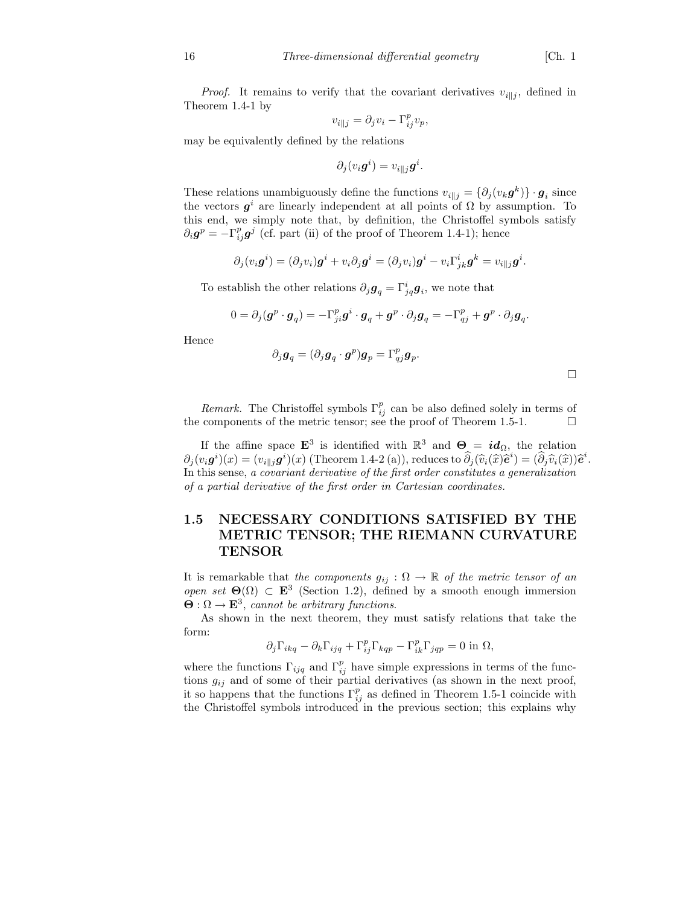*Proof.* It remains to verify that the covariant derivatives $v_{i\|j}$, defined in Theorem 1.4-1 by

$$v_{i\|j} = \partial_j v_i - \Gamma_{ij}^p v_p,$$

may be equivalently defined by the relations

$$\partial_j(v_i \boldsymbol{g}^i) = v_{i\|j} \boldsymbol{g}^i.$$

These relations unambiguously define the functions $v_{i\|j} = \{\partial_j(v_k \boldsymbol{g}^k)\} \cdot \boldsymbol{g}_i$ since the vectors $\boldsymbol{g}^i$ are linearly independent at all points of $\Omega$ by assumption. To this end, we simply note that, by definition, the Christoffel symbols satisfy $\partial_i \boldsymbol{g}^p = -\Gamma_{ij}^p \boldsymbol{g}^j$ (cf. part (ii) of the proof of Theorem 1.4-1); hence

$$\partial_j(v_i \boldsymbol{g}^i) = (\partial_j v_i)\boldsymbol{g}^i + v_i \partial_j \boldsymbol{g}^i = (\partial_j v_i)\boldsymbol{g}^i - v_i \Gamma_{jk}^i \boldsymbol{g}^k = v_{i\|j}\boldsymbol{g}^i.$$

To establish the other relations $\partial_j \boldsymbol{g}_q = \Gamma_{jq}^i \boldsymbol{g}_i$, we note that

$$0 = \partial_j(\boldsymbol{g}^p \cdot \boldsymbol{g}_q) = -\Gamma_{ji}^p \boldsymbol{g}^i \cdot \boldsymbol{g}_q + \boldsymbol{g}^p \cdot \partial_j \boldsymbol{g}_q = -\Gamma_{qj}^p + \boldsymbol{g}^p \cdot \partial_j \boldsymbol{g}_q.$$

Hence

$$\partial_j \boldsymbol{g}_q = (\partial_j \boldsymbol{g}_q \cdot \boldsymbol{g}^p)\boldsymbol{g}_p = \Gamma_{qj}^p \boldsymbol{g}_p.$$

$\square$

*Remark.* The Christoffel symbols $\Gamma_{ij}^p$ can be also defined solely in terms of the components of the metric tensor; see the proof of Theorem 1.5-1. $\square$

If the affine space $\mathbf{E}^3$ is identified with $\mathbb{R}^3$ and $\boldsymbol{\Theta} = \boldsymbol{id}_\Omega$, the relation $\partial_j(v_i\boldsymbol{g}^i)(x) = (v_{i\|j}\boldsymbol{g}^i)(x)$ (Theorem 1.4-2 (a)), reduces to $\widehat{\partial}_j(\widehat{v}_i(\widehat{x})\widehat{\boldsymbol{e}}^i) = (\widehat{\partial}_j \widehat{v}_i(\widehat{x}))\widehat{\boldsymbol{e}}^i$. In this sense, *a covariant derivative of the first order constitutes a generalization of a partial derivative of the first order in Cartesian coordinates.*

## 1.5 NECESSARY CONDITIONS SATISFIED BY THE METRIC TENSOR; THE RIEMANN CURVATURE TENSOR

It is remarkable that *the components $g_{ij} : \Omega \to \mathbb{R}$ of the metric tensor of an open set $\boldsymbol{\Theta}(\Omega) \subset \mathbf{E}^3$* (Section 1.2), defined by a smooth enough immersion $\boldsymbol{\Theta} : \Omega \to \mathbf{E}^3$, *cannot be arbitrary functions.*

As shown in the next theorem, they must satisfy relations that take the form:

$$\partial_j \Gamma_{ikq} - \partial_k \Gamma_{ijq} + \Gamma_{ij}^p \Gamma_{kqp} - \Gamma_{ik}^p \Gamma_{jqp} = 0 \text{ in } \Omega,$$

where the functions $\Gamma_{ijq}$ and $\Gamma_{ij}^p$ have simple expressions in terms of the functions $g_{ij}$ and of some of their partial derivatives (as shown in the next proof, it so happens that the functions $\Gamma_{ij}^p$ as defined in Theorem 1.5-1 coincide with the Christoffel symbols introduced in the previous section; this explains why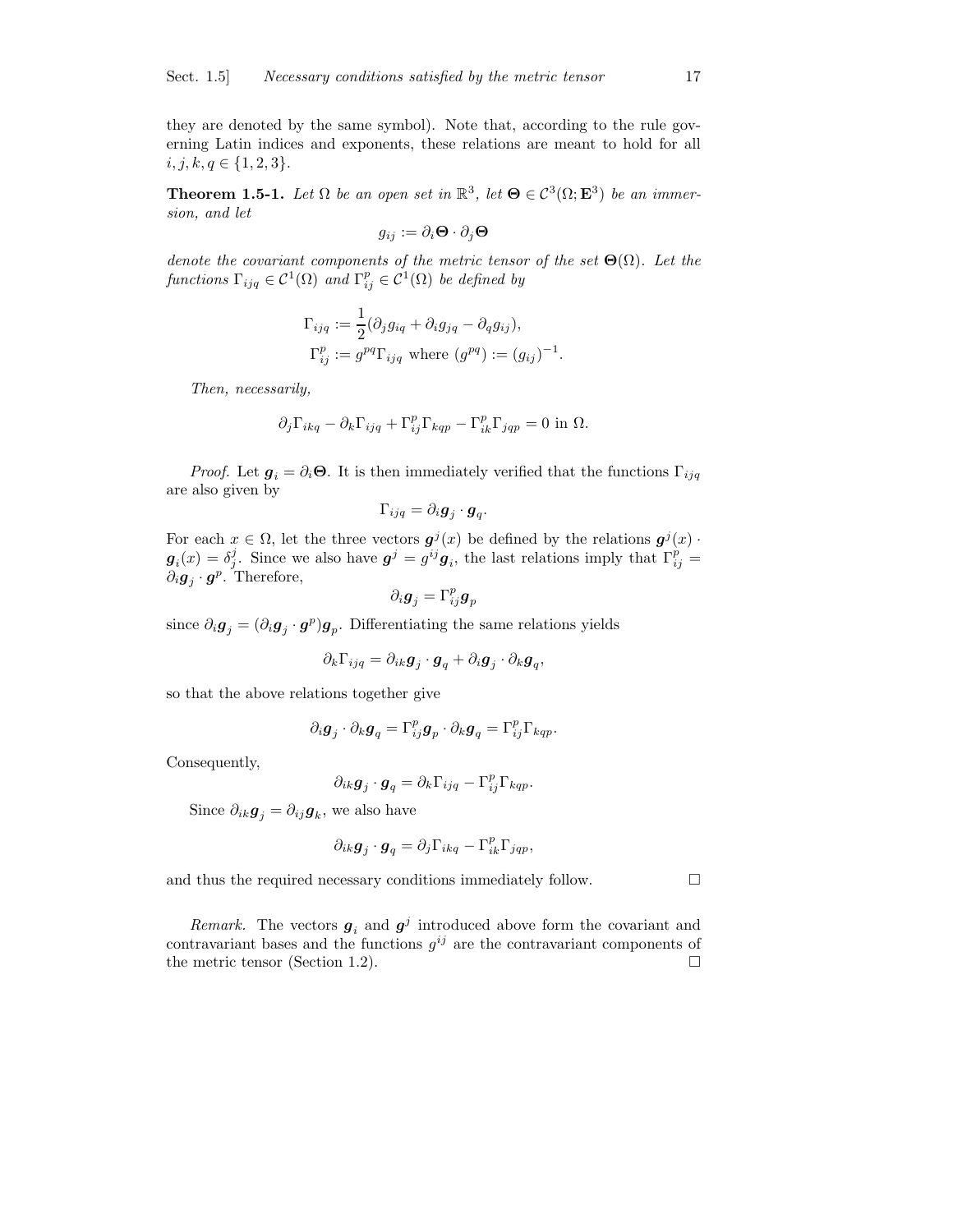they are denoted by the same symbol). Note that, according to the rule governing Latin indices and exponents, these relations are meant to hold for all $i, j, k, q \in \{1, 2, 3\}$.

**Theorem 1.5-1.** *Let $\Omega$ be an open set in $\mathbb{R}^3$, let $\boldsymbol{\Theta} \in \mathcal{C}^3(\Omega; \mathbf{E}^3)$ be an immersion, and let*

$$g_{ij} := \partial_i \boldsymbol{\Theta} \cdot \partial_j \boldsymbol{\Theta}$$

*denote the covariant components of the metric tensor of the set $\boldsymbol{\Theta}(\Omega)$. Let the functions $\Gamma_{ijq} \in \mathcal{C}^1(\Omega)$ and $\Gamma_{ij}^p \in \mathcal{C}^1(\Omega)$ be defined by*

$$\Gamma_{ijq} := \frac{1}{2}(\partial_j g_{iq} + \partial_i g_{jq} - \partial_q g_{ij}),$$
$$\Gamma_{ij}^p := g^{pq} \Gamma_{ijq} \text{ where } (g^{pq}) := (g_{ij})^{-1}.$$

*Then, necessarily,*

$$\partial_j \Gamma_{ikq} - \partial_k \Gamma_{ijq} + \Gamma_{ij}^p \Gamma_{kqp} - \Gamma_{ik}^p \Gamma_{jqp} = 0 \text{ in } \Omega.$$

*Proof.* Let $\boldsymbol{g}_i = \partial_i \boldsymbol{\Theta}$. It is then immediately verified that the functions $\Gamma_{ijq}$ are also given by

$$\Gamma_{ijq} = \partial_i \boldsymbol{g}_j \cdot \boldsymbol{g}_q.$$

For each $x \in \Omega$, let the three vectors $\boldsymbol{g}^j(x)$ be defined by the relations $\boldsymbol{g}^j(x) \cdot \boldsymbol{g}_i(x) = \delta_i^j$. Since we also have $\boldsymbol{g}^j = g^{ij} \boldsymbol{g}_i$, the last relations imply that $\Gamma_{ij}^p = \partial_i \boldsymbol{g}_j \cdot \boldsymbol{g}^p$. Therefore,

$$\partial_i \boldsymbol{g}_j = \Gamma_{ij}^p \boldsymbol{g}_p$$

since $\partial_i \boldsymbol{g}_j = (\partial_i \boldsymbol{g}_j \cdot \boldsymbol{g}^p) \boldsymbol{g}_p$. Differentiating the same relations yields

$$\partial_k \Gamma_{ijq} = \partial_{ik} \boldsymbol{g}_j \cdot \boldsymbol{g}_q + \partial_i \boldsymbol{g}_j \cdot \partial_k \boldsymbol{g}_q,$$

so that the above relations together give

$$\partial_i \boldsymbol{g}_j \cdot \partial_k \boldsymbol{g}_q = \Gamma_{ij}^p \boldsymbol{g}_p \cdot \partial_k \boldsymbol{g}_q = \Gamma_{ij}^p \Gamma_{kqp}.$$

Consequently,

$$\partial_{ik} \boldsymbol{g}_j \cdot \boldsymbol{g}_q = \partial_k \Gamma_{ijq} - \Gamma_{ij}^p \Gamma_{kqp}.$$

Since $\partial_{ik} \boldsymbol{g}_j = \partial_{ij} \boldsymbol{g}_k$, we also have

$$\partial_{ik} \boldsymbol{g}_j \cdot \boldsymbol{g}_q = \partial_j \Gamma_{ikq} - \Gamma_{ik}^p \Gamma_{jqp},$$

and thus the required necessary conditions immediately follow. □

*Remark.* The vectors $\boldsymbol{g}_i$ and $\boldsymbol{g}^j$ introduced above form the covariant and contravariant bases and the functions $g^{ij}$ are the contravariant components of the metric tensor (Section 1.2). □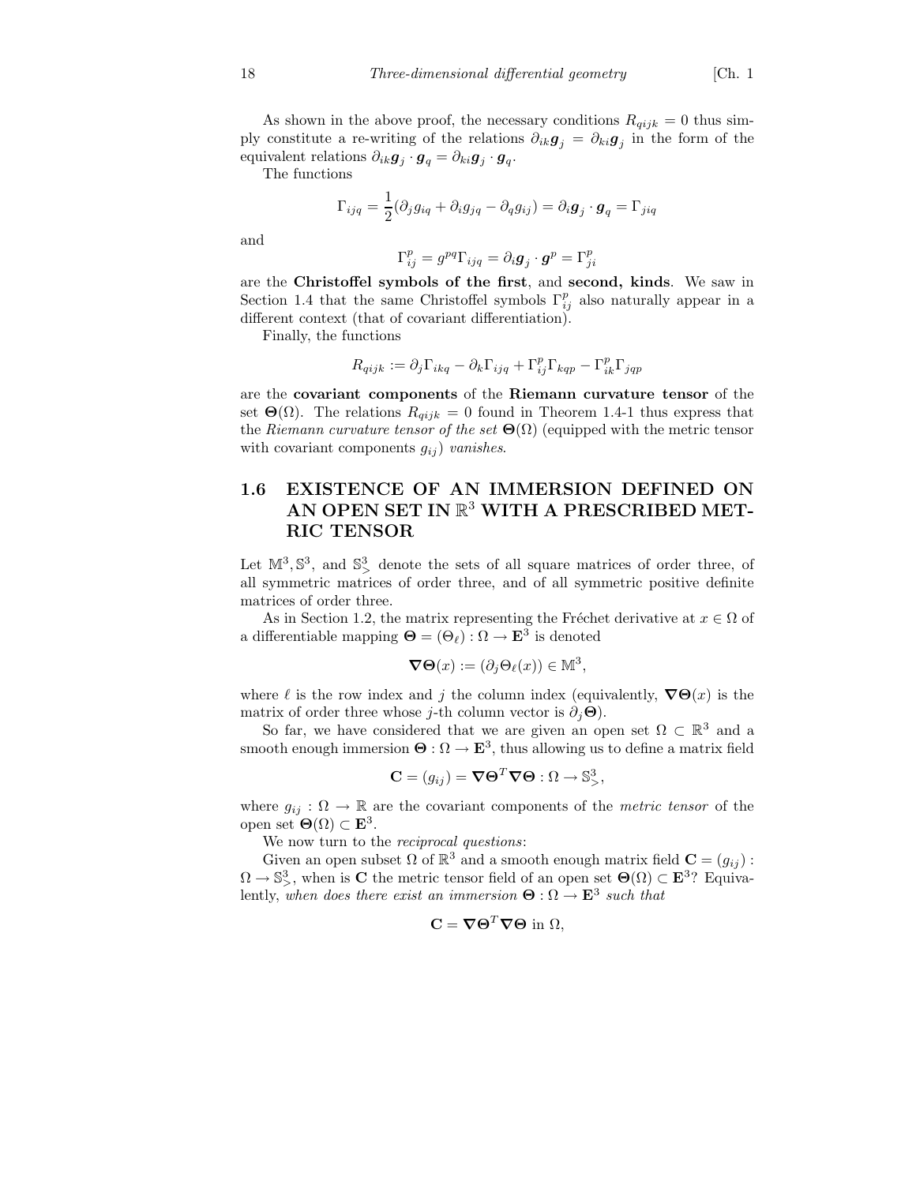As shown in the above proof, the necessary conditions $R_{qijk} = 0$ thus simply constitute a re-writing of the relations $\partial_{ik}\boldsymbol{g}_j = \partial_{ki}\boldsymbol{g}_j$ in the form of the equivalent relations $\partial_{ik}\boldsymbol{g}_j \cdot \boldsymbol{g}_q = \partial_{ki}\boldsymbol{g}_j \cdot \boldsymbol{g}_q$.

The functions

$$\Gamma_{ijq} = \frac{1}{2}(\partial_j g_{iq} + \partial_i g_{jq} - \partial_q g_{ij}) = \partial_i \boldsymbol{g}_j \cdot \boldsymbol{g}_q = \Gamma_{jiq}$$

and

$$\Gamma_{ij}^p = g^{pq}\Gamma_{ijq} = \partial_i \boldsymbol{g}_j \cdot \boldsymbol{g}^p = \Gamma_{ji}^p$$

are the **Christoffel symbols of the first**, and **second, kinds**. We saw in Section 1.4 that the same Christoffel symbols $\Gamma_{ij}^p$ also naturally appear in a different context (that of covariant differentiation).

Finally, the functions

$$R_{qijk} := \partial_j \Gamma_{ikq} - \partial_k \Gamma_{ijq} + \Gamma_{ij}^p \Gamma_{kqp} - \Gamma_{ik}^p \Gamma_{jqp}$$

are the **covariant components** of the **Riemann curvature tensor** of the set $\boldsymbol{\Theta}(\Omega)$. The relations $R_{qijk} = 0$ found in Theorem 1.4-1 thus express that the *Riemann curvature tensor of the set* $\boldsymbol{\Theta}(\Omega)$ (equipped with the metric tensor with covariant components $g_{ij}$) *vanishes*.

## 1.6 EXISTENCE OF AN IMMERSION DEFINED ON AN OPEN SET IN $\mathbb{R}^3$ WITH A PRESCRIBED METRIC TENSOR

Let $\mathbb{M}^3, \mathbb{S}^3$, and $\mathbb{S}^3_>$ denote the sets of all square matrices of order three, of all symmetric matrices of order three, and of all symmetric positive definite matrices of order three.

As in Section 1.2, the matrix representing the Fréchet derivative at $x \in \Omega$ of a differentiable mapping $\boldsymbol{\Theta} = (\Theta_\ell) : \Omega \to \mathbf{E}^3$ is denoted

$$\boldsymbol{\nabla\Theta}(x) := (\partial_j \Theta_\ell(x)) \in \mathbb{M}^3,$$

where $\ell$ is the row index and $j$ the column index (equivalently, $\boldsymbol{\nabla\Theta}(x)$ is the matrix of order three whose $j$-th column vector is $\partial_j \boldsymbol{\Theta}$).

So far, we have considered that we are given an open set $\Omega \subset \mathbb{R}^3$ and a smooth enough immersion $\boldsymbol{\Theta} : \Omega \to \mathbf{E}^3$, thus allowing us to define a matrix field

$$\mathbf{C} = (g_{ij}) = \boldsymbol{\nabla\Theta}^T \boldsymbol{\nabla\Theta} : \Omega \to \mathbb{S}^3_>,$$

where $g_{ij} : \Omega \to \mathbb{R}$ are the covariant components of the *metric tensor* of the open set $\boldsymbol{\Theta}(\Omega) \subset \mathbf{E}^3$.

We now turn to the *reciprocal questions*:

Given an open subset $\Omega$ of $\mathbb{R}^3$ and a smooth enough matrix field $\mathbf{C} = (g_{ij}) : \Omega \to \mathbb{S}^3_>$, when is $\mathbf{C}$ the metric tensor field of an open set $\boldsymbol{\Theta}(\Omega) \subset \mathbf{E}^3$? Equivalently, *when does there exist an immersion* $\boldsymbol{\Theta} : \Omega \to \mathbf{E}^3$ *such that*

$$\mathbf{C} = \boldsymbol{\nabla\Theta}^T \boldsymbol{\nabla\Theta} \text{ in } \Omega,$$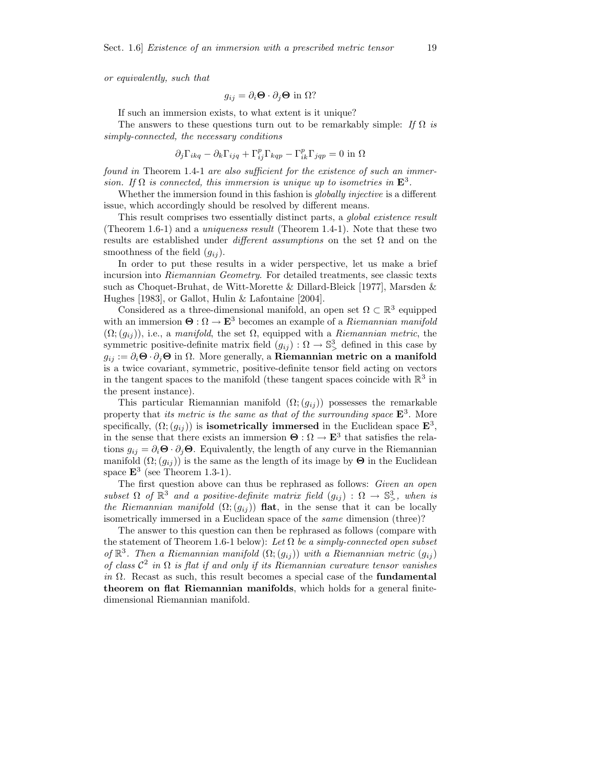*or equivalently, such that*

$$g_{ij} = \partial_i \mathbf{\Theta} \cdot \partial_j \mathbf{\Theta} \text{ in } \Omega?$$

If such an immersion exists, to what extent is it unique?

The answers to these questions turn out to be remarkably simple: *If $\Omega$ is simply-connected, the necessary conditions*

$$\partial_j \Gamma_{ikq} - \partial_k \Gamma_{ijq} + \Gamma^p_{ij} \Gamma_{kqp} - \Gamma^p_{ik} \Gamma_{jqp} = 0 \text{ in } \Omega$$

*found in* Theorem 1.4-1 *are also sufficient for the existence of such an immersion. If $\Omega$ is connected, this immersion is unique up to isometries in $\mathbf{E}^3$.*

Whether the immersion found in this fashion is *globally injective* is a different issue, which accordingly should be resolved by different means.

This result comprises two essentially distinct parts, a *global existence result* (Theorem 1.6-1) and a *uniqueness result* (Theorem 1.4-1). Note that these two results are established under *different assumptions* on the set $\Omega$ and on the smoothness of the field $(g_{ij})$.

In order to put these results in a wider perspective, let us make a brief incursion into *Riemannian Geometry*. For detailed treatments, see classic texts such as Choquet-Bruhat, de Witt-Morette & Dillard-Bleick [1977], Marsden & Hughes [1983], or Gallot, Hulin & Lafontaine [2004].

Considered as a three-dimensional manifold, an open set $\Omega \subset \mathbb{R}^3$ equipped with an immersion $\mathbf{\Theta} : \Omega \to \mathbf{E}^3$ becomes an example of a *Riemannian manifold* $(\Omega; (g_{ij}))$, i.e., a *manifold*, the set $\Omega$, equipped with a *Riemannian metric*, the symmetric positive-definite matrix field $(g_{ij}) : \Omega \to \mathbb{S}^3_>$ defined in this case by $g_{ij} := \partial_i \mathbf{\Theta} \cdot \partial_j \mathbf{\Theta}$ in $\Omega$. More generally, a **Riemannian metric on a manifold** is a twice covariant, symmetric, positive-definite tensor field acting on vectors in the tangent spaces to the manifold (these tangent spaces coincide with $\mathbb{R}^3$ in the present instance).

This particular Riemannian manifold $(\Omega; (g_{ij}))$ possesses the remarkable property that *its metric is the same as that of the surrounding space $\mathbf{E}^3$*. More specifically, $(\Omega; (g_{ij}))$ is **isometrically immersed** in the Euclidean space $\mathbf{E}^3$, in the sense that there exists an immersion $\mathbf{\Theta} : \Omega \to \mathbf{E}^3$ that satisfies the relations $g_{ij} = \partial_i \mathbf{\Theta} \cdot \partial_j \mathbf{\Theta}$. Equivalently, the length of any curve in the Riemannian manifold $(\Omega; (g_{ij}))$ is the same as the length of its image by $\mathbf{\Theta}$ in the Euclidean space $\mathbf{E}^3$ (see Theorem 1.3-1).

The first question above can thus be rephrased as follows: *Given an open subset $\Omega$ of $\mathbb{R}^3$ and a positive-definite matrix field $(g_{ij}) : \Omega \to \mathbb{S}^3_>$, when is the Riemannian manifold $(\Omega; (g_{ij}))$* **flat**, in the sense that it can be locally isometrically immersed in a Euclidean space of the *same* dimension (three)?

The answer to this question can then be rephrased as follows (compare with the statement of Theorem 1.6-1 below): *Let $\Omega$ be a simply-connected open subset of $\mathbb{R}^3$. Then a Riemannian manifold $(\Omega; (g_{ij}))$ with a Riemannian metric $(g_{ij})$ of class $\mathcal{C}^2$ in $\Omega$ is flat if and only if its Riemannian curvature tensor vanishes in $\Omega$.* Recast as such, this result becomes a special case of the **fundamental theorem on flat Riemannian manifolds**, which holds for a general finite-dimensional Riemannian manifold.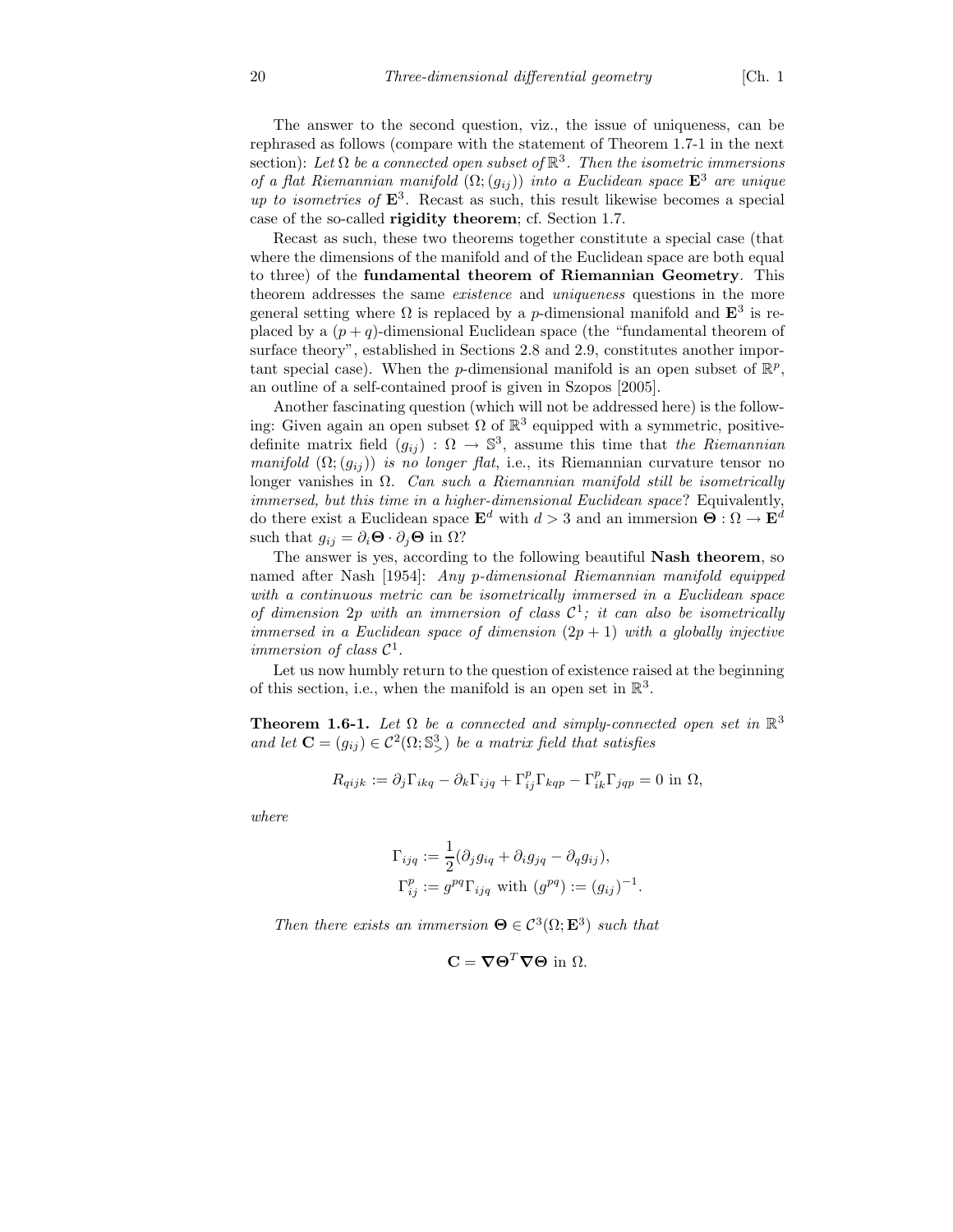The answer to the second question, viz., the issue of uniqueness, can be rephrased as follows (compare with the statement of Theorem 1.7-1 in the next section): *Let $\Omega$ be a connected open subset of $\mathbb{R}^3$. Then the isometric immersions of a flat Riemannian manifold $(\Omega; (g_{ij}))$ into a Euclidean space $\mathbf{E}^3$ are unique up to isometries of $\mathbf{E}^3$.* Recast as such, this result likewise becomes a special case of the so-called **rigidity theorem**; cf. Section 1.7.

Recast as such, these two theorems together constitute a special case (that where the dimensions of the manifold and of the Euclidean space are both equal to three) of the **fundamental theorem of Riemannian Geometry**. This theorem addresses the same *existence* and *uniqueness* questions in the more general setting where $\Omega$ is replaced by a $p$-dimensional manifold and $\mathbf{E}^3$ is replaced by a $(p+q)$-dimensional Euclidean space (the "fundamental theorem of surface theory", established in Sections 2.8 and 2.9, constitutes another important special case). When the $p$-dimensional manifold is an open subset of $\mathbb{R}^p$, an outline of a self-contained proof is given in Szopos [2005].

Another fascinating question (which will not be addressed here) is the following: Given again an open subset $\Omega$ of $\mathbb{R}^3$ equipped with a symmetric, positive-definite matrix field $(g_{ij}) : \Omega \to \mathbb{S}^3$, assume this time that *the Riemannian manifold $(\Omega; (g_{ij}))$ is no longer flat*, i.e., its Riemannian curvature tensor no longer vanishes in $\Omega$. *Can such a Riemannian manifold still be isometrically immersed, but this time in a higher-dimensional Euclidean space*? Equivalently, do there exist a Euclidean space $\mathbf{E}^d$ with $d > 3$ and an immersion $\boldsymbol{\Theta} : \Omega \to \mathbf{E}^d$ such that $g_{ij} = \partial_i \boldsymbol{\Theta} \cdot \partial_j \boldsymbol{\Theta}$ in $\Omega$?

The answer is yes, according to the following beautiful **Nash theorem**, so named after Nash [1954]: *Any $p$-dimensional Riemannian manifold equipped with a continuous metric can be isometrically immersed in a Euclidean space of dimension $2p$ with an immersion of class $\mathcal{C}^1$; it can also be isometrically immersed in a Euclidean space of dimension $(2p+1)$ with a globally injective immersion of class $\mathcal{C}^1$.*

Let us now humbly return to the question of existence raised at the beginning of this section, i.e., when the manifold is an open set in $\mathbb{R}^3$.

**Theorem 1.6-1.** *Let $\Omega$ be a connected and simply-connected open set in $\mathbb{R}^3$ and let $\mathbf{C} = (g_{ij}) \in \mathcal{C}^2(\Omega; \mathbb{S}^3_>)$ be a matrix field that satisfies*

$$R_{qijk} := \partial_j \Gamma_{ikq} - \partial_k \Gamma_{ijq} + \Gamma^p_{ij} \Gamma_{kqp} - \Gamma^p_{ik} \Gamma_{jqp} = 0 \text{ in } \Omega,$$

*where*

$$\Gamma_{ijq} := \frac{1}{2}(\partial_j g_{iq} + \partial_i g_{jq} - \partial_q g_{ij}),$$
$$\Gamma^p_{ij} := g^{pq} \Gamma_{ijq} \text{ with } (g^{pq}) := (g_{ij})^{-1}.$$

*Then there exists an immersion $\boldsymbol{\Theta} \in \mathcal{C}^3(\Omega; \mathbf{E}^3)$ such that*

$$\mathbf{C} = \boldsymbol{\nabla} \boldsymbol{\Theta}^T \boldsymbol{\nabla} \boldsymbol{\Theta} \text{ in } \Omega.$$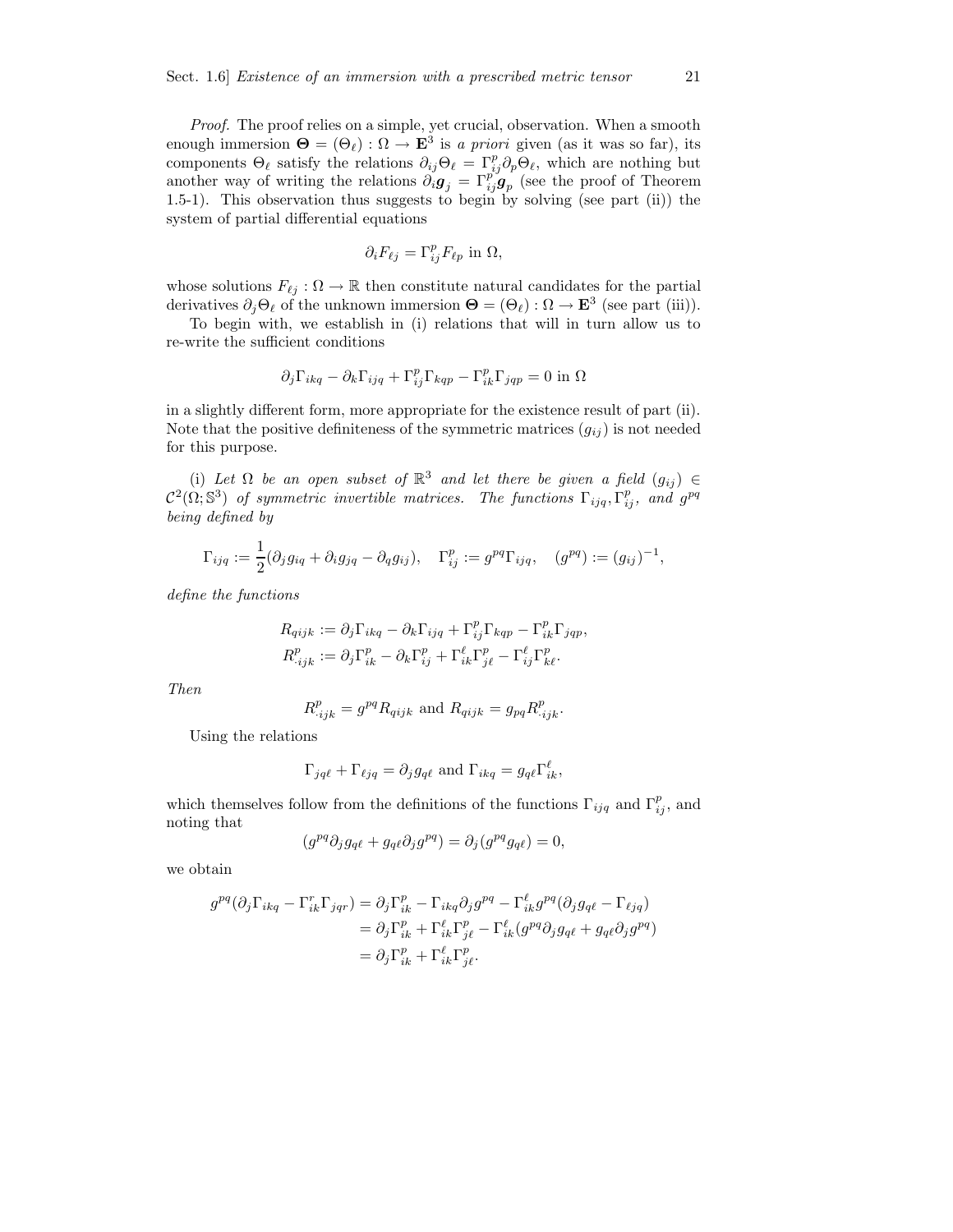*Proof.* The proof relies on a simple, yet crucial, observation. When a smooth enough immersion $\boldsymbol{\Theta} = (\Theta_\ell) : \Omega \to \mathbf{E}^3$ is *a priori* given (as it was so far), its components $\Theta_\ell$ satisfy the relations $\partial_{ij}\Theta_\ell = \Gamma^p_{ij}\partial_p\Theta_\ell$, which are nothing but another way of writing the relations $\partial_i \boldsymbol{g}_j = \Gamma^p_{ij}\boldsymbol{g}_p$ (see the proof of Theorem 1.5-1). This observation thus suggests to begin by solving (see part (ii)) the system of partial differential equations

$$\partial_i F_{\ell j} = \Gamma^p_{ij} F_{\ell p} \text{ in } \Omega,$$

whose solutions $F_{\ell j} : \Omega \to \mathbb{R}$ then constitute natural candidates for the partial derivatives $\partial_j \Theta_\ell$ of the unknown immersion $\boldsymbol{\Theta} = (\Theta_\ell) : \Omega \to \mathbf{E}^3$ (see part (iii)).

To begin with, we establish in (i) relations that will in turn allow us to re-write the sufficient conditions

$$\partial_j \Gamma_{ikq} - \partial_k \Gamma_{ijq} + \Gamma^p_{ij}\Gamma_{kqp} - \Gamma^p_{ik}\Gamma_{jqp} = 0 \text{ in } \Omega$$

in a slightly different form, more appropriate for the existence result of part (ii). Note that the positive definiteness of the symmetric matrices $(g_{ij})$ is not needed for this purpose.

(i) *Let $\Omega$ be an open subset of $\mathbb{R}^3$ and let there be given a field $(g_{ij}) \in \mathcal{C}^2(\Omega; \mathbb{S}^3)$ of symmetric invertible matrices. The functions $\Gamma_{ijq}, \Gamma^p_{ij}$, and $g^{pq}$ being defined by*

$$\Gamma_{ijq} := \frac{1}{2}(\partial_j g_{iq} + \partial_i g_{jq} - \partial_q g_{ij}), \quad \Gamma^p_{ij} := g^{pq}\Gamma_{ijq}, \quad (g^{pq}) := (g_{ij})^{-1},$$

*define the functions*

$$R_{qijk} := \partial_j \Gamma_{ikq} - \partial_k \Gamma_{ijq} + \Gamma^p_{ij}\Gamma_{kqp} - \Gamma^p_{ik}\Gamma_{jqp},$$
$$R^p_{\cdot ijk} := \partial_j \Gamma^p_{ik} - \partial_k \Gamma^p_{ij} + \Gamma^\ell_{ik}\Gamma^p_{j\ell} - \Gamma^\ell_{ij}\Gamma^p_{k\ell}.$$

*Then*

$$R^p_{\cdot ijk} = g^{pq} R_{qijk} \text{ and } R_{qijk} = g_{pq} R^p_{\cdot ijk}.$$

Using the relations

$$\Gamma_{jq\ell} + \Gamma_{\ell jq} = \partial_j g_{q\ell} \text{ and } \Gamma_{ikq} = g_{q\ell}\Gamma^\ell_{ik},$$

which themselves follow from the definitions of the functions $\Gamma_{ijq}$ and $\Gamma^p_{ij}$, and noting that

$$(g^{pq}\partial_j g_{q\ell} + g_{q\ell}\partial_j g^{pq}) = \partial_j (g^{pq} g_{q\ell}) = 0,$$

we obtain

$$\begin{aligned}
g^{pq}(\partial_j \Gamma_{ikq} - \Gamma^r_{ik}\Gamma_{jqr}) &= \partial_j \Gamma^p_{ik} - \Gamma_{ikq}\partial_j g^{pq} - \Gamma^\ell_{ik} g^{pq}(\partial_j g_{q\ell} - \Gamma_{\ell jq}) \\
&= \partial_j \Gamma^p_{ik} + \Gamma^\ell_{ik}\Gamma^p_{j\ell} - \Gamma^\ell_{ik}(g^{pq}\partial_j g_{q\ell} + g_{q\ell}\partial_j g^{pq}) \\
&= \partial_j \Gamma^p_{ik} + \Gamma^\ell_{ik}\Gamma^p_{j\ell}.
\end{aligned}$$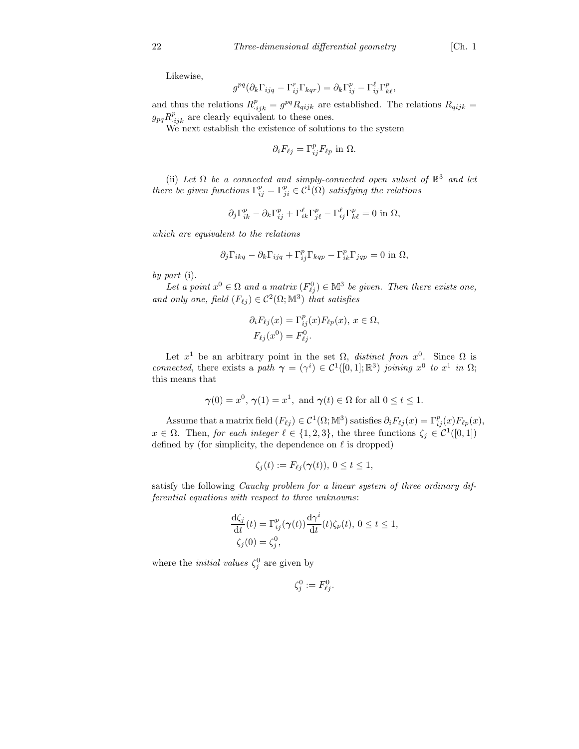Likewise,

$$g^{pq}(\partial_k \Gamma_{ijq} - \Gamma_{ij}^r \Gamma_{kqr}) = \partial_k \Gamma_{ij}^p - \Gamma_{ij}^\ell \Gamma_{k\ell}^p,$$

and thus the relations $R_{\cdot ijk}^p = g^{pq} R_{qijk}$ are established. The relations $R_{qijk} = g_{pq} R_{\cdot ijk}^p$ are clearly equivalent to these ones.

We next establish the existence of solutions to the system

$$\partial_i F_{\ell j} = \Gamma_{ij}^p F_{\ell p} \text{ in } \Omega.$$

(ii) *Let $\Omega$ be a connected and simply-connected open subset of $\mathbb{R}^3$ and let there be given functions $\Gamma_{ij}^p = \Gamma_{ji}^p \in \mathcal{C}^1(\Omega)$ satisfying the relations*

$$\partial_j \Gamma_{ik}^p - \partial_k \Gamma_{ij}^p + \Gamma_{ik}^\ell \Gamma_{j\ell}^p - \Gamma_{ij}^\ell \Gamma_{k\ell}^p = 0 \text{ in } \Omega,$$

*which are equivalent to the relations*

$$\partial_j \Gamma_{ikq} - \partial_k \Gamma_{ijq} + \Gamma_{ij}^p \Gamma_{kqp} - \Gamma_{ik}^p \Gamma_{jqp} = 0 \text{ in } \Omega,$$

*by part* (i).

*Let a point $x^0 \in \Omega$ and a matrix $(F_{\ell j}^0) \in \mathbb{M}^3$ be given. Then there exists one, and only one, field $(F_{\ell j}) \in \mathcal{C}^2(\Omega; \mathbb{M}^3)$ that satisfies*

$$\begin{aligned}
\partial_i F_{\ell j}(x) &= \Gamma_{ij}^p(x) F_{\ell p}(x),\ x \in \Omega, \\
F_{\ell j}(x^0) &= F_{\ell j}^0.
\end{aligned}$$

Let $x^1$ be an arbitrary point in the set $\Omega$, *distinct from* $x^0$. Since $\Omega$ is *connected*, there exists a *path* $\boldsymbol{\gamma} = (\gamma^i) \in \mathcal{C}^1([0,1]; \mathbb{R}^3)$ *joining* $x^0$ *to* $x^1$ *in* $\Omega$; this means that

$$\boldsymbol{\gamma}(0) = x^0,\ \boldsymbol{\gamma}(1) = x^1, \text{ and } \boldsymbol{\gamma}(t) \in \Omega \text{ for all } 0 \le t \le 1.$$

Assume that a matrix field $(F_{\ell j}) \in \mathcal{C}^1(\Omega; \mathbb{M}^3)$ satisfies $\partial_i F_{\ell j}(x) = \Gamma_{ij}^p(x) F_{\ell p}(x)$, $x \in \Omega$. Then, *for each integer* $\ell \in \{1, 2, 3\}$, the three functions $\zeta_j \in \mathcal{C}^1([0,1])$ defined by (for simplicity, the dependence on $\ell$ is dropped)

$$\zeta_j(t) := F_{\ell j}(\boldsymbol{\gamma}(t)),\ 0 \le t \le 1,$$

satisfy the following *Cauchy problem for a linear system of three ordinary differential equations with respect to three unknowns*:

$$\begin{aligned}
\frac{\mathrm{d}\zeta_j}{\mathrm{d}t}(t) &= \Gamma_{ij}^p(\boldsymbol{\gamma}(t)) \frac{\mathrm{d}\gamma^i}{\mathrm{d}t}(t) \zeta_p(t),\ 0 \le t \le 1, \\
\zeta_j(0) &= \zeta_j^0,
\end{aligned}$$

where the *initial values* $\zeta_j^0$ are given by

$$\zeta_j^0 := F_{\ell j}^0.$$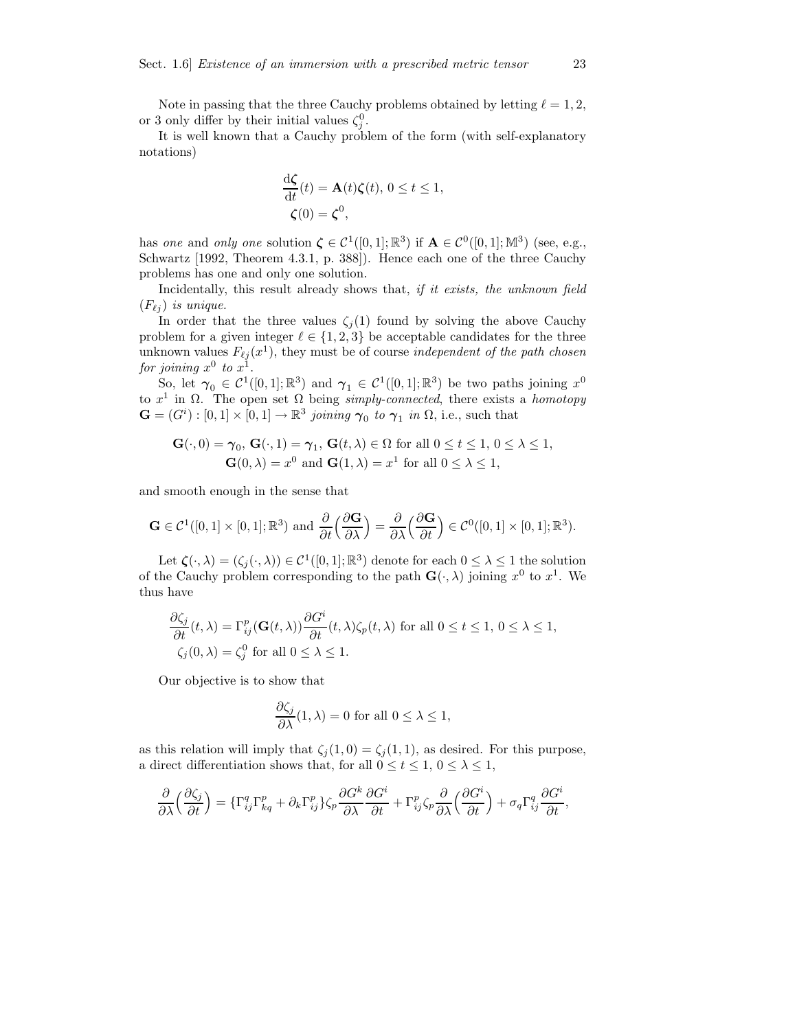Note in passing that the three Cauchy problems obtained by letting $\ell = 1, 2,$ or 3 only differ by their initial values $\zeta_j^0$.

It is well known that a Cauchy problem of the form (with self-explanatory notations)

$$
\begin{aligned}
&\frac{\mathrm{d}\boldsymbol{\zeta}}{\mathrm{d}t}(t) = \mathbf{A}(t)\boldsymbol{\zeta}(t),\ 0 \le t \le 1, \\
&\boldsymbol{\zeta}(0) = \boldsymbol{\zeta}^0,
\end{aligned}
$$

has *one* and *only one* solution $\boldsymbol{\zeta} \in \mathcal{C}^1([0,1];\mathbb{R}^3)$ if $\mathbf{A} \in \mathcal{C}^0([0,1];\mathbb{M}^3)$ (see, e.g., Schwartz [1992, Theorem 4.3.1, p. 388]). Hence each one of the three Cauchy problems has one and only one solution.

Incidentally, this result already shows that, *if it exists, the unknown field* $(F_{\ell j})$ *is unique.*

In order that the three values $\zeta_j(1)$ found by solving the above Cauchy problem for a given integer $\ell \in \{1,2,3\}$ be acceptable candidates for the three unknown values $F_{\ell j}(x^1)$, they must be of course *independent of the path chosen for joining* $x^0$ *to* $x^1$.

So, let $\boldsymbol{\gamma}_0 \in \mathcal{C}^1([0,1];\mathbb{R}^3)$ and $\boldsymbol{\gamma}_1 \in \mathcal{C}^1([0,1];\mathbb{R}^3)$ be two paths joining $x^0$ to $x^1$ in $\Omega$. The open set $\Omega$ being *simply-connected*, there exists a *homotopy* $\mathbf{G} = (G^i) : [0,1] \times [0,1] \to \mathbb{R}^3$ *joining* $\boldsymbol{\gamma}_0$ *to* $\boldsymbol{\gamma}_1$ *in* $\Omega$, i.e., such that

$$
\begin{gathered}
\mathbf{G}(\cdot,0) = \boldsymbol{\gamma}_0,\ \mathbf{G}(\cdot,1) = \boldsymbol{\gamma}_1,\ \mathbf{G}(t,\lambda) \in \Omega \text{ for all } 0 \le t \le 1,\ 0 \le \lambda \le 1, \\
\mathbf{G}(0,\lambda) = x^0 \text{ and } \mathbf{G}(1,\lambda) = x^1 \text{ for all } 0 \le \lambda \le 1,
\end{gathered}
$$

and smooth enough in the sense that

$$
\mathbf{G} \in \mathcal{C}^1([0,1]\times[0,1];\mathbb{R}^3) \text{ and } \frac{\partial}{\partial t}\Big(\frac{\partial \mathbf{G}}{\partial \lambda}\Big) = \frac{\partial}{\partial \lambda}\Big(\frac{\partial \mathbf{G}}{\partial t}\Big) \in \mathcal{C}^0([0,1]\times[0,1];\mathbb{R}^3).
$$

Let $\boldsymbol{\zeta}(\cdot,\lambda) = (\zeta_j(\cdot,\lambda)) \in \mathcal{C}^1([0,1];\mathbb{R}^3)$ denote for each $0 \le \lambda \le 1$ the solution of the Cauchy problem corresponding to the path $\mathbf{G}(\cdot,\lambda)$ joining $x^0$ to $x^1$. We thus have

$$
\begin{aligned}
&\frac{\partial \zeta_j}{\partial t}(t,\lambda) = \Gamma_{ij}^p(\mathbf{G}(t,\lambda))\frac{\partial G^i}{\partial t}(t,\lambda)\zeta_p(t,\lambda) \text{ for all } 0 \le t \le 1,\ 0 \le \lambda \le 1, \\
&\zeta_j(0,\lambda) = \zeta_j^0 \text{ for all } 0 \le \lambda \le 1.
\end{aligned}
$$

Our objective is to show that

$$
\frac{\partial \zeta_j}{\partial \lambda}(1,\lambda) = 0 \text{ for all } 0 \le \lambda \le 1,
$$

as this relation will imply that $\zeta_j(1,0) = \zeta_j(1,1)$, as desired. For this purpose, a direct differentiation shows that, for all $0 \le t \le 1$, $0 \le \lambda \le 1$,

$$
\frac{\partial}{\partial \lambda}\Big(\frac{\partial \zeta_j}{\partial t}\Big) = \{\Gamma_{ij}^q\Gamma_{kq}^p + \partial_k\Gamma_{ij}^p\}\zeta_p\frac{\partial G^k}{\partial \lambda}\frac{\partial G^i}{\partial t} + \Gamma_{ij}^p\zeta_p\frac{\partial}{\partial \lambda}\Big(\frac{\partial G^i}{\partial t}\Big) + \sigma_q\Gamma_{ij}^q\frac{\partial G^i}{\partial t},
$$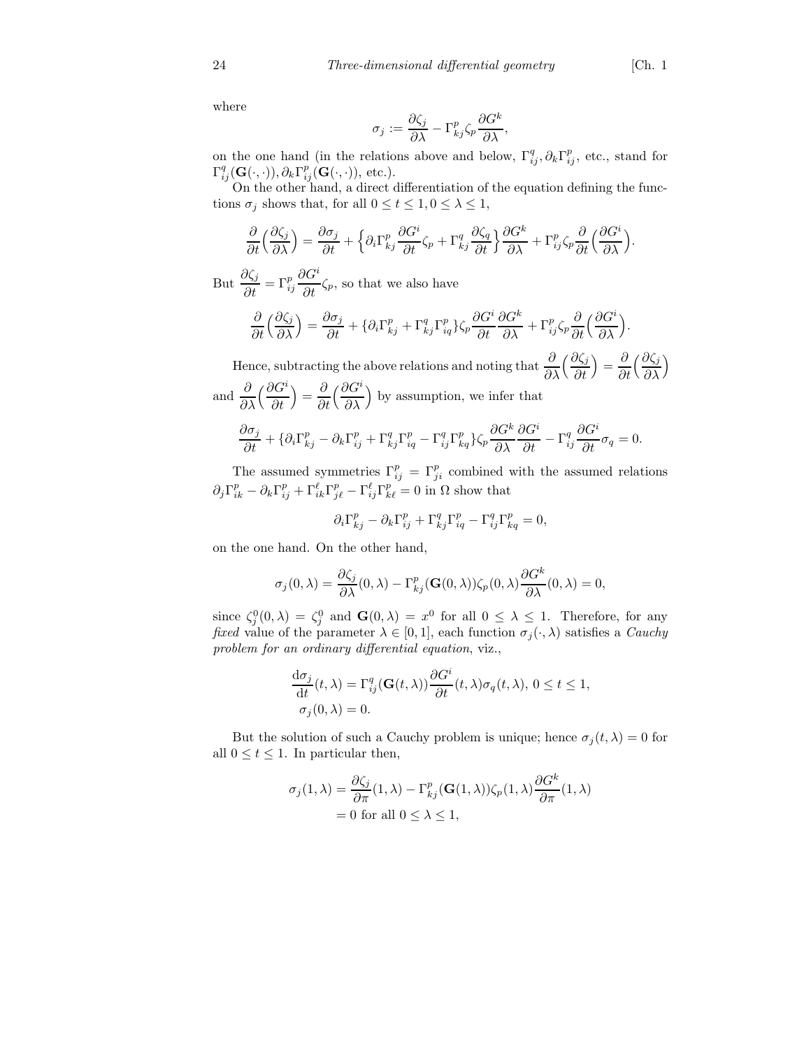where

$$\sigma_j := \frac{\partial \zeta_j}{\partial \lambda} - \Gamma^p_{kj} \zeta_p \frac{\partial G^k}{\partial \lambda},$$

on the one hand (in the relations above and below, $\Gamma^q_{ij}, \partial_k \Gamma^p_{ij}$, etc., stand for $\Gamma^q_{ij}(\mathbf{G}(\cdot,\cdot)), \partial_k \Gamma^p_{ij}(\mathbf{G}(\cdot,\cdot))$, etc.).

On the other hand, a direct differentiation of the equation defining the functions $\sigma_j$ shows that, for all $0 \le t \le 1, 0 \le \lambda \le 1$,

$$\frac{\partial}{\partial t}\Big(\frac{\partial \zeta_j}{\partial \lambda}\Big) = \frac{\partial \sigma_j}{\partial t} + \Big\{ \partial_i \Gamma^p_{kj} \frac{\partial G^i}{\partial t} \zeta_p + \Gamma^q_{kj} \frac{\partial \zeta_q}{\partial t} \Big\} \frac{\partial G^k}{\partial \lambda} + \Gamma^p_{ij} \zeta_p \frac{\partial}{\partial t}\Big(\frac{\partial G^i}{\partial \lambda}\Big).$$

But $\dfrac{\partial \zeta_j}{\partial t} = \Gamma^p_{ij} \dfrac{\partial G^i}{\partial t} \zeta_p$, so that we also have

$$\frac{\partial}{\partial t}\Big(\frac{\partial \zeta_j}{\partial \lambda}\Big) = \frac{\partial \sigma_j}{\partial t} + \{ \partial_i \Gamma^p_{kj} + \Gamma^q_{kj} \Gamma^p_{iq} \} \zeta_p \frac{\partial G^i}{\partial t} \frac{\partial G^k}{\partial \lambda} + \Gamma^p_{ij} \zeta_p \frac{\partial}{\partial t}\Big(\frac{\partial G^i}{\partial \lambda}\Big).$$

Hence, subtracting the above relations and noting that $\dfrac{\partial}{\partial \lambda}\Big(\dfrac{\partial \zeta_j}{\partial t}\Big) = \dfrac{\partial}{\partial t}\Big(\dfrac{\partial \zeta_j}{\partial \lambda}\Big)$ and $\dfrac{\partial}{\partial \lambda}\Big(\dfrac{\partial G^i}{\partial t}\Big) = \dfrac{\partial}{\partial t}\Big(\dfrac{\partial G^i}{\partial \lambda}\Big)$ by assumption, we infer that

$$\frac{\partial \sigma_j}{\partial t} + \{ \partial_i \Gamma^p_{kj} - \partial_k \Gamma^p_{ij} + \Gamma^q_{kj} \Gamma^p_{iq} - \Gamma^q_{ij} \Gamma^p_{kq} \} \zeta_p \frac{\partial G^k}{\partial \lambda} \frac{\partial G^i}{\partial t} - \Gamma^q_{ij} \frac{\partial G^i}{\partial t} \sigma_q = 0.$$

The assumed symmetries $\Gamma^p_{ij} = \Gamma^p_{ji}$ combined with the assumed relations $\partial_j \Gamma^p_{ik} - \partial_k \Gamma^p_{ij} + \Gamma^\ell_{ik} \Gamma^p_{j\ell} - \Gamma^\ell_{ij} \Gamma^p_{k\ell} = 0$ in $\Omega$ show that

$$\partial_i \Gamma^p_{kj} - \partial_k \Gamma^p_{ij} + \Gamma^q_{kj} \Gamma^p_{iq} - \Gamma^q_{ij} \Gamma^p_{kq} = 0,$$

on the one hand. On the other hand,

$$\sigma_j(0,\lambda) = \frac{\partial \zeta_j}{\partial \lambda}(0,\lambda) - \Gamma^p_{kj}(\mathbf{G}(0,\lambda)) \zeta_p(0,\lambda) \frac{\partial G^k}{\partial \lambda}(0,\lambda) = 0,$$

since $\zeta^0_j(0,\lambda) = \zeta^0_j$ and $\mathbf{G}(0,\lambda) = x^0$ for all $0 \le \lambda \le 1$. Therefore, for any *fixed* value of the parameter $\lambda \in [0,1]$, each function $\sigma_j(\cdot,\lambda)$ satisfies a *Cauchy problem for an ordinary differential equation*, viz.,

$$\begin{aligned}
&\frac{\mathrm{d}\sigma_j}{\mathrm{dt}}(t,\lambda) = \Gamma^q_{ij}(\mathbf{G}(t,\lambda)) \frac{\partial G^i}{\partial t}(t,\lambda) \sigma_q(t,\lambda),\ 0 \le t \le 1, \\
&\sigma_j(0,\lambda) = 0.
\end{aligned}$$

But the solution of such a Cauchy problem is unique; hence $\sigma_j(t,\lambda) = 0$ for all $0 \le t \le 1$. In particular then,

$$\begin{aligned}
\sigma_j(1,\lambda) &= \frac{\partial \zeta_j}{\partial \pi}(1,\lambda) - \Gamma^p_{kj}(\mathbf{G}(1,\lambda)) \zeta_p(1,\lambda) \frac{\partial G^k}{\partial \pi}(1,\lambda) \\
&= 0 \text{ for all } 0 \le \lambda \le 1,
\end{aligned}$$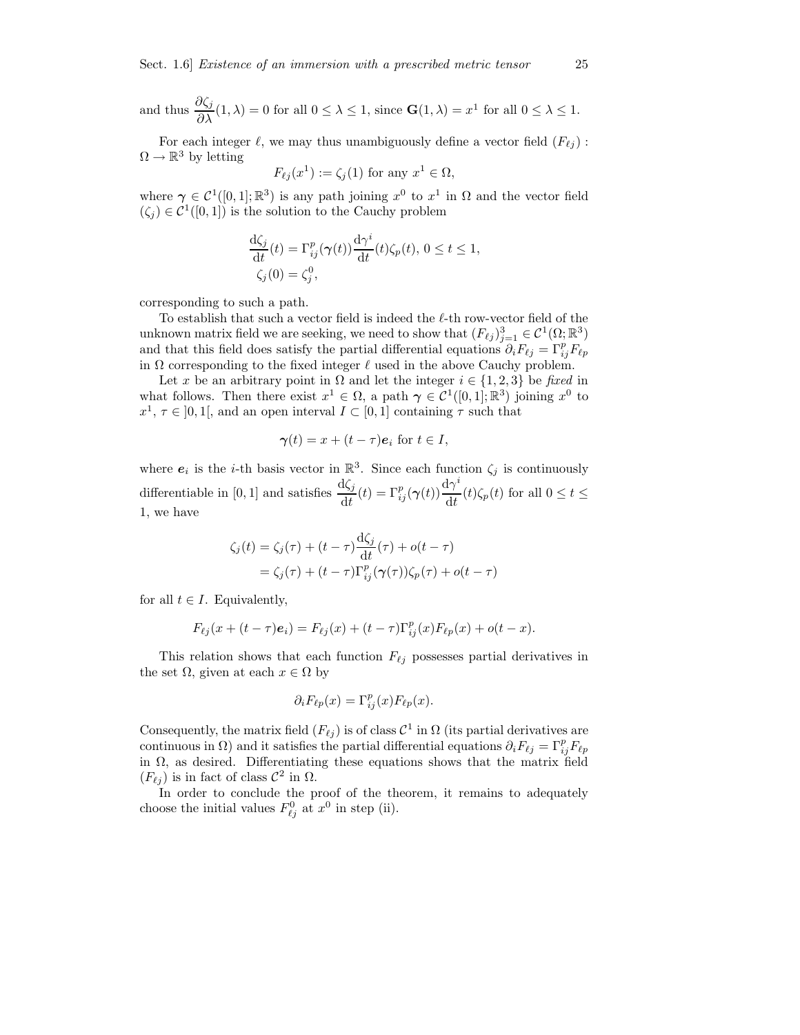and thus $\dfrac{\partial \zeta_j}{\partial \lambda}(1,\lambda) = 0$ for all $0 \le \lambda \le 1$, since $\mathbf{G}(1,\lambda) = x^1$ for all $0 \le \lambda \le 1$.

For each integer $\ell$, we may thus unambiguously define a vector field $(F_{\ell j}) : \Omega \to \mathbb{R}^3$ by letting

$$F_{\ell j}(x^1) := \zeta_j(1) \text{ for any } x^1 \in \Omega,$$

where $\boldsymbol{\gamma} \in \mathcal{C}^1([0,1];\mathbb{R}^3)$ is any path joining $x^0$ to $x^1$ in $\Omega$ and the vector field $(\zeta_j) \in \mathcal{C}^1([0,1])$ is the solution to the Cauchy problem

$$\begin{aligned}
&\frac{\mathrm{d}\zeta_j}{\mathrm{d}t}(t) = \Gamma_{ij}^p(\boldsymbol{\gamma}(t))\frac{\mathrm{d}\gamma^i}{\mathrm{d}t}(t)\zeta_p(t),\ 0 \le t \le 1,\\
&\zeta_j(0) = \zeta_j^0,
\end{aligned}$$

corresponding to such a path.

To establish that such a vector field is indeed the $\ell$-th row-vector field of the unknown matrix field we are seeking, we need to show that $(F_{\ell j})_{j=1}^3 \in \mathcal{C}^1(\Omega;\mathbb{R}^3)$ and that this field does satisfy the partial differential equations $\partial_i F_{\ell j} = \Gamma_{ij}^p F_{\ell p}$ in $\Omega$ corresponding to the fixed integer $\ell$ used in the above Cauchy problem.

Let $x$ be an arbitrary point in $\Omega$ and let the integer $i \in \{1,2,3\}$ be *fixed* in what follows. Then there exist $x^1 \in \Omega$, a path $\boldsymbol{\gamma} \in \mathcal{C}^1([0,1];\mathbb{R}^3)$ joining $x^0$ to $x^1$, $\tau \in ]0,1[$, and an open interval $I \subset [0,1]$ containing $\tau$ such that

$$\boldsymbol{\gamma}(t) = x + (t-\tau)\boldsymbol{e}_i \text{ for } t \in I,$$

where $\boldsymbol{e}_i$ is the $i$-th basis vector in $\mathbb{R}^3$. Since each function $\zeta_j$ is continuously differentiable in $[0,1]$ and satisfies $\dfrac{\mathrm{d}\zeta_j}{\mathrm{d}t}(t) = \Gamma_{ij}^p(\boldsymbol{\gamma}(t))\dfrac{\mathrm{d}\gamma^i}{\mathrm{d}t}(t)\zeta_p(t)$ for all $0 \le t \le 1$, we have

$$\begin{aligned}
\zeta_j(t) &= \zeta_j(\tau) + (t-\tau)\frac{\mathrm{d}\zeta_j}{\mathrm{d}t}(\tau) + o(t-\tau)\\
&= \zeta_j(\tau) + (t-\tau)\Gamma_{ij}^p(\boldsymbol{\gamma}(\tau))\zeta_p(\tau) + o(t-\tau)
\end{aligned}$$

for all $t \in I$. Equivalently,

$$F_{\ell j}(x + (t-\tau)\boldsymbol{e}_i) = F_{\ell j}(x) + (t-\tau)\Gamma_{ij}^p(x)F_{\ell p}(x) + o(t-x).$$

This relation shows that each function $F_{\ell j}$ possesses partial derivatives in the set $\Omega$, given at each $x \in \Omega$ by

$$\partial_i F_{\ell p}(x) = \Gamma_{ij}^p(x)F_{\ell p}(x).$$

Consequently, the matrix field $(F_{\ell j})$ is of class $\mathcal{C}^1$ in $\Omega$ (its partial derivatives are continuous in $\Omega$) and it satisfies the partial differential equations $\partial_i F_{\ell j} = \Gamma_{ij}^p F_{\ell p}$ in $\Omega$, as desired. Differentiating these equations shows that the matrix field $(F_{\ell j})$ is in fact of class $\mathcal{C}^2$ in $\Omega$.

In order to conclude the proof of the theorem, it remains to adequately choose the initial values $F_{\ell j}^0$ at $x^0$ in step (ii).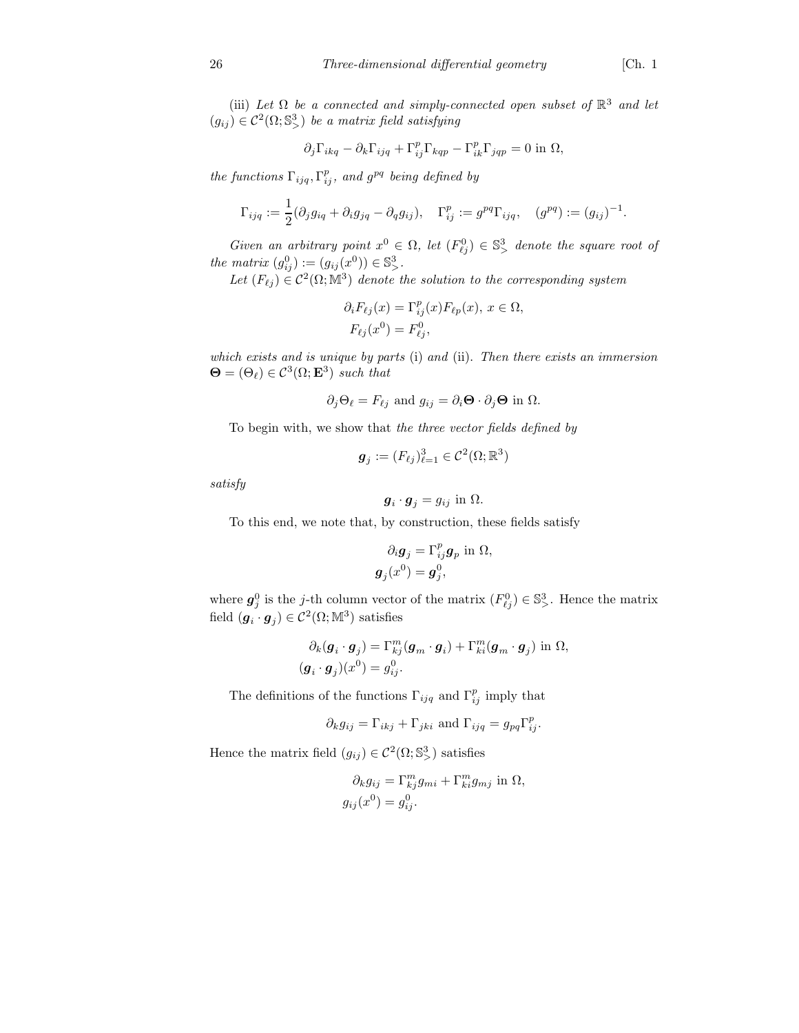(iii) *Let $\Omega$ be a connected and simply-connected open subset of $\mathbb{R}^3$ and let $(g_{ij}) \in \mathcal{C}^2(\Omega; \mathbb{S}^3_>)$ be a matrix field satisfying*

$$\partial_j \Gamma_{ikq} - \partial_k \Gamma_{ijq} + \Gamma^p_{ij}\Gamma_{kqp} - \Gamma^p_{ik}\Gamma_{jqp} = 0 \text{ in } \Omega,$$

*the functions $\Gamma_{ijq}, \Gamma^p_{ij}$, and $g^{pq}$ being defined by*

$$\Gamma_{ijq} := \frac{1}{2}(\partial_j g_{iq} + \partial_i g_{jq} - \partial_q g_{ij}), \quad \Gamma^p_{ij} := g^{pq}\Gamma_{ijq}, \quad (g^{pq}) := (g_{ij})^{-1}.$$

*Given an arbitrary point $x^0 \in \Omega$, let $(F^0_{\ell j}) \in \mathbb{S}^3_>$ denote the square root of the matrix $(g^0_{ij}) := (g_{ij}(x^0)) \in \mathbb{S}^3_>$.*

*Let $(F_{\ell j}) \in \mathcal{C}^2(\Omega; \mathbb{M}^3)$ denote the solution to the corresponding system*

$$\partial_i F_{\ell j}(x) = \Gamma^p_{ij}(x) F_{\ell p}(x), \; x \in \Omega,$$
$$F_{\ell j}(x^0) = F^0_{\ell j},$$

*which exists and is unique by parts* (i) *and* (ii). *Then there exists an immersion $\boldsymbol{\Theta} = (\Theta_\ell) \in \mathcal{C}^3(\Omega; \mathbf{E}^3)$ such that*

$$\partial_j \Theta_\ell = F_{\ell j} \text{ and } g_{ij} = \partial_i \boldsymbol{\Theta} \cdot \partial_j \boldsymbol{\Theta} \text{ in } \Omega.$$

To begin with, we show that *the three vector fields defined by*

$$\boldsymbol{g}_j := (F_{\ell j})^3_{\ell=1} \in \mathcal{C}^2(\Omega; \mathbb{R}^3)$$

*satisfy*

$$\boldsymbol{g}_i \cdot \boldsymbol{g}_j = g_{ij} \text{ in } \Omega.$$

To this end, we note that, by construction, these fields satisfy

$$\partial_i \boldsymbol{g}_j = \Gamma^p_{ij} \boldsymbol{g}_p \text{ in } \Omega,$$
$$\boldsymbol{g}_j(x^0) = \boldsymbol{g}^0_j,$$

where $\boldsymbol{g}^0_j$ is the $j$-th column vector of the matrix $(F^0_{\ell j}) \in \mathbb{S}^3_>$. Hence the matrix field $(\boldsymbol{g}_i \cdot \boldsymbol{g}_j) \in \mathcal{C}^2(\Omega; \mathbb{M}^3)$ satisfies

$$\partial_k(\boldsymbol{g}_i \cdot \boldsymbol{g}_j) = \Gamma^m_{kj}(\boldsymbol{g}_m \cdot \boldsymbol{g}_i) + \Gamma^m_{ki}(\boldsymbol{g}_m \cdot \boldsymbol{g}_j) \text{ in } \Omega,$$
$$(\boldsymbol{g}_i \cdot \boldsymbol{g}_j)(x^0) = g^0_{ij}.$$

The definitions of the functions $\Gamma_{ijq}$ and $\Gamma^p_{ij}$ imply that

$$\partial_k g_{ij} = \Gamma_{ikj} + \Gamma_{jki} \text{ and } \Gamma_{ijq} = g_{pq}\Gamma^p_{ij}.$$

Hence the matrix field $(g_{ij}) \in \mathcal{C}^2(\Omega; \mathbb{S}^3_>)$ satisfies

$$\partial_k g_{ij} = \Gamma^m_{kj} g_{mi} + \Gamma^m_{ki} g_{mj} \text{ in } \Omega,$$
$$g_{ij}(x^0) = g^0_{ij}.$$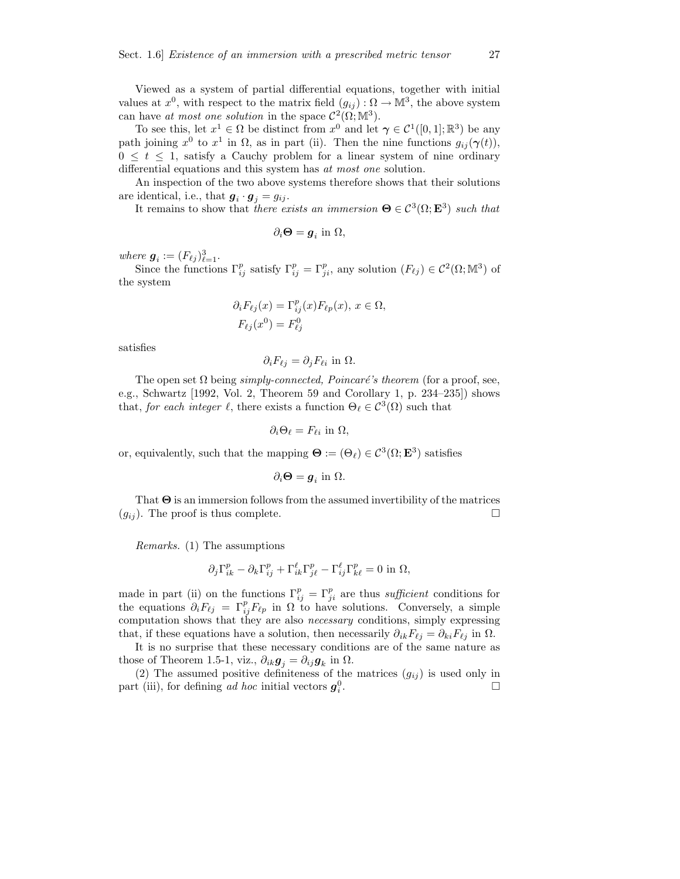Viewed as a system of partial differential equations, together with initial values at $x^0$, with respect to the matrix field $(g_{ij}) : \Omega \to \mathbb{M}^3$, the above system can have *at most one solution* in the space $\mathcal{C}^2(\Omega; \mathbb{M}^3)$.

To see this, let $x^1 \in \Omega$ be distinct from $x^0$ and let $\boldsymbol{\gamma} \in \mathcal{C}^1([0,1]; \mathbb{R}^3)$ be any path joining $x^0$ to $x^1$ in $\Omega$, as in part (ii). Then the nine functions $g_{ij}(\boldsymbol{\gamma}(t))$, $0 \leq t \leq 1$, satisfy a Cauchy problem for a linear system of nine ordinary differential equations and this system has *at most one* solution.

An inspection of the two above systems therefore shows that their solutions are identical, i.e., that $\boldsymbol{g}_i \cdot \boldsymbol{g}_j = g_{ij}$.

It remains to show that *there exists an immersion* $\boldsymbol{\Theta} \in \mathcal{C}^3(\Omega; \mathbf{E}^3)$ *such that*

$$\partial_i \boldsymbol{\Theta} = \boldsymbol{g}_i \text{ in } \Omega,$$

*where* $\boldsymbol{g}_i := (F_{\ell j})_{\ell=1}^3$.

Since the functions $\Gamma_{ij}^p$ satisfy $\Gamma_{ij}^p = \Gamma_{ji}^p$, any solution $(F_{\ell j}) \in \mathcal{C}^2(\Omega; \mathbb{M}^3)$ of the system

$$\partial_i F_{\ell j}(x) = \Gamma_{ij}^p(x) F_{\ell p}(x), \, x \in \Omega,$$
$$F_{\ell j}(x^0) = F_{\ell j}^0$$

satisfies

$$\partial_i F_{\ell j} = \partial_j F_{\ell i} \text{ in } \Omega.$$

The open set $\Omega$ being *simply-connected, Poincaré's theorem* (for a proof, see, e.g., Schwartz [1992, Vol. 2, Theorem 59 and Corollary 1, p. 234–235]) shows that, *for each integer* $\ell$, there exists a function $\Theta_\ell \in \mathcal{C}^3(\Omega)$ such that

$$\partial_i \Theta_\ell = F_{\ell i} \text{ in } \Omega,$$

or, equivalently, such that the mapping $\boldsymbol{\Theta} := (\Theta_\ell) \in \mathcal{C}^3(\Omega; \mathbf{E}^3)$ satisfies

$$\partial_i \boldsymbol{\Theta} = \boldsymbol{g}_i \text{ in } \Omega.$$

That $\boldsymbol{\Theta}$ is an immersion follows from the assumed invertibility of the matrices $(g_{ij})$. The proof is thus complete. □

*Remarks.* (1) The assumptions

$$\partial_j \Gamma_{ik}^p - \partial_k \Gamma_{ij}^p + \Gamma_{ik}^\ell \Gamma_{j\ell}^p - \Gamma_{ij}^\ell \Gamma_{k\ell}^p = 0 \text{ in } \Omega,$$

made in part (ii) on the functions $\Gamma_{ij}^p = \Gamma_{ji}^p$ are thus *sufficient* conditions for the equations $\partial_i F_{\ell j} = \Gamma_{ij}^p F_{\ell p}$ in $\Omega$ to have solutions. Conversely, a simple computation shows that they are also *necessary* conditions, simply expressing that, if these equations have a solution, then necessarily $\partial_{ik} F_{\ell j} = \partial_{ki} F_{\ell j}$ in $\Omega$.

It is no surprise that these necessary conditions are of the same nature as those of Theorem 1.5-1, viz., $\partial_{ik} \boldsymbol{g}_j = \partial_{ij} \boldsymbol{g}_k$ in $\Omega$.

(2) The assumed positive definiteness of the matrices $(g_{ij})$ is used only in part (iii), for defining *ad hoc* initial vectors $\boldsymbol{g}_i^0$. □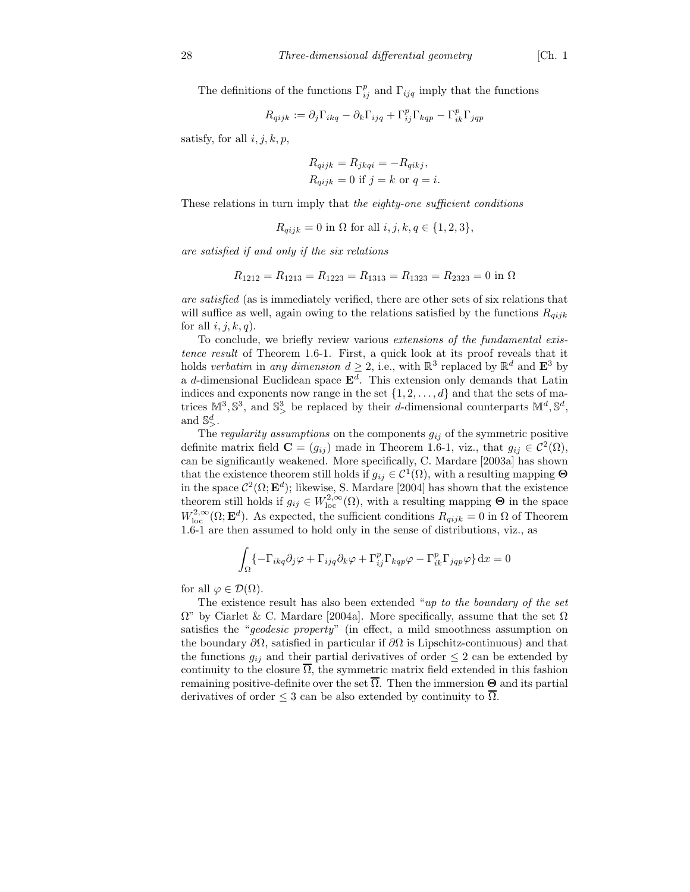The definitions of the functions $\Gamma_{ij}^p$ and $\Gamma_{ijq}$ imply that the functions

$$R_{qijk} := \partial_j \Gamma_{ikq} - \partial_k \Gamma_{ijq} + \Gamma_{ij}^p \Gamma_{kqp} - \Gamma_{ik}^p \Gamma_{jqp}$$

satisfy, for all $i, j, k, p$,

$$R_{qijk} = R_{jkqi} = -R_{qikj},$$
$$R_{qijk} = 0 \text{ if } j = k \text{ or } q = i.$$

These relations in turn imply that *the eighty-one sufficient conditions*

$$R_{qijk} = 0 \text{ in } \Omega \text{ for all } i, j, k, q \in \{1, 2, 3\},$$

*are satisfied if and only if the six relations*

$$R_{1212} = R_{1213} = R_{1223} = R_{1313} = R_{1323} = R_{2323} = 0 \text{ in } \Omega$$

*are satisfied* (as is immediately verified, there are other sets of six relations that will suffice as well, again owing to the relations satisfied by the functions $R_{qijk}$ for all $i, j, k, q$).

To conclude, we briefly review various *extensions of the fundamental existence result* of Theorem 1.6-1. First, a quick look at its proof reveals that it holds *verbatim* in *any dimension* $d \geq 2$, i.e., with $\mathbb{R}^3$ replaced by $\mathbb{R}^d$ and $\mathbf{E}^3$ by a $d$-dimensional Euclidean space $\mathbf{E}^d$. This extension only demands that Latin indices and exponents now range in the set $\{1, 2, \ldots, d\}$ and that the sets of matrices $\mathbb{M}^3, \mathbb{S}^3$, and $\mathbb{S}^3_>$ be replaced by their $d$-dimensional counterparts $\mathbb{M}^d, \mathbb{S}^d$, and $\mathbb{S}^d_>$.

The *regularity assumptions* on the components $g_{ij}$ of the symmetric positive definite matrix field $\mathbf{C} = (g_{ij})$ made in Theorem 1.6-1, viz., that $g_{ij} \in \mathcal{C}^2(\Omega)$, can be significantly weakened. More specifically, C. Mardare [2003a] has shown that the existence theorem still holds if $g_{ij} \in \mathcal{C}^1(\Omega)$, with a resulting mapping $\mathbf{\Theta}$ in the space $\mathcal{C}^2(\Omega; \mathbf{E}^d)$; likewise, S. Mardare [2004] has shown that the existence theorem still holds if $g_{ij} \in W^{2,\infty}_{\text{loc}}(\Omega)$, with a resulting mapping $\mathbf{\Theta}$ in the space $W^{2,\infty}_{\text{loc}}(\Omega; \mathbf{E}^d)$. As expected, the sufficient conditions $R_{qijk} = 0$ in $\Omega$ of Theorem 1.6-1 are then assumed to hold only in the sense of distributions, viz., as

$$\int_\Omega \{-\Gamma_{ikq} \partial_j \varphi + \Gamma_{ijq} \partial_k \varphi + \Gamma_{ij}^p \Gamma_{kqp} \varphi - \Gamma_{ik}^p \Gamma_{jqp} \varphi\} \, \mathrm{d}x = 0$$

for all $\varphi \in \mathcal{D}(\Omega)$.

The existence result has also been extended "*up to the boundary of the set* $\Omega$" by Ciarlet & C. Mardare [2004a]. More specifically, assume that the set $\Omega$ satisfies the "*geodesic property*" (in effect, a mild smoothness assumption on the boundary $\partial\Omega$, satisfied in particular if $\partial\Omega$ is Lipschitz-continuous) and that the functions $g_{ij}$ and their partial derivatives of order $\leq 2$ can be extended by continuity to the closure $\overline{\Omega}$, the symmetric matrix field extended in this fashion remaining positive-definite over the set $\overline{\Omega}$. Then the immersion $\mathbf{\Theta}$ and its partial derivatives of order $\leq 3$ can be also extended by continuity to $\overline{\Omega}$.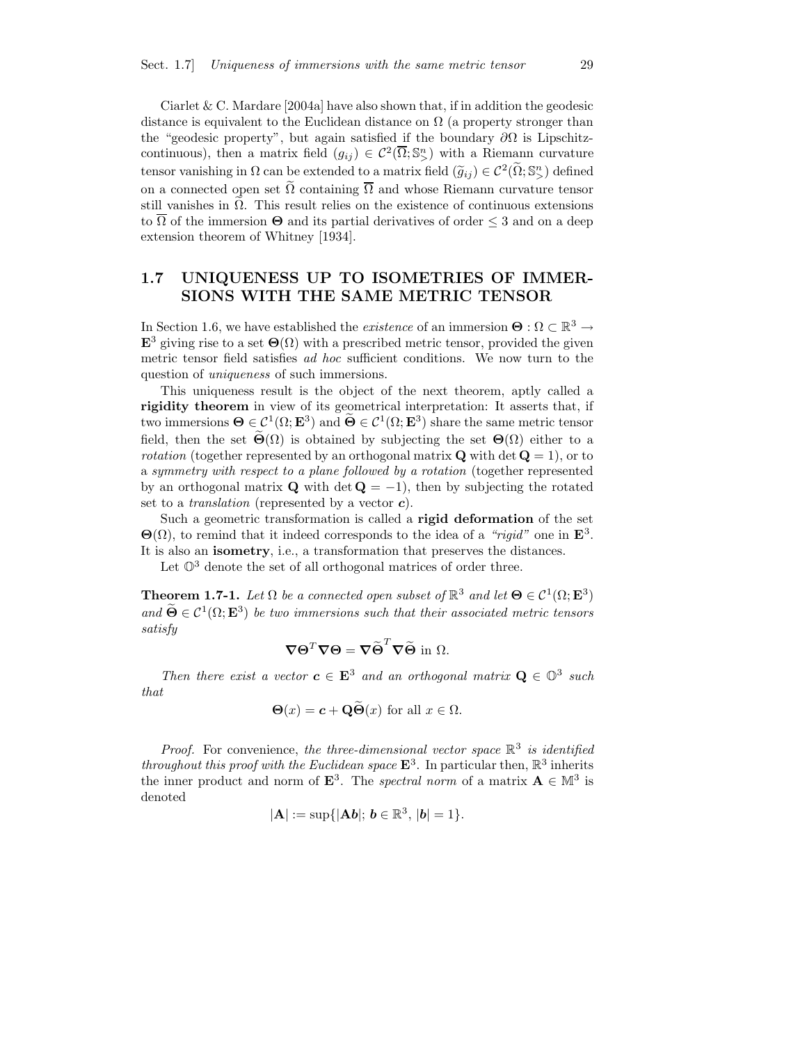Ciarlet & C. Mardare [2004a] have also shown that, if in addition the geodesic distance is equivalent to the Euclidean distance on $\Omega$ (a property stronger than the "geodesic property", but again satisfied if the boundary $\partial\Omega$ is Lipschitz-continuous), then a matrix field $(g_{ij}) \in \mathcal{C}^2(\overline{\Omega}; \mathbb{S}^n_>)$ with a Riemann curvature tensor vanishing in $\Omega$ can be extended to a matrix field $(\widetilde{g}_{ij}) \in \mathcal{C}^2(\widetilde{\Omega}; \mathbb{S}^n_>)$ defined on a connected open set $\widetilde{\Omega}$ containing $\overline{\Omega}$ and whose Riemann curvature tensor still vanishes in $\widetilde{\Omega}$. This result relies on the existence of continuous extensions to $\overline{\Omega}$ of the immersion $\boldsymbol{\Theta}$ and its partial derivatives of order $\leq 3$ and on a deep extension theorem of Whitney [1934].

## 1.7 UNIQUENESS UP TO ISOMETRIES OF IMMERSIONS WITH THE SAME METRIC TENSOR

In Section 1.6, we have established the *existence* of an immersion $\boldsymbol{\Theta} : \Omega \subset \mathbb{R}^3 \to \mathbf{E}^3$ giving rise to a set $\boldsymbol{\Theta}(\Omega)$ with a prescribed metric tensor, provided the given metric tensor field satisfies *ad hoc* sufficient conditions. We now turn to the question of *uniqueness* of such immersions.

This uniqueness result is the object of the next theorem, aptly called a **rigidity theorem** in view of its geometrical interpretation: It asserts that, if two immersions $\boldsymbol{\Theta} \in \mathcal{C}^1(\Omega; \mathbf{E}^3)$ and $\widetilde{\boldsymbol{\Theta}} \in \mathcal{C}^1(\Omega; \mathbf{E}^3)$ share the same metric tensor field, then the set $\widetilde{\boldsymbol{\Theta}}(\Omega)$ is obtained by subjecting the set $\boldsymbol{\Theta}(\Omega)$ either to a *rotation* (together represented by an orthogonal matrix $\mathbf{Q}$ with $\det \mathbf{Q} = 1$), or to a *symmetry with respect to a plane followed by a rotation* (together represented by an orthogonal matrix $\mathbf{Q}$ with $\det \mathbf{Q} = -1$), then by subjecting the rotated set to a *translation* (represented by a vector $\boldsymbol{c}$).

Such a geometric transformation is called a **rigid deformation** of the set $\boldsymbol{\Theta}(\Omega)$, to remind that it indeed corresponds to the idea of a *"rigid"* one in $\mathbf{E}^3$. It is also an **isometry**, i.e., a transformation that preserves the distances.

Let $\mathbb{O}^3$ denote the set of all orthogonal matrices of order three.

**Theorem 1.7-1.** *Let $\Omega$ be a connected open subset of $\mathbb{R}^3$ and let $\boldsymbol{\Theta} \in \mathcal{C}^1(\Omega; \mathbf{E}^3)$ and $\widetilde{\boldsymbol{\Theta}} \in \mathcal{C}^1(\Omega; \mathbf{E}^3)$ be two immersions such that their associated metric tensors satisfy*

$$\boldsymbol{\nabla}\boldsymbol{\Theta}^T \boldsymbol{\nabla}\boldsymbol{\Theta} = \boldsymbol{\nabla}\widetilde{\boldsymbol{\Theta}}^T \boldsymbol{\nabla}\widetilde{\boldsymbol{\Theta}} \text{ in } \Omega.$$

*Then there exist a vector $\boldsymbol{c} \in \mathbf{E}^3$ and an orthogonal matrix $\mathbf{Q} \in \mathbb{O}^3$ such that*

$$\boldsymbol{\Theta}(x) = \boldsymbol{c} + \mathbf{Q}\widetilde{\boldsymbol{\Theta}}(x) \text{ for all } x \in \Omega.$$

*Proof.* For convenience, *the three-dimensional vector space $\mathbb{R}^3$ is identified throughout this proof with the Euclidean space $\mathbf{E}^3$*. In particular then, $\mathbb{R}^3$ inherits the inner product and norm of $\mathbf{E}^3$. The *spectral norm* of a matrix $\mathbf{A} \in \mathbb{M}^3$ is denoted

$$|\mathbf{A}| := \sup\{|\mathbf{A}\boldsymbol{b}|;\, \boldsymbol{b} \in \mathbb{R}^3,\, |\boldsymbol{b}| = 1\}.$$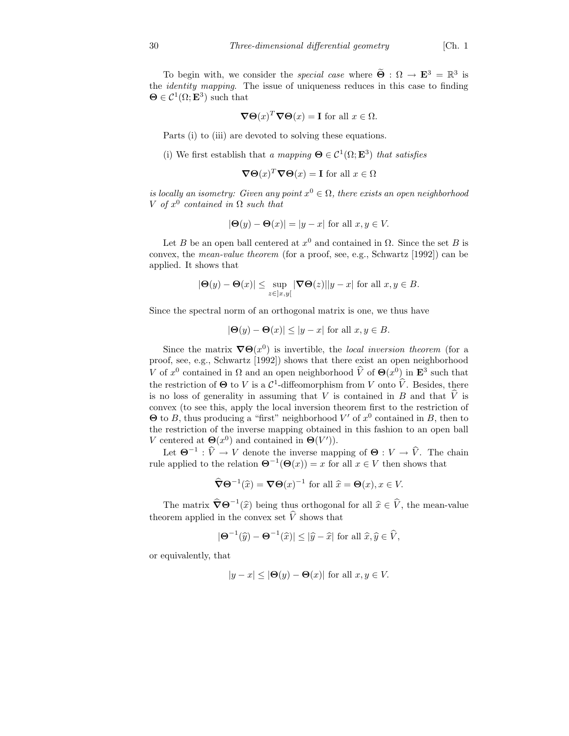To begin with, we consider the *special case* where $\widetilde{\boldsymbol{\Theta}} : \Omega \to \mathbf{E}^3 = \mathbb{R}^3$ is the *identity mapping*. The issue of uniqueness reduces in this case to finding $\boldsymbol{\Theta} \in \mathcal{C}^1(\Omega; \mathbf{E}^3)$ such that

$$\boldsymbol{\nabla}\boldsymbol{\Theta}(x)^T \boldsymbol{\nabla}\boldsymbol{\Theta}(x) = \mathbf{I} \text{ for all } x \in \Omega.$$

Parts (i) to (iii) are devoted to solving these equations.

(i) We first establish that *a mapping* $\boldsymbol{\Theta} \in \mathcal{C}^1(\Omega; \mathbf{E}^3)$ *that satisfies*

$$\boldsymbol{\nabla}\boldsymbol{\Theta}(x)^T \boldsymbol{\nabla}\boldsymbol{\Theta}(x) = \mathbf{I} \text{ for all } x \in \Omega$$

*is locally an isometry: Given any point* $x^0 \in \Omega$*, there exists an open neighborhood* $V$ *of* $x^0$ *contained in* $\Omega$ *such that*

$$|\boldsymbol{\Theta}(y) - \boldsymbol{\Theta}(x)| = |y - x| \text{ for all } x, y \in V.$$

Let $B$ be an open ball centered at $x^0$ and contained in $\Omega$. Since the set $B$ is convex, the *mean-value theorem* (for a proof, see, e.g., Schwartz [1992]) can be applied. It shows that

$$|\boldsymbol{\Theta}(y) - \boldsymbol{\Theta}(x)| \leq \sup_{z \in ]x,y[} |\boldsymbol{\nabla}\boldsymbol{\Theta}(z)||y - x| \text{ for all } x, y \in B.$$

Since the spectral norm of an orthogonal matrix is one, we thus have

$$|\boldsymbol{\Theta}(y) - \boldsymbol{\Theta}(x)| \leq |y - x| \text{ for all } x, y \in B.$$

Since the matrix $\boldsymbol{\nabla}\boldsymbol{\Theta}(x^0)$ is invertible, the *local inversion theorem* (for a proof, see, e.g., Schwartz [1992]) shows that there exist an open neighborhood $V$ of $x^0$ contained in $\Omega$ and an open neighborhood $\widehat{V}$ of $\boldsymbol{\Theta}(x^0)$ in $\mathbf{E}^3$ such that the restriction of $\boldsymbol{\Theta}$ to $V$ is a $\mathcal{C}^1$-diffeomorphism from $V$ onto $\widehat{V}$. Besides, there is no loss of generality in assuming that $V$ is contained in $B$ and that $\widehat{V}$ is convex (to see this, apply the local inversion theorem first to the restriction of $\boldsymbol{\Theta}$ to $B$, thus producing a "first" neighborhood $V'$ of $x^0$ contained in $B$, then to the restriction of the inverse mapping obtained in this fashion to an open ball $V$ centered at $\boldsymbol{\Theta}(x^0)$ and contained in $\boldsymbol{\Theta}(V')$).

Let $\boldsymbol{\Theta}^{-1} : \widehat{V} \to V$ denote the inverse mapping of $\boldsymbol{\Theta} : V \to \widehat{V}$. The chain rule applied to the relation $\boldsymbol{\Theta}^{-1}(\boldsymbol{\Theta}(x)) = x$ for all $x \in V$ then shows that

$$\widehat{\boldsymbol{\nabla}}\boldsymbol{\Theta}^{-1}(\widehat{x}) = \boldsymbol{\nabla}\boldsymbol{\Theta}(x)^{-1} \text{ for all } \widehat{x} = \boldsymbol{\Theta}(x), x \in V.$$

The matrix $\widehat{\boldsymbol{\nabla}}\boldsymbol{\Theta}^{-1}(\widehat{x})$ being thus orthogonal for all $\widehat{x} \in \widehat{V}$, the mean-value theorem applied in the convex set $\widehat{V}$ shows that

$$|\boldsymbol{\Theta}^{-1}(\widehat{y}) - \boldsymbol{\Theta}^{-1}(\widehat{x})| \leq |\widehat{y} - \widehat{x}| \text{ for all } \widehat{x}, \widehat{y} \in \widehat{V},$$

or equivalently, that

$$|y - x| \leq |\boldsymbol{\Theta}(y) - \boldsymbol{\Theta}(x)| \text{ for all } x, y \in V.$$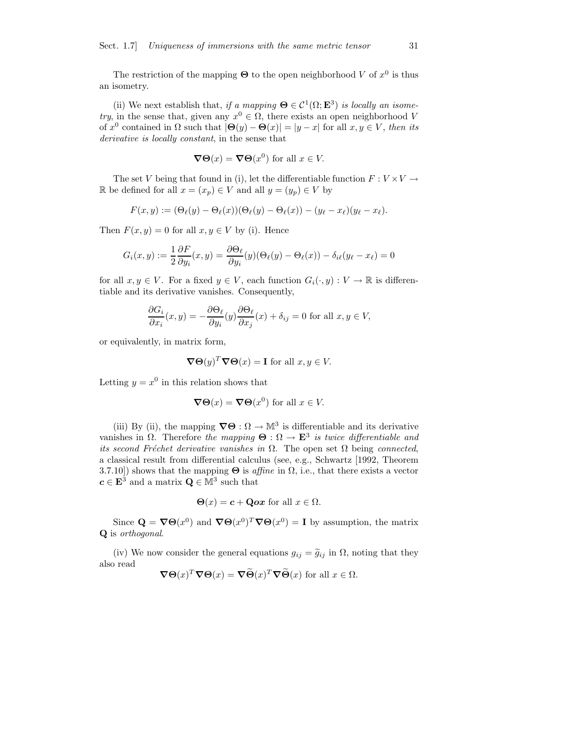The restriction of the mapping $\boldsymbol{\Theta}$ to the open neighborhood $V$ of $x^0$ is thus an isometry.

(ii) We next establish that, *if a mapping* $\boldsymbol{\Theta} \in \mathcal{C}^1(\Omega; \mathbf{E}^3)$ *is locally an isometry*, in the sense that, given any $x^0 \in \Omega$, there exists an open neighborhood $V$ of $x^0$ contained in $\Omega$ such that $|\boldsymbol{\Theta}(y) - \boldsymbol{\Theta}(x)| = |y - x|$ for all $x, y \in V$, *then its derivative is locally constant*, in the sense that

$$\boldsymbol{\nabla\Theta}(x) = \boldsymbol{\nabla\Theta}(x^0) \text{ for all } x \in V.$$

The set $V$ being that found in (i), let the differentiable function $F : V \times V \to \mathbb{R}$ be defined for all $x = (x_p) \in V$ and all $y = (y_p) \in V$ by

$$F(x, y) := (\Theta_\ell(y) - \Theta_\ell(x))(\Theta_\ell(y) - \Theta_\ell(x)) - (y_\ell - x_\ell)(y_\ell - x_\ell).$$

Then $F(x, y) = 0$ for all $x, y \in V$ by (i). Hence

$$G_i(x, y) := \frac{1}{2}\frac{\partial F}{\partial y_i}(x, y) = \frac{\partial \Theta_\ell}{\partial y_i}(y)(\Theta_\ell(y) - \Theta_\ell(x)) - \delta_{i\ell}(y_\ell - x_\ell) = 0$$

for all $x, y \in V$. For a fixed $y \in V$, each function $G_i(\cdot, y) : V \to \mathbb{R}$ is differentiable and its derivative vanishes. Consequently,

$$\frac{\partial G_i}{\partial x_i}(x, y) = -\frac{\partial \Theta_\ell}{\partial y_i}(y)\frac{\partial \Theta_\ell}{\partial x_j}(x) + \delta_{ij} = 0 \text{ for all } x, y \in V,$$

or equivalently, in matrix form,

$$\boldsymbol{\nabla\Theta}(y)^T \boldsymbol{\nabla\Theta}(x) = \mathbf{I} \text{ for all } x, y \in V.$$

Letting $y = x^0$ in this relation shows that

$$\boldsymbol{\nabla\Theta}(x) = \boldsymbol{\nabla\Theta}(x^0) \text{ for all } x \in V.$$

(iii) By (ii), the mapping $\boldsymbol{\nabla\Theta} : \Omega \to \mathbb{M}^3$ is differentiable and its derivative vanishes in $\Omega$. Therefore *the mapping* $\boldsymbol{\Theta} : \Omega \to \mathbf{E}^3$ *is twice differentiable and its second Fréchet derivative vanishes in* $\Omega$. The open set $\Omega$ being *connected*, a classical result from differential calculus (see, e.g., Schwartz [1992, Theorem 3.7.10]) shows that the mapping $\boldsymbol{\Theta}$ is *affine* in $\Omega$, i.e., that there exists a vector $\boldsymbol{c} \in \mathbf{E}^3$ and a matrix $\mathbf{Q} \in \mathbb{M}^3$ such that

$$\boldsymbol{\Theta}(x) = \boldsymbol{c} + \mathbf{Q}\boldsymbol{ox} \text{ for all } x \in \Omega.$$

Since $\mathbf{Q} = \boldsymbol{\nabla\Theta}(x^0)$ and $\boldsymbol{\nabla\Theta}(x^0)^T \boldsymbol{\nabla\Theta}(x^0) = \mathbf{I}$ by assumption, the matrix $\mathbf{Q}$ is *orthogonal*.

(iv) We now consider the general equations $g_{ij} = \widetilde{g}_{ij}$ in $\Omega$, noting that they also read

$$\boldsymbol{\nabla\Theta}(x)^T \boldsymbol{\nabla\Theta}(x) = \boldsymbol{\nabla}\widetilde{\boldsymbol{\Theta}}(x)^T \boldsymbol{\nabla}\widetilde{\boldsymbol{\Theta}}(x) \text{ for all } x \in \Omega.$$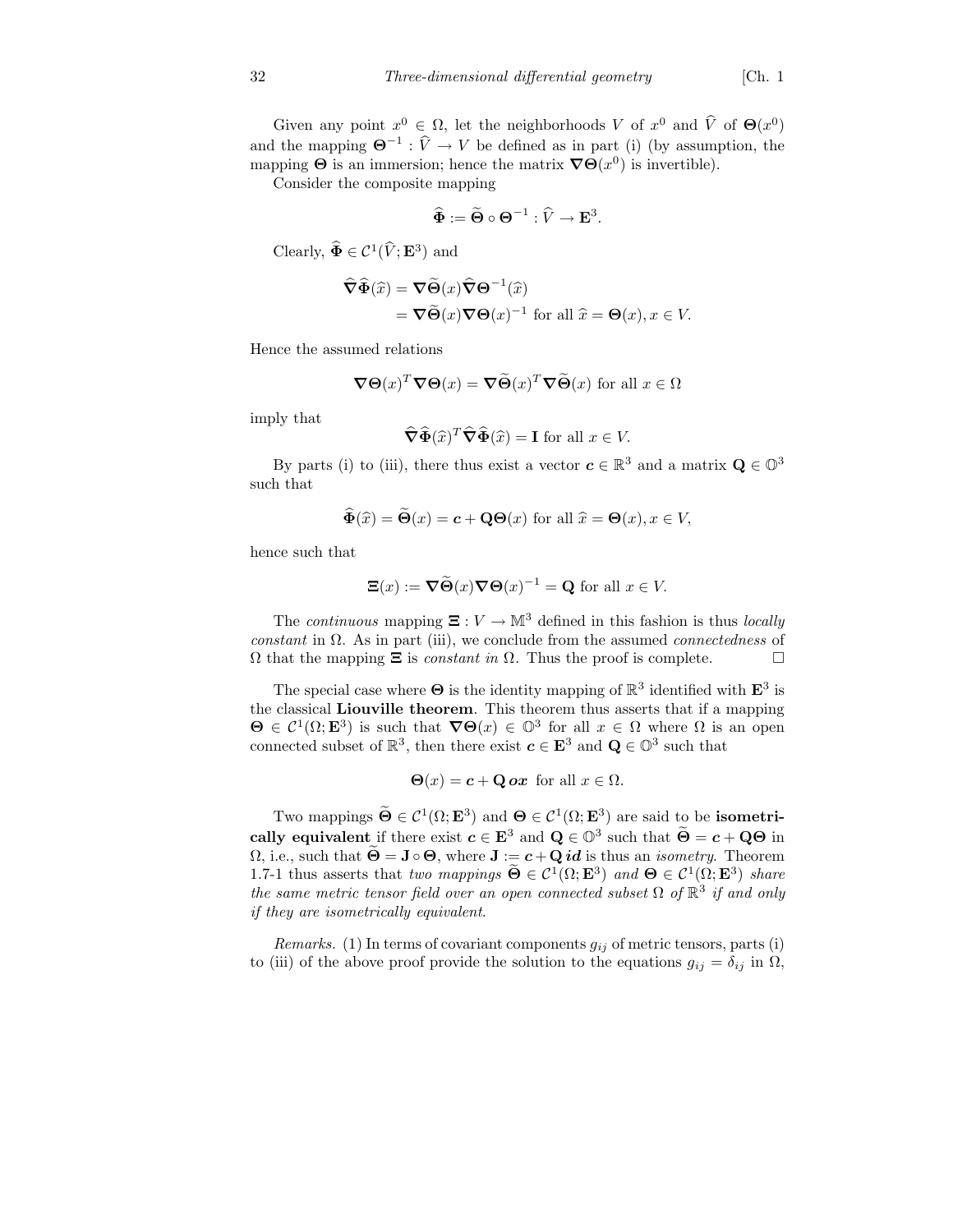Given any point $x^0 \in \Omega$, let the neighborhoods $V$ of $x^0$ and $\widehat{V}$ of $\boldsymbol{\Theta}(x^0)$ and the mapping $\boldsymbol{\Theta}^{-1} : \widehat{V} \to V$ be defined as in part (i) (by assumption, the mapping $\boldsymbol{\Theta}$ is an immersion; hence the matrix $\boldsymbol{\nabla}\boldsymbol{\Theta}(x^0)$ is invertible).

Consider the composite mapping

$$\widehat{\boldsymbol{\Phi}} := \widetilde{\boldsymbol{\Theta}} \circ \boldsymbol{\Theta}^{-1} : \widehat{V} \to \mathbf{E}^3.$$

Clearly, $\widehat{\boldsymbol{\Phi}} \in \mathcal{C}^1(\widehat{V}; \mathbf{E}^3)$ and

$$\begin{aligned}
\widehat{\boldsymbol{\nabla}}\widehat{\boldsymbol{\Phi}}(\widehat{x}) &= \boldsymbol{\nabla}\widetilde{\boldsymbol{\Theta}}(x)\widehat{\boldsymbol{\nabla}}\boldsymbol{\Theta}^{-1}(\widehat{x}) \\
&= \boldsymbol{\nabla}\widetilde{\boldsymbol{\Theta}}(x)\boldsymbol{\nabla}\boldsymbol{\Theta}(x)^{-1} \text{ for all } \widehat{x} = \boldsymbol{\Theta}(x), x \in V.
\end{aligned}$$

Hence the assumed relations

$$\boldsymbol{\nabla}\boldsymbol{\Theta}(x)^T\boldsymbol{\nabla}\boldsymbol{\Theta}(x) = \boldsymbol{\nabla}\widetilde{\boldsymbol{\Theta}}(x)^T\boldsymbol{\nabla}\widetilde{\boldsymbol{\Theta}}(x) \text{ for all } x \in \Omega$$

imply that

$$\widehat{\boldsymbol{\nabla}}\widehat{\boldsymbol{\Phi}}(\widehat{x})^T\widehat{\boldsymbol{\nabla}}\widehat{\boldsymbol{\Phi}}(\widehat{x}) = \mathbf{I} \text{ for all } x \in V.$$

By parts (i) to (iii), there thus exist a vector $\boldsymbol{c} \in \mathbb{R}^3$ and a matrix $\mathbf{Q} \in \mathbb{O}^3$ such that

$$\widehat{\boldsymbol{\Phi}}(\widehat{x}) = \widetilde{\boldsymbol{\Theta}}(x) = \boldsymbol{c} + \mathbf{Q}\boldsymbol{\Theta}(x) \text{ for all } \widehat{x} = \boldsymbol{\Theta}(x), x \in V,$$

hence such that

$$\boldsymbol{\Xi}(x) := \boldsymbol{\nabla}\widetilde{\boldsymbol{\Theta}}(x)\boldsymbol{\nabla}\boldsymbol{\Theta}(x)^{-1} = \mathbf{Q} \text{ for all } x \in V.$$

The *continuous* mapping $\boldsymbol{\Xi} : V \to \mathbb{M}^3$ defined in this fashion is thus *locally constant* in $\Omega$. As in part (iii), we conclude from the assumed *connectedness* of $\Omega$ that the mapping $\boldsymbol{\Xi}$ is *constant in* $\Omega$. Thus the proof is complete. $\square$

The special case where $\boldsymbol{\Theta}$ is the identity mapping of $\mathbb{R}^3$ identified with $\mathbf{E}^3$ is the classical **Liouville theorem**. This theorem thus asserts that if a mapping $\boldsymbol{\Theta} \in \mathcal{C}^1(\Omega; \mathbf{E}^3)$ is such that $\boldsymbol{\nabla}\boldsymbol{\Theta}(x) \in \mathbb{O}^3$ for all $x \in \Omega$ where $\Omega$ is an open connected subset of $\mathbb{R}^3$, then there exist $\boldsymbol{c} \in \mathbf{E}^3$ and $\mathbf{Q} \in \mathbb{O}^3$ such that

$$\boldsymbol{\Theta}(x) = \boldsymbol{c} + \mathbf{Q}\,\boldsymbol{ox} \text{ for all } x \in \Omega.$$

Two mappings $\widetilde{\boldsymbol{\Theta}} \in \mathcal{C}^1(\Omega; \mathbf{E}^3)$ and $\boldsymbol{\Theta} \in \mathcal{C}^1(\Omega; \mathbf{E}^3)$ are said to be **isometrically equivalent** if there exist $\boldsymbol{c} \in \mathbf{E}^3$ and $\mathbf{Q} \in \mathbb{O}^3$ such that $\widetilde{\boldsymbol{\Theta}} = \boldsymbol{c} + \mathbf{Q}\boldsymbol{\Theta}$ in $\Omega$, i.e., such that $\widetilde{\boldsymbol{\Theta}} = \mathbf{J} \circ \boldsymbol{\Theta}$, where $\mathbf{J} := \boldsymbol{c} + \mathbf{Q}\,\boldsymbol{id}$ is thus an *isometry*. Theorem 1.7-1 thus asserts that *two mappings* $\widetilde{\boldsymbol{\Theta}} \in \mathcal{C}^1(\Omega; \mathbf{E}^3)$ *and* $\boldsymbol{\Theta} \in \mathcal{C}^1(\Omega; \mathbf{E}^3)$ *share the same metric tensor field over an open connected subset* $\Omega$ *of* $\mathbb{R}^3$ *if and only if they are isometrically equivalent*.

*Remarks.* (1) In terms of covariant components $g_{ij}$ of metric tensors, parts (i) to (iii) of the above proof provide the solution to the equations $g_{ij} = \delta_{ij}$ in $\Omega$,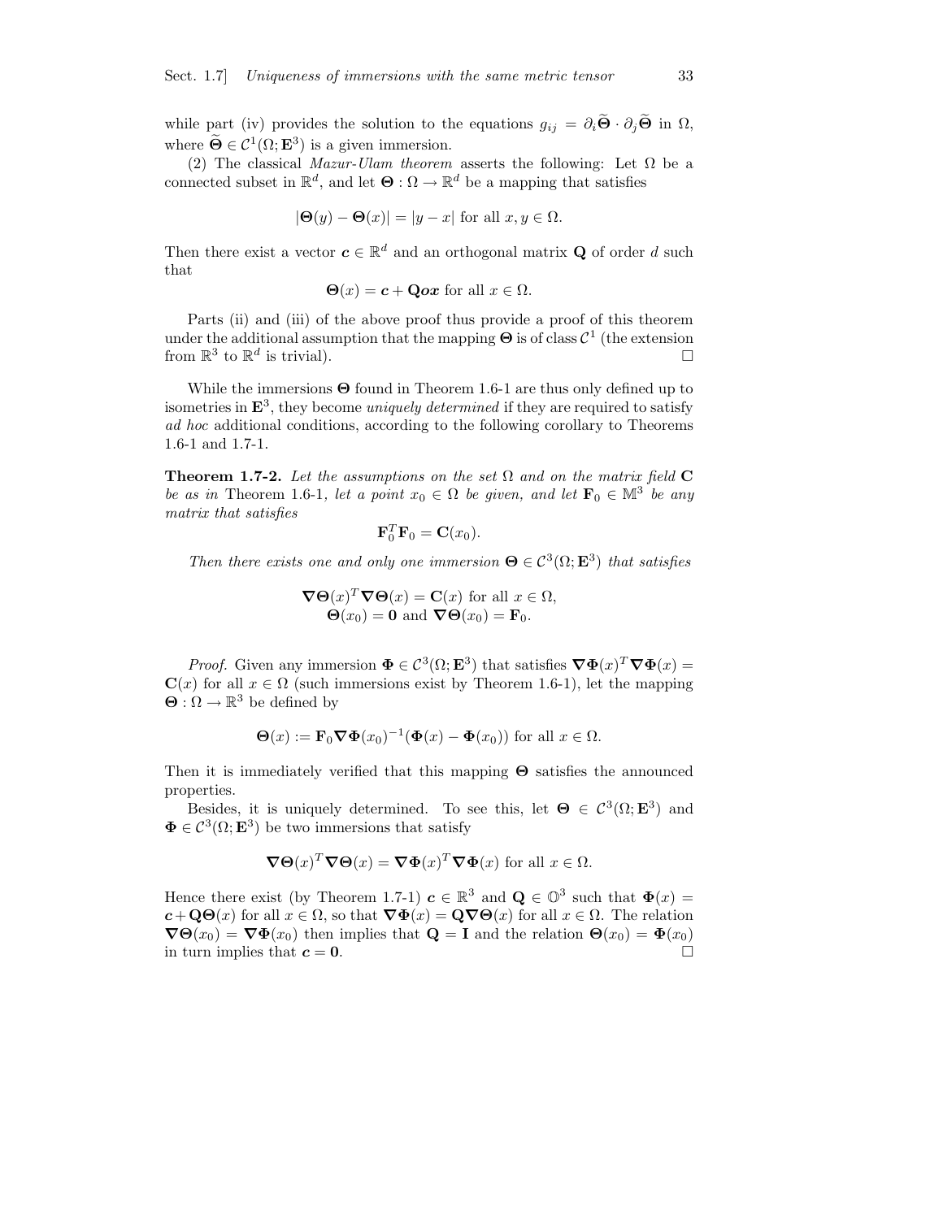while part (iv) provides the solution to the equations $g_{ij} = \partial_i \widetilde{\mathbf{\Theta}} \cdot \partial_j \widetilde{\mathbf{\Theta}}$ in $\Omega$, where $\widetilde{\mathbf{\Theta}} \in \mathcal{C}^1(\Omega; \mathbf{E}^3)$ is a given immersion.

(2) The classical *Mazur-Ulam theorem* asserts the following: Let $\Omega$ be a connected subset in $\mathbb{R}^d$, and let $\mathbf{\Theta} : \Omega \to \mathbb{R}^d$ be a mapping that satisfies

$$|\mathbf{\Theta}(y) - \mathbf{\Theta}(x)| = |y - x| \text{ for all } x, y \in \Omega.$$

Then there exist a vector $\boldsymbol{c} \in \mathbb{R}^d$ and an orthogonal matrix $\mathbf{Q}$ of order $d$ such that

$$\mathbf{\Theta}(x) = \boldsymbol{c} + \mathbf{Q}\boldsymbol{ox} \text{ for all } x \in \Omega.$$

Parts (ii) and (iii) of the above proof thus provide a proof of this theorem under the additional assumption that the mapping $\mathbf{\Theta}$ is of class $\mathcal{C}^1$ (the extension from $\mathbb{R}^3$ to $\mathbb{R}^d$ is trivial). □

While the immersions $\mathbf{\Theta}$ found in Theorem 1.6-1 are thus only defined up to isometries in $\mathbf{E}^3$, they become *uniquely determined* if they are required to satisfy *ad hoc* additional conditions, according to the following corollary to Theorems 1.6-1 and 1.7-1.

**Theorem 1.7-2.** *Let the assumptions on the set $\Omega$ and on the matrix field $\mathbf{C}$ be as in* Theorem 1.6-1, *let a point $x_0 \in \Omega$ be given, and let $\mathbf{F}_0 \in \mathbb{M}^3$ be any matrix that satisfies*

$$\mathbf{F}_0^T \mathbf{F}_0 = \mathbf{C}(x_0).$$

*Then there exists one and only one immersion $\mathbf{\Theta} \in \mathcal{C}^3(\Omega; \mathbf{E}^3)$ that satisfies*

$$\boldsymbol{\nabla}\mathbf{\Theta}(x)^T \boldsymbol{\nabla}\mathbf{\Theta}(x) = \mathbf{C}(x) \text{ for all } x \in \Omega,$$
$$\mathbf{\Theta}(x_0) = \mathbf{0} \text{ and } \boldsymbol{\nabla}\mathbf{\Theta}(x_0) = \mathbf{F}_0.$$

*Proof.* Given any immersion $\mathbf{\Phi} \in \mathcal{C}^3(\Omega; \mathbf{E}^3)$ that satisfies $\boldsymbol{\nabla}\mathbf{\Phi}(x)^T \boldsymbol{\nabla}\mathbf{\Phi}(x) = \mathbf{C}(x)$ for all $x \in \Omega$ (such immersions exist by Theorem 1.6-1), let the mapping $\mathbf{\Theta} : \Omega \to \mathbb{R}^3$ be defined by

$$\mathbf{\Theta}(x) := \mathbf{F}_0 \boldsymbol{\nabla}\mathbf{\Phi}(x_0)^{-1}(\mathbf{\Phi}(x) - \mathbf{\Phi}(x_0)) \text{ for all } x \in \Omega.$$

Then it is immediately verified that this mapping $\mathbf{\Theta}$ satisfies the announced properties.

Besides, it is uniquely determined. To see this, let $\mathbf{\Theta} \in \mathcal{C}^3(\Omega; \mathbf{E}^3)$ and $\mathbf{\Phi} \in \mathcal{C}^3(\Omega; \mathbf{E}^3)$ be two immersions that satisfy

$$\boldsymbol{\nabla}\mathbf{\Theta}(x)^T \boldsymbol{\nabla}\mathbf{\Theta}(x) = \boldsymbol{\nabla}\mathbf{\Phi}(x)^T \boldsymbol{\nabla}\mathbf{\Phi}(x) \text{ for all } x \in \Omega.$$

Hence there exist (by Theorem 1.7-1) $\boldsymbol{c} \in \mathbb{R}^3$ and $\mathbf{Q} \in \mathbb{O}^3$ such that $\mathbf{\Phi}(x) = \boldsymbol{c} + \mathbf{Q}\mathbf{\Theta}(x)$ for all $x \in \Omega$, so that $\boldsymbol{\nabla}\mathbf{\Phi}(x) = \mathbf{Q}\boldsymbol{\nabla}\mathbf{\Theta}(x)$ for all $x \in \Omega$. The relation $\boldsymbol{\nabla}\mathbf{\Theta}(x_0) = \boldsymbol{\nabla}\mathbf{\Phi}(x_0)$ then implies that $\mathbf{Q} = \mathbf{I}$ and the relation $\mathbf{\Theta}(x_0) = \mathbf{\Phi}(x_0)$ in turn implies that $\boldsymbol{c} = \mathbf{0}$. □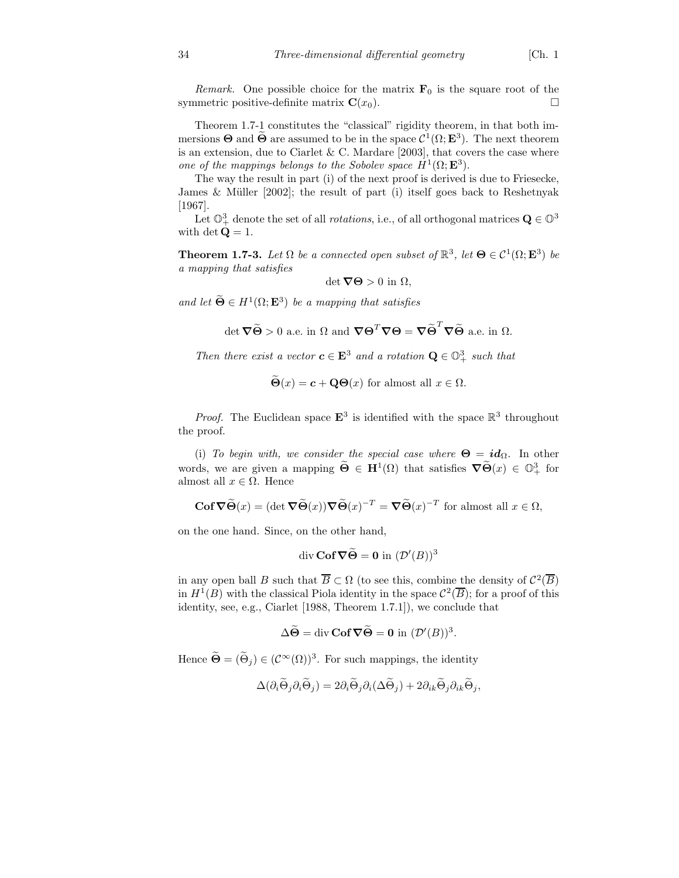*Remark.* One possible choice for the matrix $\mathbf{F}_0$ is the square root of the symmetric positive-definite matrix $\mathbf{C}(x_0)$. $\square$

Theorem 1.7-1 constitutes the "classical" rigidity theorem, in that both immersions $\boldsymbol{\Theta}$ and $\widetilde{\boldsymbol{\Theta}}$ are assumed to be in the space $\mathcal{C}^1(\Omega; \mathbf{E}^3)$. The next theorem is an extension, due to Ciarlet & C. Mardare [2003], that covers the case where *one of the mappings belongs to the Sobolev space $H^1(\Omega; \mathbf{E}^3)$*.

The way the result in part (i) of the next proof is derived is due to Friesecke, James & Müller [2002]; the result of part (i) itself goes back to Reshetnyak [1967].

Let $\mathbb{O}^3_+$ denote the set of all *rotations*, i.e., of all orthogonal matrices $\mathbf{Q} \in \mathbb{O}^3$ with $\det \mathbf{Q} = 1$.

**Theorem 1.7-3.** *Let $\Omega$ be a connected open subset of $\mathbb{R}^3$, let $\boldsymbol{\Theta} \in \mathcal{C}^1(\Omega; \mathbf{E}^3)$ be a mapping that satisfies*

$$\det \boldsymbol{\nabla}\boldsymbol{\Theta} > 0 \text{ in } \Omega,$$

*and let $\widetilde{\boldsymbol{\Theta}} \in H^1(\Omega; \mathbf{E}^3)$ be a mapping that satisfies*

$$\det \boldsymbol{\nabla}\widetilde{\boldsymbol{\Theta}} > 0 \text{ a.e. in } \Omega \text{ and } \boldsymbol{\nabla}\boldsymbol{\Theta}^T \boldsymbol{\nabla}\boldsymbol{\Theta} = \boldsymbol{\nabla}\widetilde{\boldsymbol{\Theta}}^T \boldsymbol{\nabla}\widetilde{\boldsymbol{\Theta}} \text{ a.e. in } \Omega.$$

*Then there exist a vector $\boldsymbol{c} \in \mathbf{E}^3$ and a rotation $\mathbf{Q} \in \mathbb{O}^3_+$ such that*

$$\widetilde{\boldsymbol{\Theta}}(x) = \boldsymbol{c} + \mathbf{Q}\boldsymbol{\Theta}(x) \text{ for almost all } x \in \Omega.$$

*Proof.* The Euclidean space $\mathbf{E}^3$ is identified with the space $\mathbb{R}^3$ throughout the proof.

(i) *To begin with, we consider the special case where $\boldsymbol{\Theta} = \boldsymbol{id}_\Omega$.* In other words, we are given a mapping $\widetilde{\boldsymbol{\Theta}} \in \mathbf{H}^1(\Omega)$ that satisfies $\boldsymbol{\nabla}\widetilde{\boldsymbol{\Theta}}(x) \in \mathbb{O}^3_+$ for almost all $x \in \Omega$. Hence

$$\mathbf{Cof}\,\boldsymbol{\nabla}\widetilde{\boldsymbol{\Theta}}(x) = (\det \boldsymbol{\nabla}\widetilde{\boldsymbol{\Theta}}(x))\boldsymbol{\nabla}\widetilde{\boldsymbol{\Theta}}(x)^{-T} = \boldsymbol{\nabla}\widetilde{\boldsymbol{\Theta}}(x)^{-T} \text{ for almost all } x \in \Omega,$$

on the one hand. Since, on the other hand,

$$\operatorname{div} \mathbf{Cof}\,\boldsymbol{\nabla}\widetilde{\boldsymbol{\Theta}} = \mathbf{0} \text{ in } (\mathcal{D}'(B))^3$$

in any open ball $B$ such that $\overline{B} \subset \Omega$ (to see this, combine the density of $\mathcal{C}^2(\overline{B})$ in $H^1(B)$ with the classical Piola identity in the space $\mathcal{C}^2(\overline{B})$; for a proof of this identity, see, e.g., Ciarlet [1988, Theorem 1.7.1]), we conclude that

$$\Delta\widetilde{\boldsymbol{\Theta}} = \operatorname{div} \mathbf{Cof}\,\boldsymbol{\nabla}\widetilde{\boldsymbol{\Theta}} = \mathbf{0} \text{ in } (\mathcal{D}'(B))^3.$$

Hence $\widetilde{\boldsymbol{\Theta}} = (\widetilde{\Theta}_j) \in (\mathcal{C}^\infty(\Omega))^3$. For such mappings, the identity

$$\Delta(\partial_i\widetilde{\Theta}_j\partial_i\widetilde{\Theta}_j) = 2\partial_i\widetilde{\Theta}_j\partial_i(\Delta\widetilde{\Theta}_j) + 2\partial_{ik}\widetilde{\Theta}_j\partial_{ik}\widetilde{\Theta}_j,$$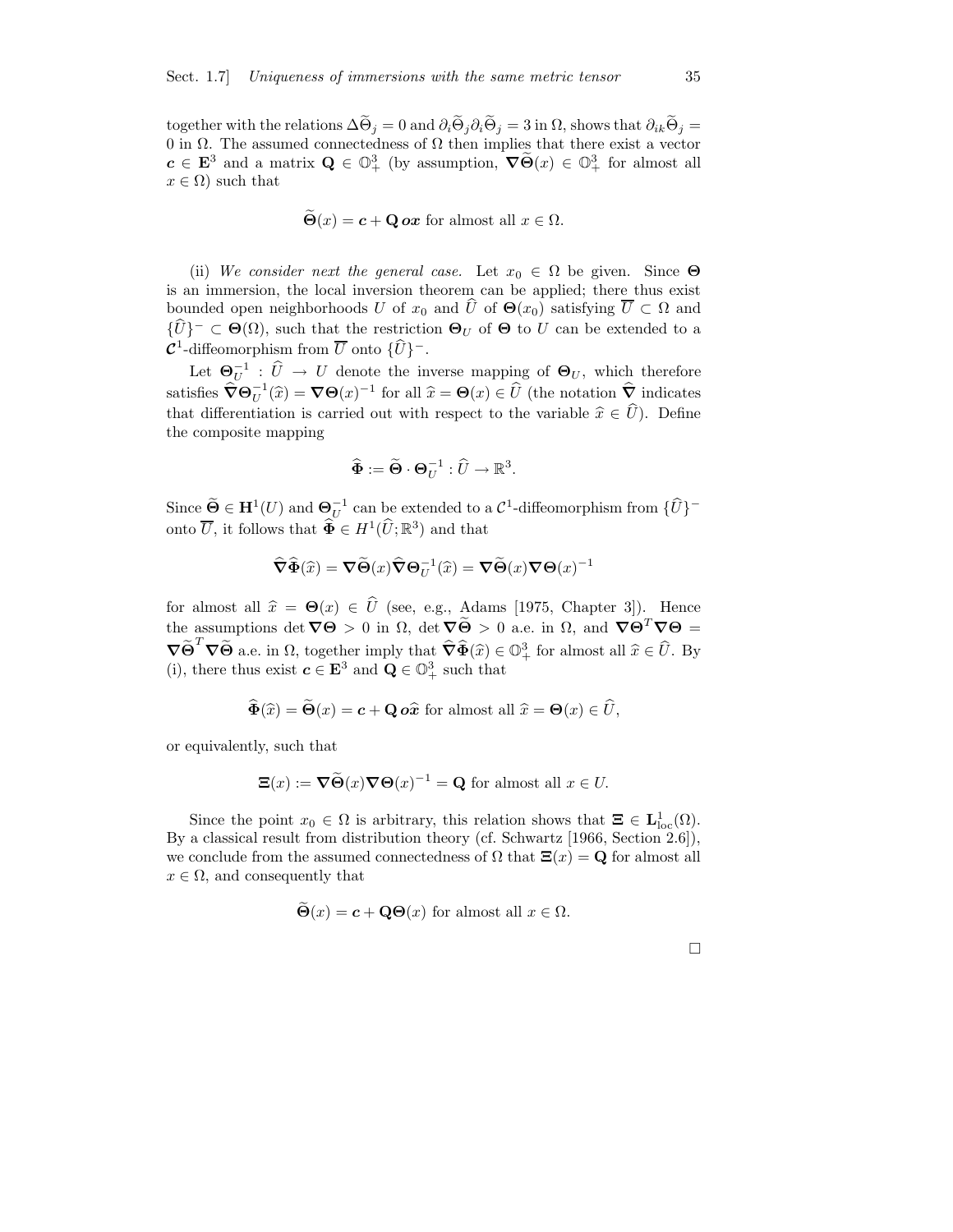together with the relations $\Delta\widetilde{\Theta}_j = 0$ and $\partial_i\widetilde{\Theta}_j\partial_i\widetilde{\Theta}_j = 3$ in $\Omega$, shows that $\partial_{ik}\widetilde{\Theta}_j = 0$ in $\Omega$. The assumed connectedness of $\Omega$ then implies that there exist a vector $\boldsymbol{c} \in \mathbf{E}^3$ and a matrix $\mathbf{Q} \in \mathbb{O}^3_+$ (by assumption, $\boldsymbol{\nabla}\widetilde{\boldsymbol{\Theta}}(x) \in \mathbb{O}^3_+$ for almost all $x \in \Omega$) such that

$$\widetilde{\boldsymbol{\Theta}}(x) = \boldsymbol{c} + \mathbf{Q}\,\boldsymbol{ox} \text{ for almost all } x \in \Omega.$$

(ii) *We consider next the general case.* Let $x_0 \in \Omega$ be given. Since $\boldsymbol{\Theta}$ is an immersion, the local inversion theorem can be applied; there thus exist bounded open neighborhoods $U$ of $x_0$ and $\widehat{U}$ of $\boldsymbol{\Theta}(x_0)$ satisfying $\overline{U} \subset \Omega$ and $\{\widehat{U}\}^- \subset \boldsymbol{\Theta}(\Omega)$, such that the restriction $\boldsymbol{\Theta}_U$ of $\boldsymbol{\Theta}$ to $U$ can be extended to a $\boldsymbol{\mathcal{C}}^1$-diffeomorphism from $\overline{U}$ onto $\{\widehat{U}\}^-$.

Let $\boldsymbol{\Theta}_U^{-1} : \widehat{U} \to U$ denote the inverse mapping of $\boldsymbol{\Theta}_U$, which therefore satisfies $\widehat{\boldsymbol{\nabla}}\boldsymbol{\Theta}_U^{-1}(\widehat{x}) = \boldsymbol{\nabla}\boldsymbol{\Theta}(x)^{-1}$ for all $\widehat{x} = \boldsymbol{\Theta}(x) \in \widehat{U}$ (the notation $\widehat{\boldsymbol{\nabla}}$ indicates that differentiation is carried out with respect to the variable $\widehat{x} \in \widehat{U}$). Define the composite mapping

$$\widehat{\boldsymbol{\Phi}} := \widetilde{\boldsymbol{\Theta}} \cdot \boldsymbol{\Theta}_U^{-1} : \widehat{U} \to \mathbb{R}^3.$$

Since $\widetilde{\boldsymbol{\Theta}} \in \mathbf{H}^1(U)$ and $\boldsymbol{\Theta}_U^{-1}$ can be extended to a $\mathcal{C}^1$-diffeomorphism from $\{\widehat{U}\}^-$ onto $\overline{U}$, it follows that $\widehat{\boldsymbol{\Phi}} \in H^1(\widehat{U};\mathbb{R}^3)$ and that

$$\widehat{\boldsymbol{\nabla}}\widehat{\boldsymbol{\Phi}}(\widehat{x}) = \boldsymbol{\nabla}\widetilde{\boldsymbol{\Theta}}(x)\widehat{\boldsymbol{\nabla}}\boldsymbol{\Theta}_U^{-1}(\widehat{x}) = \boldsymbol{\nabla}\widetilde{\boldsymbol{\Theta}}(x)\boldsymbol{\nabla}\boldsymbol{\Theta}(x)^{-1}$$

for almost all $\widehat{x} = \boldsymbol{\Theta}(x) \in \widehat{U}$ (see, e.g., Adams [1975, Chapter 3]). Hence the assumptions $\det\boldsymbol{\nabla}\boldsymbol{\Theta} > 0$ in $\Omega$, $\det\boldsymbol{\nabla}\widetilde{\boldsymbol{\Theta}} > 0$ a.e. in $\Omega$, and $\boldsymbol{\nabla}\boldsymbol{\Theta}^T\boldsymbol{\nabla}\boldsymbol{\Theta} = \boldsymbol{\nabla}\widetilde{\boldsymbol{\Theta}}^T\boldsymbol{\nabla}\widetilde{\boldsymbol{\Theta}}$ a.e. in $\Omega$, together imply that $\widehat{\boldsymbol{\nabla}}\widehat{\boldsymbol{\Phi}}(\widehat{x}) \in \mathbb{O}^3_+$ for almost all $\widehat{x} \in \widehat{U}$. By (i), there thus exist $\boldsymbol{c} \in \mathbf{E}^3$ and $\mathbf{Q} \in \mathbb{O}^3_+$ such that

$$\widehat{\boldsymbol{\Phi}}(\widehat{x}) = \widetilde{\boldsymbol{\Theta}}(x) = \boldsymbol{c} + \mathbf{Q}\,\boldsymbol{o}\widehat{\boldsymbol{x}} \text{ for almost all } \widehat{x} = \boldsymbol{\Theta}(x) \in \widehat{U},$$

or equivalently, such that

$$\boldsymbol{\Xi}(x) := \boldsymbol{\nabla}\widetilde{\boldsymbol{\Theta}}(x)\boldsymbol{\nabla}\boldsymbol{\Theta}(x)^{-1} = \mathbf{Q} \text{ for almost all } x \in U.$$

Since the point $x_0 \in \Omega$ is arbitrary, this relation shows that $\boldsymbol{\Xi} \in \mathbf{L}^1_{\text{loc}}(\Omega)$. By a classical result from distribution theory (cf. Schwartz [1966, Section 2.6]), we conclude from the assumed connectedness of $\Omega$ that $\boldsymbol{\Xi}(x) = \mathbf{Q}$ for almost all $x \in \Omega$, and consequently that

$$\widetilde{\boldsymbol{\Theta}}(x) = \boldsymbol{c} + \mathbf{Q}\boldsymbol{\Theta}(x) \text{ for almost all } x \in \Omega.$$

$\square$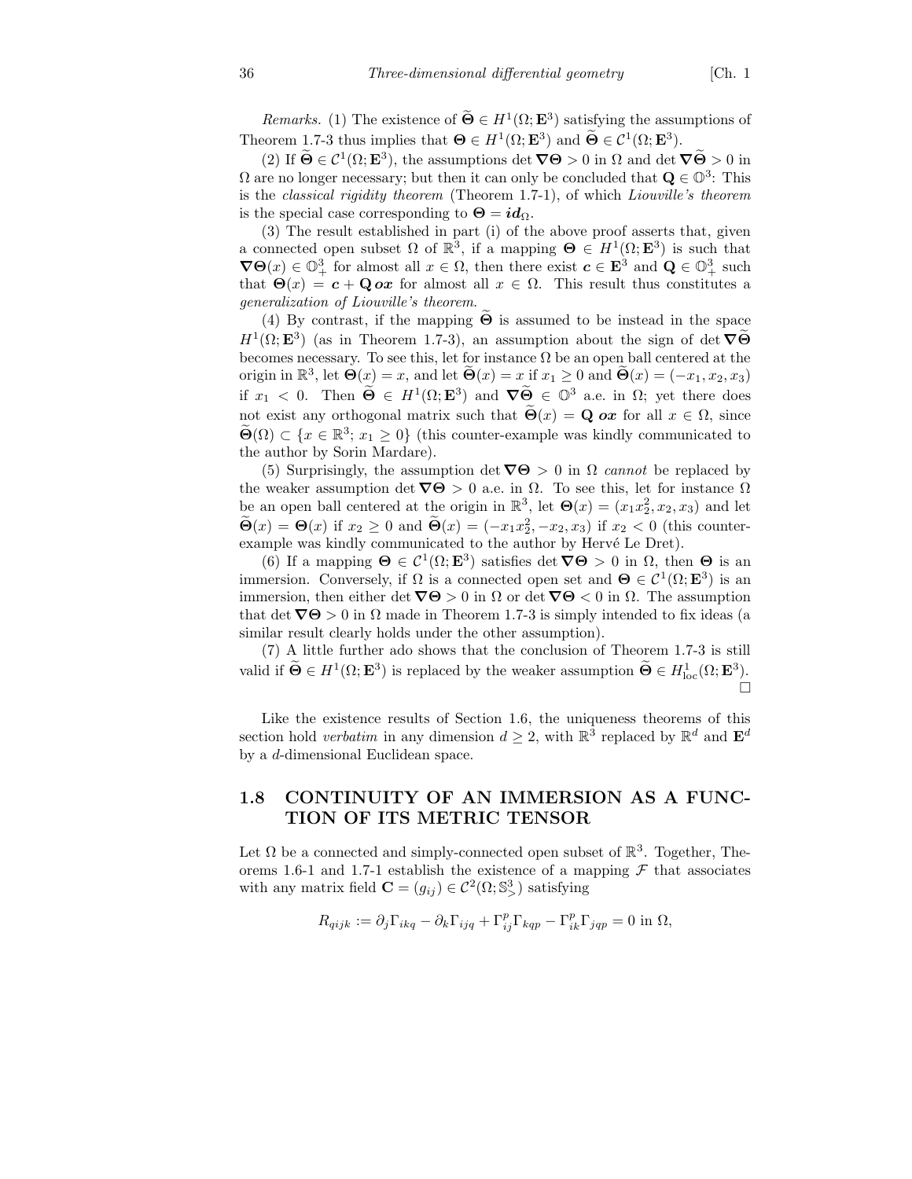*Remarks.* (1) The existence of $\widetilde{\mathbf{\Theta}} \in H^1(\Omega; \mathbf{E}^3)$ satisfying the assumptions of Theorem 1.7-3 thus implies that $\mathbf{\Theta} \in H^1(\Omega; \mathbf{E}^3)$ and $\widetilde{\mathbf{\Theta}} \in \mathcal{C}^1(\Omega; \mathbf{E}^3)$.

(2) If $\widetilde{\mathbf{\Theta}} \in \mathcal{C}^1(\Omega; \mathbf{E}^3)$, the assumptions $\det \boldsymbol{\nabla}\mathbf{\Theta} > 0$ in $\Omega$ and $\det \boldsymbol{\nabla}\widetilde{\mathbf{\Theta}} > 0$ in $\Omega$ are no longer necessary; but then it can only be concluded that $\mathbf{Q} \in \mathbb{O}^3$: This is the *classical rigidity theorem* (Theorem 1.7-1), of which *Liouville's theorem* is the special case corresponding to $\mathbf{\Theta} = \boldsymbol{id}_\Omega$.

(3) The result established in part (i) of the above proof asserts that, given a connected open subset $\Omega$ of $\mathbb{R}^3$, if a mapping $\mathbf{\Theta} \in H^1(\Omega; \mathbf{E}^3)$ is such that $\boldsymbol{\nabla}\mathbf{\Theta}(x) \in \mathbb{O}^3_+$ for almost all $x \in \Omega$, then there exist $\boldsymbol{c} \in \mathbf{E}^3$ and $\mathbf{Q} \in \mathbb{O}^3_+$ such that $\mathbf{\Theta}(x) = \boldsymbol{c} + \mathbf{Q}\,\boldsymbol{ox}$ for almost all $x \in \Omega$. This result thus constitutes a *generalization of Liouville's theorem*.

(4) By contrast, if the mapping $\widetilde{\mathbf{\Theta}}$ is assumed to be instead in the space $H^1(\Omega; \mathbf{E}^3)$ (as in Theorem 1.7-3), an assumption about the sign of $\det \boldsymbol{\nabla}\widetilde{\mathbf{\Theta}}$ becomes necessary. To see this, let for instance $\Omega$ be an open ball centered at the origin in $\mathbb{R}^3$, let $\mathbf{\Theta}(x) = x$, and let $\widetilde{\mathbf{\Theta}}(x) = x$ if $x_1 \geq 0$ and $\widetilde{\mathbf{\Theta}}(x) = (-x_1, x_2, x_3)$ if $x_1 < 0$. Then $\widetilde{\mathbf{\Theta}} \in H^1(\Omega; \mathbf{E}^3)$ and $\boldsymbol{\nabla}\widetilde{\mathbf{\Theta}} \in \mathbb{O}^3$ a.e. in $\Omega$; yet there does not exist any orthogonal matrix such that $\widetilde{\mathbf{\Theta}}(x) = \mathbf{Q}\ \boldsymbol{ox}$ for all $x \in \Omega$, since $\widetilde{\mathbf{\Theta}}(\Omega) \subset \{x \in \mathbb{R}^3;\, x_1 \geq 0\}$ (this counter-example was kindly communicated to the author by Sorin Mardare).

(5) Surprisingly, the assumption $\det \boldsymbol{\nabla}\mathbf{\Theta} > 0$ in $\Omega$ *cannot* be replaced by the weaker assumption $\det \boldsymbol{\nabla}\mathbf{\Theta} > 0$ a.e. in $\Omega$. To see this, let for instance $\Omega$ be an open ball centered at the origin in $\mathbb{R}^3$, let $\mathbf{\Theta}(x) = (x_1 x_2^2, x_2, x_3)$ and let $\widetilde{\mathbf{\Theta}}(x) = \mathbf{\Theta}(x)$ if $x_2 \geq 0$ and $\widetilde{\mathbf{\Theta}}(x) = (-x_1 x_2^2, -x_2, x_3)$ if $x_2 < 0$ (this counter-example was kindly communicated to the author by Hervé Le Dret).

(6) If a mapping $\mathbf{\Theta} \in \mathcal{C}^1(\Omega; \mathbf{E}^3)$ satisfies $\det \boldsymbol{\nabla}\mathbf{\Theta} > 0$ in $\Omega$, then $\mathbf{\Theta}$ is an immersion. Conversely, if $\Omega$ is a connected open set and $\mathbf{\Theta} \in \mathcal{C}^1(\Omega; \mathbf{E}^3)$ is an immersion, then either $\det \boldsymbol{\nabla}\mathbf{\Theta} > 0$ in $\Omega$ or $\det \boldsymbol{\nabla}\mathbf{\Theta} < 0$ in $\Omega$. The assumption that $\det \boldsymbol{\nabla}\mathbf{\Theta} > 0$ in $\Omega$ made in Theorem 1.7-3 is simply intended to fix ideas (a similar result clearly holds under the other assumption).

(7) A little further ado shows that the conclusion of Theorem 1.7-3 is still valid if $\widetilde{\mathbf{\Theta}} \in H^1(\Omega; \mathbf{E}^3)$ is replaced by the weaker assumption $\widetilde{\mathbf{\Theta}} \in H^1_{\mathrm{loc}}(\Omega; \mathbf{E}^3)$. $\square$

Like the existence results of Section 1.6, the uniqueness theorems of this section hold *verbatim* in any dimension $d \geq 2$, with $\mathbb{R}^3$ replaced by $\mathbb{R}^d$ and $\mathbf{E}^d$ by a $d$-dimensional Euclidean space.

## 1.8 CONTINUITY OF AN IMMERSION AS A FUNCTION OF ITS METRIC TENSOR

Let $\Omega$ be a connected and simply-connected open subset of $\mathbb{R}^3$. Together, Theorems 1.6-1 and 1.7-1 establish the existence of a mapping $\mathcal{F}$ that associates with any matrix field $\mathbf{C} = (g_{ij}) \in \mathcal{C}^2(\Omega; \mathbb{S}^3_>)$ satisfying

$$R_{qijk} := \partial_j \Gamma_{ikq} - \partial_k \Gamma_{ijq} + \Gamma^p_{ij}\Gamma_{kqp} - \Gamma^p_{ik}\Gamma_{jqp} = 0 \text{ in } \Omega,$$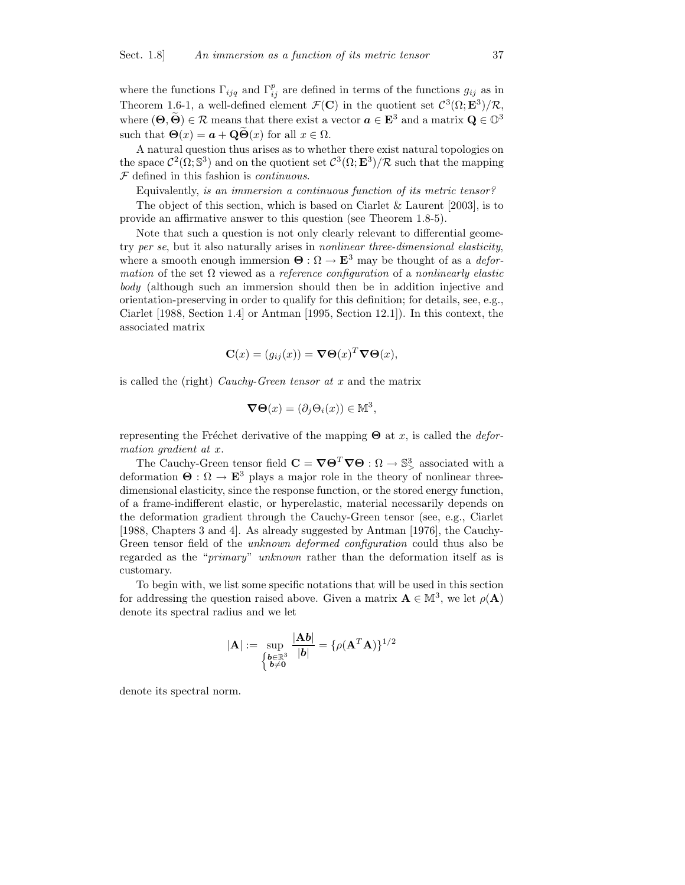where the functions $\Gamma_{ijq}$ and $\Gamma_{ij}^p$ are defined in terms of the functions $g_{ij}$ as in Theorem 1.6-1, a well-defined element $\mathcal{F}(\mathbf{C})$ in the quotient set $\mathcal{C}^3(\Omega; \mathbf{E}^3)/\mathcal{R}$, where $(\boldsymbol{\Theta}, \widetilde{\boldsymbol{\Theta}}) \in \mathcal{R}$ means that there exist a vector $\boldsymbol{a} \in \mathbf{E}^3$ and a matrix $\mathbf{Q} \in \mathbb{O}^3$ such that $\boldsymbol{\Theta}(x) = \boldsymbol{a} + \mathbf{Q}\widetilde{\boldsymbol{\Theta}}(x)$ for all $x \in \Omega$.

A natural question thus arises as to whether there exist natural topologies on the space $\mathcal{C}^2(\Omega; \mathbb{S}^3)$ and on the quotient set $\mathcal{C}^3(\Omega; \mathbf{E}^3)/\mathcal{R}$ such that the mapping $\mathcal{F}$ defined in this fashion is *continuous*.

Equivalently, *is an immersion a continuous function of its metric tensor?*

The object of this section, which is based on Ciarlet & Laurent [2003], is to provide an affirmative answer to this question (see Theorem 1.8-5).

Note that such a question is not only clearly relevant to differential geometry *per se*, but it also naturally arises in *nonlinear three-dimensional elasticity*, where a smooth enough immersion $\boldsymbol{\Theta} : \Omega \to \mathbf{E}^3$ may be thought of as a *deformation* of the set $\Omega$ viewed as a *reference configuration* of a *nonlinearly elastic body* (although such an immersion should then be in addition injective and orientation-preserving in order to qualify for this definition; for details, see, e.g., Ciarlet [1988, Section 1.4] or Antman [1995, Section 12.1]). In this context, the associated matrix

$$\mathbf{C}(x) = (g_{ij}(x)) = \boldsymbol{\nabla}\boldsymbol{\Theta}(x)^T \boldsymbol{\nabla}\boldsymbol{\Theta}(x),$$

is called the (right) *Cauchy-Green tensor at* $x$ and the matrix

$$\boldsymbol{\nabla}\boldsymbol{\Theta}(x) = (\partial_j \Theta_i(x)) \in \mathbb{M}^3,$$

representing the Fréchet derivative of the mapping $\boldsymbol{\Theta}$ at $x$, is called the *deformation gradient at* $x$.

The Cauchy-Green tensor field $\mathbf{C} = \boldsymbol{\nabla}\boldsymbol{\Theta}^T \boldsymbol{\nabla}\boldsymbol{\Theta} : \Omega \to \mathbb{S}^3_>$ associated with a deformation $\boldsymbol{\Theta} : \Omega \to \mathbf{E}^3$ plays a major role in the theory of nonlinear three-dimensional elasticity, since the response function, or the stored energy function, of a frame-indifferent elastic, or hyperelastic, material necessarily depends on the deformation gradient through the Cauchy-Green tensor (see, e.g., Ciarlet [1988, Chapters 3 and 4]. As already suggested by Antman [1976], the Cauchy-Green tensor field of the *unknown deformed configuration* could thus also be regarded as the "*primary*" *unknown* rather than the deformation itself as is customary.

To begin with, we list some specific notations that will be used in this section for addressing the question raised above. Given a matrix $\mathbf{A} \in \mathbb{M}^3$, we let $\rho(\mathbf{A})$ denote its spectral radius and we let

$$|\mathbf{A}| := \sup_{\begin{cases} \boldsymbol{b} \in \mathbb{R}^3 \\ \boldsymbol{b} \neq \mathbf{0} \end{cases}} \frac{|\mathbf{A}\boldsymbol{b}|}{|\boldsymbol{b}|} = \{\rho(\mathbf{A}^T\mathbf{A})\}^{1/2}$$

denote its spectral norm.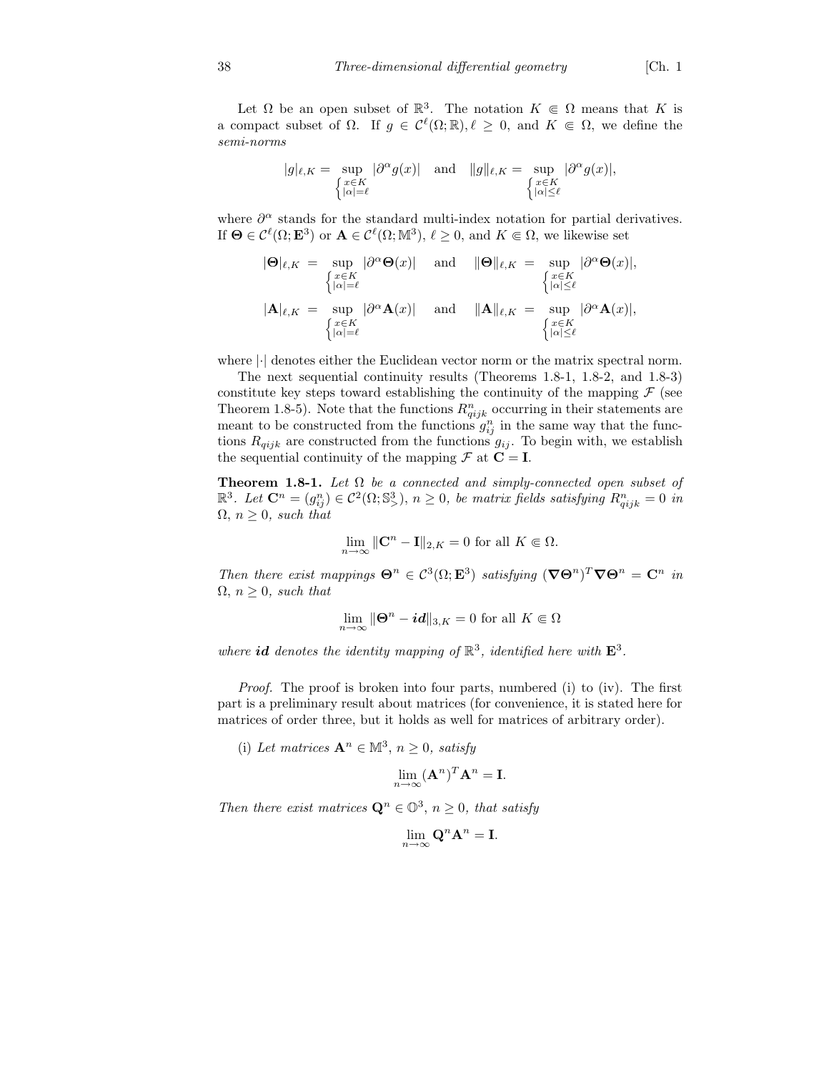Let $\Omega$ be an open subset of $\mathbb{R}^3$. The notation $K \Subset \Omega$ means that $K$ is a compact subset of $\Omega$. If $g \in \mathcal{C}^\ell(\Omega; \mathbb{R}), \ell \geq 0$, and $K \Subset \Omega$, we define the *semi-norms*

$$|g|_{\ell,K} = \sup_{\begin{cases} x \in K \\ |\alpha| = \ell \end{cases}} |\partial^\alpha g(x)| \quad \text{and} \quad \|g\|_{\ell,K} = \sup_{\begin{cases} x \in K \\ |\alpha| \leq \ell \end{cases}} |\partial^\alpha g(x)|,$$

where $\partial^\alpha$ stands for the standard multi-index notation for partial derivatives. If $\boldsymbol{\Theta} \in \mathcal{C}^\ell(\Omega; \mathbf{E}^3)$ or $\mathbf{A} \in \mathcal{C}^\ell(\Omega; \mathbb{M}^3)$, $\ell \geq 0$, and $K \Subset \Omega$, we likewise set

$$|\boldsymbol{\Theta}|_{\ell,K} = \sup_{\begin{cases} x \in K \\ |\alpha| = \ell \end{cases}} |\partial^\alpha \boldsymbol{\Theta}(x)| \quad \text{and} \quad \|\boldsymbol{\Theta}\|_{\ell,K} = \sup_{\begin{cases} x \in K \\ |\alpha| \leq \ell \end{cases}} |\partial^\alpha \boldsymbol{\Theta}(x)|,$$

$$|\mathbf{A}|_{\ell,K} = \sup_{\begin{cases} x \in K \\ |\alpha| = \ell \end{cases}} |\partial^\alpha \mathbf{A}(x)| \quad \text{and} \quad \|\mathbf{A}\|_{\ell,K} = \sup_{\begin{cases} x \in K \\ |\alpha| \leq \ell \end{cases}} |\partial^\alpha \mathbf{A}(x)|,$$

where $|\cdot|$ denotes either the Euclidean vector norm or the matrix spectral norm.

The next sequential continuity results (Theorems 1.8-1, 1.8-2, and 1.8-3) constitute key steps toward establishing the continuity of the mapping $\mathcal{F}$ (see Theorem 1.8-5). Note that the functions $R^n_{qijk}$ occurring in their statements are meant to be constructed from the functions $g^n_{ij}$ in the same way that the functions $R_{qijk}$ are constructed from the functions $g_{ij}$. To begin with, we establish the sequential continuity of the mapping $\mathcal{F}$ at $\mathbf{C} = \mathbf{I}$.

**Theorem 1.8-1.** *Let $\Omega$ be a connected and simply-connected open subset of $\mathbb{R}^3$. Let $\mathbf{C}^n = (g^n_{ij}) \in \mathcal{C}^2(\Omega; \mathbb{S}^3_>)$, $n \geq 0$, be matrix fields satisfying $R^n_{qijk} = 0$ in $\Omega$, $n \geq 0$, such that*

$$\lim_{n \to \infty} \|\mathbf{C}^n - \mathbf{I}\|_{2,K} = 0 \text{ for all } K \Subset \Omega.$$

*Then there exist mappings $\boldsymbol{\Theta}^n \in \mathcal{C}^3(\Omega; \mathbf{E}^3)$ satisfying $(\boldsymbol{\nabla}\boldsymbol{\Theta}^n)^T \boldsymbol{\nabla}\boldsymbol{\Theta}^n = \mathbf{C}^n$ in $\Omega$, $n \geq 0$, such that*

$$\lim_{n \to \infty} \|\boldsymbol{\Theta}^n - \boldsymbol{id}\|_{3,K} = 0 \text{ for all } K \Subset \Omega$$

*where $\boldsymbol{id}$ denotes the identity mapping of $\mathbb{R}^3$, identified here with $\mathbf{E}^3$.*

*Proof.* The proof is broken into four parts, numbered (i) to (iv). The first part is a preliminary result about matrices (for convenience, it is stated here for matrices of order three, but it holds as well for matrices of arbitrary order).

(i) *Let matrices $\mathbf{A}^n \in \mathbb{M}^3$, $n \geq 0$, satisfy*

$$\lim_{n \to \infty} (\mathbf{A}^n)^T \mathbf{A}^n = \mathbf{I}.$$

*Then there exist matrices $\mathbf{Q}^n \in \mathbb{O}^3$, $n \geq 0$, that satisfy*

$$\lim_{n \to \infty} \mathbf{Q}^n \mathbf{A}^n = \mathbf{I}.$$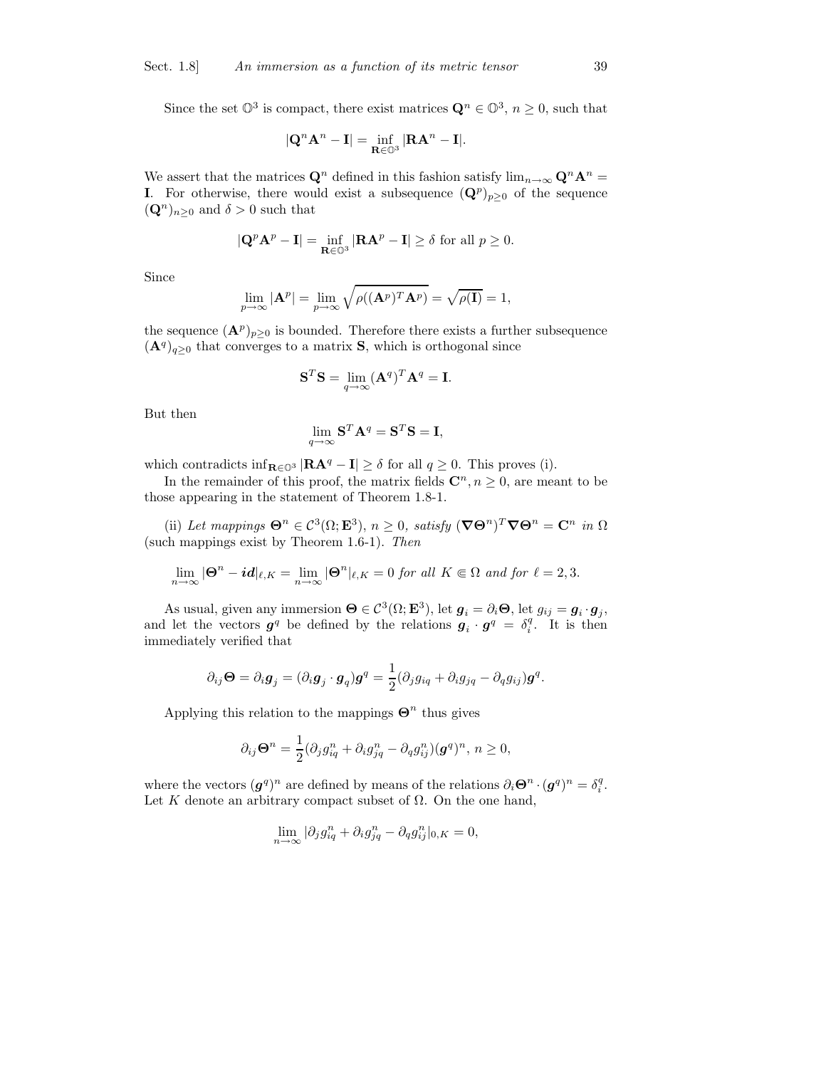Since the set $\mathbb{O}^3$ is compact, there exist matrices $\mathbf{Q}^n \in \mathbb{O}^3$, $n \geq 0$, such that

$$|\mathbf{Q}^n \mathbf{A}^n - \mathbf{I}| = \inf_{\mathbf{R} \in \mathbb{O}^3} |\mathbf{R}\mathbf{A}^n - \mathbf{I}|.$$

We assert that the matrices $\mathbf{Q}^n$ defined in this fashion satisfy $\lim_{n\to\infty} \mathbf{Q}^n \mathbf{A}^n = \mathbf{I}$. For otherwise, there would exist a subsequence $(\mathbf{Q}^p)_{p\geq 0}$ of the sequence $(\mathbf{Q}^n)_{n\geq 0}$ and $\delta > 0$ such that

$$|\mathbf{Q}^p \mathbf{A}^p - \mathbf{I}| = \inf_{\mathbf{R} \in \mathbb{O}^3} |\mathbf{R}\mathbf{A}^p - \mathbf{I}| \geq \delta \text{ for all } p \geq 0.$$

Since

$$\lim_{p\to\infty} |\mathbf{A}^p| = \lim_{p\to\infty} \sqrt{\rho((\mathbf{A}^p)^T \mathbf{A}^p)} = \sqrt{\rho(\mathbf{I})} = 1,$$

the sequence $(\mathbf{A}^p)_{p\geq 0}$ is bounded. Therefore there exists a further subsequence $(\mathbf{A}^q)_{q\geq 0}$ that converges to a matrix $\mathbf{S}$, which is orthogonal since

$$\mathbf{S}^T \mathbf{S} = \lim_{q\to\infty} (\mathbf{A}^q)^T \mathbf{A}^q = \mathbf{I}.$$

But then

$$\lim_{q\to\infty} \mathbf{S}^T \mathbf{A}^q = \mathbf{S}^T \mathbf{S} = \mathbf{I},$$

which contradicts $\inf_{\mathbf{R}\in\mathbb{O}^3} |\mathbf{R}\mathbf{A}^q - \mathbf{I}| \geq \delta$ for all $q \geq 0$. This proves (i).

In the remainder of this proof, the matrix fields $\mathbf{C}^n, n \geq 0$, are meant to be those appearing in the statement of Theorem 1.8-1.

(ii) *Let mappings* $\mathbf{\Theta}^n \in \mathcal{C}^3(\Omega; \mathbf{E}^3)$, $n \geq 0$, *satisfy* $(\boldsymbol{\nabla}\mathbf{\Theta}^n)^T \boldsymbol{\nabla}\mathbf{\Theta}^n = \mathbf{C}^n$ *in* $\Omega$ (such mappings exist by Theorem 1.6-1). *Then*

$$\lim_{n\to\infty} |\mathbf{\Theta}^n - \boldsymbol{id}|_{\ell,K} = \lim_{n\to\infty} |\mathbf{\Theta}^n|_{\ell,K} = 0 \textit{ for all } K \Subset \Omega \textit{ and for } \ell = 2, 3.$$

As usual, given any immersion $\mathbf{\Theta} \in \mathcal{C}^3(\Omega; \mathbf{E}^3)$, let $\boldsymbol{g}_i = \partial_i \mathbf{\Theta}$, let $g_{ij} = \boldsymbol{g}_i \cdot \boldsymbol{g}_j$, and let the vectors $\boldsymbol{g}^q$ be defined by the relations $\boldsymbol{g}_i \cdot \boldsymbol{g}^q = \delta_i^q$. It is then immediately verified that

$$\partial_{ij}\mathbf{\Theta} = \partial_i \boldsymbol{g}_j = (\partial_i \boldsymbol{g}_j \cdot \boldsymbol{g}_q)\boldsymbol{g}^q = \frac{1}{2}(\partial_j g_{iq} + \partial_i g_{jq} - \partial_q g_{ij})\boldsymbol{g}^q.$$

Applying this relation to the mappings $\mathbf{\Theta}^n$ thus gives

$$\partial_{ij}\mathbf{\Theta}^n = \frac{1}{2}(\partial_j g_{iq}^n + \partial_i g_{jq}^n - \partial_q g_{ij}^n)(\boldsymbol{g}^q)^n,\ n \geq 0,$$

where the vectors $(\boldsymbol{g}^q)^n$ are defined by means of the relations $\partial_i \mathbf{\Theta}^n \cdot (\boldsymbol{g}^q)^n = \delta_i^q$. Let $K$ denote an arbitrary compact subset of $\Omega$. On the one hand,

$$\lim_{n\to\infty} |\partial_j g_{iq}^n + \partial_i g_{jq}^n - \partial_q g_{ij}^n|_{0,K} = 0,$$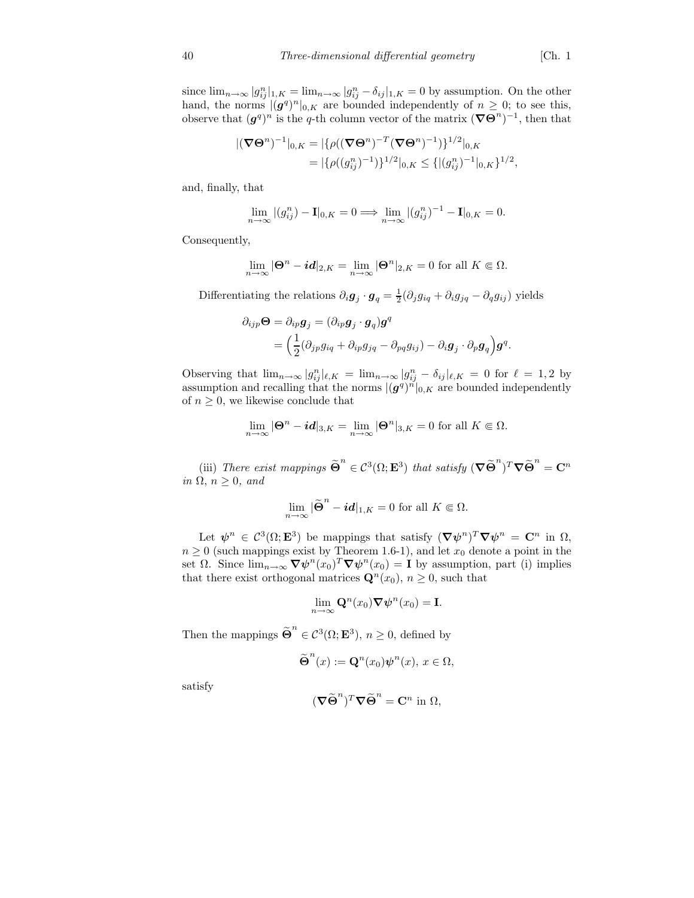since $\lim_{n\to\infty} |g_{ij}^n|_{1,K} = \lim_{n\to\infty} |g_{ij}^n - \delta_{ij}|_{1,K} = 0$ by assumption. On the other hand, the norms $|(\boldsymbol{g}^q)^n|_{0,K}$ are bounded independently of $n \geq 0$; to see this, observe that $(\boldsymbol{g}^q)^n$ is the $q$-th column vector of the matrix $(\boldsymbol{\nabla\Theta}^n)^{-1}$, then that

$$
\begin{aligned}
|(\boldsymbol{\nabla\Theta}^n)^{-1}|_{0,K} &= |\{\rho((\boldsymbol{\nabla\Theta}^n)^{-T}(\boldsymbol{\nabla\Theta}^n)^{-1})\}^{1/2}|_{0,K} \\
&= |\{\rho((g_{ij}^n)^{-1})\}^{1/2}|_{0,K} \leq \{|(g_{ij}^n)^{-1}|_{0,K}\}^{1/2},
\end{aligned}
$$

and, finally, that

$$
\lim_{n\to\infty} |(g_{ij}^n) - \mathbf{I}|_{0,K} = 0 \Longrightarrow \lim_{n\to\infty} |(g_{ij}^n)^{-1} - \mathbf{I}|_{0,K} = 0.
$$

Consequently,

$$
\lim_{n\to\infty} |\boldsymbol{\Theta}^n - \boldsymbol{id}|_{2,K} = \lim_{n\to\infty} |\boldsymbol{\Theta}^n|_{2,K} = 0 \text{ for all } K \Subset \Omega.
$$

Differentiating the relations $\partial_i \boldsymbol{g}_j \cdot \boldsymbol{g}_q = \frac{1}{2}(\partial_j g_{iq} + \partial_i g_{jq} - \partial_q g_{ij})$ yields

$$
\begin{aligned}
\partial_{ijp}\boldsymbol{\Theta} = \partial_{ip}\boldsymbol{g}_j &= (\partial_{ip}\boldsymbol{g}_j \cdot \boldsymbol{g}_q)\boldsymbol{g}^q \\
&= \Big(\frac{1}{2}(\partial_{jp} g_{iq} + \partial_{ip} g_{jq} - \partial_{pq} g_{ij}) - \partial_i \boldsymbol{g}_j \cdot \partial_p \boldsymbol{g}_q\Big)\boldsymbol{g}^q.
\end{aligned}
$$

Observing that $\lim_{n\to\infty} |g_{ij}^n|_{\ell,K} = \lim_{n\to\infty} |g_{ij}^n - \delta_{ij}|_{\ell,K} = 0$ for $\ell = 1, 2$ by assumption and recalling that the norms $|(\boldsymbol{g}^q)^n|_{0,K}$ are bounded independently of $n \geq 0$, we likewise conclude that

$$
\lim_{n\to\infty} |\boldsymbol{\Theta}^n - \boldsymbol{id}|_{3,K} = \lim_{n\to\infty} |\boldsymbol{\Theta}^n|_{3,K} = 0 \text{ for all } K \Subset \Omega.
$$

(iii) *There exist mappings* $\widetilde{\boldsymbol{\Theta}}^n \in \mathcal{C}^3(\Omega; \mathbf{E}^3)$ *that satisfy* $(\boldsymbol{\nabla}\widetilde{\boldsymbol{\Theta}}^n)^T \boldsymbol{\nabla}\widetilde{\boldsymbol{\Theta}}^n = \mathbf{C}^n$ *in* $\Omega$, $n \geq 0$, *and*

$$
\lim_{n\to\infty} |\widetilde{\boldsymbol{\Theta}}^n - \boldsymbol{id}|_{1,K} = 0 \text{ for all } K \Subset \Omega.
$$

Let $\boldsymbol{\psi}^n \in \mathcal{C}^3(\Omega; \mathbf{E}^3)$ be mappings that satisfy $(\boldsymbol{\nabla\psi}^n)^T \boldsymbol{\nabla\psi}^n = \mathbf{C}^n$ in $\Omega$, $n \geq 0$ (such mappings exist by Theorem 1.6-1), and let $x_0$ denote a point in the set $\Omega$. Since $\lim_{n\to\infty} \boldsymbol{\nabla\psi}^n(x_0)^T \boldsymbol{\nabla\psi}^n(x_0) = \mathbf{I}$ by assumption, part (i) implies that there exist orthogonal matrices $\mathbf{Q}^n(x_0)$, $n \geq 0$, such that

$$
\lim_{n\to\infty} \mathbf{Q}^n(x_0) \boldsymbol{\nabla\psi}^n(x_0) = \mathbf{I}.
$$

Then the mappings $\widetilde{\boldsymbol{\Theta}}^n \in \mathcal{C}^3(\Omega; \mathbf{E}^3)$, $n \geq 0$, defined by

$$
\widetilde{\boldsymbol{\Theta}}^n(x) := \mathbf{Q}^n(x_0)\boldsymbol{\psi}^n(x),\ x \in \Omega,
$$

satisfy

$$
(\boldsymbol{\nabla}\widetilde{\boldsymbol{\Theta}}^n)^T \boldsymbol{\nabla}\widetilde{\boldsymbol{\Theta}}^n = \mathbf{C}^n \text{ in } \Omega,
$$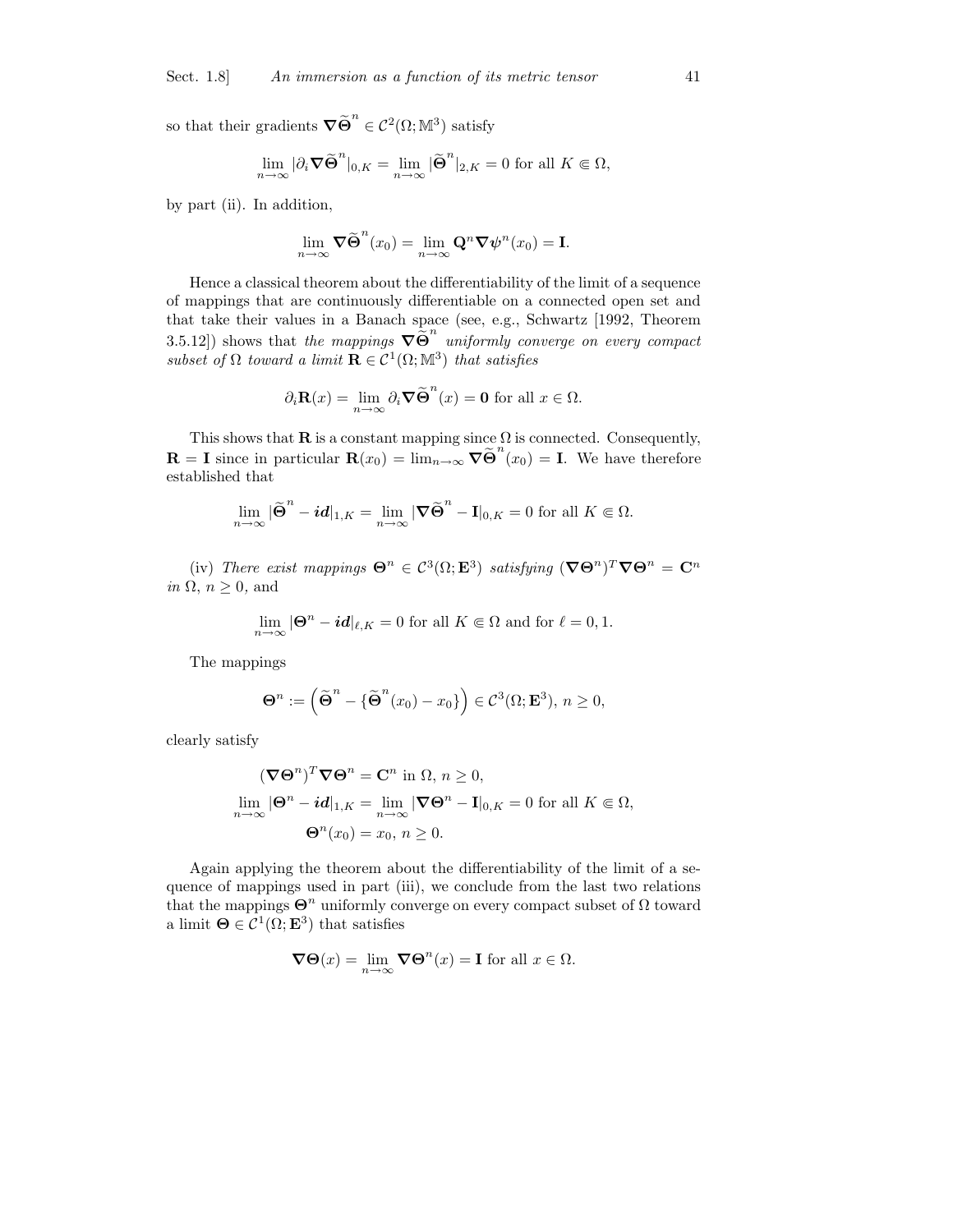so that their gradients $\boldsymbol{\nabla}\widetilde{\boldsymbol{\Theta}}^n \in \mathcal{C}^2(\Omega; \mathbb{M}^3)$ satisfy

$$\lim_{n\to\infty} |\partial_i \boldsymbol{\nabla}\widetilde{\boldsymbol{\Theta}}^n|_{0,K} = \lim_{n\to\infty} |\widetilde{\boldsymbol{\Theta}}^n|_{2,K} = 0 \text{ for all } K \Subset \Omega,$$

by part (ii). In addition,

$$\lim_{n\to\infty} \boldsymbol{\nabla}\widetilde{\boldsymbol{\Theta}}^n(x_0) = \lim_{n\to\infty} \mathbf{Q}^n \boldsymbol{\nabla}\boldsymbol{\psi}^n(x_0) = \mathbf{I}.$$

Hence a classical theorem about the differentiability of the limit of a sequence of mappings that are continuously differentiable on a connected open set and that take their values in a Banach space (see, e.g., Schwartz [1992, Theorem 3.5.12]) shows that *the mappings $\boldsymbol{\nabla}\widetilde{\boldsymbol{\Theta}}^n$ uniformly converge on every compact subset of $\Omega$ toward a limit $\mathbf{R} \in \mathcal{C}^1(\Omega; \mathbb{M}^3)$ that satisfies*

$$\partial_i \mathbf{R}(x) = \lim_{n\to\infty} \partial_i \boldsymbol{\nabla}\widetilde{\boldsymbol{\Theta}}^n(x) = \mathbf{0} \text{ for all } x \in \Omega.$$

This shows that $\mathbf{R}$ is a constant mapping since $\Omega$ is connected. Consequently, $\mathbf{R} = \mathbf{I}$ since in particular $\mathbf{R}(x_0) = \lim_{n\to\infty} \boldsymbol{\nabla}\widetilde{\boldsymbol{\Theta}}^n(x_0) = \mathbf{I}$. We have therefore established that

$$\lim_{n\to\infty} |\widetilde{\boldsymbol{\Theta}}^n - \boldsymbol{id}|_{1,K} = \lim_{n\to\infty} |\boldsymbol{\nabla}\widetilde{\boldsymbol{\Theta}}^n - \mathbf{I}|_{0,K} = 0 \text{ for all } K \Subset \Omega.$$

(iv) *There exist mappings $\boldsymbol{\Theta}^n \in \mathcal{C}^3(\Omega; \mathbf{E}^3)$ satisfying $(\boldsymbol{\nabla}\boldsymbol{\Theta}^n)^T \boldsymbol{\nabla}\boldsymbol{\Theta}^n = \mathbf{C}^n$ in $\Omega$, $n \geq 0$,* and

$$\lim_{n\to\infty} |\boldsymbol{\Theta}^n - \boldsymbol{id}|_{\ell,K} = 0 \text{ for all } K \Subset \Omega \text{ and for } \ell = 0, 1.$$

The mappings

$$\boldsymbol{\Theta}^n := \left(\widetilde{\boldsymbol{\Theta}}^n - \{\widetilde{\boldsymbol{\Theta}}^n(x_0) - x_0\}\right) \in \mathcal{C}^3(\Omega; \mathbf{E}^3),\ n \geq 0,$$

clearly satisfy

$$\begin{aligned}
(\boldsymbol{\nabla}\boldsymbol{\Theta}^n)^T \boldsymbol{\nabla}\boldsymbol{\Theta}^n &= \mathbf{C}^n \text{ in } \Omega,\ n \geq 0, \\
\lim_{n\to\infty} |\boldsymbol{\Theta}^n - \boldsymbol{id}|_{1,K} &= \lim_{n\to\infty} |\boldsymbol{\nabla}\boldsymbol{\Theta}^n - \mathbf{I}|_{0,K} = 0 \text{ for all } K \Subset \Omega, \\
\boldsymbol{\Theta}^n(x_0) &= x_0,\ n \geq 0.
\end{aligned}$$

Again applying the theorem about the differentiability of the limit of a sequence of mappings used in part (iii), we conclude from the last two relations that the mappings $\boldsymbol{\Theta}^n$ uniformly converge on every compact subset of $\Omega$ toward a limit $\boldsymbol{\Theta} \in \mathcal{C}^1(\Omega; \mathbf{E}^3)$ that satisfies

$$\boldsymbol{\nabla}\boldsymbol{\Theta}(x) = \lim_{n\to\infty} \boldsymbol{\nabla}\boldsymbol{\Theta}^n(x) = \mathbf{I} \text{ for all } x \in \Omega.$$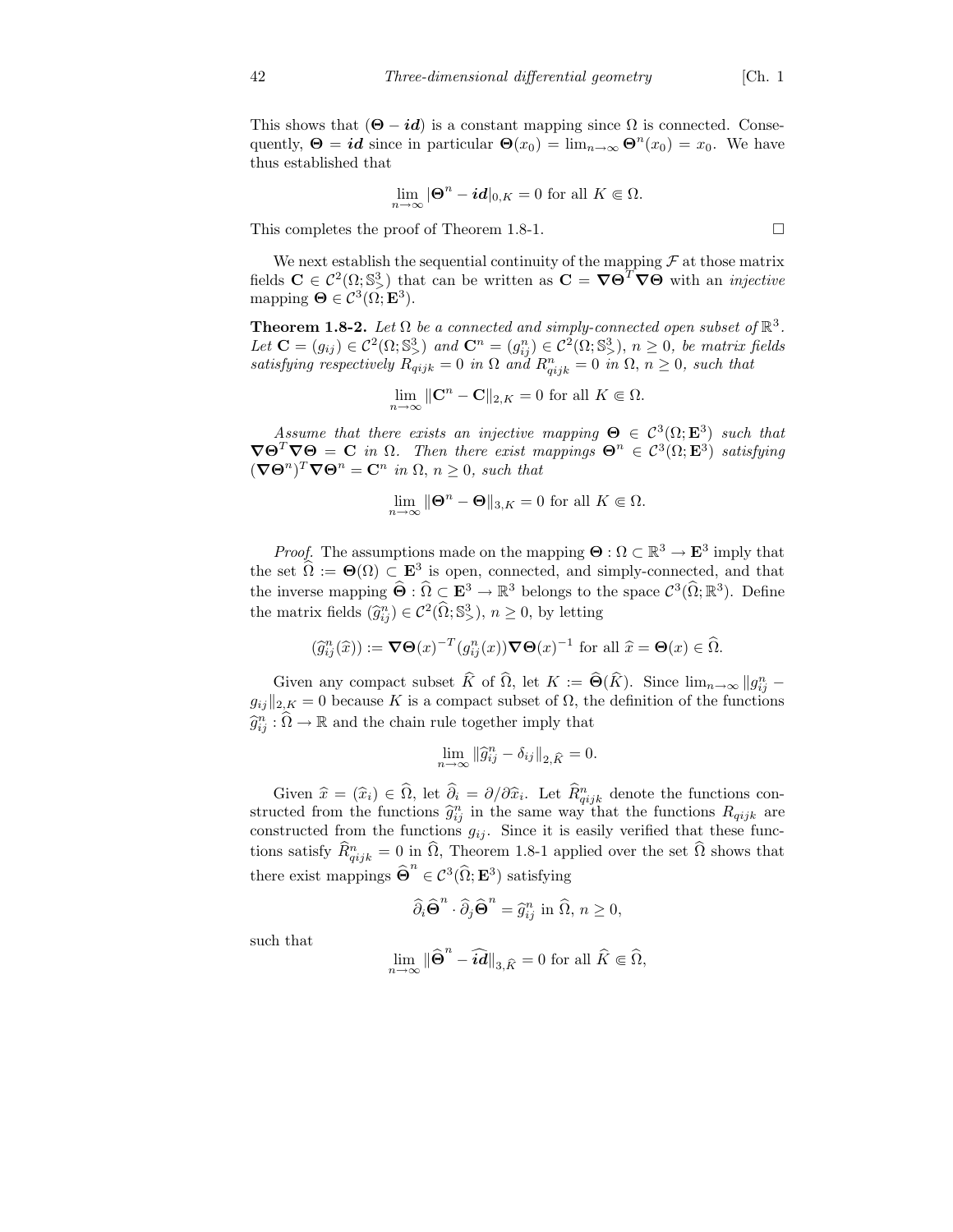This shows that $(\boldsymbol{\Theta} - \boldsymbol{id})$ is a constant mapping since $\Omega$ is connected. Consequently, $\boldsymbol{\Theta} = \boldsymbol{id}$ since in particular $\boldsymbol{\Theta}(x_0) = \lim_{n\to\infty} \boldsymbol{\Theta}^n(x_0) = x_0$. We have thus established that

$$\lim_{n\to\infty} |\boldsymbol{\Theta}^n - \boldsymbol{id}|_{0,K} = 0 \text{ for all } K \Subset \Omega.$$

This completes the proof of Theorem 1.8-1. $\square$

We next establish the sequential continuity of the mapping $\mathcal{F}$ at those matrix fields $\mathbf{C} \in \mathcal{C}^2(\Omega; \mathbb{S}^3_>)$ that can be written as $\mathbf{C} = \boldsymbol{\nabla}\boldsymbol{\Theta}^T\boldsymbol{\nabla}\boldsymbol{\Theta}$ with an *injective* mapping $\boldsymbol{\Theta} \in \mathcal{C}^3(\Omega; \mathbf{E}^3)$.

**Theorem 1.8-2.** *Let $\Omega$ be a connected and simply-connected open subset of $\mathbb{R}^3$. Let $\mathbf{C} = (g_{ij}) \in \mathcal{C}^2(\Omega; \mathbb{S}^3_>)$ and $\mathbf{C}^n = (g^n_{ij}) \in \mathcal{C}^2(\Omega; \mathbb{S}^3_>)$, $n \geq 0$, be matrix fields satisfying respectively $R_{qijk} = 0$ in $\Omega$ and $R^n_{qijk} = 0$ in $\Omega$, $n \geq 0$, such that*

$$\lim_{n\to\infty} \|\mathbf{C}^n - \mathbf{C}\|_{2,K} = 0 \text{ for all } K \Subset \Omega.$$

*Assume that there exists an injective mapping $\boldsymbol{\Theta} \in \mathcal{C}^3(\Omega; \mathbf{E}^3)$ such that $\boldsymbol{\nabla}\boldsymbol{\Theta}^T\boldsymbol{\nabla}\boldsymbol{\Theta} = \mathbf{C}$ in $\Omega$. Then there exist mappings $\boldsymbol{\Theta}^n \in \mathcal{C}^3(\Omega; \mathbf{E}^3)$ satisfying $(\boldsymbol{\nabla}\boldsymbol{\Theta}^n)^T\boldsymbol{\nabla}\boldsymbol{\Theta}^n = \mathbf{C}^n$ in $\Omega$, $n \geq 0$, such that*

$$\lim_{n\to\infty} \|\boldsymbol{\Theta}^n - \boldsymbol{\Theta}\|_{3,K} = 0 \text{ for all } K \Subset \Omega.$$

*Proof.* The assumptions made on the mapping $\boldsymbol{\Theta} : \Omega \subset \mathbb{R}^3 \to \mathbf{E}^3$ imply that the set $\widehat{\Omega} := \boldsymbol{\Theta}(\Omega) \subset \mathbf{E}^3$ is open, connected, and simply-connected, and that the inverse mapping $\widehat{\boldsymbol{\Theta}} : \widehat{\Omega} \subset \mathbf{E}^3 \to \mathbb{R}^3$ belongs to the space $\mathcal{C}^3(\widehat{\Omega}; \mathbb{R}^3)$. Define the matrix fields $(\widehat{g}^n_{ij}) \in \mathcal{C}^2(\widehat{\Omega}; \mathbb{S}^3_>)$, $n \geq 0$, by letting

$$(\widehat{g}^n_{ij}(\widehat{x})) := \boldsymbol{\nabla}\boldsymbol{\Theta}(x)^{-T}(g^n_{ij}(x))\boldsymbol{\nabla}\boldsymbol{\Theta}(x)^{-1} \text{ for all } \widehat{x} = \boldsymbol{\Theta}(x) \in \widehat{\Omega}.$$

Given any compact subset $\widehat{K}$ of $\widehat{\Omega}$, let $K := \widehat{\boldsymbol{\Theta}}(\widehat{K})$. Since $\lim_{n\to\infty} \|g^n_{ij} - g_{ij}\|_{2,K} = 0$ because $K$ is a compact subset of $\Omega$, the definition of the functions $\widehat{g}^n_{ij} : \widehat{\Omega} \to \mathbb{R}$ and the chain rule together imply that

$$\lim_{n\to\infty} \|\widehat{g}^n_{ij} - \delta_{ij}\|_{2,\widehat{K}} = 0.$$

Given $\widehat{x} = (\widehat{x}_i) \in \widehat{\Omega}$, let $\widehat{\partial}_i = \partial/\partial\widehat{x}_i$. Let $\widehat{R}^n_{qijk}$ denote the functions constructed from the functions $\widehat{g}^n_{ij}$ in the same way that the functions $R_{qijk}$ are constructed from the functions $g_{ij}$. Since it is easily verified that these functions satisfy $\widehat{R}^n_{qijk} = 0$ in $\widehat{\Omega}$, Theorem 1.8-1 applied over the set $\widehat{\Omega}$ shows that there exist mappings $\widehat{\boldsymbol{\Theta}}^n \in \mathcal{C}^3(\widehat{\Omega}; \mathbf{E}^3)$ satisfying

$$\widehat{\partial}_i\widehat{\boldsymbol{\Theta}}^n \cdot \widehat{\partial}_j\widehat{\boldsymbol{\Theta}}^n = \widehat{g}^n_{ij} \text{ in } \widehat{\Omega},\ n \geq 0,$$

such that

$$\lim_{n\to\infty} \|\widehat{\boldsymbol{\Theta}}^n - \widehat{\boldsymbol{id}}\|_{3,\widehat{K}} = 0 \text{ for all } \widehat{K} \Subset \widehat{\Omega},$$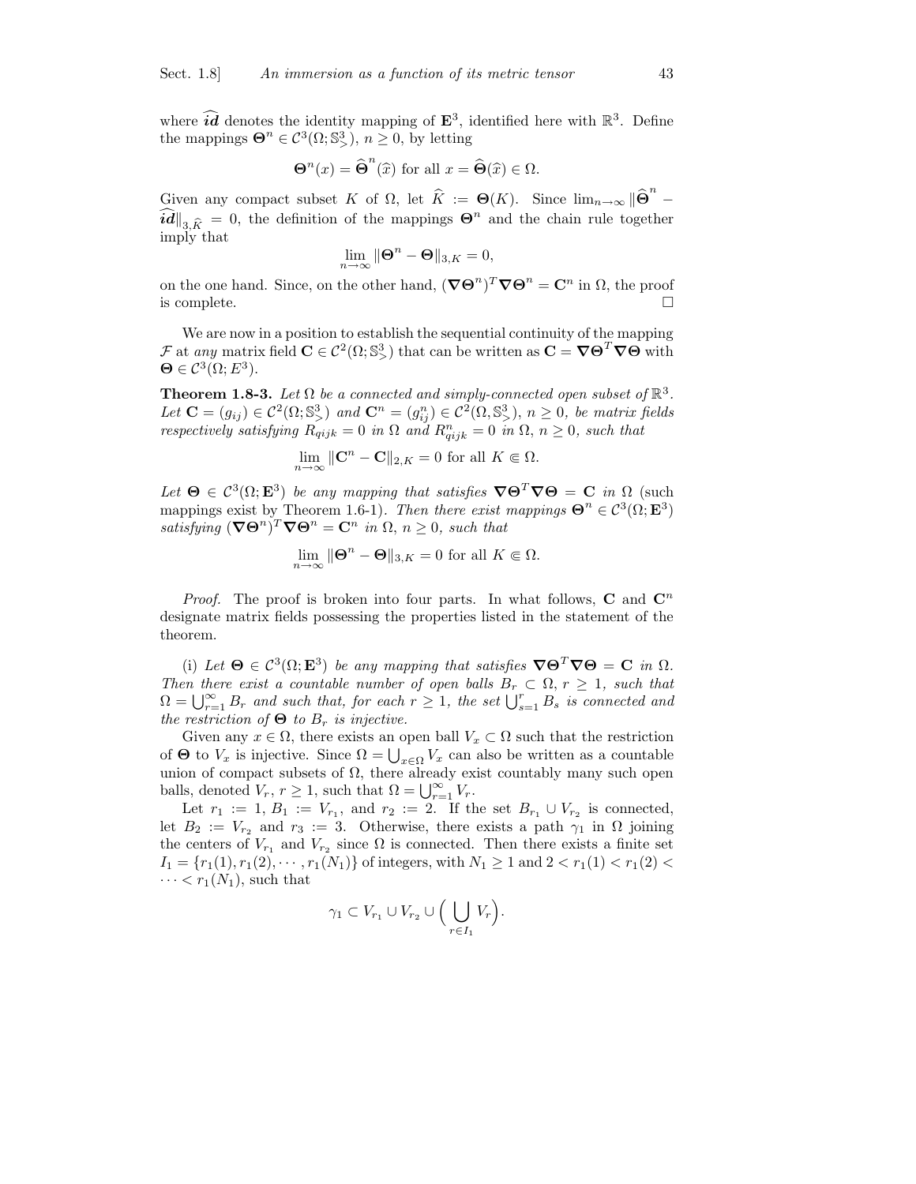where $\widehat{\boldsymbol{id}}$ denotes the identity mapping of $\mathbf{E}^3$, identified here with $\mathbb{R}^3$. Define the mappings $\boldsymbol{\Theta}^n \in \mathcal{C}^3(\Omega; \mathbb{S}^3_>)$, $n \geq 0$, by letting

$$\boldsymbol{\Theta}^n(x) = \widehat{\boldsymbol{\Theta}}^n(\widehat{x}) \text{ for all } x = \widehat{\boldsymbol{\Theta}}(\widehat{x}) \in \Omega.$$

Given any compact subset $K$ of $\Omega$, let $\widehat{K} := \boldsymbol{\Theta}(K)$. Since $\lim_{n\to\infty} \|\widehat{\boldsymbol{\Theta}}^n - \widehat{\boldsymbol{id}}\|_{3,\widehat{K}} = 0$, the definition of the mappings $\boldsymbol{\Theta}^n$ and the chain rule together imply that

$$\lim_{n\to\infty} \|\boldsymbol{\Theta}^n - \boldsymbol{\Theta}\|_{3,K} = 0,$$

on the one hand. Since, on the other hand, $(\boldsymbol{\nabla}\boldsymbol{\Theta}^n)^T\boldsymbol{\nabla}\boldsymbol{\Theta}^n = \mathbf{C}^n$ in $\Omega$, the proof is complete. $\square$

We are now in a position to establish the sequential continuity of the mapping $\mathcal{F}$ at *any* matrix field $\mathbf{C} \in \mathcal{C}^2(\Omega; \mathbb{S}^3_>)$ that can be written as $\mathbf{C} = \boldsymbol{\nabla}\boldsymbol{\Theta}^T\boldsymbol{\nabla}\boldsymbol{\Theta}$ with $\boldsymbol{\Theta} \in \mathcal{C}^3(\Omega; E^3)$.

**Theorem 1.8-3.** *Let $\Omega$ be a connected and simply-connected open subset of $\mathbb{R}^3$. Let $\mathbf{C} = (g_{ij}) \in \mathcal{C}^2(\Omega; \mathbb{S}^3_>)$ and $\mathbf{C}^n = (g^n_{ij}) \in \mathcal{C}^2(\Omega, \mathbb{S}^3_>)$, $n \geq 0$, be matrix fields respectively satisfying $R_{qijk} = 0$ in $\Omega$ and $R^n_{qijk} = 0$ in $\Omega$, $n \geq 0$, such that*

$$\lim_{n\to\infty} \|\mathbf{C}^n - \mathbf{C}\|_{2,K} = 0 \text{ for all } K \Subset \Omega.$$

*Let $\boldsymbol{\Theta} \in \mathcal{C}^3(\Omega; \mathbf{E}^3)$ be any mapping that satisfies $\boldsymbol{\nabla}\boldsymbol{\Theta}^T\boldsymbol{\nabla}\boldsymbol{\Theta} = \mathbf{C}$ in $\Omega$* (such mappings exist by Theorem 1.6-1). *Then there exist mappings $\boldsymbol{\Theta}^n \in \mathcal{C}^3(\Omega; \mathbf{E}^3)$ satisfying $(\boldsymbol{\nabla}\boldsymbol{\Theta}^n)^T\boldsymbol{\nabla}\boldsymbol{\Theta}^n = \mathbf{C}^n$ in $\Omega$, $n \geq 0$, such that*

$$\lim_{n\to\infty} \|\boldsymbol{\Theta}^n - \boldsymbol{\Theta}\|_{3,K} = 0 \text{ for all } K \Subset \Omega.$$

*Proof.* The proof is broken into four parts. In what follows, $\mathbf{C}$ and $\mathbf{C}^n$ designate matrix fields possessing the properties listed in the statement of the theorem.

(i) *Let $\boldsymbol{\Theta} \in \mathcal{C}^3(\Omega; \mathbf{E}^3)$ be any mapping that satisfies $\boldsymbol{\nabla}\boldsymbol{\Theta}^T\boldsymbol{\nabla}\boldsymbol{\Theta} = \mathbf{C}$ in $\Omega$. Then there exist a countable number of open balls $B_r \subset \Omega$, $r \geq 1$, such that $\Omega = \bigcup_{r=1}^{\infty} B_r$ and such that, for each $r \geq 1$, the set $\bigcup_{s=1}^{r} B_s$ is connected and the restriction of $\boldsymbol{\Theta}$ to $B_r$ is injective.*

Given any $x \in \Omega$, there exists an open ball $V_x \subset \Omega$ such that the restriction of $\boldsymbol{\Theta}$ to $V_x$ is injective. Since $\Omega = \bigcup_{x\in\Omega} V_x$ can also be written as a countable union of compact subsets of $\Omega$, there already exist countably many such open balls, denoted $V_r$, $r \geq 1$, such that $\Omega = \bigcup_{r=1}^{\infty} V_r$.

Let $r_1 := 1$, $B_1 := V_{r_1}$, and $r_2 := 2$. If the set $B_{r_1} \cup V_{r_2}$ is connected, let $B_2 := V_{r_2}$ and $r_3 := 3$. Otherwise, there exists a path $\gamma_1$ in $\Omega$ joining the centers of $V_{r_1}$ and $V_{r_2}$ since $\Omega$ is connected. Then there exists a finite set $I_1 = \{r_1(1), r_1(2), \cdots, r_1(N_1)\}$ of integers, with $N_1 \geq 1$ and $2 < r_1(1) < r_1(2) < \cdots < r_1(N_1)$, such that

$$\gamma_1 \subset V_{r_1} \cup V_{r_2} \cup \Big(\bigcup_{r\in I_1} V_r\Big).$$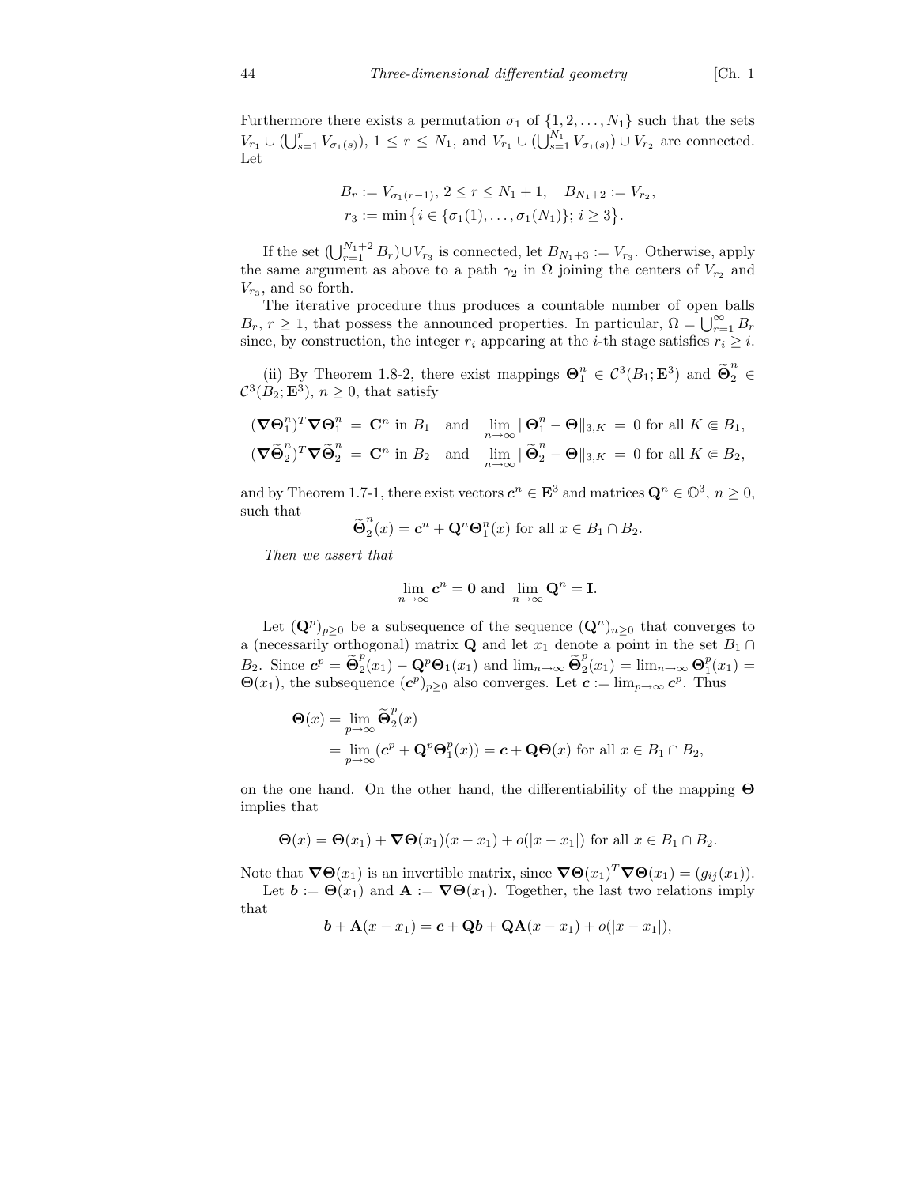Furthermore there exists a permutation $\sigma_1$ of $\{1, 2, \ldots, N_1\}$ such that the sets $V_{r_1} \cup (\bigcup_{s=1}^{r} V_{\sigma_1(s)})$, $1 \leq r \leq N_1$, and $V_{r_1} \cup (\bigcup_{s=1}^{N_1} V_{\sigma_1(s)}) \cup V_{r_2}$ are connected. Let

$$
\begin{aligned}
&B_r := V_{\sigma_1(r-1)},\ 2 \leq r \leq N_1 + 1, \quad B_{N_1+2} := V_{r_2}, \\
&r_3 := \min\big\{i \in \{\sigma_1(1), \ldots, \sigma_1(N_1)\};\ i \geq 3\big\}.
\end{aligned}
$$

If the set $(\bigcup_{r=1}^{N_1+2} B_r) \cup V_{r_3}$ is connected, let $B_{N_1+3} := V_{r_3}$. Otherwise, apply the same argument as above to a path $\gamma_2$ in $\Omega$ joining the centers of $V_{r_2}$ and $V_{r_3}$, and so forth.

The iterative procedure thus produces a countable number of open balls $B_r$, $r \geq 1$, that possess the announced properties. In particular, $\Omega = \bigcup_{r=1}^{\infty} B_r$ since, by construction, the integer $r_i$ appearing at the $i$-th stage satisfies $r_i \geq i$.

(ii) By Theorem 1.8-2, there exist mappings $\boldsymbol{\Theta}_1^n \in \mathcal{C}^3(B_1; \mathbf{E}^3)$ and $\widetilde{\boldsymbol{\Theta}}_2^n \in \mathcal{C}^3(B_2; \mathbf{E}^3)$, $n \geq 0$, that satisfy

$$
\begin{aligned}
(\boldsymbol{\nabla}\boldsymbol{\Theta}_1^n)^T \boldsymbol{\nabla}\boldsymbol{\Theta}_1^n &= \mathbf{C}^n \text{ in } B_1 \quad \text{and} \quad \lim_{n\to\infty} \|\boldsymbol{\Theta}_1^n - \boldsymbol{\Theta}\|_{3,K} = 0 \text{ for all } K \Subset B_1, \\
(\boldsymbol{\nabla}\widetilde{\boldsymbol{\Theta}}_2^n)^T \boldsymbol{\nabla}\widetilde{\boldsymbol{\Theta}}_2^n &= \mathbf{C}^n \text{ in } B_2 \quad \text{and} \quad \lim_{n\to\infty} \|\widetilde{\boldsymbol{\Theta}}_2^n - \boldsymbol{\Theta}\|_{3,K} = 0 \text{ for all } K \Subset B_2,
\end{aligned}
$$

and by Theorem 1.7-1, there exist vectors $\boldsymbol{c}^n \in \mathbf{E}^3$ and matrices $\mathbf{Q}^n \in \mathbb{O}^3$, $n \geq 0$, such that

$$
\widetilde{\boldsymbol{\Theta}}_2^n(x) = \boldsymbol{c}^n + \mathbf{Q}^n \boldsymbol{\Theta}_1^n(x) \text{ for all } x \in B_1 \cap B_2.
$$

*Then we assert that*

$$
\lim_{n\to\infty} \boldsymbol{c}^n = \mathbf{0} \text{ and } \lim_{n\to\infty} \mathbf{Q}^n = \mathbf{I}.
$$

Let $(\mathbf{Q}^p)_{p\geq 0}$ be a subsequence of the sequence $(\mathbf{Q}^n)_{n\geq 0}$ that converges to a (necessarily orthogonal) matrix $\mathbf{Q}$ and let $x_1$ denote a point in the set $B_1 \cap B_2$. Since $\boldsymbol{c}^p = \widetilde{\boldsymbol{\Theta}}_2^p(x_1) - \mathbf{Q}^p \boldsymbol{\Theta}_1(x_1)$ and $\lim_{n\to\infty} \widetilde{\boldsymbol{\Theta}}_2^p(x_1) = \lim_{n\to\infty} \boldsymbol{\Theta}_1^p(x_1) = \boldsymbol{\Theta}(x_1)$, the subsequence $(\boldsymbol{c}^p)_{p\geq 0}$ also converges. Let $\boldsymbol{c} := \lim_{p\to\infty} \boldsymbol{c}^p$. Thus

$$
\begin{aligned}
\boldsymbol{\Theta}(x) &= \lim_{p\to\infty} \widetilde{\boldsymbol{\Theta}}_2^p(x) \\
&= \lim_{p\to\infty} (\boldsymbol{c}^p + \mathbf{Q}^p \boldsymbol{\Theta}_1^p(x)) = \boldsymbol{c} + \mathbf{Q}\boldsymbol{\Theta}(x) \text{ for all } x \in B_1 \cap B_2,
\end{aligned}
$$

on the one hand. On the other hand, the differentiability of the mapping $\boldsymbol{\Theta}$ implies that

$$
\boldsymbol{\Theta}(x) = \boldsymbol{\Theta}(x_1) + \boldsymbol{\nabla}\boldsymbol{\Theta}(x_1)(x - x_1) + o(|x - x_1|) \text{ for all } x \in B_1 \cap B_2.
$$

Note that $\boldsymbol{\nabla}\boldsymbol{\Theta}(x_1)$ is an invertible matrix, since $\boldsymbol{\nabla}\boldsymbol{\Theta}(x_1)^T \boldsymbol{\nabla}\boldsymbol{\Theta}(x_1) = (g_{ij}(x_1))$.

Let $\boldsymbol{b} := \boldsymbol{\Theta}(x_1)$ and $\mathbf{A} := \boldsymbol{\nabla}\boldsymbol{\Theta}(x_1)$. Together, the last two relations imply that

$$
\boldsymbol{b} + \mathbf{A}(x - x_1) = \boldsymbol{c} + \mathbf{Q}\boldsymbol{b} + \mathbf{Q}\mathbf{A}(x - x_1) + o(|x - x_1|),
$$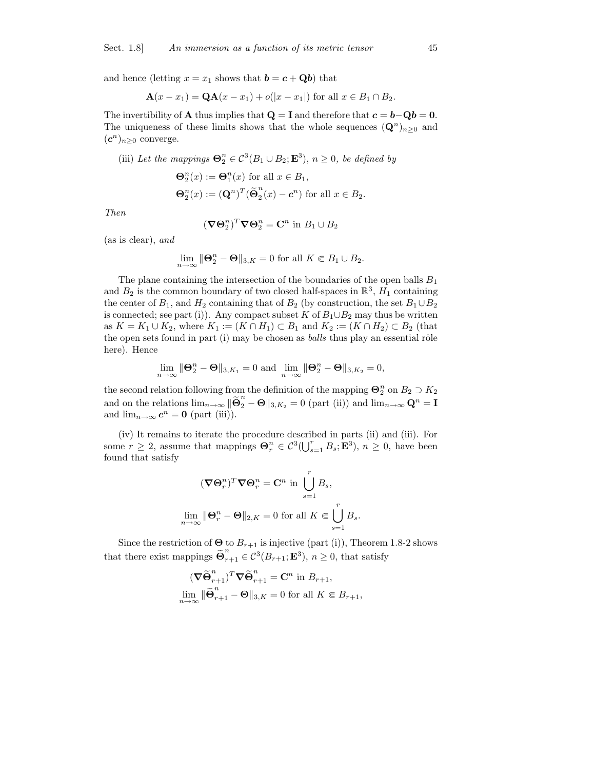and hence (letting $x = x_1$ shows that $\boldsymbol{b} = \boldsymbol{c} + \mathbf{Q}\boldsymbol{b}$) that

$$\mathbf{A}(x - x_1) = \mathbf{QA}(x - x_1) + o(|x - x_1|) \text{ for all } x \in B_1 \cap B_2.$$

The invertibility of $\mathbf{A}$ thus implies that $\mathbf{Q} = \mathbf{I}$ and therefore that $\boldsymbol{c} = \boldsymbol{b} - \mathbf{Q}\boldsymbol{b} = \mathbf{0}$. The uniqueness of these limits shows that the whole sequences $(\mathbf{Q}^n)_{n\geq 0}$ and $(\boldsymbol{c}^n)_{n\geq 0}$ converge.

(iii) *Let the mappings* $\boldsymbol{\Theta}_2^n \in \mathcal{C}^3(B_1 \cup B_2; \mathbf{E}^3)$, $n \geq 0$, *be defined by*

$$\boldsymbol{\Theta}_2^n(x) := \boldsymbol{\Theta}_1^n(x) \text{ for all } x \in B_1,$$
$$\boldsymbol{\Theta}_2^n(x) := (\mathbf{Q}^n)^T(\widetilde{\boldsymbol{\Theta}}_2^n(x) - \boldsymbol{c}^n) \text{ for all } x \in B_2.$$

*Then*

$$(\boldsymbol{\nabla}\boldsymbol{\Theta}_2^n)^T \boldsymbol{\nabla}\boldsymbol{\Theta}_2^n = \mathbf{C}^n \text{ in } B_1 \cup B_2$$

(as is clear), *and*

$$\lim_{n\to\infty} \|\boldsymbol{\Theta}_2^n - \boldsymbol{\Theta}\|_{3,K} = 0 \text{ for all } K \Subset B_1 \cup B_2.$$

The plane containing the intersection of the boundaries of the open balls $B_1$ and $B_2$ is the common boundary of two closed half-spaces in $\mathbb{R}^3$, $H_1$ containing the center of $B_1$, and $H_2$ containing that of $B_2$ (by construction, the set $B_1 \cup B_2$ is connected; see part (i)). Any compact subset $K$ of $B_1 \cup B_2$ may thus be written as $K = K_1 \cup K_2$, where $K_1 := (K \cap H_1) \subset B_1$ and $K_2 := (K \cap H_2) \subset B_2$ (that the open sets found in part (i) may be chosen as *balls* thus play an essential rôle here). Hence

$$\lim_{n\to\infty} \|\boldsymbol{\Theta}_2^n - \boldsymbol{\Theta}\|_{3,K_1} = 0 \text{ and } \lim_{n\to\infty} \|\boldsymbol{\Theta}_2^n - \boldsymbol{\Theta}\|_{3,K_2} = 0,$$

the second relation following from the definition of the mapping $\boldsymbol{\Theta}_2^n$ on $B_2 \supset K_2$ and on the relations $\lim_{n\to\infty} \|\widetilde{\boldsymbol{\Theta}}_2^n - \boldsymbol{\Theta}\|_{3,K_2} = 0$ (part (ii)) and $\lim_{n\to\infty} \mathbf{Q}^n = \mathbf{I}$ and $\lim_{n\to\infty} \boldsymbol{c}^n = \mathbf{0}$ (part (iii)).

(iv) It remains to iterate the procedure described in parts (ii) and (iii). For some $r \geq 2$, assume that mappings $\boldsymbol{\Theta}_r^n \in \mathcal{C}^3(\bigcup_{s=1}^r B_s; \mathbf{E}^3)$, $n \geq 0$, have been found that satisfy

$$(\boldsymbol{\nabla}\boldsymbol{\Theta}_r^n)^T \boldsymbol{\nabla}\boldsymbol{\Theta}_r^n = \mathbf{C}^n \text{ in } \bigcup_{s=1}^r B_s,$$
$$\lim_{n\to\infty} \|\boldsymbol{\Theta}_r^n - \boldsymbol{\Theta}\|_{2,K} = 0 \text{ for all } K \Subset \bigcup_{s=1}^r B_s.$$

Since the restriction of $\boldsymbol{\Theta}$ to $B_{r+1}$ is injective (part (i)), Theorem 1.8-2 shows that there exist mappings $\widetilde{\boldsymbol{\Theta}}_{r+1}^n \in \mathcal{C}^3(B_{r+1}; \mathbf{E}^3)$, $n \geq 0$, that satisfy

$$(\boldsymbol{\nabla}\widetilde{\boldsymbol{\Theta}}_{r+1}^n)^T \boldsymbol{\nabla}\widetilde{\boldsymbol{\Theta}}_{r+1}^n = \mathbf{C}^n \text{ in } B_{r+1},$$
$$\lim_{n\to\infty} \|\widetilde{\boldsymbol{\Theta}}_{r+1}^n - \boldsymbol{\Theta}\|_{3,K} = 0 \text{ for all } K \Subset B_{r+1},$$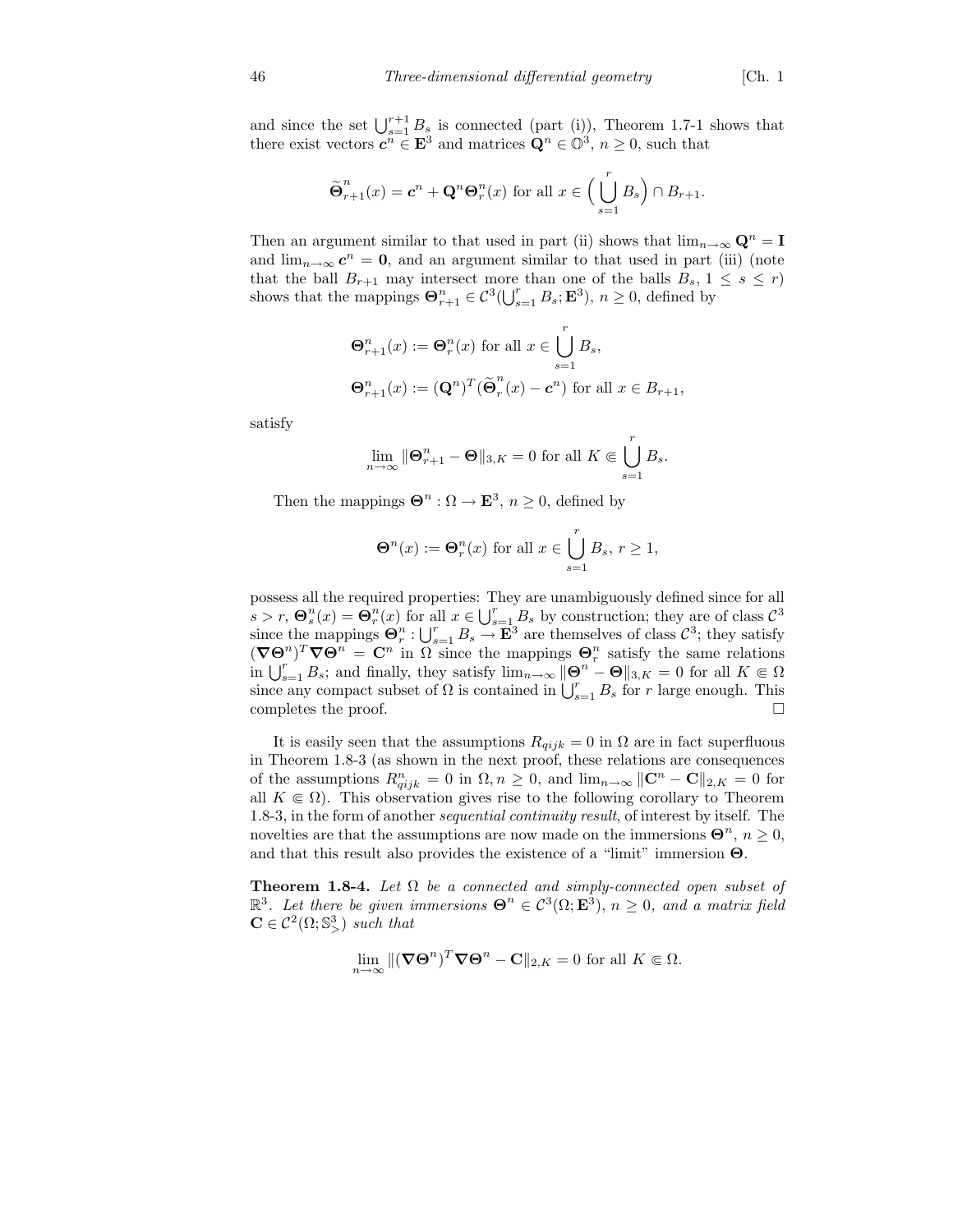and since the set $\bigcup_{s=1}^{r+1} B_s$ is connected (part (i)), Theorem 1.7-1 shows that there exist vectors $\boldsymbol{c}^n \in \mathbf{E}^3$ and matrices $\mathbf{Q}^n \in \mathbb{O}^3$, $n \geq 0$, such that

$$\widetilde{\boldsymbol{\Theta}}_{r+1}^n(x) = \boldsymbol{c}^n + \mathbf{Q}^n \boldsymbol{\Theta}_r^n(x) \text{ for all } x \in \Big(\bigcup_{s=1}^{r} B_s\Big) \cap B_{r+1}.$$

Then an argument similar to that used in part (ii) shows that $\lim_{n\to\infty} \mathbf{Q}^n = \mathbf{I}$ and $\lim_{n\to\infty} \boldsymbol{c}^n = \mathbf{0}$, and an argument similar to that used in part (iii) (note that the ball $B_{r+1}$ may intersect more than one of the balls $B_s$, $1 \leq s \leq r$) shows that the mappings $\boldsymbol{\Theta}_{r+1}^n \in \mathcal{C}^3(\bigcup_{s=1}^r B_s; \mathbf{E}^3)$, $n \geq 0$, defined by

$$\begin{aligned}
\boldsymbol{\Theta}_{r+1}^n(x) &:= \boldsymbol{\Theta}_r^n(x) \text{ for all } x \in \bigcup_{s=1}^{r} B_s,\\
\boldsymbol{\Theta}_{r+1}^n(x) &:= (\mathbf{Q}^n)^T(\widetilde{\boldsymbol{\Theta}}_r^n(x) - \boldsymbol{c}^n) \text{ for all } x \in B_{r+1},
\end{aligned}$$

satisfy

$$\lim_{n\to\infty} \|\boldsymbol{\Theta}_{r+1}^n - \boldsymbol{\Theta}\|_{3,K} = 0 \text{ for all } K \Subset \bigcup_{s=1}^{r} B_s.$$

Then the mappings $\boldsymbol{\Theta}^n : \Omega \to \mathbf{E}^3$, $n \geq 0$, defined by

$$\boldsymbol{\Theta}^n(x) := \boldsymbol{\Theta}_r^n(x) \text{ for all } x \in \bigcup_{s=1}^{r} B_s,\ r \geq 1,$$

possess all the required properties: They are unambiguously defined since for all $s > r$, $\boldsymbol{\Theta}_s^n(x) = \boldsymbol{\Theta}_r^n(x)$ for all $x \in \bigcup_{s=1}^r B_s$ by construction; they are of class $\mathcal{C}^3$ since the mappings $\boldsymbol{\Theta}_r^n : \bigcup_{s=1}^r B_s \to \mathbf{E}^3$ are themselves of class $\mathcal{C}^3$; they satisfy $(\boldsymbol{\nabla}\boldsymbol{\Theta}^n)^T\boldsymbol{\nabla}\boldsymbol{\Theta}^n = \mathbf{C}^n$ in $\Omega$ since the mappings $\boldsymbol{\Theta}_r^n$ satisfy the same relations in $\bigcup_{s=1}^r B_s$; and finally, they satisfy $\lim_{n\to\infty} \|\boldsymbol{\Theta}^n - \boldsymbol{\Theta}\|_{3,K} = 0$ for all $K \Subset \Omega$ since any compact subset of $\Omega$ is contained in $\bigcup_{s=1}^r B_s$ for $r$ large enough. This completes the proof. $\square$

It is easily seen that the assumptions $R_{qijk} = 0$ in $\Omega$ are in fact superfluous in Theorem 1.8-3 (as shown in the next proof, these relations are consequences of the assumptions $R_{qijk}^n = 0$ in $\Omega, n \geq 0$, and $\lim_{n\to\infty} \|\mathbf{C}^n - \mathbf{C}\|_{2,K} = 0$ for all $K \Subset \Omega$). This observation gives rise to the following corollary to Theorem 1.8-3, in the form of another *sequential continuity result*, of interest by itself. The novelties are that the assumptions are now made on the immersions $\boldsymbol{\Theta}^n$, $n \geq 0$, and that this result also provides the existence of a "limit" immersion $\boldsymbol{\Theta}$.

**Theorem 1.8-4.** *Let $\Omega$ be a connected and simply-connected open subset of $\mathbb{R}^3$. Let there be given immersions $\boldsymbol{\Theta}^n \in \mathcal{C}^3(\Omega; \mathbf{E}^3)$, $n \geq 0$, and a matrix field $\mathbf{C} \in \mathcal{C}^2(\Omega; \mathbb{S}^3_>)$ such that*

$$\lim_{n\to\infty} \|(\boldsymbol{\nabla}\boldsymbol{\Theta}^n)^T\boldsymbol{\nabla}\boldsymbol{\Theta}^n - \mathbf{C}\|_{2,K} = 0 \text{ for all } K \Subset \Omega.$$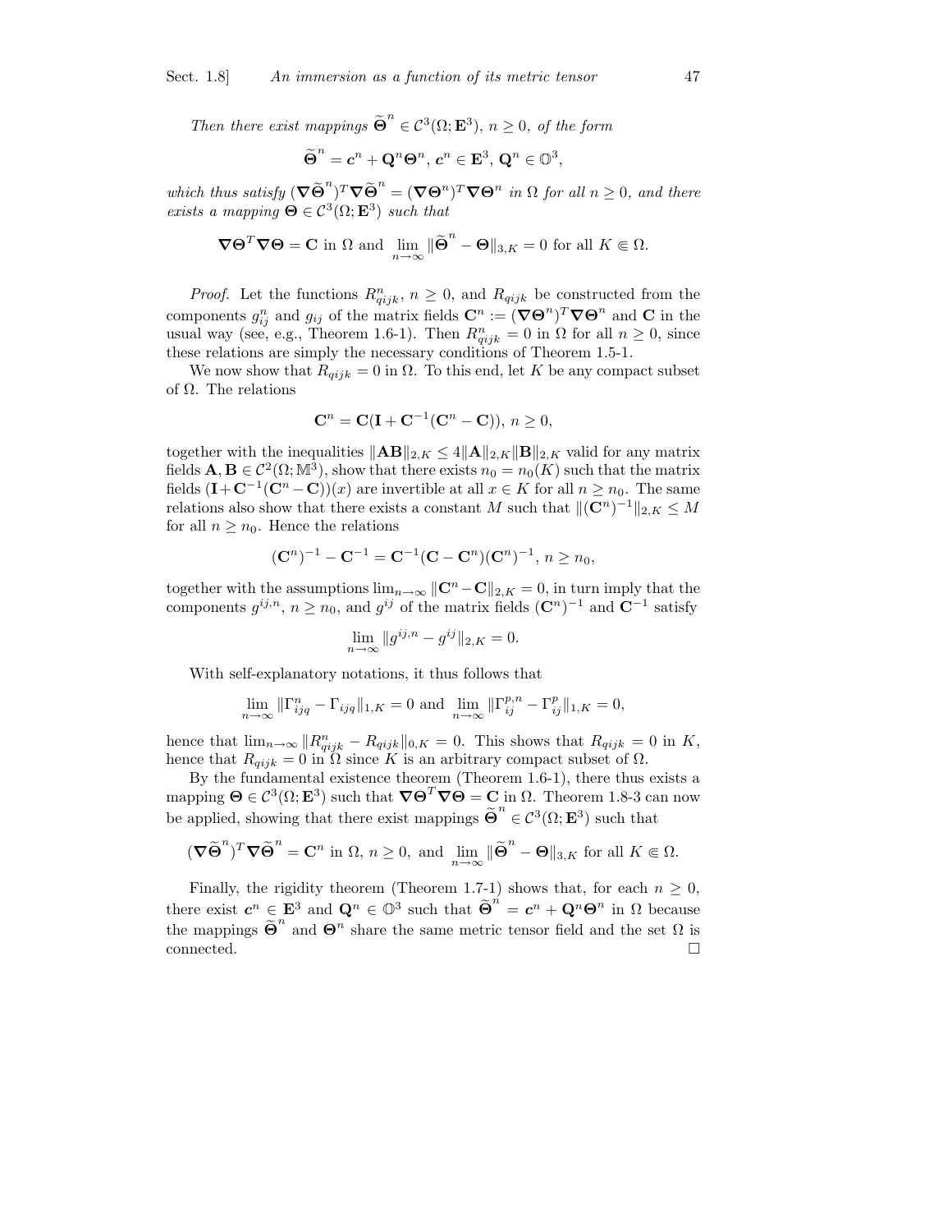*Then there exist mappings* $\widetilde{\boldsymbol{\Theta}}^n \in \mathcal{C}^3(\Omega; \mathbf{E}^3)$, $n \geq 0$, *of the form*

$$\widetilde{\boldsymbol{\Theta}}^n = \boldsymbol{c}^n + \mathbf{Q}^n \boldsymbol{\Theta}^n,\ \boldsymbol{c}^n \in \mathbf{E}^3,\ \mathbf{Q}^n \in \mathbb{O}^3,$$

*which thus satisfy* $(\boldsymbol{\nabla}\widetilde{\boldsymbol{\Theta}}^n)^T \boldsymbol{\nabla}\widetilde{\boldsymbol{\Theta}}^n = (\boldsymbol{\nabla}\boldsymbol{\Theta}^n)^T \boldsymbol{\nabla}\boldsymbol{\Theta}^n$ *in* $\Omega$ *for all* $n \geq 0$, *and there exists a mapping* $\boldsymbol{\Theta} \in \mathcal{C}^3(\Omega; \mathbf{E}^3)$ *such that*

$$\boldsymbol{\nabla}\boldsymbol{\Theta}^T \boldsymbol{\nabla}\boldsymbol{\Theta} = \mathbf{C} \text{ in } \Omega \text{ and } \lim_{n\to\infty} \|\widetilde{\boldsymbol{\Theta}}^n - \boldsymbol{\Theta}\|_{3,K} = 0 \text{ for all } K \Subset \Omega.$$

*Proof.* Let the functions $R^n_{qijk}$, $n \geq 0$, and $R_{qijk}$ be constructed from the components $g^n_{ij}$ and $g_{ij}$ of the matrix fields $\mathbf{C}^n := (\boldsymbol{\nabla}\boldsymbol{\Theta}^n)^T \boldsymbol{\nabla}\boldsymbol{\Theta}^n$ and $\mathbf{C}$ in the usual way (see, e.g., Theorem 1.6-1). Then $R^n_{qijk} = 0$ in $\Omega$ for all $n \geq 0$, since these relations are simply the necessary conditions of Theorem 1.5-1.

We now show that $R_{qijk} = 0$ in $\Omega$. To this end, let $K$ be any compact subset of $\Omega$. The relations

$$\mathbf{C}^n = \mathbf{C}(\mathbf{I} + \mathbf{C}^{-1}(\mathbf{C}^n - \mathbf{C})),\ n \geq 0,$$

together with the inequalities $\|\mathbf{A}\mathbf{B}\|_{2,K} \leq 4\|\mathbf{A}\|_{2,K}\|\mathbf{B}\|_{2,K}$ valid for any matrix fields $\mathbf{A}, \mathbf{B} \in \mathcal{C}^2(\Omega; \mathbb{M}^3)$, show that there exists $n_0 = n_0(K)$ such that the matrix fields $(\mathbf{I} + \mathbf{C}^{-1}(\mathbf{C}^n - \mathbf{C}))(x)$ are invertible at all $x \in K$ for all $n \geq n_0$. The same relations also show that there exists a constant $M$ such that $\|(\mathbf{C}^n)^{-1}\|_{2,K} \leq M$ for all $n \geq n_0$. Hence the relations

$$(\mathbf{C}^n)^{-1} - \mathbf{C}^{-1} = \mathbf{C}^{-1}(\mathbf{C} - \mathbf{C}^n)(\mathbf{C}^n)^{-1},\ n \geq n_0,$$

together with the assumptions $\lim_{n\to\infty} \|\mathbf{C}^n - \mathbf{C}\|_{2,K} = 0$, in turn imply that the components $g^{ij,n}$, $n \geq n_0$, and $g^{ij}$ of the matrix fields $(\mathbf{C}^n)^{-1}$ and $\mathbf{C}^{-1}$ satisfy

$$\lim_{n\to\infty} \|g^{ij,n} - g^{ij}\|_{2,K} = 0.$$

With self-explanatory notations, it thus follows that

$$\lim_{n\to\infty} \|\Gamma^n_{ijq} - \Gamma_{ijq}\|_{1,K} = 0 \text{ and } \lim_{n\to\infty} \|\Gamma^{p,n}_{ij} - \Gamma^p_{ij}\|_{1,K} = 0,$$

hence that $\lim_{n\to\infty} \|R^n_{qijk} - R_{qijk}\|_{0,K} = 0$. This shows that $R_{qijk} = 0$ in $K$, hence that $R_{qijk} = 0$ in $\Omega$ since $K$ is an arbitrary compact subset of $\Omega$.

By the fundamental existence theorem (Theorem 1.6-1), there thus exists a mapping $\boldsymbol{\Theta} \in \mathcal{C}^3(\Omega; \mathbf{E}^3)$ such that $\boldsymbol{\nabla}\boldsymbol{\Theta}^T \boldsymbol{\nabla}\boldsymbol{\Theta} = \mathbf{C}$ in $\Omega$. Theorem 1.8-3 can now be applied, showing that there exist mappings $\widetilde{\boldsymbol{\Theta}}^n \in \mathcal{C}^3(\Omega; \mathbf{E}^3)$ such that

$$(\boldsymbol{\nabla}\widetilde{\boldsymbol{\Theta}}^n)^T \boldsymbol{\nabla}\widetilde{\boldsymbol{\Theta}}^n = \mathbf{C}^n \text{ in } \Omega,\ n \geq 0, \text{ and } \lim_{n\to\infty} \|\widetilde{\boldsymbol{\Theta}}^n - \boldsymbol{\Theta}\|_{3,K} \text{ for all } K \Subset \Omega.$$

Finally, the rigidity theorem (Theorem 1.7-1) shows that, for each $n \geq 0$, there exist $\boldsymbol{c}^n \in \mathbf{E}^3$ and $\mathbf{Q}^n \in \mathbb{O}^3$ such that $\widetilde{\boldsymbol{\Theta}}^n = \boldsymbol{c}^n + \mathbf{Q}^n \boldsymbol{\Theta}^n$ in $\Omega$ because the mappings $\widetilde{\boldsymbol{\Theta}}^n$ and $\boldsymbol{\Theta}^n$ share the same metric tensor field and the set $\Omega$ is connected. $\square$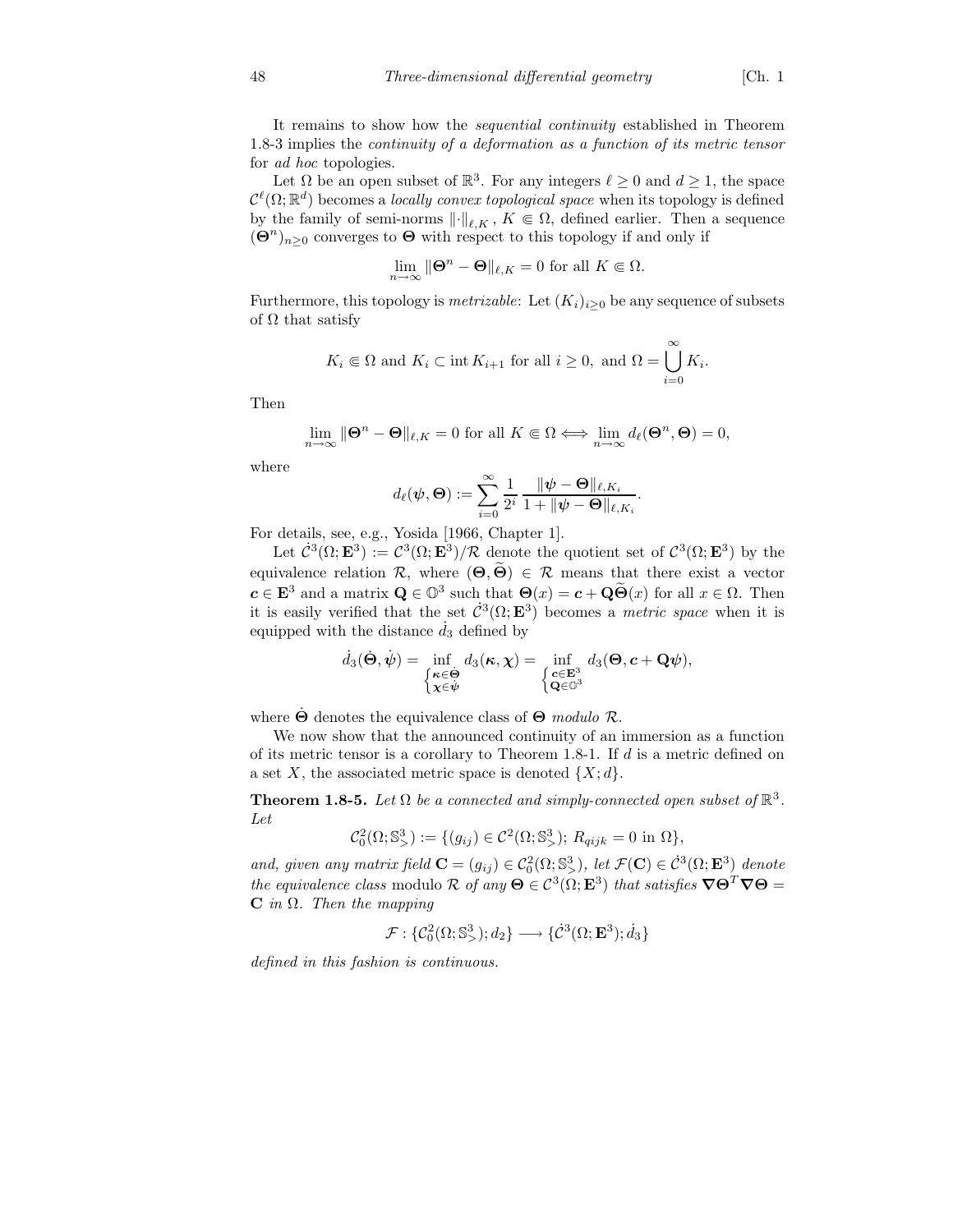It remains to show how the *sequential continuity* established in Theorem 1.8-3 implies the *continuity of a deformation as a function of its metric tensor* for *ad hoc* topologies.

Let $\Omega$ be an open subset of $\mathbb{R}^3$. For any integers $\ell \geq 0$ and $d \geq 1$, the space $\mathcal{C}^\ell(\Omega; \mathbb{R}^d)$ becomes a *locally convex topological space* when its topology is defined by the family of semi-norms $\|\cdot\|_{\ell,K}$, $K \Subset \Omega$, defined earlier. Then a sequence $(\boldsymbol{\Theta}^n)_{n\geq 0}$ converges to $\boldsymbol{\Theta}$ with respect to this topology if and only if

$$\lim_{n\to\infty} \|\boldsymbol{\Theta}^n - \boldsymbol{\Theta}\|_{\ell,K} = 0 \text{ for all } K \Subset \Omega.$$

Furthermore, this topology is *metrizable*: Let $(K_i)_{i\geq 0}$ be any sequence of subsets of $\Omega$ that satisfy

$$K_i \Subset \Omega \text{ and } K_i \subset \operatorname{int} K_{i+1} \text{ for all } i \geq 0, \text{ and } \Omega = \bigcup_{i=0}^{\infty} K_i.$$

Then

$$\lim_{n\to\infty} \|\boldsymbol{\Theta}^n - \boldsymbol{\Theta}\|_{\ell,K} = 0 \text{ for all } K \Subset \Omega \Longleftrightarrow \lim_{n\to\infty} d_\ell(\boldsymbol{\Theta}^n, \boldsymbol{\Theta}) = 0,$$

where

$$d_\ell(\boldsymbol{\psi}, \boldsymbol{\Theta}) := \sum_{i=0}^{\infty} \frac{1}{2^i} \frac{\|\boldsymbol{\psi} - \boldsymbol{\Theta}\|_{\ell,K_i}}{1 + \|\boldsymbol{\psi} - \boldsymbol{\Theta}\|_{\ell,K_i}}.$$

For details, see, e.g., Yosida [1966, Chapter 1].

Let $\dot{\mathcal{C}}^3(\Omega; \mathbf{E}^3) := \mathcal{C}^3(\Omega; \mathbf{E}^3)/\mathcal{R}$ denote the quotient set of $\mathcal{C}^3(\Omega; \mathbf{E}^3)$ by the equivalence relation $\mathcal{R}$, where $(\boldsymbol{\Theta}, \widetilde{\boldsymbol{\Theta}}) \in \mathcal{R}$ means that there exist a vector $\boldsymbol{c} \in \mathbf{E}^3$ and a matrix $\mathbf{Q} \in \mathbb{O}^3$ such that $\boldsymbol{\Theta}(x) = \boldsymbol{c} + \mathbf{Q}\widetilde{\boldsymbol{\Theta}}(x)$ for all $x \in \Omega$. Then it is easily verified that the set $\dot{\mathcal{C}}^3(\Omega; \mathbf{E}^3)$ becomes a *metric space* when it is equipped with the distance $\dot{d}_3$ defined by

$$\dot{d}_3(\dot{\boldsymbol{\Theta}}, \dot{\boldsymbol{\psi}}) = \inf_{\begin{cases}\boldsymbol{\kappa} \in \dot{\boldsymbol{\Theta}} \\ \boldsymbol{\chi} \in \dot{\boldsymbol{\psi}}\end{cases}} d_3(\boldsymbol{\kappa}, \boldsymbol{\chi}) = \inf_{\begin{cases}\boldsymbol{c} \in \mathbf{E}^3 \\ \mathbf{Q} \in \mathbb{O}^3\end{cases}} d_3(\boldsymbol{\Theta}, \boldsymbol{c} + \mathbf{Q}\boldsymbol{\psi}),$$

where $\dot{\boldsymbol{\Theta}}$ denotes the equivalence class of $\boldsymbol{\Theta}$ *modulo* $\mathcal{R}$.

We now show that the announced continuity of an immersion as a function of its metric tensor is a corollary to Theorem 1.8-1. If $d$ is a metric defined on a set $X$, the associated metric space is denoted $\{X; d\}$.

**Theorem 1.8-5.** *Let $\Omega$ be a connected and simply-connected open subset of $\mathbb{R}^3$. Let*

$$\mathcal{C}_0^2(\Omega; \mathbb{S}^3_>) := \{(g_{ij}) \in \mathcal{C}^2(\Omega; \mathbb{S}^3_>);\ R_{qijk} = 0 \text{ in } \Omega\},$$

*and, given any matrix field $\mathbf{C} = (g_{ij}) \in \mathcal{C}_0^2(\Omega; \mathbb{S}^3_>)$, let $\mathcal{F}(\mathbf{C}) \in \dot{\mathcal{C}}^3(\Omega; \mathbf{E}^3)$ denote the equivalence class* modulo $\mathcal{R}$ *of any $\boldsymbol{\Theta} \in \mathcal{C}^3(\Omega; \mathbf{E}^3)$ that satisfies $\boldsymbol{\nabla}\boldsymbol{\Theta}^T\boldsymbol{\nabla}\boldsymbol{\Theta} = \mathbf{C}$ in $\Omega$. Then the mapping*

$$\mathcal{F} : \{\mathcal{C}_0^2(\Omega; \mathbb{S}^3_>); d_2\} \longrightarrow \{\dot{\mathcal{C}}^3(\Omega; \mathbf{E}^3); \dot{d}_3\}$$

*defined in this fashion is continuous.*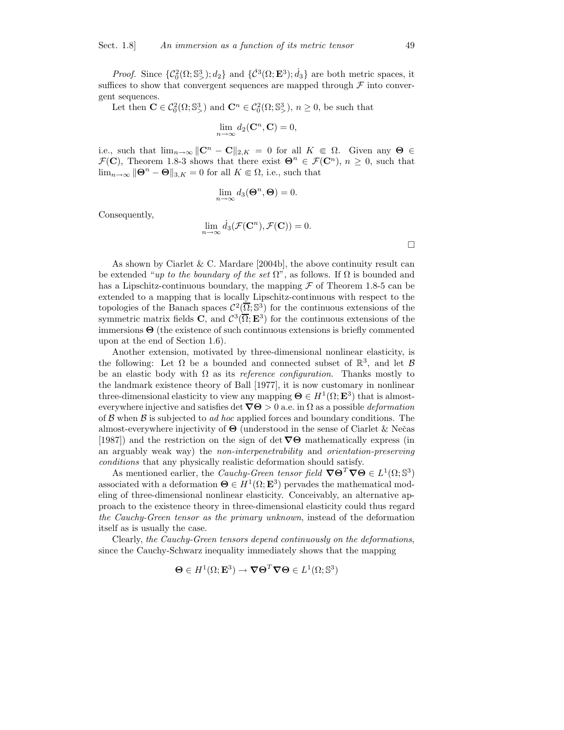*Proof.* Since $\{\mathcal{C}_0^2(\Omega; \mathbb{S}^3_>); d_2\}$ and $\{\dot{\mathcal{C}}^3(\Omega; \mathbf{E}^3); \dot{d}_3\}$ are both metric spaces, it suffices to show that convergent sequences are mapped through $\mathcal{F}$ into convergent sequences.

Let then $\mathbf{C} \in \mathcal{C}_0^2(\Omega; \mathbb{S}^3_>)$ and $\mathbf{C}^n \in \mathcal{C}_0^2(\Omega; \mathbb{S}^3_>)$, $n \geq 0$, be such that

$$\lim_{n \to \infty} d_2(\mathbf{C}^n, \mathbf{C}) = 0,$$

i.e., such that $\lim_{n\to\infty} \|\mathbf{C}^n - \mathbf{C}\|_{2,K} = 0$ for all $K \Subset \Omega$. Given any $\boldsymbol{\Theta} \in \mathcal{F}(\mathbf{C})$, Theorem 1.8-3 shows that there exist $\boldsymbol{\Theta}^n \in \mathcal{F}(\mathbf{C}^n)$, $n \geq 0$, such that $\lim_{n\to\infty} \|\boldsymbol{\Theta}^n - \boldsymbol{\Theta}\|_{3,K} = 0$ for all $K \Subset \Omega$, i.e., such that

$$\lim_{n \to \infty} d_3(\boldsymbol{\Theta}^n, \boldsymbol{\Theta}) = 0.$$

Consequently,

$$\lim_{n \to \infty} \dot{d}_3(\mathcal{F}(\mathbf{C}^n), \mathcal{F}(\mathbf{C})) = 0.$$

$\square$

As shown by Ciarlet & C. Mardare [2004b], the above continuity result can be extended "*up to the boundary of the set* $\Omega$", as follows. If $\Omega$ is bounded and has a Lipschitz-continuous boundary, the mapping $\mathcal{F}$ of Theorem 1.8-5 can be extended to a mapping that is locally Lipschitz-continuous with respect to the topologies of the Banach spaces $\mathcal{C}^2(\overline{\Omega}; \mathbb{S}^3)$ for the continuous extensions of the symmetric matrix fields $\mathbf{C}$, and $\mathcal{C}^3(\overline{\Omega}; \mathbf{E}^3)$ for the continuous extensions of the immersions $\boldsymbol{\Theta}$ (the existence of such continuous extensions is briefly commented upon at the end of Section 1.6).

Another extension, motivated by three-dimensional nonlinear elasticity, is the following: Let $\Omega$ be a bounded and connected subset of $\mathbb{R}^3$, and let $\mathcal{B}$ be an elastic body with $\Omega$ as its *reference configuration*. Thanks mostly to the landmark existence theory of Ball [1977], it is now customary in nonlinear three-dimensional elasticity to view any mapping $\boldsymbol{\Theta} \in H^1(\Omega; \mathbf{E}^3)$ that is almost-everywhere injective and satisfies $\det \boldsymbol{\nabla}\boldsymbol{\Theta} > 0$ a.e. in $\Omega$ as a possible *deformation* of $\mathcal{B}$ when $\mathcal{B}$ is subjected to *ad hoc* applied forces and boundary conditions. The almost-everywhere injectivity of $\boldsymbol{\Theta}$ (understood in the sense of Ciarlet & Nečas [1987]) and the restriction on the sign of $\det \boldsymbol{\nabla}\boldsymbol{\Theta}$ mathematically express (in an arguably weak way) the *non-interpenetrability* and *orientation-preserving conditions* that any physically realistic deformation should satisfy.

As mentioned earlier, the *Cauchy-Green tensor field* $\boldsymbol{\nabla}\boldsymbol{\Theta}^T\boldsymbol{\nabla}\boldsymbol{\Theta} \in L^1(\Omega; \mathbb{S}^3)$ associated with a deformation $\boldsymbol{\Theta} \in H^1(\Omega; \mathbf{E}^3)$ pervades the mathematical modeling of three-dimensional nonlinear elasticity. Conceivably, an alternative approach to the existence theory in three-dimensional elasticity could thus regard *the Cauchy-Green tensor as the primary unknown*, instead of the deformation itself as is usually the case.

Clearly, *the Cauchy-Green tensors depend continuously on the deformations*, since the Cauchy-Schwarz inequality immediately shows that the mapping

$$\boldsymbol{\Theta} \in H^1(\Omega; \mathbf{E}^3) \to \boldsymbol{\nabla}\boldsymbol{\Theta}^T\boldsymbol{\nabla}\boldsymbol{\Theta} \in L^1(\Omega; \mathbb{S}^3)$$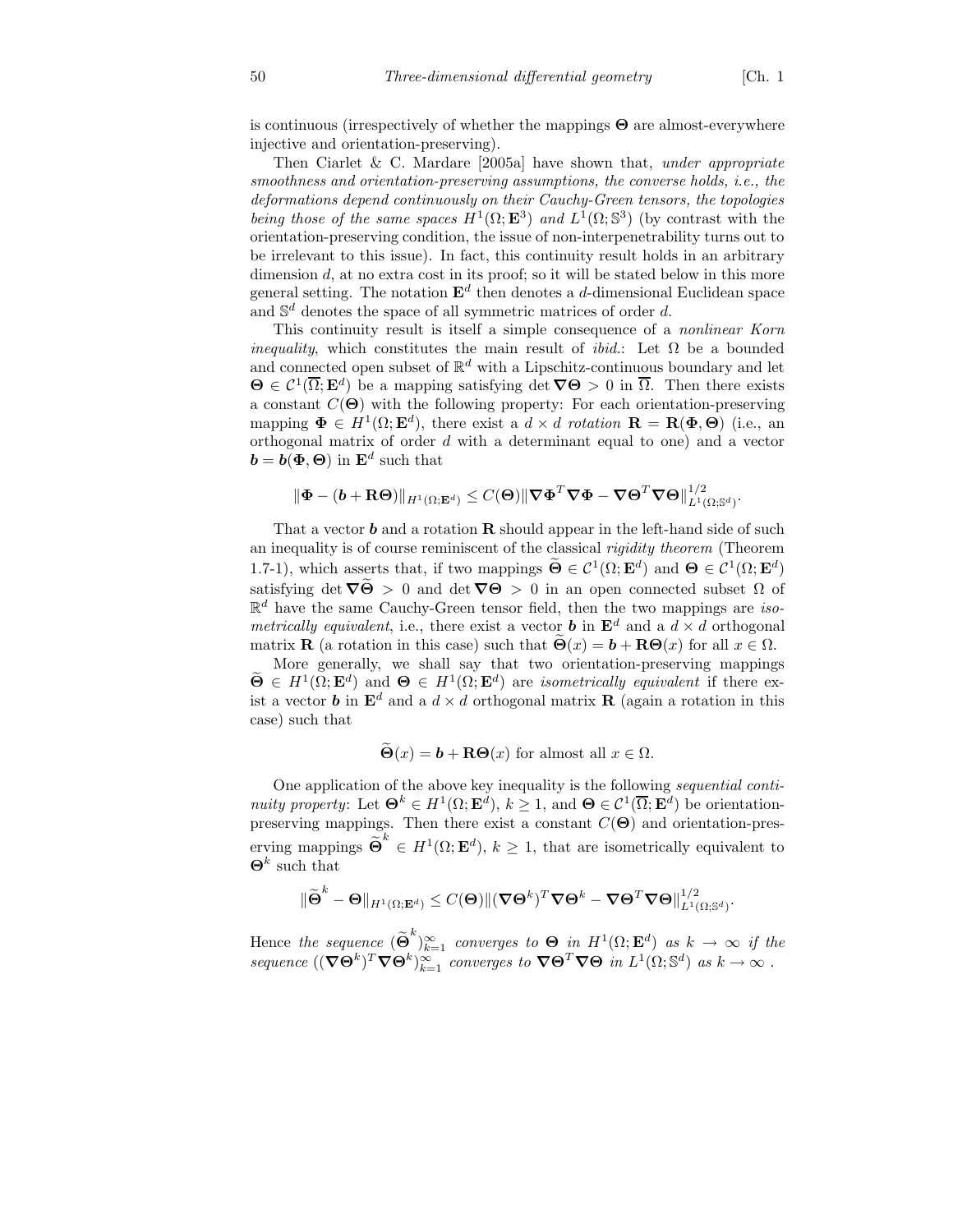is continuous (irrespectively of whether the mappings $\boldsymbol{\Theta}$ are almost-everywhere injective and orientation-preserving).

Then Ciarlet & C. Mardare [2005a] have shown that, *under appropriate smoothness and orientation-preserving assumptions, the converse holds, i.e., the deformations depend continuously on their Cauchy-Green tensors, the topologies being those of the same spaces* $H^1(\Omega; \mathbf{E}^3)$ *and* $L^1(\Omega; \mathbb{S}^3)$ (by contrast with the orientation-preserving condition, the issue of non-interpenetrability turns out to be irrelevant to this issue). In fact, this continuity result holds in an arbitrary dimension $d$, at no extra cost in its proof; so it will be stated below in this more general setting. The notation $\mathbf{E}^d$ then denotes a $d$-dimensional Euclidean space and $\mathbb{S}^d$ denotes the space of all symmetric matrices of order $d$.

This continuity result is itself a simple consequence of a *nonlinear Korn inequality*, which constitutes the main result of *ibid.*: Let $\Omega$ be a bounded and connected open subset of $\mathbb{R}^d$ with a Lipschitz-continuous boundary and let $\boldsymbol{\Theta} \in \mathcal{C}^1(\overline{\Omega}; \mathbf{E}^d)$ be a mapping satisfying $\det \boldsymbol{\nabla}\boldsymbol{\Theta} > 0$ in $\overline{\Omega}$. Then there exists a constant $C(\boldsymbol{\Theta})$ with the following property: For each orientation-preserving mapping $\boldsymbol{\Phi} \in H^1(\Omega; \mathbf{E}^d)$, there exist a $d \times d$ *rotation* $\mathbf{R} = \mathbf{R}(\boldsymbol{\Phi}, \boldsymbol{\Theta})$ (i.e., an orthogonal matrix of order $d$ with a determinant equal to one) and a vector $\boldsymbol{b} = \boldsymbol{b}(\boldsymbol{\Phi}, \boldsymbol{\Theta})$ in $\mathbf{E}^d$ such that

$$\|\boldsymbol{\Phi} - (\boldsymbol{b} + \mathbf{R}\boldsymbol{\Theta})\|_{H^1(\Omega;\mathbf{E}^d)} \leq C(\boldsymbol{\Theta}) \|\boldsymbol{\nabla}\boldsymbol{\Phi}^T \boldsymbol{\nabla}\boldsymbol{\Phi} - \boldsymbol{\nabla}\boldsymbol{\Theta}^T \boldsymbol{\nabla}\boldsymbol{\Theta}\|^{1/2}_{L^1(\Omega;\mathbb{S}^d)}.$$

That a vector $\boldsymbol{b}$ and a rotation $\mathbf{R}$ should appear in the left-hand side of such an inequality is of course reminiscent of the classical *rigidity theorem* (Theorem 1.7-1), which asserts that, if two mappings $\widetilde{\boldsymbol{\Theta}} \in \mathcal{C}^1(\Omega; \mathbf{E}^d)$ and $\boldsymbol{\Theta} \in \mathcal{C}^1(\Omega; \mathbf{E}^d)$ satisfying $\det \boldsymbol{\nabla}\widetilde{\boldsymbol{\Theta}} > 0$ and $\det \boldsymbol{\nabla}\boldsymbol{\Theta} > 0$ in an open connected subset $\Omega$ of $\mathbb{R}^d$ have the same Cauchy-Green tensor field, then the two mappings are *isometrically equivalent*, i.e., there exist a vector $\boldsymbol{b}$ in $\mathbf{E}^d$ and a $d \times d$ orthogonal matrix $\mathbf{R}$ (a rotation in this case) such that $\widetilde{\boldsymbol{\Theta}}(x) = \boldsymbol{b} + \mathbf{R}\boldsymbol{\Theta}(x)$ for all $x \in \Omega$.

More generally, we shall say that two orientation-preserving mappings $\widetilde{\boldsymbol{\Theta}} \in H^1(\Omega; \mathbf{E}^d)$ and $\boldsymbol{\Theta} \in H^1(\Omega; \mathbf{E}^d)$ are *isometrically equivalent* if there exist a vector $\boldsymbol{b}$ in $\mathbf{E}^d$ and a $d \times d$ orthogonal matrix $\mathbf{R}$ (again a rotation in this case) such that

$$\widetilde{\boldsymbol{\Theta}}(x) = \boldsymbol{b} + \mathbf{R}\boldsymbol{\Theta}(x) \text{ for almost all } x \in \Omega.$$

One application of the above key inequality is the following *sequential continuity property*: Let $\boldsymbol{\Theta}^k \in H^1(\Omega; \mathbf{E}^d)$, $k \geq 1$, and $\boldsymbol{\Theta} \in \mathcal{C}^1(\overline{\Omega}; \mathbf{E}^d)$ be orientation-preserving mappings. Then there exist a constant $C(\boldsymbol{\Theta})$ and orientation-preserving mappings $\widetilde{\boldsymbol{\Theta}}^k \in H^1(\Omega; \mathbf{E}^d)$, $k \geq 1$, that are isometrically equivalent to $\boldsymbol{\Theta}^k$ such that

$$\|\widetilde{\boldsymbol{\Theta}}^k - \boldsymbol{\Theta}\|_{H^1(\Omega;\mathbf{E}^d)} \leq C(\boldsymbol{\Theta}) \|(\boldsymbol{\nabla}\boldsymbol{\Theta}^k)^T \boldsymbol{\nabla}\boldsymbol{\Theta}^k - \boldsymbol{\nabla}\boldsymbol{\Theta}^T \boldsymbol{\nabla}\boldsymbol{\Theta}\|^{1/2}_{L^1(\Omega;\mathbb{S}^d)}.$$

Hence *the sequence* $(\widetilde{\boldsymbol{\Theta}}^k)_{k=1}^\infty$ *converges to* $\boldsymbol{\Theta}$ *in* $H^1(\Omega; \mathbf{E}^d)$ *as* $k \to \infty$ *if the sequence* $((\boldsymbol{\nabla}\boldsymbol{\Theta}^k)^T \boldsymbol{\nabla}\boldsymbol{\Theta}^k)_{k=1}^\infty$ *converges to* $\boldsymbol{\nabla}\boldsymbol{\Theta}^T \boldsymbol{\nabla}\boldsymbol{\Theta}$ *in* $L^1(\Omega; \mathbb{S}^d)$ *as* $k \to \infty$ .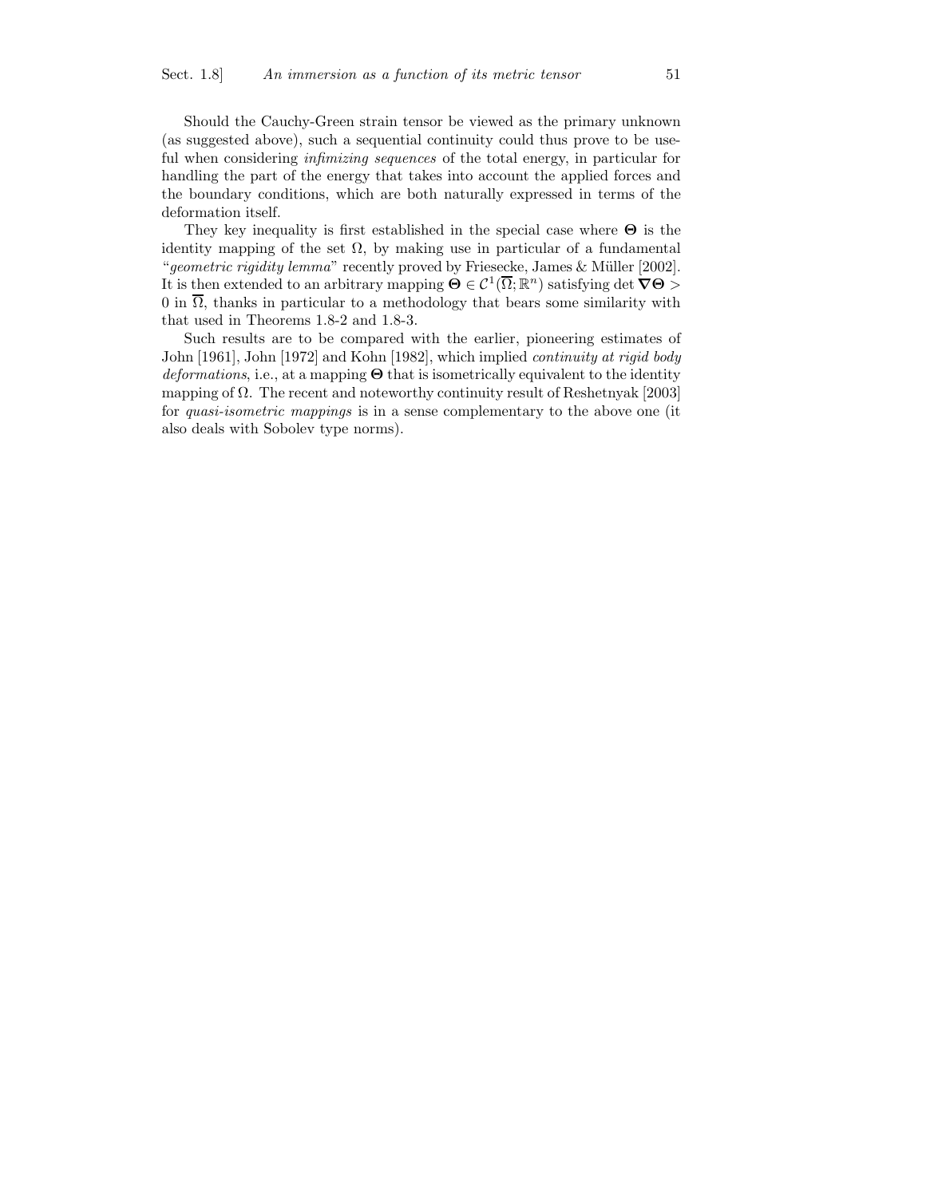Should the Cauchy-Green strain tensor be viewed as the primary unknown (as suggested above), such a sequential continuity could thus prove to be useful when considering *infimizing sequences* of the total energy, in particular for handling the part of the energy that takes into account the applied forces and the boundary conditions, which are both naturally expressed in terms of the deformation itself.

They key inequality is first established in the special case where $\boldsymbol{\Theta}$ is the identity mapping of the set $\Omega$, by making use in particular of a fundamental "*geometric rigidity lemma*" recently proved by Friesecke, James & Müller [2002]. It is then extended to an arbitrary mapping $\boldsymbol{\Theta} \in \mathcal{C}^1(\overline{\Omega}; \mathbb{R}^n)$ satisfying $\det \boldsymbol{\nabla\Theta} > 0$ in $\overline{\Omega}$, thanks in particular to a methodology that bears some similarity with that used in Theorems 1.8-2 and 1.8-3.

Such results are to be compared with the earlier, pioneering estimates of John [1961], John [1972] and Kohn [1982], which implied *continuity at rigid body deformations*, i.e., at a mapping $\boldsymbol{\Theta}$ that is isometrically equivalent to the identity mapping of $\Omega$. The recent and noteworthy continuity result of Reshetnyak [2003] for *quasi-isometric mappings* is in a sense complementary to the above one (it also deals with Sobolev type norms).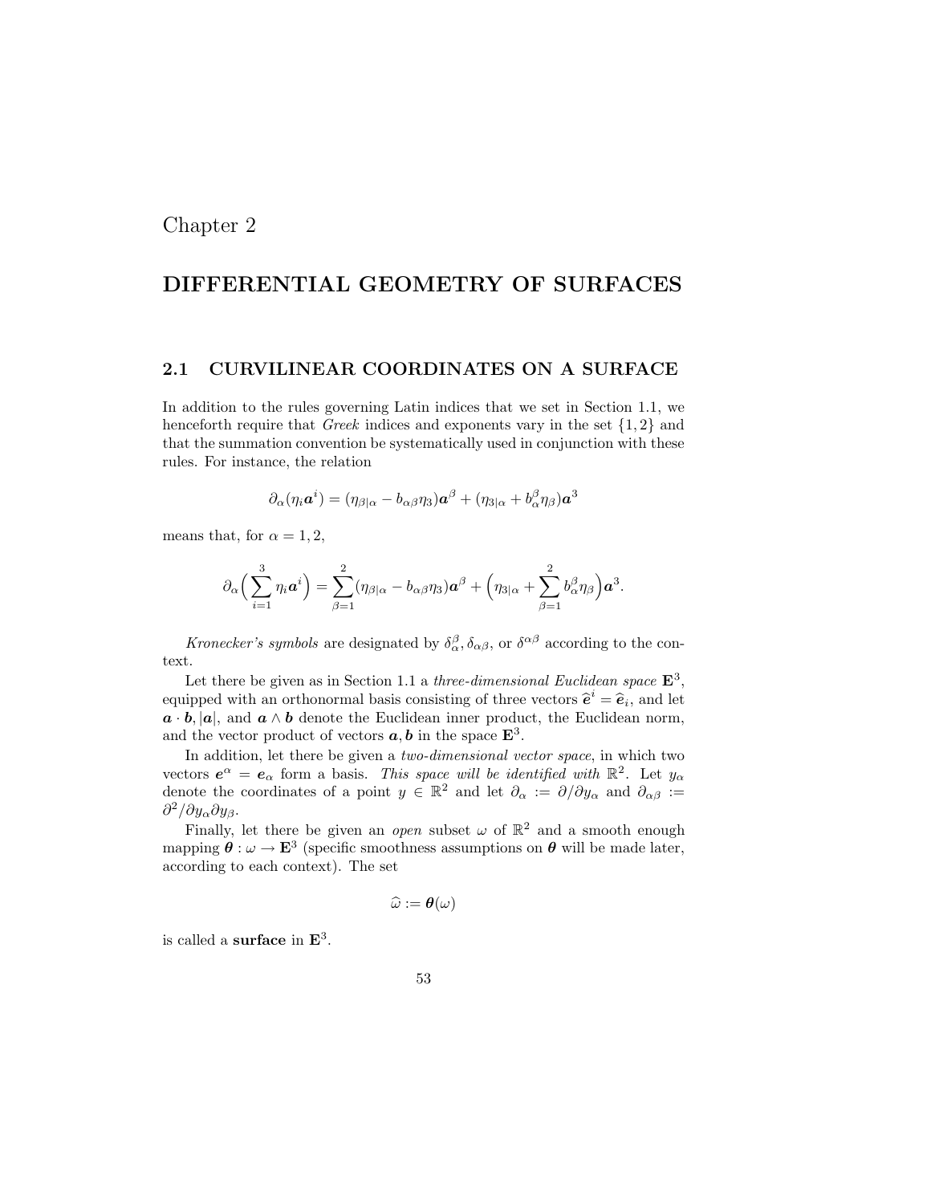# Chapter 2

# DIFFERENTIAL GEOMETRY OF SURFACES

## 2.1 CURVILINEAR COORDINATES ON A SURFACE

In addition to the rules governing Latin indices that we set in Section 1.1, we henceforth require that *Greek* indices and exponents vary in the set $\{1, 2\}$ and that the summation convention be systematically used in conjunction with these rules. For instance, the relation

$$\partial_\alpha(\eta_i \boldsymbol{a}^i) = (\eta_{\beta|\alpha} - b_{\alpha\beta}\eta_3)\boldsymbol{a}^\beta + (\eta_{3|\alpha} + b_\alpha^\beta \eta_\beta)\boldsymbol{a}^3$$

means that, for $\alpha = 1, 2$,

$$\partial_\alpha\Big(\sum_{i=1}^{3} \eta_i \boldsymbol{a}^i\Big) = \sum_{\beta=1}^{2}(\eta_{\beta|\alpha} - b_{\alpha\beta}\eta_3)\boldsymbol{a}^\beta + \Big(\eta_{3|\alpha} + \sum_{\beta=1}^{2} b_\alpha^\beta \eta_\beta\Big)\boldsymbol{a}^3.$$

*Kronecker's symbols* are designated by $\delta_\alpha^\beta, \delta_{\alpha\beta}$, or $\delta^{\alpha\beta}$ according to the context.

Let there be given as in Section 1.1 a *three-dimensional Euclidean space* $\mathbf{E}^3$, equipped with an orthonormal basis consisting of three vectors $\widehat{\boldsymbol{e}}^i = \widehat{\boldsymbol{e}}_i$, and let $\boldsymbol{a} \cdot \boldsymbol{b}, |\boldsymbol{a}|$, and $\boldsymbol{a} \wedge \boldsymbol{b}$ denote the Euclidean inner product, the Euclidean norm, and the vector product of vectors $\boldsymbol{a}, \boldsymbol{b}$ in the space $\mathbf{E}^3$.

In addition, let there be given a *two-dimensional vector space*, in which two vectors $\boldsymbol{e}^\alpha = \boldsymbol{e}_\alpha$ form a basis. *This space will be identified with* $\mathbb{R}^2$. Let $y_\alpha$ denote the coordinates of a point $y \in \mathbb{R}^2$ and let $\partial_\alpha := \partial/\partial y_\alpha$ and $\partial_{\alpha\beta} := \partial^2/\partial y_\alpha \partial y_\beta$.

Finally, let there be given an *open* subset $\omega$ of $\mathbb{R}^2$ and a smooth enough mapping $\boldsymbol{\theta} : \omega \to \mathbf{E}^3$ (specific smoothness assumptions on $\boldsymbol{\theta}$ will be made later, according to each context). The set

$$\widehat{\omega} := \boldsymbol{\theta}(\omega)$$

is called a **surface** in $\mathbf{E}^3$.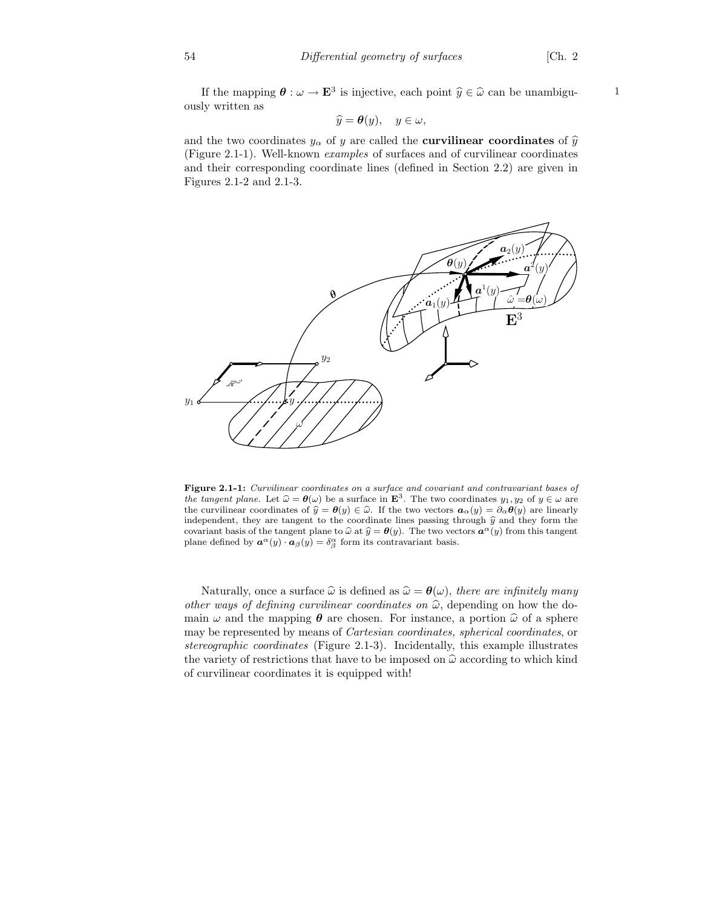If the mapping $\boldsymbol{\theta} : \omega \to \mathbf{E}^3$ is injective, each point $\widehat{y} \in \widehat{\omega}$ can be unambiguously written as

$$\widehat{y} = \boldsymbol{\theta}(y), \quad y \in \omega,$$

and the two coordinates $y_\alpha$ of $y$ are called the **curvilinear coordinates** of $\widehat{y}$ (Figure 2.1-1). Well-known *examples* of surfaces and of curvilinear coordinates and their corresponding coordinate lines (defined in Section 2.2) are given in Figures 2.1-2 and 2.1-3.

**Figure 2.1-1:** *Curvilinear coordinates on a surface and covariant and contravariant bases of the tangent plane.* Let $\widehat{\omega} = \boldsymbol{\theta}(\omega)$ be a surface in $\mathbf{E}^3$. The two coordinates $y_1, y_2$ of $y \in \omega$ are the curvilinear coordinates of $\widehat{y} = \boldsymbol{\theta}(y) \in \widehat{\omega}$. If the two vectors $\boldsymbol{a}_\alpha(y) = \partial_\alpha \boldsymbol{\theta}(y)$ are linearly independent, they are tangent to the coordinate lines passing through $\widehat{y}$ and they form the covariant basis of the tangent plane to $\widehat{\omega}$ at $\widehat{y} = \boldsymbol{\theta}(y)$. The two vectors $\boldsymbol{a}^\alpha(y)$ from this tangent plane defined by $\boldsymbol{a}^\alpha(y) \cdot \boldsymbol{a}_\beta(y) = \delta^\alpha_\beta$ form its contravariant basis.

Naturally, once a surface $\widehat{\omega}$ is defined as $\widehat{\omega} = \boldsymbol{\theta}(\omega)$, *there are infinitely many other ways of defining curvilinear coordinates on* $\widehat{\omega}$, depending on how the domain $\omega$ and the mapping $\boldsymbol{\theta}$ are chosen. For instance, a portion $\widehat{\omega}$ of a sphere may be represented by means of *Cartesian coordinates, spherical coordinates*, or *stereographic coordinates* (Figure 2.1-3). Incidentally, this example illustrates the variety of restrictions that have to be imposed on $\widehat{\omega}$ according to which kind of curvilinear coordinates it is equipped with!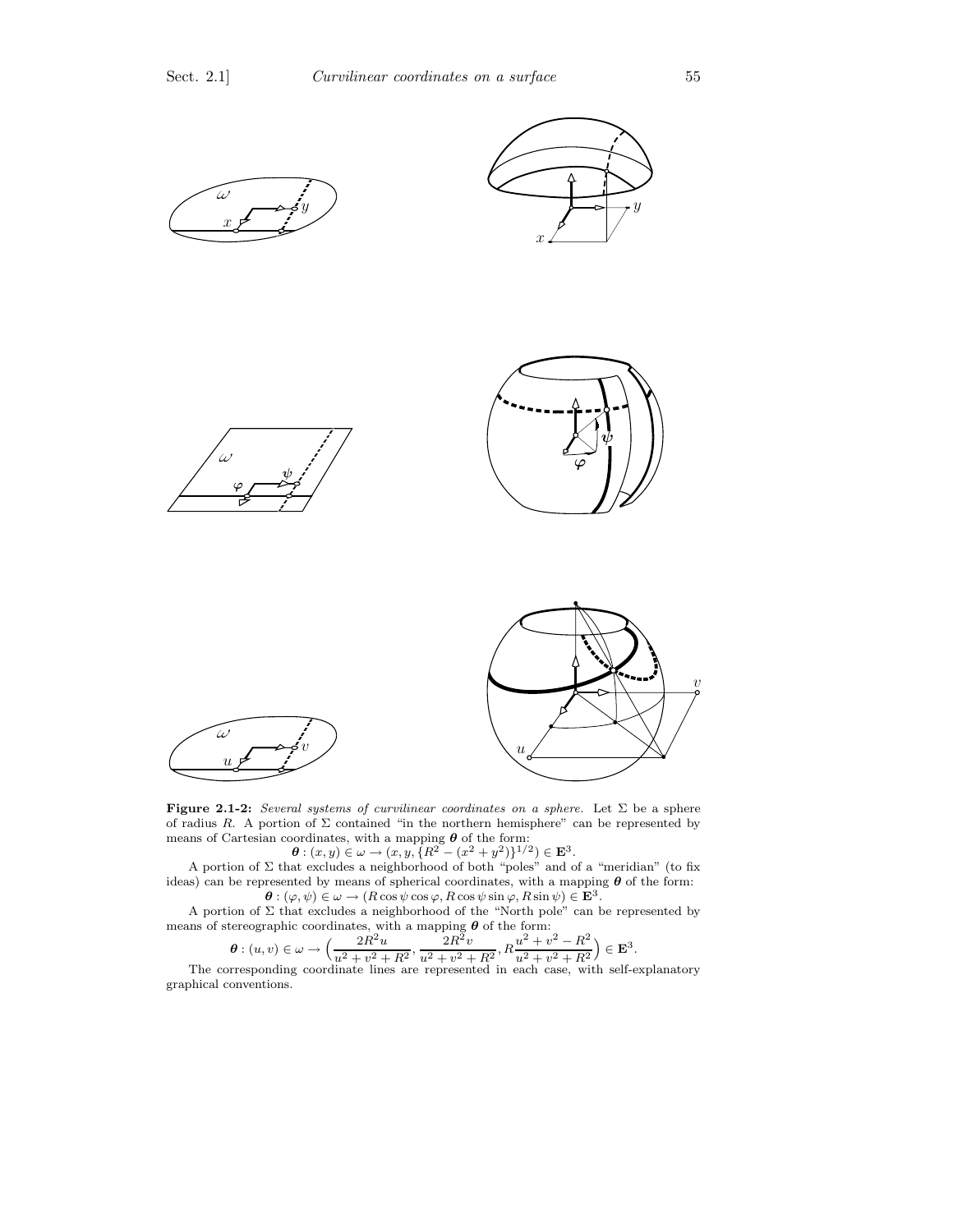**Figure 2.1-2:** *Several systems of curvilinear coordinates on a sphere.* Let $\Sigma$ be a sphere of radius $R$. A portion of $\Sigma$ contained "in the northern hemisphere" can be represented by means of Cartesian coordinates, with a mapping $\boldsymbol{\theta}$ of the form:

$$\boldsymbol{\theta} : (x, y) \in \omega \to (x, y, \{R^2 - (x^2 + y^2)\}^{1/2}) \in \mathbf{E}^3.$$

A portion of $\Sigma$ that excludes a neighborhood of both "poles" and of a "meridian" (to fix ideas) can be represented by means of spherical coordinates, with a mapping $\boldsymbol{\theta}$ of the form:

$$\boldsymbol{\theta} : (\varphi, \psi) \in \omega \to (R \cos\psi \cos\varphi, R \cos\psi \sin\varphi, R \sin\psi) \in \mathbf{E}^3.$$

A portion of $\Sigma$ that excludes a neighborhood of the "North pole" can be represented by means of stereographic coordinates, with a mapping $\boldsymbol{\theta}$ of the form:

$$\boldsymbol{\theta} : (u, v) \in \omega \to \Big( \frac{2R^2 u}{u^2 + v^2 + R^2}, \frac{2R^2 v}{u^2 + v^2 + R^2}, R\frac{u^2 + v^2 - R^2}{u^2 + v^2 + R^2} \Big) \in \mathbf{E}^3.$$

The corresponding coordinate lines are represented in each case, with self-explanatory graphical conventions.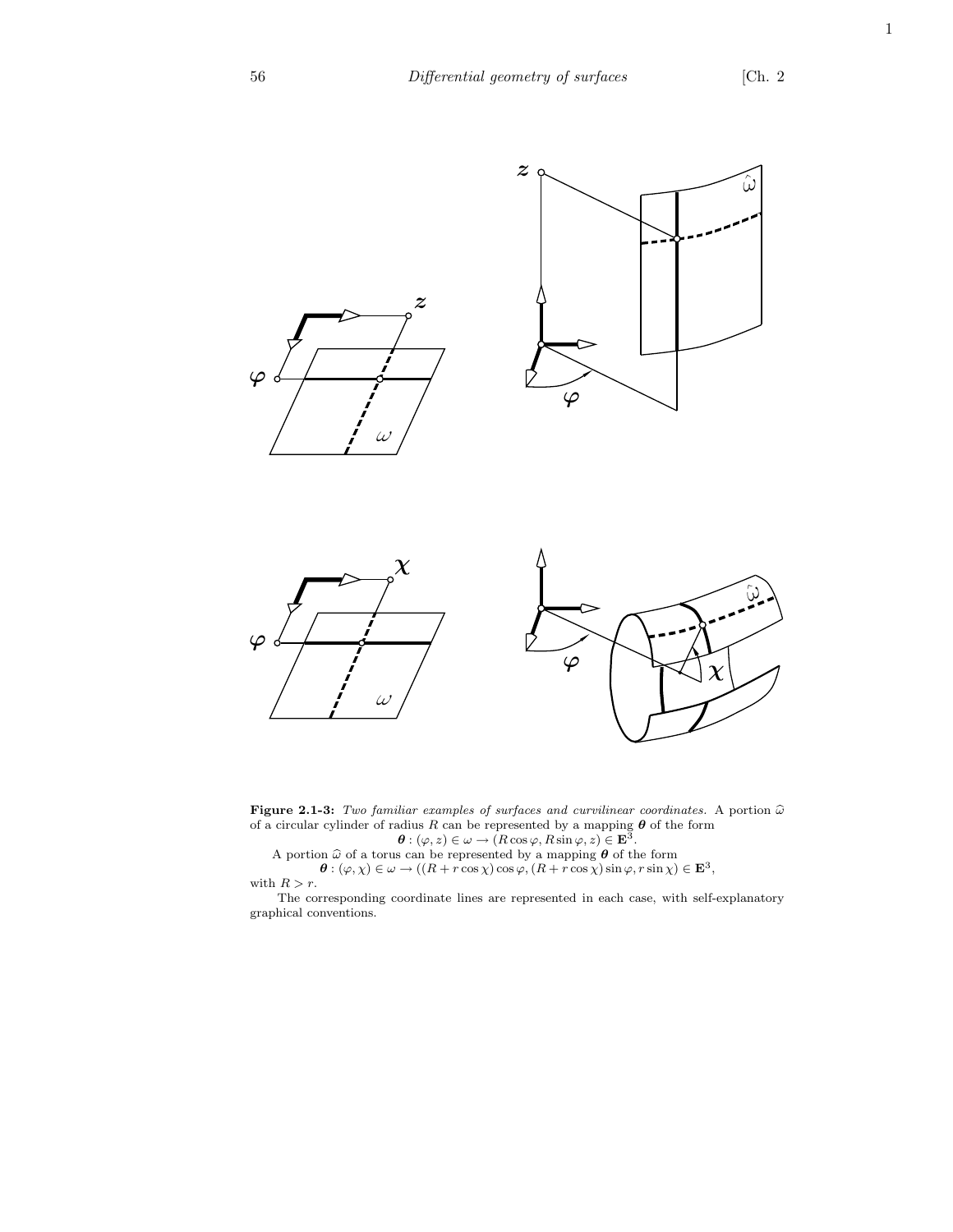**Figure 2.1-3:** *Two familiar examples of surfaces and curvilinear coordinates.* A portion $\widehat{\omega}$ of a circular cylinder of radius $R$ can be represented by a mapping $\boldsymbol{\theta}$ of the form

$$\boldsymbol{\theta} : (\varphi, z) \in \omega \to (R\cos\varphi, R\sin\varphi, z) \in \mathbf{E}^3.$$

A portion $\widehat{\omega}$ of a torus can be represented by a mapping $\boldsymbol{\theta}$ of the form

$$\boldsymbol{\theta} : (\varphi, \chi) \in \omega \to ((R + r\cos\chi)\cos\varphi, (R + r\cos\chi)\sin\varphi, r\sin\chi) \in \mathbf{E}^3,$$

with $R > r$.

The corresponding coordinate lines are represented in each case, with self-explanatory graphical conventions.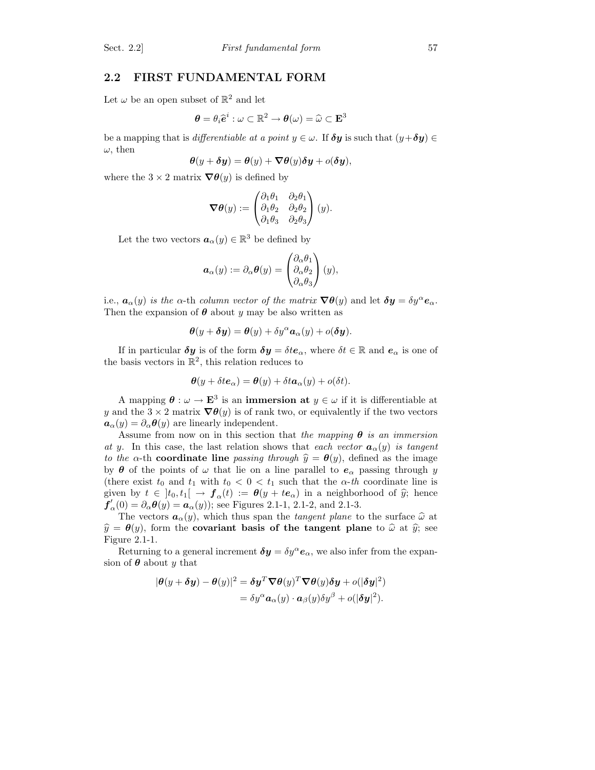## 2.2 FIRST FUNDAMENTAL FORM

Let $\omega$ be an open subset of $\mathbb{R}^2$ and let

$$\boldsymbol{\theta} = \theta_i \widehat{\boldsymbol{e}}^i : \omega \subset \mathbb{R}^2 \to \boldsymbol{\theta}(\omega) = \widehat{\omega} \subset \mathbf{E}^3$$

be a mapping that is *differentiable at a point* $y \in \omega$. If $\boldsymbol{\delta y}$ is such that $(y + \boldsymbol{\delta y}) \in \omega$, then

$$\boldsymbol{\theta}(y + \boldsymbol{\delta y}) = \boldsymbol{\theta}(y) + \boldsymbol{\nabla\theta}(y)\boldsymbol{\delta y} + o(\boldsymbol{\delta y}),$$

where the $3 \times 2$ matrix $\boldsymbol{\nabla\theta}(y)$ is defined by

$$\boldsymbol{\nabla\theta}(y) := \begin{pmatrix} \partial_1\theta_1 & \partial_2\theta_1 \\ \partial_1\theta_2 & \partial_2\theta_2 \\ \partial_1\theta_3 & \partial_2\theta_3 \end{pmatrix}(y).$$

Let the two vectors $\boldsymbol{a}_\alpha(y) \in \mathbb{R}^3$ be defined by

$$\boldsymbol{a}_\alpha(y) := \partial_\alpha \boldsymbol{\theta}(y) = \begin{pmatrix} \partial_\alpha\theta_1 \\ \partial_\alpha\theta_2 \\ \partial_\alpha\theta_3 \end{pmatrix}(y),$$

i.e., *$\boldsymbol{a}_\alpha(y)$ is the $\alpha$-th column vector of the matrix $\boldsymbol{\nabla\theta}(y)$* and let $\boldsymbol{\delta y} = \delta y^\alpha \boldsymbol{e}_\alpha$. Then the expansion of $\boldsymbol{\theta}$ about $y$ may be also written as

$$\boldsymbol{\theta}(y + \boldsymbol{\delta y}) = \boldsymbol{\theta}(y) + \delta y^\alpha \boldsymbol{a}_\alpha(y) + o(\boldsymbol{\delta y}).$$

If in particular $\boldsymbol{\delta y}$ is of the form $\boldsymbol{\delta y} = \delta t \boldsymbol{e}_\alpha$, where $\delta t \in \mathbb{R}$ and $\boldsymbol{e}_\alpha$ is one of the basis vectors in $\mathbb{R}^2$, this relation reduces to

$$\boldsymbol{\theta}(y + \delta t \boldsymbol{e}_\alpha) = \boldsymbol{\theta}(y) + \delta t \boldsymbol{a}_\alpha(y) + o(\delta t).$$

A mapping $\boldsymbol{\theta} : \omega \to \mathbf{E}^3$ is an **immersion at** $y \in \omega$ if it is differentiable at $y$ and the $3 \times 2$ matrix $\boldsymbol{\nabla\theta}(y)$ is of rank two, or equivalently if the two vectors $\boldsymbol{a}_\alpha(y) = \partial_\alpha\boldsymbol{\theta}(y)$ are linearly independent.

Assume from now on in this section that *the mapping $\boldsymbol{\theta}$ is an immersion at $y$*. In this case, the last relation shows that *each vector $\boldsymbol{a}_\alpha(y)$ is tangent to the $\alpha$-th* **coordinate line** *passing through* $\widehat{y} = \boldsymbol{\theta}(y)$, defined as the image by $\boldsymbol{\theta}$ of the points of $\omega$ that lie on a line parallel to $\boldsymbol{e}_\alpha$ passing through $y$ (there exist $t_0$ and $t_1$ with $t_0 < 0 < t_1$ such that the *$\alpha$-th* coordinate line is given by $t \in \, ]t_0, t_1[ \, \to \boldsymbol{f}_\alpha(t) := \boldsymbol{\theta}(y + t\boldsymbol{e}_\alpha)$ in a neighborhood of $\widehat{y}$; hence $\boldsymbol{f}'_\alpha(0) = \partial_\alpha\boldsymbol{\theta}(y) = \boldsymbol{a}_\alpha(y)$); see Figures 2.1-1, 2.1-2, and 2.1-3.

The vectors $\boldsymbol{a}_\alpha(y)$, which thus span the *tangent plane* to the surface $\widehat{\omega}$ at $\widehat{y} = \boldsymbol{\theta}(y)$, form the **covariant basis of the tangent plane** to $\widehat{\omega}$ at $\widehat{y}$; see Figure 2.1-1.

Returning to a general increment $\boldsymbol{\delta y} = \delta y^\alpha \boldsymbol{e}_\alpha$, we also infer from the expansion of $\boldsymbol{\theta}$ about $y$ that

$$\begin{aligned}
|\boldsymbol{\theta}(y + \boldsymbol{\delta y}) - \boldsymbol{\theta}(y)|^2 &= \boldsymbol{\delta y}^T \boldsymbol{\nabla\theta}(y)^T \boldsymbol{\nabla\theta}(y) \boldsymbol{\delta y} + o(|\boldsymbol{\delta y}|^2) \\
&= \delta y^\alpha \boldsymbol{a}_\alpha(y) \cdot \boldsymbol{a}_\beta(y) \delta y^\beta + o(|\boldsymbol{\delta y}|^2).
\end{aligned}$$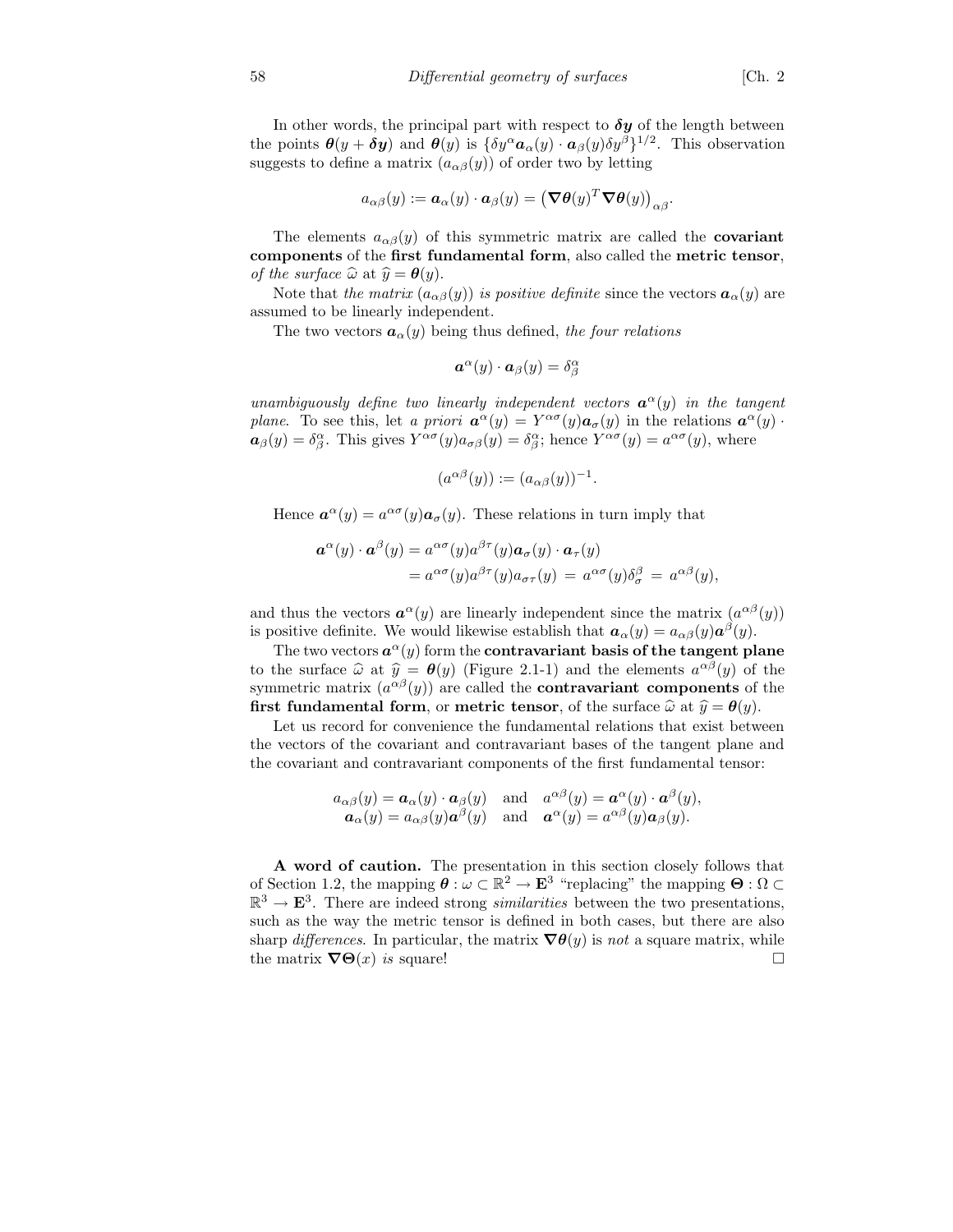In other words, the principal part with respect to $\boldsymbol{\delta y}$ of the length between the points $\boldsymbol{\theta}(y + \boldsymbol{\delta y})$ and $\boldsymbol{\theta}(y)$ is $\{\delta y^\alpha \boldsymbol{a}_\alpha(y) \cdot \boldsymbol{a}_\beta(y) \delta y^\beta\}^{1/2}$. This observation suggests to define a matrix $(a_{\alpha\beta}(y))$ of order two by letting

$$a_{\alpha\beta}(y) := \boldsymbol{a}_\alpha(y) \cdot \boldsymbol{a}_\beta(y) = \left(\boldsymbol{\nabla\theta}(y)^T \boldsymbol{\nabla\theta}(y)\right)_{\alpha\beta}.$$

The elements $a_{\alpha\beta}(y)$ of this symmetric matrix are called the **covariant components** of the **first fundamental form**, also called the **metric tensor**, *of the surface* $\widehat{\omega}$ at $\widehat{y} = \boldsymbol{\theta}(y)$.

Note that *the matrix* $(a_{\alpha\beta}(y))$ *is positive definite* since the vectors $\boldsymbol{a}_\alpha(y)$ are assumed to be linearly independent.

The two vectors $\boldsymbol{a}_\alpha(y)$ being thus defined, *the four relations*

$$\boldsymbol{a}^\alpha(y) \cdot \boldsymbol{a}_\beta(y) = \delta^\alpha_\beta$$

*unambiguously define two linearly independent vectors* $\boldsymbol{a}^\alpha(y)$ *in the tangent plane.* To see this, let *a priori* $\boldsymbol{a}^\alpha(y) = Y^{\alpha\sigma}(y)\boldsymbol{a}_\sigma(y)$ in the relations $\boldsymbol{a}^\alpha(y) \cdot \boldsymbol{a}_\beta(y) = \delta^\alpha_\beta$. This gives $Y^{\alpha\sigma}(y)a_{\sigma\beta}(y) = \delta^\alpha_\beta$; hence $Y^{\alpha\sigma}(y) = a^{\alpha\sigma}(y)$, where

$$(a^{\alpha\beta}(y)) := (a_{\alpha\beta}(y))^{-1}.$$

Hence $\boldsymbol{a}^\alpha(y) = a^{\alpha\sigma}(y)\boldsymbol{a}_\sigma(y)$. These relations in turn imply that

$$\begin{aligned}
\boldsymbol{a}^\alpha(y) \cdot \boldsymbol{a}^\beta(y) &= a^{\alpha\sigma}(y)a^{\beta\tau}(y)\boldsymbol{a}_\sigma(y) \cdot \boldsymbol{a}_\tau(y) \\
&= a^{\alpha\sigma}(y)a^{\beta\tau}(y)a_{\sigma\tau}(y) \;=\; a^{\alpha\sigma}(y)\delta^\beta_\sigma \;=\; a^{\alpha\beta}(y),
\end{aligned}$$

and thus the vectors $\boldsymbol{a}^\alpha(y)$ are linearly independent since the matrix $(a^{\alpha\beta}(y))$ is positive definite. We would likewise establish that $\boldsymbol{a}_\alpha(y) = a_{\alpha\beta}(y)\boldsymbol{a}^\beta(y)$.

The two vectors $\boldsymbol{a}^\alpha(y)$ form the **contravariant basis of the tangent plane** to the surface $\widehat{\omega}$ at $\widehat{y} = \boldsymbol{\theta}(y)$ (Figure 2.1-1) and the elements $a^{\alpha\beta}(y)$ of the symmetric matrix $(a^{\alpha\beta}(y))$ are called the **contravariant components** of the **first fundamental form**, or **metric tensor**, of the surface $\widehat{\omega}$ at $\widehat{y} = \boldsymbol{\theta}(y)$.

Let us record for convenience the fundamental relations that exist between the vectors of the covariant and contravariant bases of the tangent plane and the covariant and contravariant components of the first fundamental tensor:

$$\begin{aligned}
a_{\alpha\beta}(y) = \boldsymbol{a}_\alpha(y) \cdot \boldsymbol{a}_\beta(y) \quad &\text{and} \quad a^{\alpha\beta}(y) = \boldsymbol{a}^\alpha(y) \cdot \boldsymbol{a}^\beta(y), \\
\boldsymbol{a}_\alpha(y) = a_{\alpha\beta}(y)\boldsymbol{a}^\beta(y) \quad &\text{and} \quad \boldsymbol{a}^\alpha(y) = a^{\alpha\beta}(y)\boldsymbol{a}_\beta(y).
\end{aligned}$$

**A word of caution.** The presentation in this section closely follows that of Section 1.2, the mapping $\boldsymbol{\theta} : \omega \subset \mathbb{R}^2 \to \mathbf{E}^3$ "replacing" the mapping $\boldsymbol{\Theta} : \Omega \subset \mathbb{R}^3 \to \mathbf{E}^3$. There are indeed strong *similarities* between the two presentations, such as the way the metric tensor is defined in both cases, but there are also sharp *differences*. In particular, the matrix $\boldsymbol{\nabla\theta}(y)$ is *not* a square matrix, while the matrix $\boldsymbol{\nabla\Theta}(x)$ *is* square! □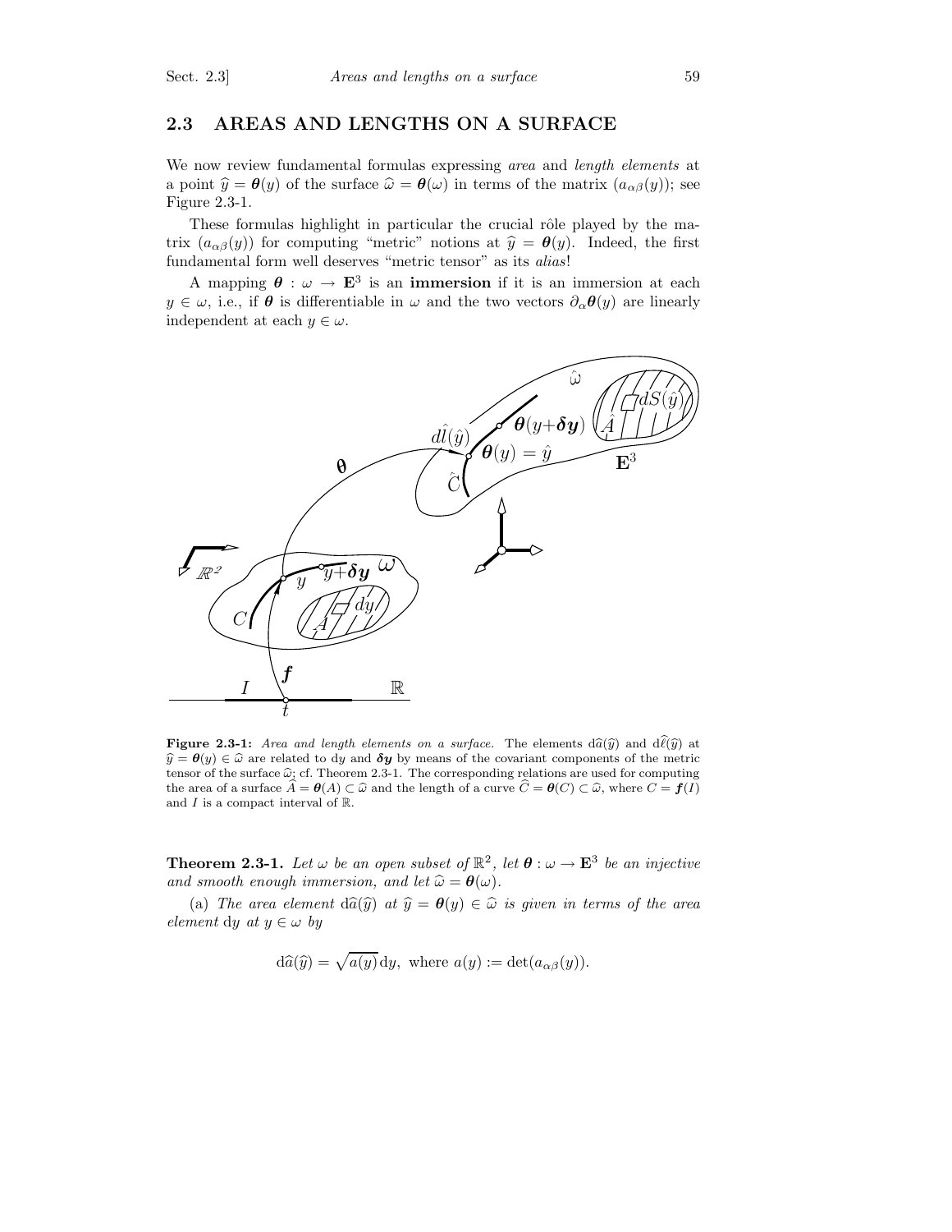## 2.3 AREAS AND LENGTHS ON A SURFACE

We now review fundamental formulas expressing *area* and *length elements* at a point $\widehat{y} = \boldsymbol{\theta}(y)$ of the surface $\widehat{\omega} = \boldsymbol{\theta}(\omega)$ in terms of the matrix $(a_{\alpha\beta}(y))$; see Figure 2.3-1.

These formulas highlight in particular the crucial rôle played by the matrix $(a_{\alpha\beta}(y))$ for computing "metric" notions at $\widehat{y} = \boldsymbol{\theta}(y)$. Indeed, the first fundamental form well deserves "metric tensor" as its *alias*!

A mapping $\boldsymbol{\theta} : \omega \to \mathbf{E}^3$ is an **immersion** if it is an immersion at each $y \in \omega$, i.e., if $\boldsymbol{\theta}$ is differentiable in $\omega$ and the two vectors $\partial_\alpha \boldsymbol{\theta}(y)$ are linearly independent at each $y \in \omega$.

**Figure 2.3-1:** *Area and length elements on a surface.* The elements $\mathrm{d}\widehat{a}(\widehat{y})$ and $\mathrm{d}\widehat{\ell}(\widehat{y})$ at $\widehat{y} = \boldsymbol{\theta}(y) \in \widehat{\omega}$ are related to $\mathrm{d}y$ and $\boldsymbol{\delta y}$ by means of the covariant components of the metric tensor of the surface $\widehat{\omega}$; cf. Theorem 2.3-1. The corresponding relations are used for computing the area of a surface $\widehat{A} = \boldsymbol{\theta}(A) \subset \widehat{\omega}$ and the length of a curve $\widehat{C} = \boldsymbol{\theta}(C) \subset \widehat{\omega}$, where $C = \boldsymbol{f}(I)$ and $I$ is a compact interval of $\mathbb{R}$.

**Theorem 2.3-1.** *Let $\omega$ be an open subset of $\mathbb{R}^2$, let $\boldsymbol{\theta} : \omega \to \mathbf{E}^3$ be an injective and smooth enough immersion, and let $\widehat{\omega} = \boldsymbol{\theta}(\omega)$.*

(a) *The area element $\mathrm{d}\widehat{a}(\widehat{y})$ at $\widehat{y} = \boldsymbol{\theta}(y) \in \widehat{\omega}$ is given in terms of the area element $\mathrm{d}y$ at $y \in \omega$ by*

$$\mathrm{d}\widehat{a}(\widehat{y}) = \sqrt{a(y)}\,\mathrm{d}y, \text{ where } a(y) := \det(a_{\alpha\beta}(y)).$$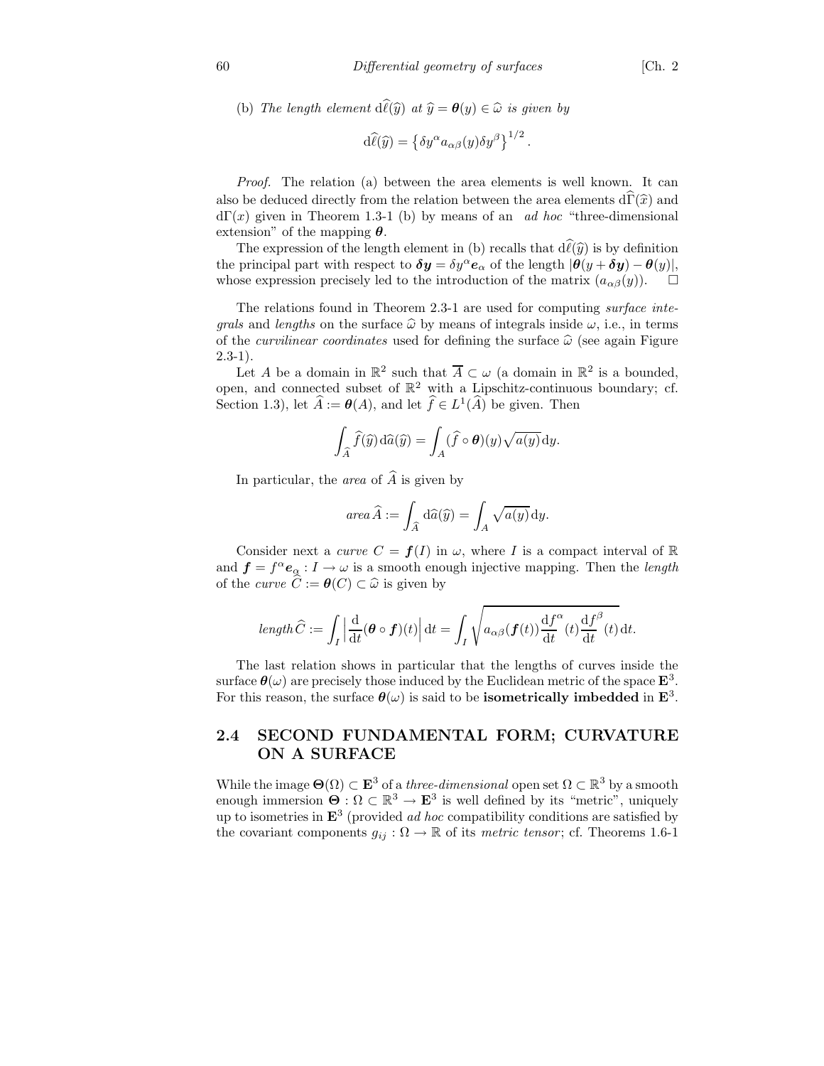(b) *The length element* $\mathrm{d}\widehat{\ell}(\widehat{y})$ *at* $\widehat{y} = \boldsymbol{\theta}(y) \in \widehat{\omega}$ *is given by*

$$\mathrm{d}\widehat{\ell}(\widehat{y}) = \left\{\delta y^\alpha a_{\alpha\beta}(y)\delta y^\beta\right\}^{1/2}.$$

*Proof.* The relation (a) between the area elements is well known. It can also be deduced directly from the relation between the area elements $\mathrm{d}\widehat{\Gamma}(\widehat{x})$ and $\mathrm{d}\Gamma(x)$ given in Theorem 1.3-1 (b) by means of an *ad hoc* "three-dimensional extension" of the mapping $\boldsymbol{\theta}$.

The expression of the length element in (b) recalls that $\mathrm{d}\widehat{\ell}(\widehat{y})$ is by definition the principal part with respect to $\boldsymbol{\delta y} = \delta y^\alpha \boldsymbol{e}_\alpha$ of the length $|\boldsymbol{\theta}(y + \boldsymbol{\delta y}) - \boldsymbol{\theta}(y)|$, whose expression precisely led to the introduction of the matrix $(a_{\alpha\beta}(y))$. $\square$

The relations found in Theorem 2.3-1 are used for computing *surface integrals* and *lengths* on the surface $\widehat{\omega}$ by means of integrals inside $\omega$, i.e., in terms of the *curvilinear coordinates* used for defining the surface $\widehat{\omega}$ (see again Figure 2.3-1).

Let $A$ be a domain in $\mathbb{R}^2$ such that $\overline{A} \subset \omega$ (a domain in $\mathbb{R}^2$ is a bounded, open, and connected subset of $\mathbb{R}^2$ with a Lipschitz-continuous boundary; cf. Section 1.3), let $\widehat{A} := \boldsymbol{\theta}(A)$, and let $\widehat{f} \in L^1(\widehat{A})$ be given. Then

$$\int_{\widehat{A}} \widehat{f}(\widehat{y})\,\mathrm{d}\widehat{a}(\widehat{y}) = \int_A (\widehat{f} \circ \boldsymbol{\theta})(y)\sqrt{a(y)}\,\mathrm{d}y.$$

In particular, the *area* of $\widehat{A}$ is given by

$$\mathit{area}\,\widehat{A} := \int_{\widehat{A}} \mathrm{d}\widehat{a}(\widehat{y}) = \int_A \sqrt{a(y)}\,\mathrm{d}y.$$

Consider next a *curve* $C = \boldsymbol{f}(I)$ in $\omega$, where $I$ is a compact interval of $\mathbb{R}$ and $\boldsymbol{f} = f^\alpha \boldsymbol{e}_\alpha : I \to \omega$ is a smooth enough injective mapping. Then the *length* of the *curve* $\widehat{C} := \boldsymbol{\theta}(C) \subset \widehat{\omega}$ is given by

$$\mathit{length}\,\widehat{C} := \int_I \left|\frac{\mathrm{d}}{\mathrm{d}t}(\boldsymbol{\theta} \circ \boldsymbol{f})(t)\right|\mathrm{d}t = \int_I \sqrt{a_{\alpha\beta}(\boldsymbol{f}(t))\frac{\mathrm{d}f^\alpha}{\mathrm{d}t}(t)\frac{\mathrm{d}f^\beta}{\mathrm{d}t}(t)}\,\mathrm{d}t.$$

The last relation shows in particular that the lengths of curves inside the surface $\boldsymbol{\theta}(\omega)$ are precisely those induced by the Euclidean metric of the space $\mathbf{E}^3$. For this reason, the surface $\boldsymbol{\theta}(\omega)$ is said to be **isometrically imbedded** in $\mathbf{E}^3$.

## 2.4 SECOND FUNDAMENTAL FORM; CURVATURE ON A SURFACE

While the image $\boldsymbol{\Theta}(\Omega) \subset \mathbf{E}^3$ of a *three-dimensional* open set $\Omega \subset \mathbb{R}^3$ by a smooth enough immersion $\boldsymbol{\Theta} : \Omega \subset \mathbb{R}^3 \to \mathbf{E}^3$ is well defined by its "metric", uniquely up to isometries in $\mathbf{E}^3$ (provided *ad hoc* compatibility conditions are satisfied by the covariant components $g_{ij} : \Omega \to \mathbb{R}$ of its *metric tensor*; cf. Theorems 1.6-1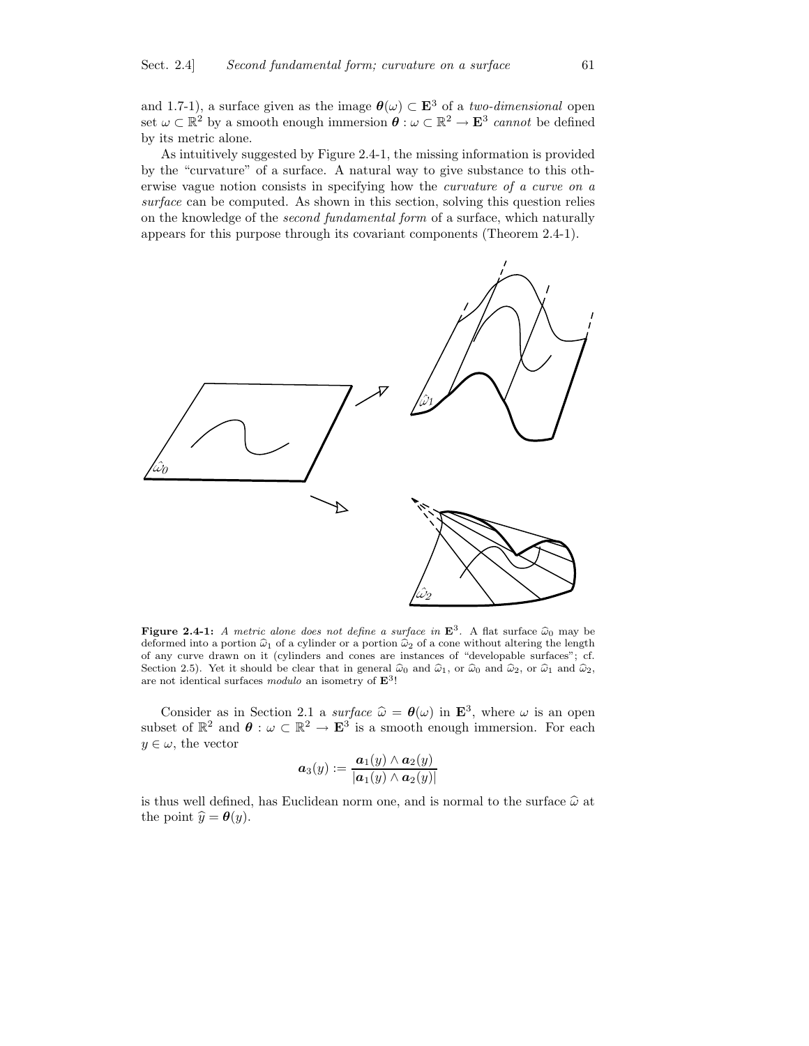and 1.7-1), a surface given as the image $\boldsymbol{\theta}(\omega) \subset \mathbf{E}^3$ of a *two-dimensional* open set $\omega \subset \mathbb{R}^2$ by a smooth enough immersion $\boldsymbol{\theta} : \omega \subset \mathbb{R}^2 \to \mathbf{E}^3$ *cannot* be defined by its metric alone.

As intuitively suggested by Figure 2.4-1, the missing information is provided by the "curvature" of a surface. A natural way to give substance to this otherwise vague notion consists in specifying how the *curvature of a curve on a surface* can be computed. As shown in this section, solving this question relies on the knowledge of the *second fundamental form* of a surface, which naturally appears for this purpose through its covariant components (Theorem 2.4-1).

**Figure 2.4-1:** *A metric alone does not define a surface in* $\mathbf{E}^3$. A flat surface $\widehat{\omega}_0$ may be deformed into a portion $\widehat{\omega}_1$ of a cylinder or a portion $\widehat{\omega}_2$ of a cone without altering the length of any curve drawn on it (cylinders and cones are instances of "developable surfaces"; cf. Section 2.5). Yet it should be clear that in general $\widehat{\omega}_0$ and $\widehat{\omega}_1$, or $\widehat{\omega}_0$ and $\widehat{\omega}_2$, or $\widehat{\omega}_1$ and $\widehat{\omega}_2$, are not identical surfaces *modulo* an isometry of $\mathbf{E}^3$!

Consider as in Section 2.1 a *surface* $\widehat{\omega} = \boldsymbol{\theta}(\omega)$ in $\mathbf{E}^3$, where $\omega$ is an open subset of $\mathbb{R}^2$ and $\boldsymbol{\theta} : \omega \subset \mathbb{R}^2 \to \mathbf{E}^3$ is a smooth enough immersion. For each $y \in \omega$, the vector

$$\boldsymbol{a}_3(y) := \frac{\boldsymbol{a}_1(y) \wedge \boldsymbol{a}_2(y)}{|\boldsymbol{a}_1(y) \wedge \boldsymbol{a}_2(y)|}$$

is thus well defined, has Euclidean norm one, and is normal to the surface $\widehat{\omega}$ at the point $\widehat{y} = \boldsymbol{\theta}(y)$.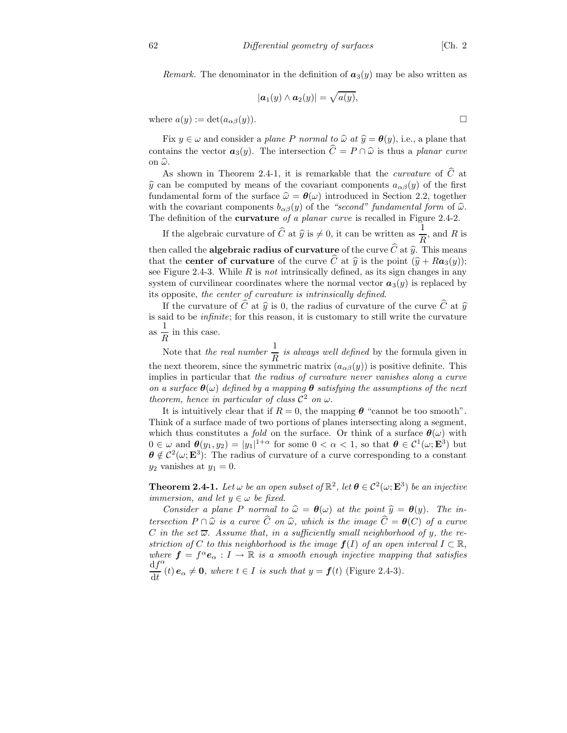*Remark.* The denominator in the definition of $\boldsymbol{a}_3(y)$ may be also written as

$$|\boldsymbol{a}_1(y) \wedge \boldsymbol{a}_2(y)| = \sqrt{a(y)},$$

where $a(y) := \det(a_{\alpha\beta}(y))$. $\square$

Fix $y \in \omega$ and consider a *plane $P$ normal to $\widehat{\omega}$ at $\widehat{y} = \boldsymbol{\theta}(y)$*, i.e., a plane that contains the vector $\boldsymbol{a}_3(y)$. The intersection $\widehat{C} = P \cap \widehat{\omega}$ is thus a *planar curve* on $\widehat{\omega}$.

As shown in Theorem 2.4-1, it is remarkable that the *curvature* of $\widehat{C}$ at $\widehat{y}$ can be computed by means of the covariant components $a_{\alpha\beta}(y)$ of the first fundamental form of the surface $\widehat{\omega} = \boldsymbol{\theta}(\omega)$ introduced in Section 2.2, together with the covariant components $b_{\alpha\beta}(y)$ of the *"second" fundamental form* of $\widehat{\omega}$. The definition of the **curvature** *of a planar curve* is recalled in Figure 2.4-2.

If the algebraic curvature of $\widehat{C}$ at $\widehat{y}$ is $\neq 0$, it can be written as $\dfrac{1}{R}$, and $R$ is then called the **algebraic radius of curvature** of the curve $\widehat{C}$ at $\widehat{y}$. This means that the **center of curvature** of the curve $\widehat{C}$ at $\widehat{y}$ is the point $(\widehat{y} + R\boldsymbol{a}_3(y))$; see Figure 2.4-3. While $R$ is *not* intrinsically defined, as its sign changes in any system of curvilinear coordinates where the normal vector $\boldsymbol{a}_3(y)$ is replaced by its opposite, *the center of curvature is intrinsically defined*.

If the curvature of $\widehat{C}$ at $\widehat{y}$ is 0, the radius of curvature of the curve $\widehat{C}$ at $\widehat{y}$ is said to be *infinite*; for this reason, it is customary to still write the curvature as $\dfrac{1}{R}$ in this case.

Note that *the real number $\dfrac{1}{R}$ is always well defined* by the formula given in the next theorem, since the symmetric matrix $(a_{\alpha\beta}(y))$ is positive definite. This implies in particular that *the radius of curvature never vanishes along a curve on a surface $\boldsymbol{\theta}(\omega)$ defined by a mapping $\boldsymbol{\theta}$ satisfying the assumptions of the next theorem, hence in particular of class $\mathcal{C}^2$ on $\omega$*.

It is intuitively clear that if $R = 0$, the mapping $\boldsymbol{\theta}$ "cannot be too smooth". Think of a surface made of two portions of planes intersecting along a segment, which thus constitutes a *fold* on the surface. Or think of a surface $\boldsymbol{\theta}(\omega)$ with $0 \in \omega$ and $\boldsymbol{\theta}(y_1, y_2) = |y_1|^{1+\alpha}$ for some $0 < \alpha < 1$, so that $\boldsymbol{\theta} \in \mathcal{C}^1(\omega; \mathbf{E}^3)$ but $\boldsymbol{\theta} \notin \mathcal{C}^2(\omega; \mathbf{E}^3)$: The radius of curvature of a curve corresponding to a constant $y_2$ vanishes at $y_1 = 0$.

**Theorem 2.4-1.** *Let $\omega$ be an open subset of $\mathbb{R}^2$, let $\boldsymbol{\theta} \in \mathcal{C}^2(\omega; \mathbf{E}^3)$ be an injective immersion, and let $y \in \omega$ be fixed.*

*Consider a plane $P$ normal to $\widehat{\omega} = \boldsymbol{\theta}(\omega)$ at the point $\widehat{y} = \boldsymbol{\theta}(y)$. The intersection $P \cap \widehat{\omega}$ is a curve $\widehat{C}$ on $\widehat{\omega}$, which is the image $\widehat{C} = \boldsymbol{\theta}(C)$ of a curve $C$ in the set $\overline{\omega}$. Assume that, in a sufficiently small neighborhood of $y$, the restriction of $C$ to this neighborhood is the image $\boldsymbol{f}(I)$ of an open interval $I \subset \mathbb{R}$, where $\boldsymbol{f} = f^\alpha \boldsymbol{e}_\alpha : I \to \mathbb{R}$ is a smooth enough injective mapping that satisfies $\dfrac{\mathrm{d}f^\alpha}{\mathrm{d}t}(t)\, \boldsymbol{e}_\alpha \neq \mathbf{0}$, where $t \in I$ is such that $y = \boldsymbol{f}(t)$* (Figure 2.4-3).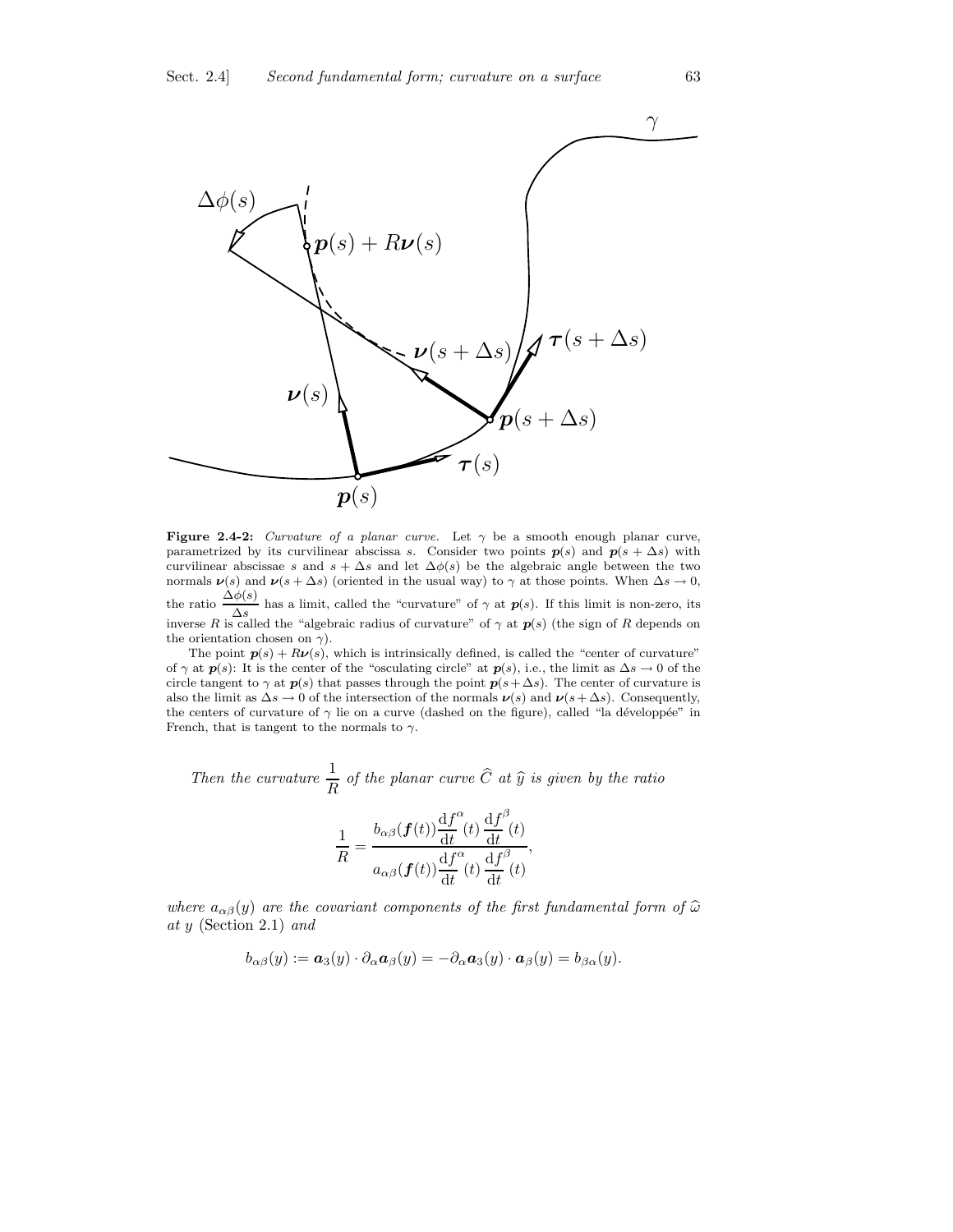**Figure 2.4-2:** *Curvature of a planar curve.* Let $\gamma$ be a smooth enough planar curve, parametrized by its curvilinear abscissa $s$. Consider two points $\boldsymbol{p}(s)$ and $\boldsymbol{p}(s+\Delta s)$ with curvilinear abscissae $s$ and $s+\Delta s$ and let $\Delta\phi(s)$ be the algebraic angle between the two normals $\boldsymbol{\nu}(s)$ and $\boldsymbol{\nu}(s+\Delta s)$ (oriented in the usual way) to $\gamma$ at those points. When $\Delta s \to 0$, the ratio $\dfrac{\Delta\phi(s)}{\Delta s}$ has a limit, called the "curvature" of $\gamma$ at $\boldsymbol{p}(s)$. If this limit is non-zero, its inverse $R$ is called the "algebraic radius of curvature" of $\gamma$ at $\boldsymbol{p}(s)$ (the sign of $R$ depends on the orientation chosen on $\gamma$).

The point $\boldsymbol{p}(s) + R\boldsymbol{\nu}(s)$, which is intrinsically defined, is called the "center of curvature" of $\gamma$ at $\boldsymbol{p}(s)$: It is the center of the "osculating circle" at $\boldsymbol{p}(s)$, i.e., the limit as $\Delta s \to 0$ of the circle tangent to $\gamma$ at $\boldsymbol{p}(s)$ that passes through the point $\boldsymbol{p}(s+\Delta s)$. The center of curvature is also the limit as $\Delta s \to 0$ of the intersection of the normals $\boldsymbol{\nu}(s)$ and $\boldsymbol{\nu}(s+\Delta s)$. Consequently, the centers of curvature of $\gamma$ lie on a curve (dashed on the figure), called "la développée" in French, that is tangent to the normals to $\gamma$.

*Then the curvature* $\dfrac{1}{R}$ *of the planar curve* $\widehat{C}$ *at* $\widehat{y}$ *is given by the ratio*

$$\frac{1}{R} = \frac{b_{\alpha\beta}(\boldsymbol{f}(t))\dfrac{\mathrm{d}f^{\alpha}}{\mathrm{d}t}(t)\,\dfrac{\mathrm{d}f^{\beta}}{\mathrm{d}t}(t)}{a_{\alpha\beta}(\boldsymbol{f}(t))\dfrac{\mathrm{d}f^{\alpha}}{\mathrm{d}t}(t)\,\dfrac{\mathrm{d}f^{\beta}}{\mathrm{d}t}(t)},$$

*where* $a_{\alpha\beta}(y)$ *are the covariant components of the first fundamental form of* $\widehat{\omega}$ *at* $y$ (Section 2.1) *and*

$$b_{\alpha\beta}(y) := \boldsymbol{a}_3(y)\cdot\partial_\alpha \boldsymbol{a}_\beta(y) = -\partial_\alpha \boldsymbol{a}_3(y)\cdot \boldsymbol{a}_\beta(y) = b_{\beta\alpha}(y).$$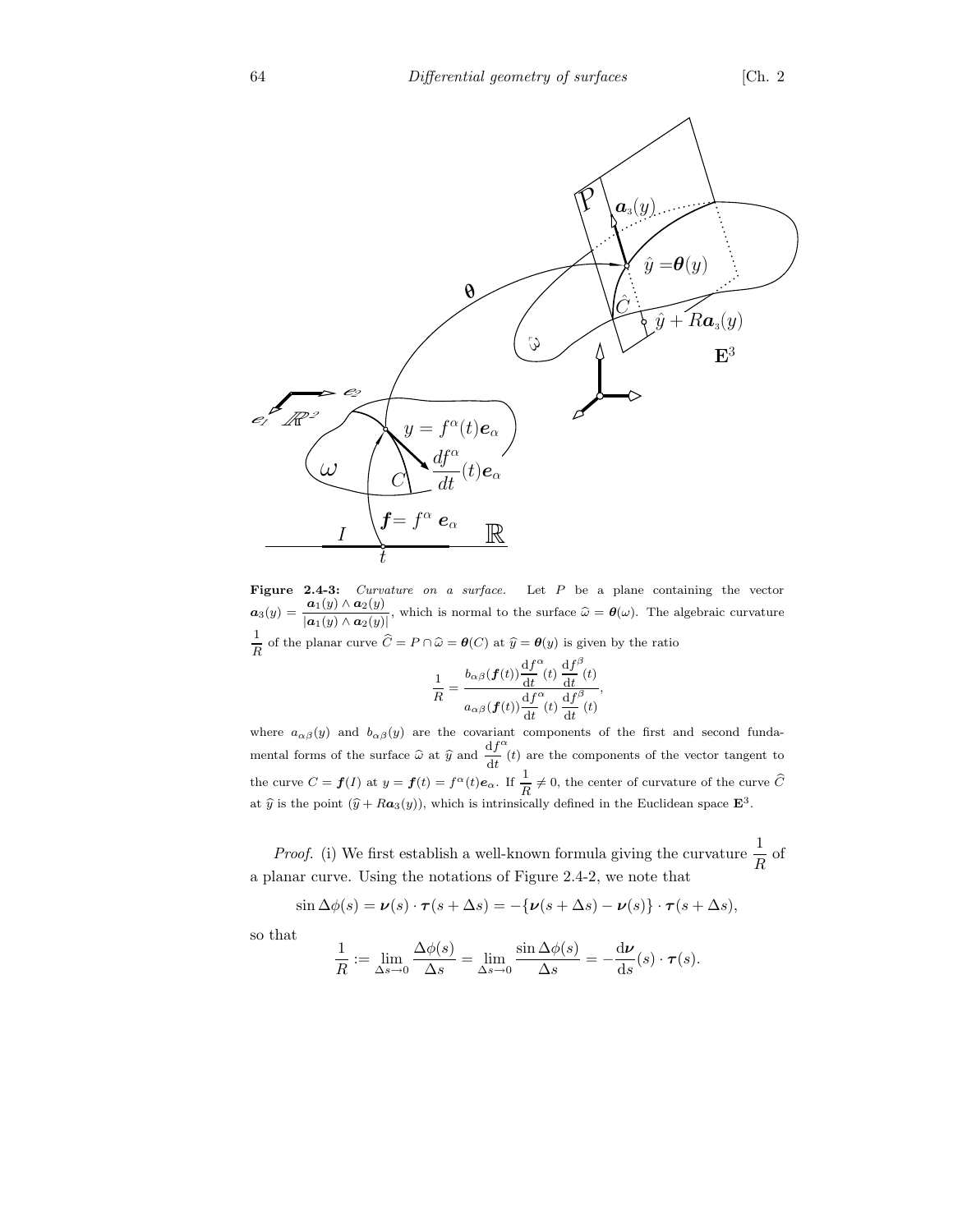**Figure 2.4-3:** *Curvature on a surface.* Let $P$ be a plane containing the vector $\boldsymbol{a}_3(y) = \dfrac{\boldsymbol{a}_1(y) \wedge \boldsymbol{a}_2(y)}{|\boldsymbol{a}_1(y) \wedge \boldsymbol{a}_2(y)|}$, which is normal to the surface $\widehat{\omega} = \boldsymbol{\theta}(\omega)$. The algebraic curvature $\dfrac{1}{R}$ of the planar curve $\widehat{C} = P \cap \widehat{\omega} = \boldsymbol{\theta}(C)$ at $\widehat{y} = \boldsymbol{\theta}(y)$ is given by the ratio

$$\frac{1}{R} = \frac{b_{\alpha\beta}(\boldsymbol{f}(t))\dfrac{\mathrm{d}f^\alpha}{\mathrm{d}t}(t)\,\dfrac{\mathrm{d}f^\beta}{\mathrm{d}t}(t)}{a_{\alpha\beta}(\boldsymbol{f}(t))\dfrac{\mathrm{d}f^\alpha}{\mathrm{d}t}(t)\,\dfrac{\mathrm{d}f^\beta}{\mathrm{d}t}(t)},$$

where $a_{\alpha\beta}(y)$ and $b_{\alpha\beta}(y)$ are the covariant components of the first and second fundamental forms of the surface $\widehat{\omega}$ at $\widehat{y}$ and $\dfrac{\mathrm{d}f^\alpha}{\mathrm{d}t}(t)$ are the components of the vector tangent to the curve $C = \boldsymbol{f}(I)$ at $y = \boldsymbol{f}(t) = f^\alpha(t)\boldsymbol{e}_\alpha$. If $\dfrac{1}{R} \neq 0$, the center of curvature of the curve $\widehat{C}$ at $\widehat{y}$ is the point $(\widehat{y} + R\boldsymbol{a}_3(y))$, which is intrinsically defined in the Euclidean space $\mathbf{E}^3$.

*Proof.* (i) We first establish a well-known formula giving the curvature $\dfrac{1}{R}$ of a planar curve. Using the notations of Figure 2.4-2, we note that

$$\sin \Delta\phi(s) = \boldsymbol{\nu}(s) \cdot \boldsymbol{\tau}(s + \Delta s) = -\{\boldsymbol{\nu}(s + \Delta s) - \boldsymbol{\nu}(s)\} \cdot \boldsymbol{\tau}(s + \Delta s),$$

so that

$$\frac{1}{R} := \lim_{\Delta s \to 0} \frac{\Delta\phi(s)}{\Delta s} = \lim_{\Delta s \to 0} \frac{\sin \Delta\phi(s)}{\Delta s} = -\frac{\mathrm{d}\boldsymbol{\nu}}{\mathrm{d}s}(s) \cdot \boldsymbol{\tau}(s).$$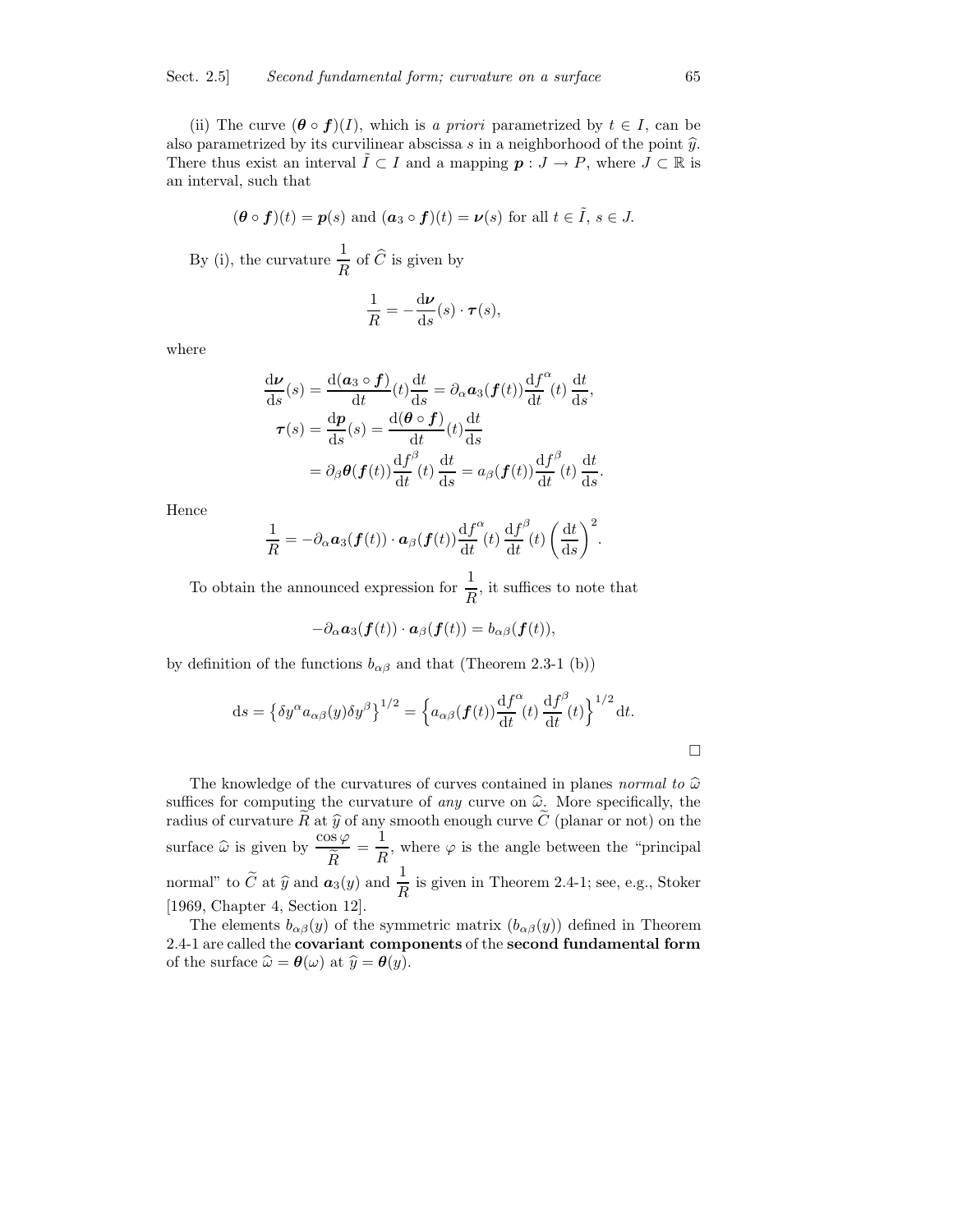(ii) The curve $(\boldsymbol{\theta} \circ \boldsymbol{f})(I)$, which is *a priori* parametrized by $t \in I$, can be also parametrized by its curvilinear abscissa $s$ in a neighborhood of the point $\widehat{y}$. There thus exist an interval $\tilde{I} \subset I$ and a mapping $\boldsymbol{p} : J \to P$, where $J \subset \mathbb{R}$ is an interval, such that

$$(\boldsymbol{\theta} \circ \boldsymbol{f})(t) = \boldsymbol{p}(s) \text{ and } (\boldsymbol{a}_3 \circ \boldsymbol{f})(t) = \boldsymbol{\nu}(s) \text{ for all } t \in \tilde{I},\ s \in J.$$

By (i), the curvature $\dfrac{1}{R}$ of $\widehat{C}$ is given by

$$\frac{1}{R} = -\frac{\mathrm{d}\boldsymbol{\nu}}{\mathrm{d}s}(s) \cdot \boldsymbol{\tau}(s),$$

where

$$\begin{aligned}
\frac{\mathrm{d}\boldsymbol{\nu}}{\mathrm{d}s}(s) &= \frac{\mathrm{d}(\boldsymbol{a}_3 \circ \boldsymbol{f})}{\mathrm{d}t}(t)\frac{\mathrm{d}t}{\mathrm{d}s} = \partial_\alpha \boldsymbol{a}_3(\boldsymbol{f}(t))\frac{\mathrm{d}f^\alpha}{\mathrm{d}t}(t)\,\frac{\mathrm{d}t}{\mathrm{d}s},\\
\boldsymbol{\tau}(s) &= \frac{\mathrm{d}\boldsymbol{p}}{\mathrm{d}s}(s) = \frac{\mathrm{d}(\boldsymbol{\theta} \circ \boldsymbol{f})}{\mathrm{d}t}(t)\frac{\mathrm{d}t}{\mathrm{d}s}\\
&= \partial_\beta \boldsymbol{\theta}(\boldsymbol{f}(t))\frac{\mathrm{d}f^\beta}{\mathrm{d}t}(t)\,\frac{\mathrm{d}t}{\mathrm{d}s} = a_\beta(\boldsymbol{f}(t))\frac{\mathrm{d}f^\beta}{\mathrm{d}t}(t)\,\frac{\mathrm{d}t}{\mathrm{d}s}.
\end{aligned}$$

Hence

$$\frac{1}{R} = -\partial_\alpha \boldsymbol{a}_3(\boldsymbol{f}(t)) \cdot \boldsymbol{a}_\beta(\boldsymbol{f}(t))\frac{\mathrm{d}f^\alpha}{\mathrm{d}t}(t)\,\frac{\mathrm{d}f^\beta}{\mathrm{d}t}(t)\left(\frac{\mathrm{d}t}{\mathrm{d}s}\right)^2.$$

To obtain the announced expression for $\dfrac{1}{R}$, it suffices to note that

$$-\partial_\alpha \boldsymbol{a}_3(\boldsymbol{f}(t)) \cdot \boldsymbol{a}_\beta(\boldsymbol{f}(t)) = b_{\alpha\beta}(\boldsymbol{f}(t)),$$

by definition of the functions $b_{\alpha\beta}$ and that (Theorem 2.3-1 (b))

$$\mathrm{d}s = \left\{\delta y^\alpha a_{\alpha\beta}(y)\delta y^\beta\right\}^{1/2} = \left\{a_{\alpha\beta}(\boldsymbol{f}(t))\frac{\mathrm{d}f^\alpha}{\mathrm{d}t}(t)\,\frac{\mathrm{d}f^\beta}{\mathrm{d}t}(t)\right\}^{1/2}\mathrm{d}t.$$

$\square$

The knowledge of the curvatures of curves contained in planes *normal to* $\widehat{\omega}$ suffices for computing the curvature of *any* curve on $\widehat{\omega}$. More specifically, the radius of curvature $\widetilde{R}$ at $\widehat{y}$ of any smooth enough curve $\widetilde{C}$ (planar or not) on the surface $\widehat{\omega}$ is given by $\dfrac{\cos\varphi}{\widetilde{R}} = \dfrac{1}{R}$, where $\varphi$ is the angle between the "principal normal" to $\widetilde{C}$ at $\widehat{y}$ and $\boldsymbol{a}_3(y)$ and $\dfrac{1}{R}$ is given in Theorem 2.4-1; see, e.g., Stoker [1969, Chapter 4, Section 12].

The elements $b_{\alpha\beta}(y)$ of the symmetric matrix $(b_{\alpha\beta}(y))$ defined in Theorem 2.4-1 are called the **covariant components** of the **second fundamental form** of the surface $\widehat{\omega} = \boldsymbol{\theta}(\omega)$ at $\widehat{y} = \boldsymbol{\theta}(y)$.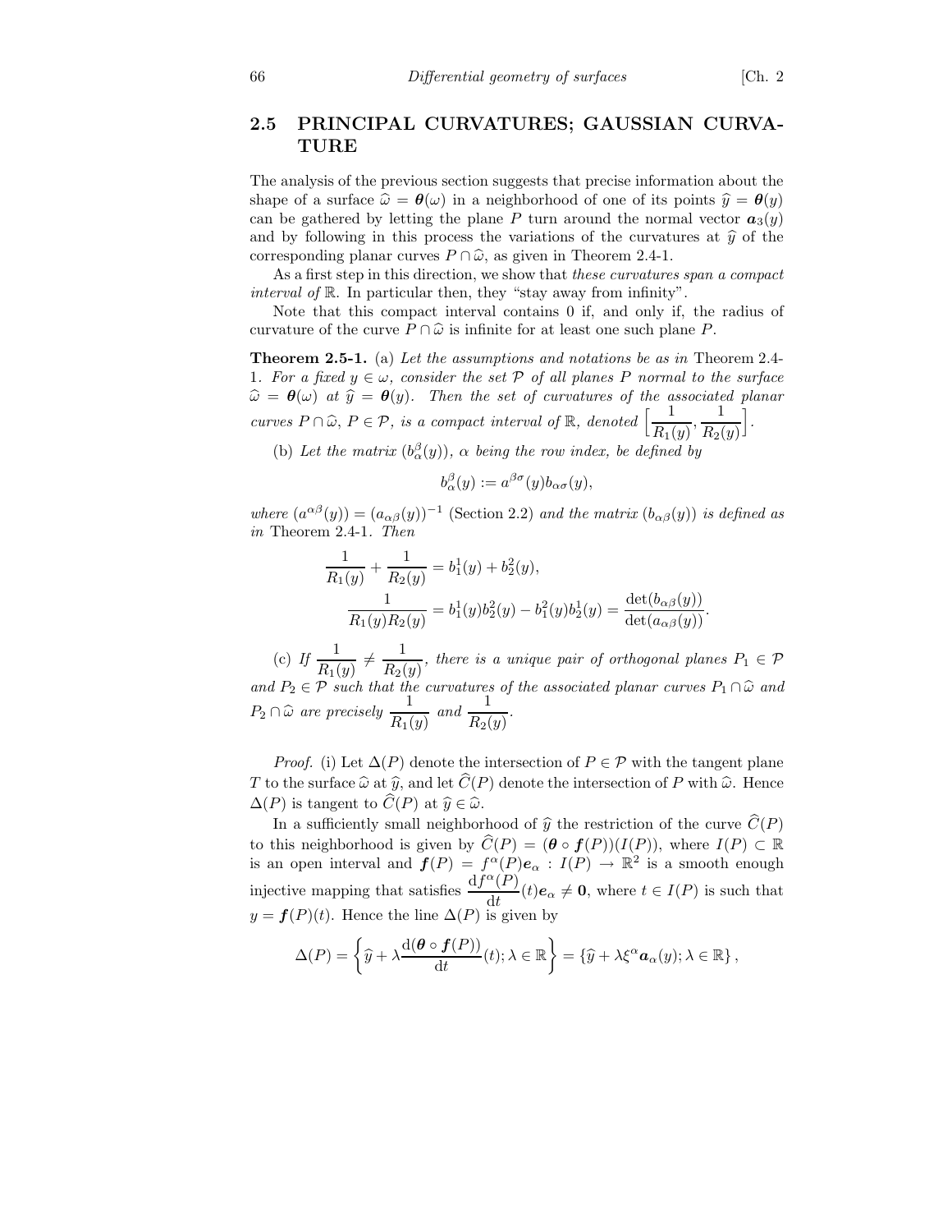## 2.5 PRINCIPAL CURVATURES; GAUSSIAN CURVATURE

The analysis of the previous section suggests that precise information about the shape of a surface $\widehat{\omega} = \boldsymbol{\theta}(\omega)$ in a neighborhood of one of its points $\widehat{y} = \boldsymbol{\theta}(y)$ can be gathered by letting the plane $P$ turn around the normal vector $\boldsymbol{a}_3(y)$ and by following in this process the variations of the curvatures at $\widehat{y}$ of the corresponding planar curves $P \cap \widehat{\omega}$, as given in Theorem 2.4-1.

As a first step in this direction, we show that *these curvatures span a compact interval of* $\mathbb{R}$. In particular then, they "stay away from infinity".

Note that this compact interval contains 0 if, and only if, the radius of curvature of the curve $P \cap \widehat{\omega}$ is infinite for at least one such plane $P$.

**Theorem 2.5-1.** (a) *Let the assumptions and notations be as in* Theorem 2.4-1. *For a fixed* $y \in \omega$, *consider the set* $\mathcal{P}$ *of all planes* $P$ *normal to the surface* $\widehat{\omega} = \boldsymbol{\theta}(\omega)$ *at* $\widehat{y} = \boldsymbol{\theta}(y)$. *Then the set of curvatures of the associated planar curves* $P \cap \widehat{\omega}$, $P \in \mathcal{P}$, *is a compact interval of* $\mathbb{R}$, *denoted* $\left[\dfrac{1}{R_1(y)}, \dfrac{1}{R_2(y)}\right]$.

(b) *Let the matrix* $(b_\alpha^\beta(y))$, $\alpha$ *being the row index, be defined by*

$$b_\alpha^\beta(y) := a^{\beta\sigma}(y) b_{\alpha\sigma}(y),$$

*where* $(a^{\alpha\beta}(y)) = (a_{\alpha\beta}(y))^{-1}$ (Section 2.2) *and the matrix* $(b_{\alpha\beta}(y))$ *is defined as in* Theorem 2.4-1. *Then*

$$\frac{1}{R_1(y)} + \frac{1}{R_2(y)} = b_1^1(y) + b_2^2(y),$$

$$\frac{1}{R_1(y)R_2(y)} = b_1^1(y)b_2^2(y) - b_1^2(y)b_2^1(y) = \frac{\det(b_{\alpha\beta}(y))}{\det(a_{\alpha\beta}(y))}.$$

(c) *If* $\dfrac{1}{R_1(y)} \neq \dfrac{1}{R_2(y)}$, *there is a unique pair of orthogonal planes* $P_1 \in \mathcal{P}$ *and* $P_2 \in \mathcal{P}$ *such that the curvatures of the associated planar curves* $P_1 \cap \widehat{\omega}$ *and* $P_2 \cap \widehat{\omega}$ *are precisely* $\dfrac{1}{R_1(y)}$ *and* $\dfrac{1}{R_2(y)}$.

*Proof.* (i) Let $\Delta(P)$ denote the intersection of $P \in \mathcal{P}$ with the tangent plane $T$ to the surface $\widehat{\omega}$ at $\widehat{y}$, and let $\widehat{C}(P)$ denote the intersection of $P$ with $\widehat{\omega}$. Hence $\Delta(P)$ is tangent to $\widehat{C}(P)$ at $\widehat{y} \in \widehat{\omega}$.

In a sufficiently small neighborhood of $\widehat{y}$ the restriction of the curve $\widehat{C}(P)$ to this neighborhood is given by $\widehat{C}(P) = (\boldsymbol{\theta} \circ \boldsymbol{f}(P))(I(P))$, where $I(P) \subset \mathbb{R}$ is an open interval and $\boldsymbol{f}(P) = f^\alpha(P)\boldsymbol{e}_\alpha : I(P) \to \mathbb{R}^2$ is a smooth enough injective mapping that satisfies $\dfrac{\mathrm{d}f^\alpha(P)}{\mathrm{d}t}(t)\boldsymbol{e}_\alpha \neq \boldsymbol{0}$, where $t \in I(P)$ is such that $y = \boldsymbol{f}(P)(t)$. Hence the line $\Delta(P)$ is given by

$$\Delta(P) = \left\{\widehat{y} + \lambda \frac{\mathrm{d}(\boldsymbol{\theta} \circ \boldsymbol{f}(P))}{\mathrm{d}t}(t); \lambda \in \mathbb{R}\right\} = \left\{\widehat{y} + \lambda \xi^\alpha \boldsymbol{a}_\alpha(y); \lambda \in \mathbb{R}\right\},$$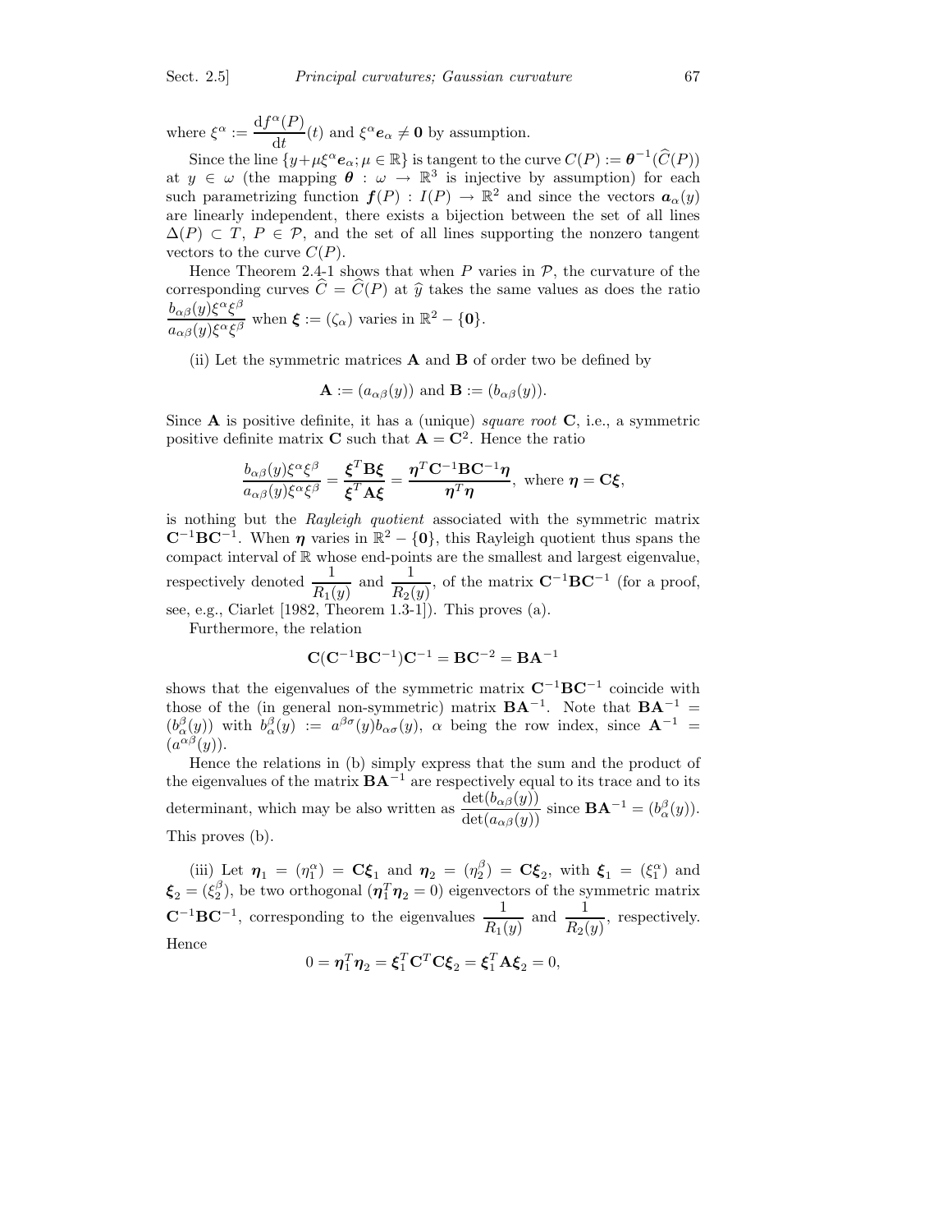where $\xi^\alpha := \dfrac{\mathrm{d}f^\alpha(P)}{\mathrm{d}t}(t)$ and $\xi^\alpha \boldsymbol{e}_\alpha \neq \mathbf{0}$ by assumption.

Since the line $\{y + \mu\xi^\alpha \boldsymbol{e}_\alpha; \mu \in \mathbb{R}\}$ is tangent to the curve $C(P) := \boldsymbol{\theta}^{-1}(\widehat{C}(P))$ at $y \in \omega$ (the mapping $\boldsymbol{\theta} : \omega \to \mathbb{R}^3$ is injective by assumption) for each such parametrizing function $\boldsymbol{f}(P) : I(P) \to \mathbb{R}^2$ and since the vectors $\boldsymbol{a}_\alpha(y)$ are linearly independent, there exists a bijection between the set of all lines $\Delta(P) \subset T$, $P \in \mathcal{P}$, and the set of all lines supporting the nonzero tangent vectors to the curve $C(P)$.

Hence Theorem 2.4-1 shows that when $P$ varies in $\mathcal{P}$, the curvature of the corresponding curves $\widehat{C} = \widehat{C}(P)$ at $\widehat{y}$ takes the same values as does the ratio $\dfrac{b_{\alpha\beta}(y)\xi^\alpha\xi^\beta}{a_{\alpha\beta}(y)\xi^\alpha\xi^\beta}$ when $\boldsymbol{\xi} := (\zeta_\alpha)$ varies in $\mathbb{R}^2 - \{\mathbf{0}\}$.

(ii) Let the symmetric matrices $\mathbf{A}$ and $\mathbf{B}$ of order two be defined by

$$\mathbf{A} := (a_{\alpha\beta}(y)) \text{ and } \mathbf{B} := (b_{\alpha\beta}(y)).$$

Since $\mathbf{A}$ is positive definite, it has a (unique) *square root* $\mathbf{C}$, i.e., a symmetric positive definite matrix $\mathbf{C}$ such that $\mathbf{A} = \mathbf{C}^2$. Hence the ratio

$$\frac{b_{\alpha\beta}(y)\xi^\alpha\xi^\beta}{a_{\alpha\beta}(y)\xi^\alpha\xi^\beta} = \frac{\boldsymbol{\xi}^T\mathbf{B}\boldsymbol{\xi}}{\boldsymbol{\xi}^T\mathbf{A}\boldsymbol{\xi}} = \frac{\boldsymbol{\eta}^T\mathbf{C}^{-1}\mathbf{B}\mathbf{C}^{-1}\boldsymbol{\eta}}{\boldsymbol{\eta}^T\boldsymbol{\eta}}, \text{ where } \boldsymbol{\eta} = \mathbf{C}\boldsymbol{\xi},$$

is nothing but the *Rayleigh quotient* associated with the symmetric matrix $\mathbf{C}^{-1}\mathbf{B}\mathbf{C}^{-1}$. When $\boldsymbol{\eta}$ varies in $\mathbb{R}^2 - \{\mathbf{0}\}$, this Rayleigh quotient thus spans the compact interval of $\mathbb{R}$ whose end-points are the smallest and largest eigenvalue, respectively denoted $\dfrac{1}{R_1(y)}$ and $\dfrac{1}{R_2(y)}$, of the matrix $\mathbf{C}^{-1}\mathbf{B}\mathbf{C}^{-1}$ (for a proof, see, e.g., Ciarlet [1982, Theorem 1.3-1]). This proves (a).

Furthermore, the relation

$$\mathbf{C}(\mathbf{C}^{-1}\mathbf{B}\mathbf{C}^{-1})\mathbf{C}^{-1} = \mathbf{B}\mathbf{C}^{-2} = \mathbf{B}\mathbf{A}^{-1}$$

shows that the eigenvalues of the symmetric matrix $\mathbf{C}^{-1}\mathbf{B}\mathbf{C}^{-1}$ coincide with those of the (in general non-symmetric) matrix $\mathbf{B}\mathbf{A}^{-1}$. Note that $\mathbf{B}\mathbf{A}^{-1} = (b_\alpha^\beta(y))$ with $b_\alpha^\beta(y) := a^{\beta\sigma}(y)b_{\alpha\sigma}(y)$, $\alpha$ being the row index, since $\mathbf{A}^{-1} = (a^{\alpha\beta}(y))$.

Hence the relations in (b) simply express that the sum and the product of the eigenvalues of the matrix $\mathbf{B}\mathbf{A}^{-1}$ are respectively equal to its trace and to its determinant, which may be also written as $\dfrac{\det(b_{\alpha\beta}(y))}{\det(a_{\alpha\beta}(y))}$ since $\mathbf{B}\mathbf{A}^{-1} = (b_\alpha^\beta(y))$. This proves (b).

(iii) Let $\boldsymbol{\eta}_1 = (\eta_1^\alpha) = \mathbf{C}\boldsymbol{\xi}_1$ and $\boldsymbol{\eta}_2 = (\eta_2^\beta) = \mathbf{C}\boldsymbol{\xi}_2$, with $\boldsymbol{\xi}_1 = (\xi_1^\alpha)$ and $\boldsymbol{\xi}_2 = (\xi_2^\beta)$, be two orthogonal ($\boldsymbol{\eta}_1^T\boldsymbol{\eta}_2 = 0$) eigenvectors of the symmetric matrix $\mathbf{C}^{-1}\mathbf{B}\mathbf{C}^{-1}$, corresponding to the eigenvalues $\dfrac{1}{R_1(y)}$ and $\dfrac{1}{R_2(y)}$, respectively. Hence

$$0 = \boldsymbol{\eta}_1^T\boldsymbol{\eta}_2 = \boldsymbol{\xi}_1^T\mathbf{C}^T\mathbf{C}\boldsymbol{\xi}_2 = \boldsymbol{\xi}_1^T\mathbf{A}\boldsymbol{\xi}_2 = 0,$$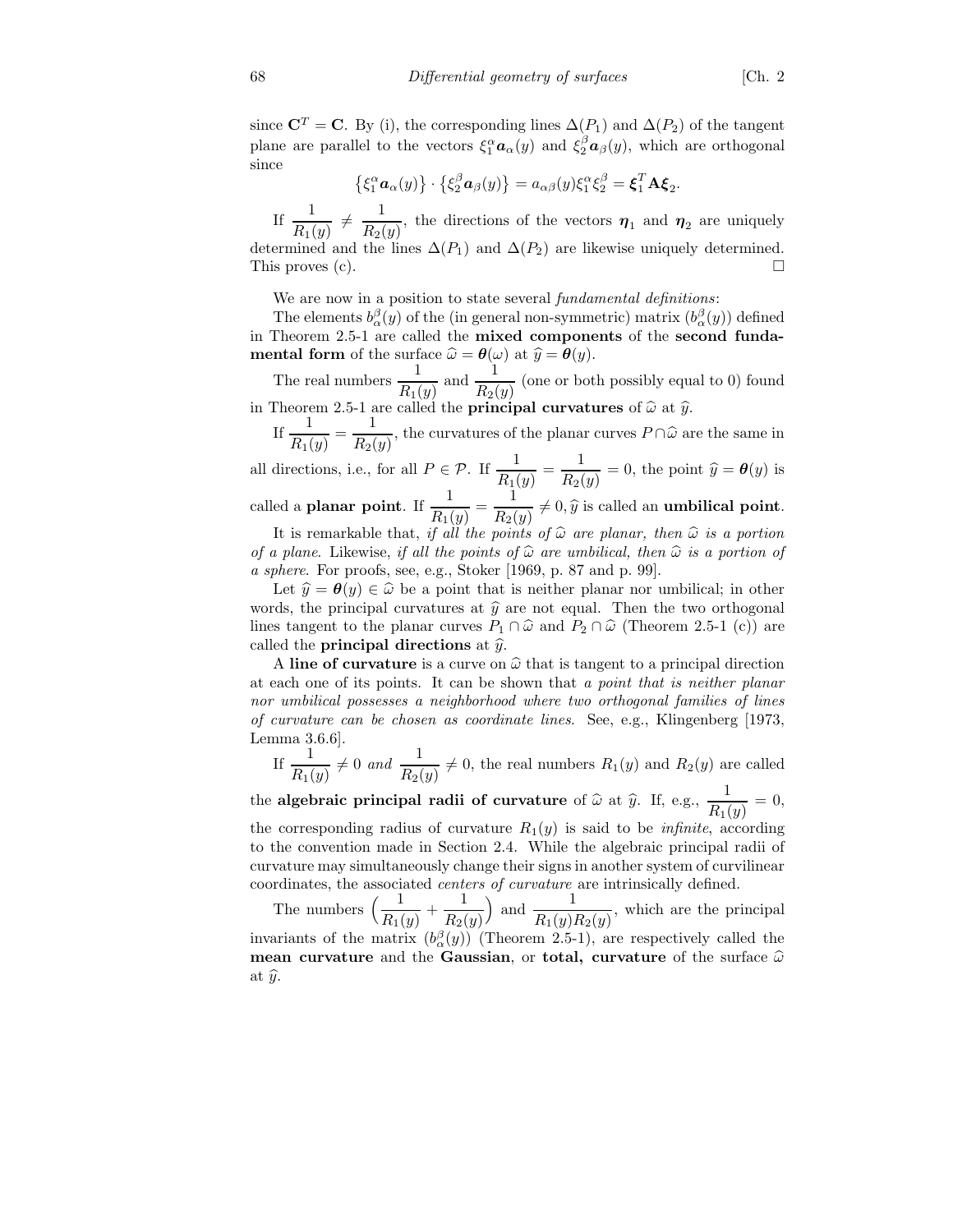since $\mathbf{C}^T = \mathbf{C}$. By (i), the corresponding lines $\Delta(P_1)$ and $\Delta(P_2)$ of the tangent plane are parallel to the vectors $\xi_1^\alpha \boldsymbol{a}_\alpha(y)$ and $\xi_2^\beta \boldsymbol{a}_\beta(y)$, which are orthogonal since

$$\left\{\xi_1^\alpha \boldsymbol{a}_\alpha(y)\right\} \cdot \left\{\xi_2^\beta \boldsymbol{a}_\beta(y)\right\} = a_{\alpha\beta}(y)\xi_1^\alpha \xi_2^\beta = \boldsymbol{\xi}_1^T \mathbf{A} \boldsymbol{\xi}_2.$$

If $\dfrac{1}{R_1(y)} \neq \dfrac{1}{R_2(y)}$, the directions of the vectors $\boldsymbol{\eta}_1$ and $\boldsymbol{\eta}_2$ are uniquely determined and the lines $\Delta(P_1)$ and $\Delta(P_2)$ are likewise uniquely determined. This proves (c). $\square$

We are now in a position to state several *fundamental definitions*:

The elements $b_\alpha^\beta(y)$ of the (in general non-symmetric) matrix $(b_\alpha^\beta(y))$ defined in Theorem 2.5-1 are called the **mixed components** of the **second fundamental form** of the surface $\widehat{\omega} = \boldsymbol{\theta}(\omega)$ at $\widehat{y} = \boldsymbol{\theta}(y)$.

The real numbers $\dfrac{1}{R_1(y)}$ and $\dfrac{1}{R_2(y)}$ (one or both possibly equal to 0) found in Theorem 2.5-1 are called the **principal curvatures** of $\widehat{\omega}$ at $\widehat{y}$.

If $\dfrac{1}{R_1(y)} = \dfrac{1}{R_2(y)}$, the curvatures of the planar curves $P \cap \widehat{\omega}$ are the same in all directions, i.e., for all $P \in \mathcal{P}$. If $\dfrac{1}{R_1(y)} = \dfrac{1}{R_2(y)} = 0$, the point $\widehat{y} = \boldsymbol{\theta}(y)$ is called a **planar point**. If $\dfrac{1}{R_1(y)} = \dfrac{1}{R_2(y)} \neq 0, \widehat{y}$ is called an **umbilical point**.

It is remarkable that, *if all the points of $\widehat{\omega}$ are planar, then $\widehat{\omega}$ is a portion of a plane*. Likewise, *if all the points of $\widehat{\omega}$ are umbilical, then $\widehat{\omega}$ is a portion of a sphere*. For proofs, see, e.g., Stoker [1969, p. 87 and p. 99].

Let $\widehat{y} = \boldsymbol{\theta}(y) \in \widehat{\omega}$ be a point that is neither planar nor umbilical; in other words, the principal curvatures at $\widehat{y}$ are not equal. Then the two orthogonal lines tangent to the planar curves $P_1 \cap \widehat{\omega}$ and $P_2 \cap \widehat{\omega}$ (Theorem 2.5-1 (c)) are called the **principal directions** at $\widehat{y}$.

A **line of curvature** is a curve on $\widehat{\omega}$ that is tangent to a principal direction at each one of its points. It can be shown that *a point that is neither planar nor umbilical possesses a neighborhood where two orthogonal families of lines of curvature can be chosen as coordinate lines*. See, e.g., Klingenberg [1973, Lemma 3.6.6].

If $\dfrac{1}{R_1(y)} \neq 0$ *and* $\dfrac{1}{R_2(y)} \neq 0$, the real numbers $R_1(y)$ and $R_2(y)$ are called the **algebraic principal radii of curvature** of $\widehat{\omega}$ at $\widehat{y}$. If, e.g., $\dfrac{1}{R_1(y)} = 0$, the corresponding radius of curvature $R_1(y)$ is said to be *infinite*, according to the convention made in Section 2.4. While the algebraic principal radii of curvature may simultaneously change their signs in another system of curvilinear coordinates, the associated *centers of curvature* are intrinsically defined.

The numbers $\left(\dfrac{1}{R_1(y)} + \dfrac{1}{R_2(y)}\right)$ and $\dfrac{1}{R_1(y)R_2(y)}$, which are the principal invariants of the matrix $(b_\alpha^\beta(y))$ (Theorem 2.5-1), are respectively called the **mean curvature** and the **Gaussian**, or **total, curvature** of the surface $\widehat{\omega}$ at $\widehat{y}$.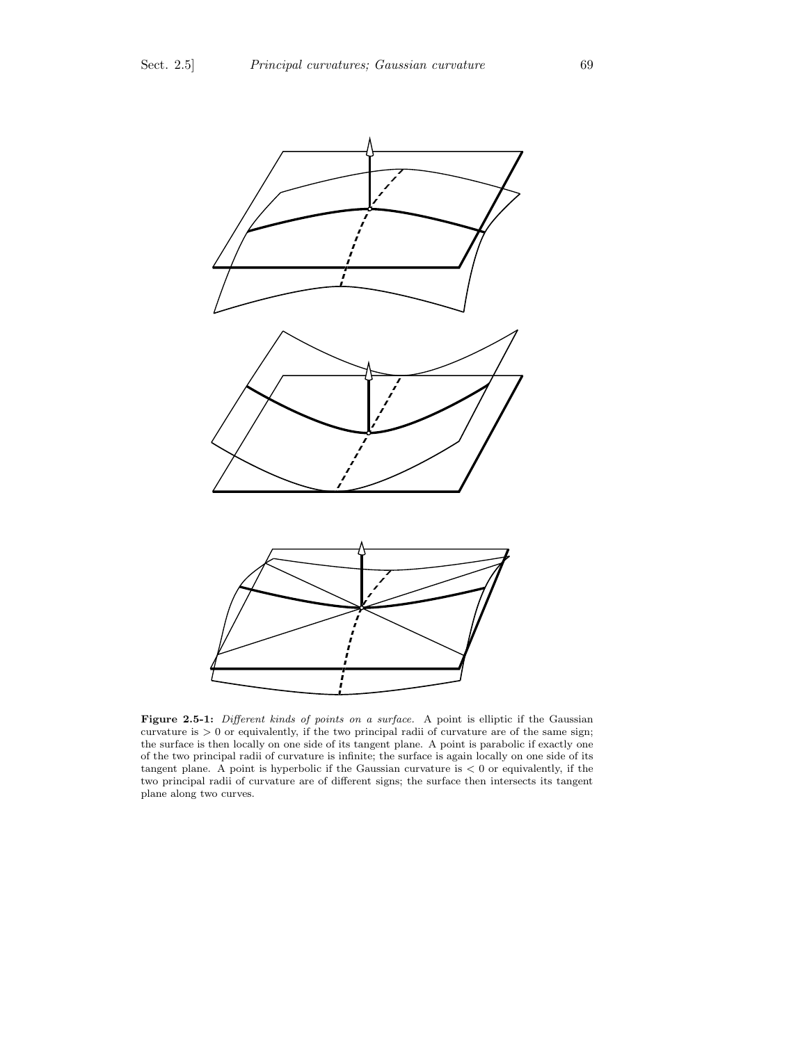**Figure 2.5-1:** *Different kinds of points on a surface.* A point is elliptic if the Gaussian curvature is $> 0$ or equivalently, if the two principal radii of curvature are of the same sign; the surface is then locally on one side of its tangent plane. A point is parabolic if exactly one of the two principal radii of curvature is infinite; the surface is again locally on one side of its tangent plane. A point is hyperbolic if the Gaussian curvature is $< 0$ or equivalently, if the two principal radii of curvature are of different signs; the surface then intersects its tangent plane along two curves.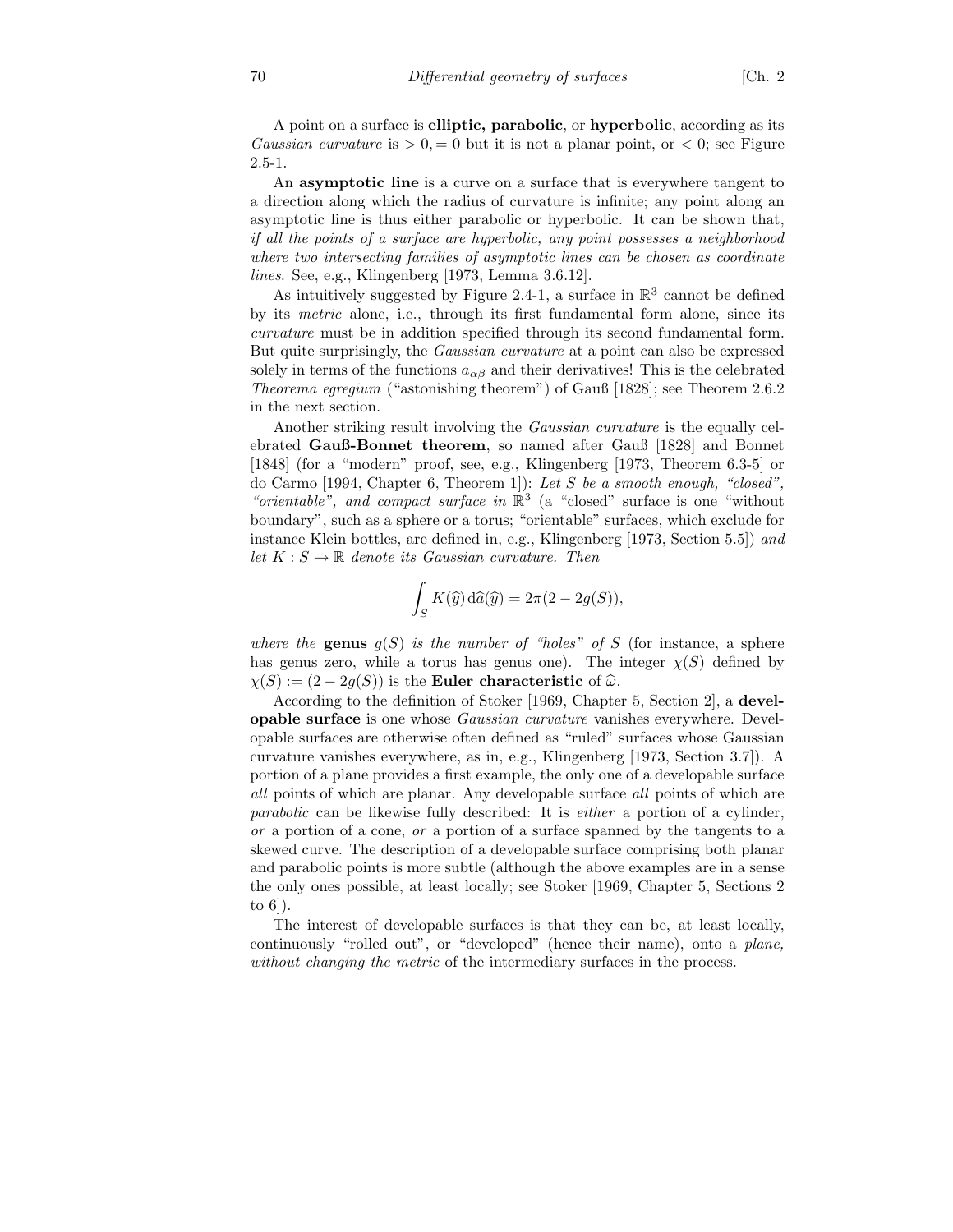A point on a surface is **elliptic, parabolic**, or **hyperbolic**, according as its *Gaussian curvature* is $> 0, = 0$ but it is not a planar point, or $< 0$; see Figure 2.5-1.

An **asymptotic line** is a curve on a surface that is everywhere tangent to a direction along which the radius of curvature is infinite; any point along an asymptotic line is thus either parabolic or hyperbolic. It can be shown that, *if all the points of a surface are hyperbolic, any point possesses a neighborhood where two intersecting families of asymptotic lines can be chosen as coordinate lines*. See, e.g., Klingenberg [1973, Lemma 3.6.12].

As intuitively suggested by Figure 2.4-1, a surface in $\mathbb{R}^3$ cannot be defined by its *metric* alone, i.e., through its first fundamental form alone, since its *curvature* must be in addition specified through its second fundamental form. But quite surprisingly, the *Gaussian curvature* at a point can also be expressed solely in terms of the functions $a_{\alpha\beta}$ and their derivatives! This is the celebrated *Theorema egregium* ("astonishing theorem") of Gauß [1828]; see Theorem 2.6.2 in the next section.

Another striking result involving the *Gaussian curvature* is the equally celebrated **Gauß-Bonnet theorem**, so named after Gauß [1828] and Bonnet [1848] (for a "modern" proof, see, e.g., Klingenberg [1973, Theorem 6.3-5] or do Carmo [1994, Chapter 6, Theorem 1]): *Let $S$ be a smooth enough, "closed", "orientable", and compact surface in* $\mathbb{R}^3$ (a "closed" surface is one "without boundary", such as a sphere or a torus; "orientable" surfaces, which exclude for instance Klein bottles, are defined in, e.g., Klingenberg [1973, Section 5.5]) *and let $K : S \to \mathbb{R}$ denote its Gaussian curvature. Then*

$$\int_S K(\widehat{y})\,\mathrm{d}\widehat{a}(\widehat{y}) = 2\pi(2 - 2g(S)),$$

*where the* **genus** *$g(S)$ is the number of "holes" of $S$* (for instance, a sphere has genus zero, while a torus has genus one). The integer $\chi(S)$ defined by $\chi(S) := (2 - 2g(S))$ is the **Euler characteristic** of $\widehat{\omega}$.

According to the definition of Stoker [1969, Chapter 5, Section 2], a **developable surface** is one whose *Gaussian curvature* vanishes everywhere. Developable surfaces are otherwise often defined as "ruled" surfaces whose Gaussian curvature vanishes everywhere, as in, e.g., Klingenberg [1973, Section 3.7]). A portion of a plane provides a first example, the only one of a developable surface *all* points of which are planar. Any developable surface *all* points of which are *parabolic* can be likewise fully described: It is *either* a portion of a cylinder, *or* a portion of a cone, *or* a portion of a surface spanned by the tangents to a skewed curve. The description of a developable surface comprising both planar and parabolic points is more subtle (although the above examples are in a sense the only ones possible, at least locally; see Stoker [1969, Chapter 5, Sections 2 to 6]).

The interest of developable surfaces is that they can be, at least locally, continuously "rolled out", or "developed" (hence their name), onto a *plane, without changing the metric* of the intermediary surfaces in the process.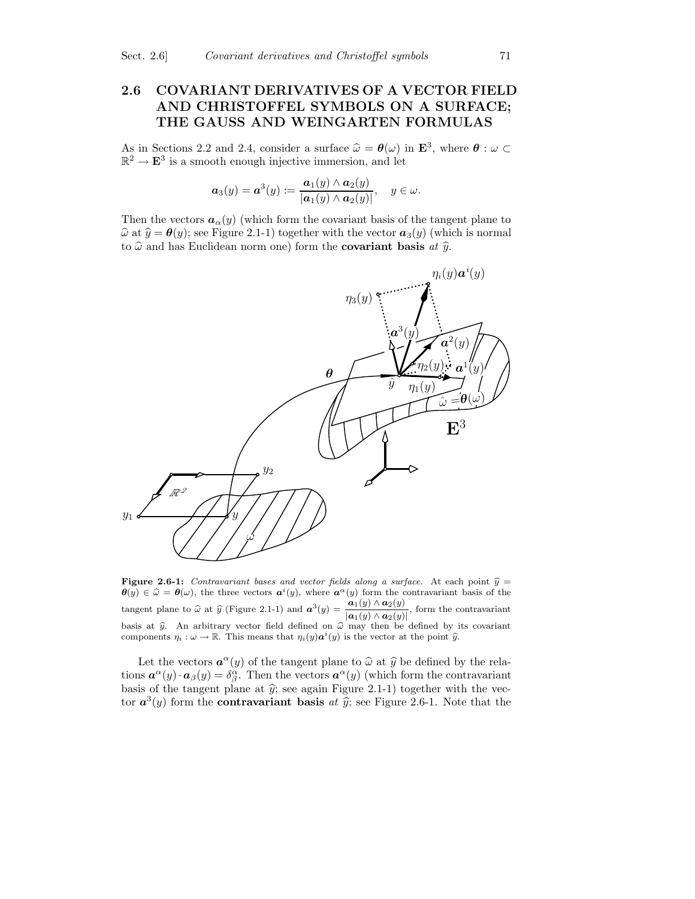## 2.6 COVARIANT DERIVATIVES OF A VECTOR FIELD AND CHRISTOFFEL SYMBOLS ON A SURFACE; THE GAUSS AND WEINGARTEN FORMULAS

As in Sections 2.2 and 2.4, consider a surface $\widehat{\omega} = \boldsymbol{\theta}(\omega)$ in $\mathbf{E}^3$, where $\boldsymbol{\theta} : \omega \subset \mathbb{R}^2 \to \mathbf{E}^3$ is a smooth enough injective immersion, and let

$$\boldsymbol{a}_3(y) = \boldsymbol{a}^3(y) := \frac{\boldsymbol{a}_1(y) \wedge \boldsymbol{a}_2(y)}{|\boldsymbol{a}_1(y) \wedge \boldsymbol{a}_2(y)|}, \quad y \in \omega.$$

Then the vectors $\boldsymbol{a}_\alpha(y)$ (which form the covariant basis of the tangent plane to $\widehat{\omega}$ at $\widehat{y} = \boldsymbol{\theta}(y)$; see Figure 2.1-1) together with the vector $\boldsymbol{a}_3(y)$ (which is normal to $\widehat{\omega}$ and has Euclidean norm one) form the **covariant basis** *at* $\widehat{y}$.

**Figure 2.6-1:** *Contravariant bases and vector fields along a surface.* At each point $\widehat{y} = \boldsymbol{\theta}(y) \in \widehat{\omega} = \boldsymbol{\theta}(\omega)$, the three vectors $\boldsymbol{a}^i(y)$, where $\boldsymbol{a}^\alpha(y)$ form the contravariant basis of the tangent plane to $\widehat{\omega}$ at $\widehat{y}$ (Figure 2.1-1) and $\boldsymbol{a}^3(y) = \dfrac{\boldsymbol{a}_1(y) \wedge \boldsymbol{a}_2(y)}{|\boldsymbol{a}_1(y) \wedge \boldsymbol{a}_2(y)|}$, form the contravariant basis at $\widehat{y}$. An arbitrary vector field defined on $\widehat{\omega}$ may then be defined by its covariant components $\eta_i : \omega \to \mathbb{R}$. This means that $\eta_i(y)\boldsymbol{a}^i(y)$ is the vector at the point $\widehat{y}$.

Let the vectors $\boldsymbol{a}^\alpha(y)$ of the tangent plane to $\widehat{\omega}$ at $\widehat{y}$ be defined by the relations $\boldsymbol{a}^\alpha(y) \cdot \boldsymbol{a}_\beta(y) = \delta^\alpha_\beta$. Then the vectors $\boldsymbol{a}^\alpha(y)$ (which form the contravariant basis of the tangent plane at $\widehat{y}$; see again Figure 2.1-1) together with the vector $\boldsymbol{a}^3(y)$ form the **contravariant basis** *at* $\widehat{y}$; see Figure 2.6-1. Note that the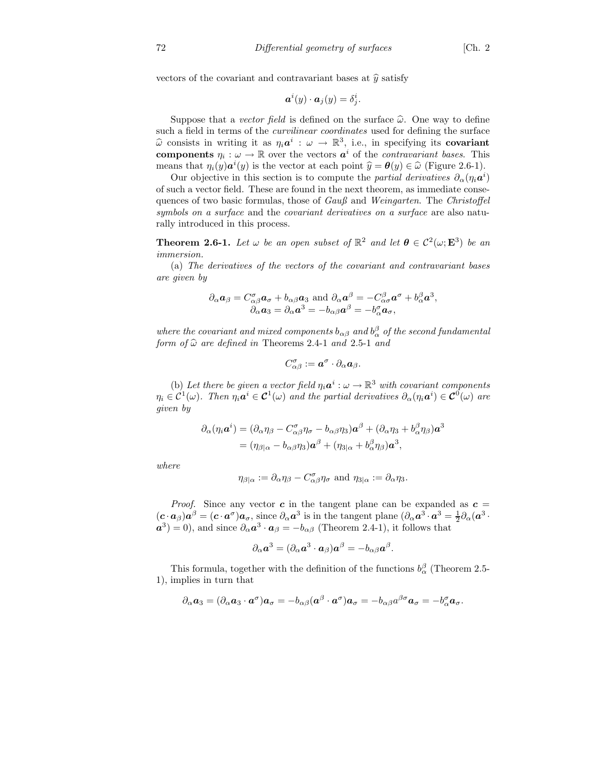vectors of the covariant and contravariant bases at $\widehat{y}$ satisfy

$$\boldsymbol{a}^i(y) \cdot \boldsymbol{a}_j(y) = \delta^i_j.$$

Suppose that a *vector field* is defined on the surface $\widehat{\omega}$. One way to define such a field in terms of the *curvilinear coordinates* used for defining the surface $\widehat{\omega}$ consists in writing it as $\eta_i \boldsymbol{a}^i : \omega \to \mathbb{R}^3$, i.e., in specifying its **covariant components** $\eta_i : \omega \to \mathbb{R}$ over the vectors $\boldsymbol{a}^i$ of the *contravariant bases.* This means that $\eta_i(y)\boldsymbol{a}^i(y)$ is the vector at each point $\widehat{y} = \boldsymbol{\theta}(y) \in \widehat{\omega}$ (Figure 2.6-1).

Our objective in this section is to compute the *partial derivatives* $\partial_\alpha(\eta_i \boldsymbol{a}^i)$ of such a vector field. These are found in the next theorem, as immediate consequences of two basic formulas, those of *Gauß* and *Weingarten*. The *Christoffel symbols on a surface* and the *covariant derivatives on a surface* are also naturally introduced in this process.

**Theorem 2.6-1.** *Let $\omega$ be an open subset of $\mathbb{R}^2$ and let $\boldsymbol{\theta} \in \mathcal{C}^2(\omega; \mathbf{E}^3)$ be an immersion.*

(a) *The derivatives of the vectors of the covariant and contravariant bases are given by*

$$\partial_\alpha \boldsymbol{a}_\beta = C^\sigma_{\alpha\beta} \boldsymbol{a}_\sigma + b_{\alpha\beta} \boldsymbol{a}_3 \text{ and } \partial_\alpha \boldsymbol{a}^\beta = -C^\beta_{\alpha\sigma} \boldsymbol{a}^\sigma + b^\beta_\alpha \boldsymbol{a}^3,$$
$$\partial_\alpha \boldsymbol{a}_3 = \partial_\alpha \boldsymbol{a}^3 = -b_{\alpha\beta} \boldsymbol{a}^\beta = -b^\sigma_\alpha \boldsymbol{a}_\sigma,$$

*where the covariant and mixed components $b_{\alpha\beta}$ and $b^\beta_\alpha$ of the second fundamental form of $\widehat{\omega}$ are defined in* Theorems 2.4-1 *and* 2.5-1 *and*

$$C^\sigma_{\alpha\beta} := \boldsymbol{a}^\sigma \cdot \partial_\alpha \boldsymbol{a}_\beta.$$

(b) *Let there be given a vector field $\eta_i \boldsymbol{a}^i : \omega \to \mathbb{R}^3$ with covariant components $\eta_i \in \mathcal{C}^1(\omega)$. Then $\eta_i \boldsymbol{a}^i \in \boldsymbol{\mathcal{C}}^1(\omega)$ and the partial derivatives $\partial_\alpha(\eta_i \boldsymbol{a}^i) \in \boldsymbol{\mathcal{C}}^0(\omega)$ are given by*

$$\begin{aligned}
\partial_\alpha(\eta_i \boldsymbol{a}^i) &= (\partial_\alpha \eta_\beta - C^\sigma_{\alpha\beta}\eta_\sigma - b_{\alpha\beta}\eta_3)\boldsymbol{a}^\beta + (\partial_\alpha \eta_3 + b^\beta_\alpha \eta_\beta)\boldsymbol{a}^3 \\
&= (\eta_{\beta|\alpha} - b_{\alpha\beta}\eta_3)\boldsymbol{a}^\beta + (\eta_{3|\alpha} + b^\beta_\alpha \eta_\beta)\boldsymbol{a}^3,
\end{aligned}$$

*where*

$$\eta_{\beta|\alpha} := \partial_\alpha \eta_\beta - C^\sigma_{\alpha\beta}\eta_\sigma \text{ and } \eta_{3|\alpha} := \partial_\alpha \eta_3.$$

*Proof.* Since any vector $\boldsymbol{c}$ in the tangent plane can be expanded as $\boldsymbol{c} = (\boldsymbol{c} \cdot \boldsymbol{a}_\beta)\boldsymbol{a}^\beta = (\boldsymbol{c} \cdot \boldsymbol{a}^\sigma)\boldsymbol{a}_\sigma$, since $\partial_\alpha \boldsymbol{a}^3$ is in the tangent plane ($\partial_\alpha \boldsymbol{a}^3 \cdot \boldsymbol{a}^3 = \frac{1}{2}\partial_\alpha(\boldsymbol{a}^3 \cdot \boldsymbol{a}^3) = 0$), and since $\partial_\alpha \boldsymbol{a}^3 \cdot \boldsymbol{a}_\beta = -b_{\alpha\beta}$ (Theorem 2.4-1), it follows that

$$\partial_\alpha \boldsymbol{a}^3 = (\partial_\alpha \boldsymbol{a}^3 \cdot \boldsymbol{a}_\beta)\boldsymbol{a}^\beta = -b_{\alpha\beta}\boldsymbol{a}^\beta.$$

This formula, together with the definition of the functions $b^\beta_\alpha$ (Theorem 2.5-1), implies in turn that

$$\partial_\alpha \boldsymbol{a}_3 = (\partial_\alpha \boldsymbol{a}_3 \cdot \boldsymbol{a}^\sigma)\boldsymbol{a}_\sigma = -b_{\alpha\beta}(\boldsymbol{a}^\beta \cdot \boldsymbol{a}^\sigma)\boldsymbol{a}_\sigma = -b_{\alpha\beta}a^{\beta\sigma}\boldsymbol{a}_\sigma = -b^\sigma_\alpha \boldsymbol{a}_\sigma.$$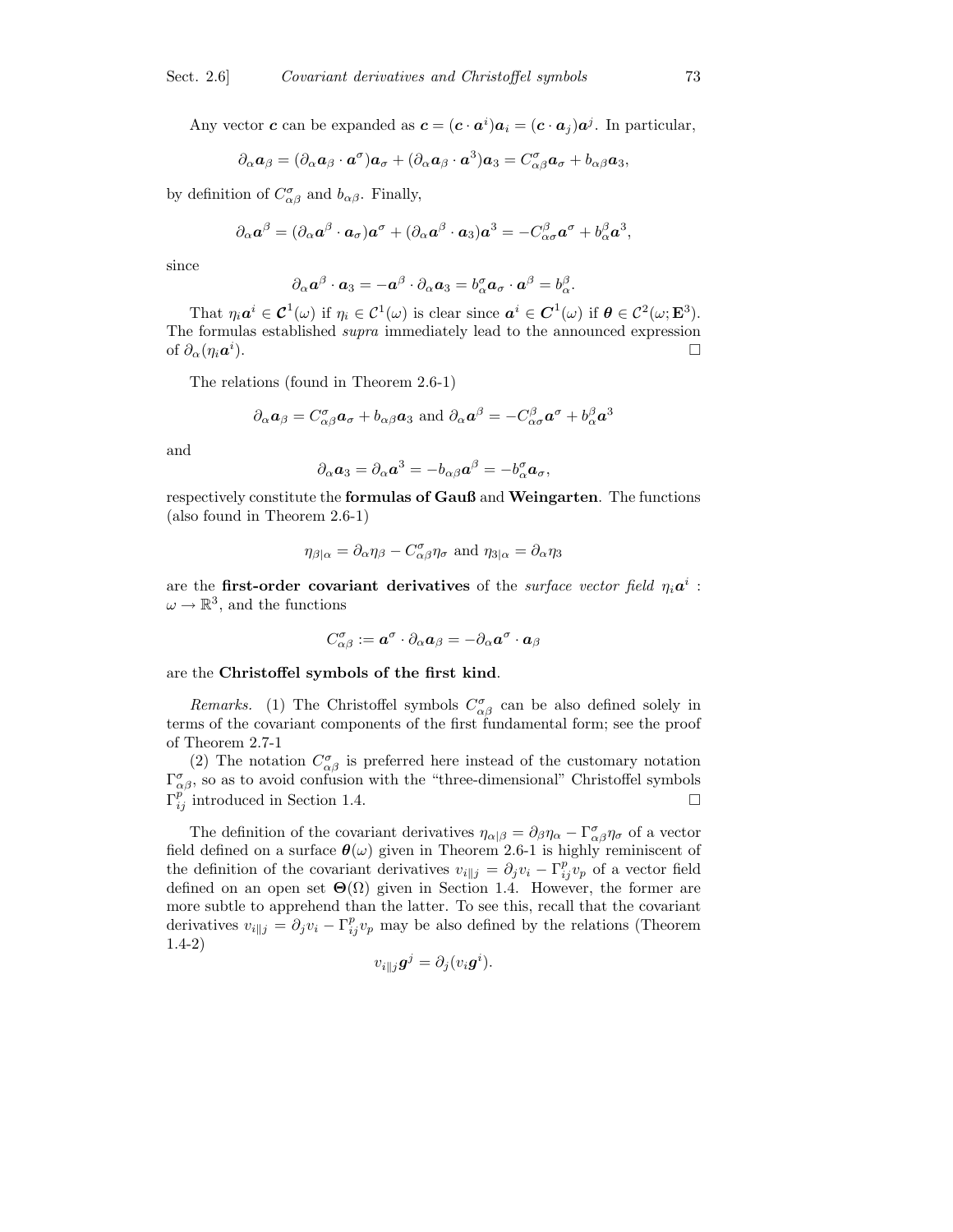Any vector $\boldsymbol{c}$ can be expanded as $\boldsymbol{c} = (\boldsymbol{c} \cdot \boldsymbol{a}^i)\boldsymbol{a}_i = (\boldsymbol{c} \cdot \boldsymbol{a}_j)\boldsymbol{a}^j$. In particular,

$$\partial_\alpha \boldsymbol{a}_\beta = (\partial_\alpha \boldsymbol{a}_\beta \cdot \boldsymbol{a}^\sigma)\boldsymbol{a}_\sigma + (\partial_\alpha \boldsymbol{a}_\beta \cdot \boldsymbol{a}^3)\boldsymbol{a}_3 = C^\sigma_{\alpha\beta}\boldsymbol{a}_\sigma + b_{\alpha\beta}\boldsymbol{a}_3,$$

by definition of $C^\sigma_{\alpha\beta}$ and $b_{\alpha\beta}$. Finally,

$$\partial_\alpha \boldsymbol{a}^\beta = (\partial_\alpha \boldsymbol{a}^\beta \cdot \boldsymbol{a}_\sigma)\boldsymbol{a}^\sigma + (\partial_\alpha \boldsymbol{a}^\beta \cdot \boldsymbol{a}_3)\boldsymbol{a}^3 = -C^\beta_{\alpha\sigma}\boldsymbol{a}^\sigma + b^\beta_\alpha \boldsymbol{a}^3,$$

since

$$\partial_\alpha \boldsymbol{a}^\beta \cdot \boldsymbol{a}_3 = -\boldsymbol{a}^\beta \cdot \partial_\alpha \boldsymbol{a}_3 = b^\sigma_\alpha \boldsymbol{a}_\sigma \cdot \boldsymbol{a}^\beta = b^\beta_\alpha.$$

That $\eta_i \boldsymbol{a}^i \in \boldsymbol{\mathcal{C}}^1(\omega)$ if $\eta_i \in \mathcal{C}^1(\omega)$ is clear since $\boldsymbol{a}^i \in \boldsymbol{C}^1(\omega)$ if $\boldsymbol{\theta} \in \mathcal{C}^2(\omega; \mathbf{E}^3)$. The formulas established *supra* immediately lead to the announced expression of $\partial_\alpha(\eta_i \boldsymbol{a}^i)$. □

The relations (found in Theorem 2.6-1)

$$\partial_\alpha \boldsymbol{a}_\beta = C^\sigma_{\alpha\beta}\boldsymbol{a}_\sigma + b_{\alpha\beta}\boldsymbol{a}_3 \text{ and } \partial_\alpha \boldsymbol{a}^\beta = -C^\beta_{\alpha\sigma}\boldsymbol{a}^\sigma + b^\beta_\alpha \boldsymbol{a}^3$$

and

$$\partial_\alpha \boldsymbol{a}_3 = \partial_\alpha \boldsymbol{a}^3 = -b_{\alpha\beta}\boldsymbol{a}^\beta = -b^\sigma_\alpha \boldsymbol{a}_\sigma,$$

respectively constitute the **formulas of Gauß** and **Weingarten**. The functions (also found in Theorem 2.6-1)

$$\eta_{\beta|\alpha} = \partial_\alpha \eta_\beta - C^\sigma_{\alpha\beta}\eta_\sigma \text{ and } \eta_{3|\alpha} = \partial_\alpha \eta_3$$

are the **first-order covariant derivatives** of the *surface vector field* $\eta_i \boldsymbol{a}^i : \omega \to \mathbb{R}^3$, and the functions

$$C^\sigma_{\alpha\beta} := \boldsymbol{a}^\sigma \cdot \partial_\alpha \boldsymbol{a}_\beta = -\partial_\alpha \boldsymbol{a}^\sigma \cdot \boldsymbol{a}_\beta$$

are the **Christoffel symbols of the first kind**.

*Remarks.* (1) The Christoffel symbols $C^\sigma_{\alpha\beta}$ can be also defined solely in terms of the covariant components of the first fundamental form; see the proof of Theorem 2.7-1

(2) The notation $C^\sigma_{\alpha\beta}$ is preferred here instead of the customary notation $\Gamma^\sigma_{\alpha\beta}$, so as to avoid confusion with the "three-dimensional" Christoffel symbols $\Gamma^p_{ij}$ introduced in Section 1.4. □

The definition of the covariant derivatives $\eta_{\alpha|\beta} = \partial_\beta \eta_\alpha - \Gamma^\sigma_{\alpha\beta}\eta_\sigma$ of a vector field defined on a surface $\boldsymbol{\theta}(\omega)$ given in Theorem 2.6-1 is highly reminiscent of the definition of the covariant derivatives $v_{i\|j} = \partial_j v_i - \Gamma^p_{ij}v_p$ of a vector field defined on an open set $\boldsymbol{\Theta}(\Omega)$ given in Section 1.4. However, the former are more subtle to apprehend than the latter. To see this, recall that the covariant derivatives $v_{i\|j} = \partial_j v_i - \Gamma^p_{ij}v_p$ may be also defined by the relations (Theorem 1.4-2)

$$v_{i\|j}\boldsymbol{g}^j = \partial_j(v_i \boldsymbol{g}^i).$$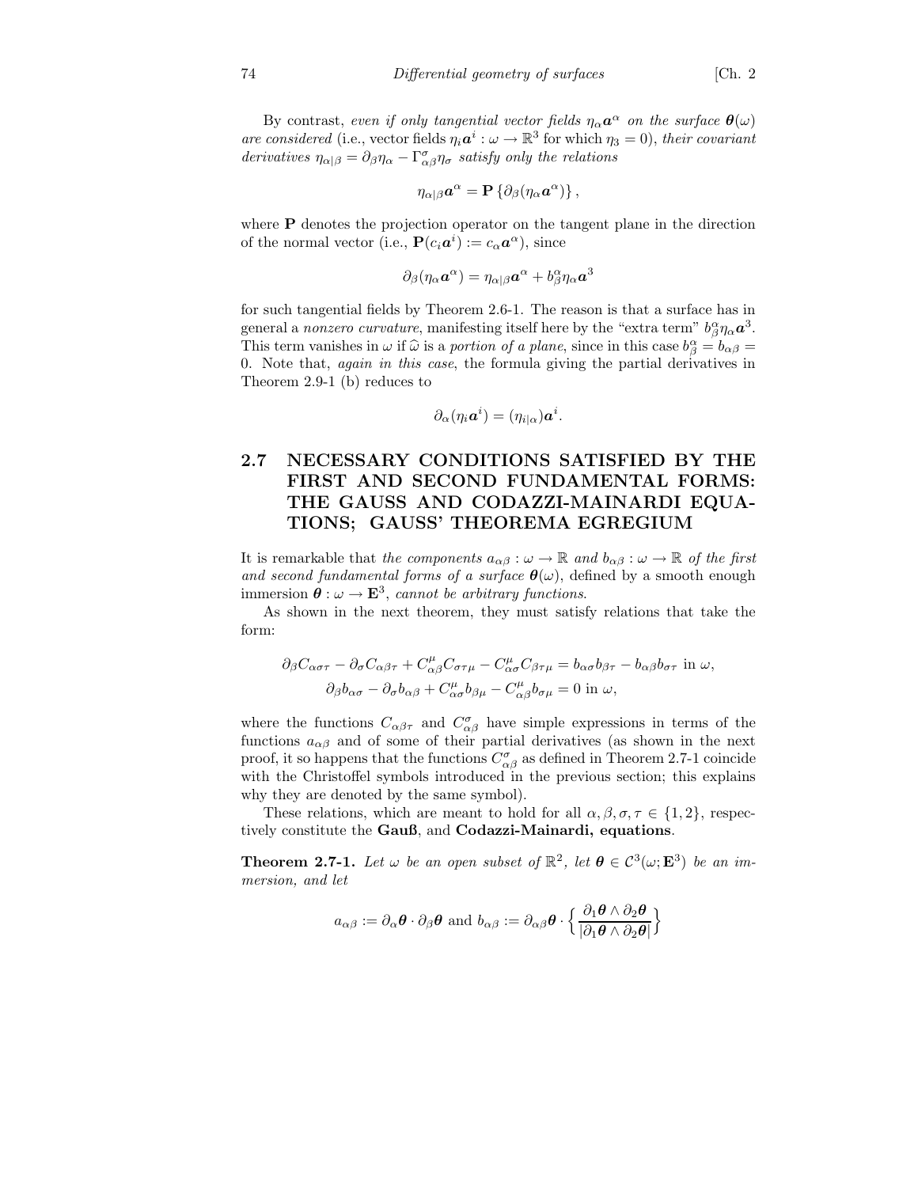By contrast, *even if only tangential vector fields $\eta_\alpha \boldsymbol{a}^\alpha$ on the surface $\boldsymbol{\theta}(\omega)$ are considered* (i.e., vector fields $\eta_i \boldsymbol{a}^i : \omega \to \mathbb{R}^3$ for which $\eta_3 = 0$), *their covariant derivatives $\eta_{\alpha|\beta} = \partial_\beta \eta_\alpha - \Gamma^\sigma_{\alpha\beta}\eta_\sigma$ satisfy only the relations*

$$\eta_{\alpha|\beta}\boldsymbol{a}^\alpha = \mathbf{P}\left\{\partial_\beta(\eta_\alpha \boldsymbol{a}^\alpha)\right\},$$

where $\mathbf{P}$ denotes the projection operator on the tangent plane in the direction of the normal vector (i.e., $\mathbf{P}(c_i \boldsymbol{a}^i) := c_\alpha \boldsymbol{a}^\alpha$), since

$$\partial_\beta(\eta_\alpha \boldsymbol{a}^\alpha) = \eta_{\alpha|\beta}\boldsymbol{a}^\alpha + b^\alpha_\beta \eta_\alpha \boldsymbol{a}^3$$

for such tangential fields by Theorem 2.6-1. The reason is that a surface has in general a *nonzero curvature*, manifesting itself here by the "extra term" $b^\alpha_\beta \eta_\alpha \boldsymbol{a}^3$. This term vanishes in $\omega$ if $\widehat{\omega}$ is a *portion of a plane*, since in this case $b^\alpha_\beta = b_{\alpha\beta} = 0$. Note that, *again in this case*, the formula giving the partial derivatives in Theorem 2.9-1 (b) reduces to

$$\partial_\alpha(\eta_i \boldsymbol{a}^i) = (\eta_{i|\alpha})\boldsymbol{a}^i.$$

## 2.7 NECESSARY CONDITIONS SATISFIED BY THE FIRST AND SECOND FUNDAMENTAL FORMS: THE GAUSS AND CODAZZI-MAINARDI EQUATIONS; GAUSS' THEOREMA EGREGIUM

It is remarkable that *the components $a_{\alpha\beta} : \omega \to \mathbb{R}$ and $b_{\alpha\beta} : \omega \to \mathbb{R}$ of the first and second fundamental forms of a surface $\boldsymbol{\theta}(\omega)$*, defined by a smooth enough immersion $\boldsymbol{\theta} : \omega \to \mathbf{E}^3$, *cannot be arbitrary functions*.

As shown in the next theorem, they must satisfy relations that take the form:

$$\begin{aligned}
\partial_\beta C_{\alpha\sigma\tau} - \partial_\sigma C_{\alpha\beta\tau} + C^\mu_{\alpha\beta}C_{\sigma\tau\mu} - C^\mu_{\alpha\sigma}C_{\beta\tau\mu} &= b_{\alpha\sigma}b_{\beta\tau} - b_{\alpha\beta}b_{\sigma\tau} \text{ in } \omega,\\
\partial_\beta b_{\alpha\sigma} - \partial_\sigma b_{\alpha\beta} + C^\mu_{\alpha\sigma}b_{\beta\mu} - C^\mu_{\alpha\beta}b_{\sigma\mu} &= 0 \text{ in } \omega,
\end{aligned}$$

where the functions $C_{\alpha\beta\tau}$ and $C^\sigma_{\alpha\beta}$ have simple expressions in terms of the functions $a_{\alpha\beta}$ and of some of their partial derivatives (as shown in the next proof, it so happens that the functions $C^\sigma_{\alpha\beta}$ as defined in Theorem 2.7-1 coincide with the Christoffel symbols introduced in the previous section; this explains why they are denoted by the same symbol).

These relations, which are meant to hold for all $\alpha, \beta, \sigma, \tau \in \{1, 2\}$, respectively constitute the **Gauß**, and **Codazzi-Mainardi, equations**.

**Theorem 2.7-1.** *Let $\omega$ be an open subset of $\mathbb{R}^2$, let $\boldsymbol{\theta} \in \mathcal{C}^3(\omega; \mathbf{E}^3)$ be an immersion, and let*

$$a_{\alpha\beta} := \partial_\alpha \boldsymbol{\theta} \cdot \partial_\beta \boldsymbol{\theta} \text{ and } b_{\alpha\beta} := \partial_{\alpha\beta}\boldsymbol{\theta} \cdot \left\{\frac{\partial_1\boldsymbol{\theta} \wedge \partial_2\boldsymbol{\theta}}{|\partial_1\boldsymbol{\theta} \wedge \partial_2\boldsymbol{\theta}|}\right\}$$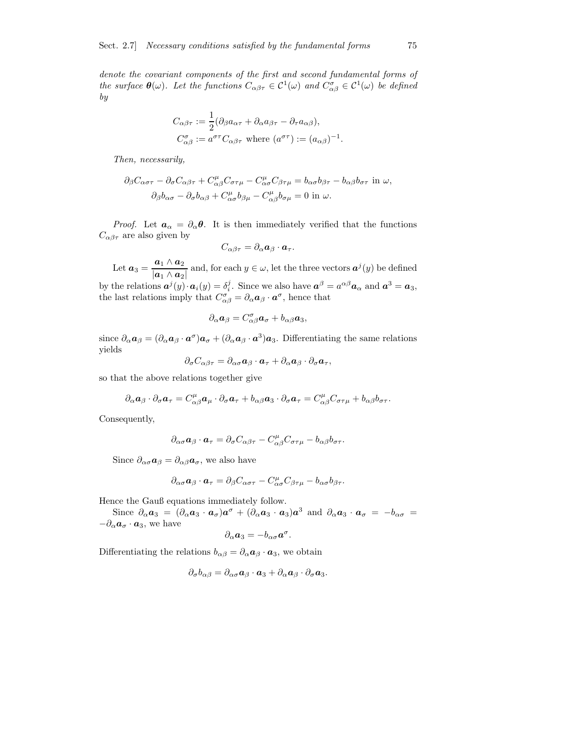*denote the covariant components of the first and second fundamental forms of the surface $\boldsymbol{\theta}(\omega)$. Let the functions $C_{\alpha\beta\tau} \in \mathcal{C}^1(\omega)$ and $C^\sigma_{\alpha\beta} \in \mathcal{C}^1(\omega)$ be defined by*

$$C_{\alpha\beta\tau} := \frac{1}{2}(\partial_\beta a_{\alpha\tau} + \partial_\alpha a_{\beta\tau} - \partial_\tau a_{\alpha\beta}),$$
$$C^\sigma_{\alpha\beta} := a^{\sigma\tau} C_{\alpha\beta\tau} \text{ where } (a^{\sigma\tau}) := (a_{\alpha\beta})^{-1}.$$

*Then, necessarily,*

$$\partial_\beta C_{\alpha\sigma\tau} - \partial_\sigma C_{\alpha\beta\tau} + C^\mu_{\alpha\beta} C_{\sigma\tau\mu} - C^\mu_{\alpha\sigma} C_{\beta\tau\mu} = b_{\alpha\sigma} b_{\beta\tau} - b_{\alpha\beta} b_{\sigma\tau} \text{ in } \omega,$$
$$\partial_\beta b_{\alpha\sigma} - \partial_\sigma b_{\alpha\beta} + C^\mu_{\alpha\sigma} b_{\beta\mu} - C^\mu_{\alpha\beta} b_{\sigma\mu} = 0 \text{ in } \omega.$$

*Proof.* Let $\boldsymbol{a}_\alpha = \partial_\alpha \boldsymbol{\theta}$. It is then immediately verified that the functions $C_{\alpha\beta\tau}$ are also given by

$$C_{\alpha\beta\tau} = \partial_\alpha \boldsymbol{a}_\beta \cdot \boldsymbol{a}_\tau.$$

Let $\boldsymbol{a}_3 = \dfrac{\boldsymbol{a}_1 \wedge \boldsymbol{a}_2}{|\boldsymbol{a}_1 \wedge \boldsymbol{a}_2|}$ and, for each $y \in \omega$, let the three vectors $\boldsymbol{a}^j(y)$ be defined by the relations $\boldsymbol{a}^j(y) \cdot \boldsymbol{a}_i(y) = \delta^j_i$. Since we also have $\boldsymbol{a}^\beta = a^{\alpha\beta} \boldsymbol{a}_\alpha$ and $\boldsymbol{a}^3 = \boldsymbol{a}_3$, the last relations imply that $C^\sigma_{\alpha\beta} = \partial_\alpha \boldsymbol{a}_\beta \cdot \boldsymbol{a}^\sigma$, hence that

$$\partial_\alpha \boldsymbol{a}_\beta = C^\sigma_{\alpha\beta} \boldsymbol{a}_\sigma + b_{\alpha\beta} \boldsymbol{a}_3,$$

since $\partial_\alpha \boldsymbol{a}_\beta = (\partial_\alpha \boldsymbol{a}_\beta \cdot \boldsymbol{a}^\sigma) \boldsymbol{a}_\sigma + (\partial_\alpha \boldsymbol{a}_\beta \cdot \boldsymbol{a}^3) \boldsymbol{a}_3$. Differentiating the same relations yields

$$\partial_\sigma C_{\alpha\beta\tau} = \partial_{\alpha\sigma} \boldsymbol{a}_\beta \cdot \boldsymbol{a}_\tau + \partial_\alpha \boldsymbol{a}_\beta \cdot \partial_\sigma \boldsymbol{a}_\tau,$$

so that the above relations together give

$$\partial_\alpha \boldsymbol{a}_\beta \cdot \partial_\sigma \boldsymbol{a}_\tau = C^\mu_{\alpha\beta} \boldsymbol{a}_\mu \cdot \partial_\sigma \boldsymbol{a}_\tau + b_{\alpha\beta} \boldsymbol{a}_3 \cdot \partial_\sigma \boldsymbol{a}_\tau = C^\mu_{\alpha\beta} C_{\sigma\tau\mu} + b_{\alpha\beta} b_{\sigma\tau}.$$

Consequently,

$$\partial_{\alpha\sigma} \boldsymbol{a}_\beta \cdot \boldsymbol{a}_\tau = \partial_\sigma C_{\alpha\beta\tau} - C^\mu_{\alpha\beta} C_{\sigma\tau\mu} - b_{\alpha\beta} b_{\sigma\tau}.$$

Since $\partial_{\alpha\sigma} \boldsymbol{a}_\beta = \partial_{\alpha\beta} \boldsymbol{a}_\sigma$, we also have

$$\partial_{\alpha\sigma} \boldsymbol{a}_\beta \cdot \boldsymbol{a}_\tau = \partial_\beta C_{\alpha\sigma\tau} - C^\mu_{\alpha\sigma} C_{\beta\tau\mu} - b_{\alpha\sigma} b_{\beta\tau}.$$

Hence the Gauß equations immediately follow.

Since $\partial_\alpha \boldsymbol{a}_3 = (\partial_\alpha \boldsymbol{a}_3 \cdot \boldsymbol{a}_\sigma) \boldsymbol{a}^\sigma + (\partial_\alpha \boldsymbol{a}_3 \cdot \boldsymbol{a}_3) \boldsymbol{a}^3$ and $\partial_\alpha \boldsymbol{a}_3 \cdot \boldsymbol{a}_\sigma = -b_{\alpha\sigma} = -\partial_\alpha \boldsymbol{a}_\sigma \cdot \boldsymbol{a}_3$, we have

$$\partial_\alpha \boldsymbol{a}_3 = -b_{\alpha\sigma} \boldsymbol{a}^\sigma.$$

Differentiating the relations $b_{\alpha\beta} = \partial_\alpha \boldsymbol{a}_\beta \cdot \boldsymbol{a}_3$, we obtain

$$\partial_\sigma b_{\alpha\beta} = \partial_{\alpha\sigma} \boldsymbol{a}_\beta \cdot \boldsymbol{a}_3 + \partial_\alpha \boldsymbol{a}_\beta \cdot \partial_\sigma \boldsymbol{a}_3.$$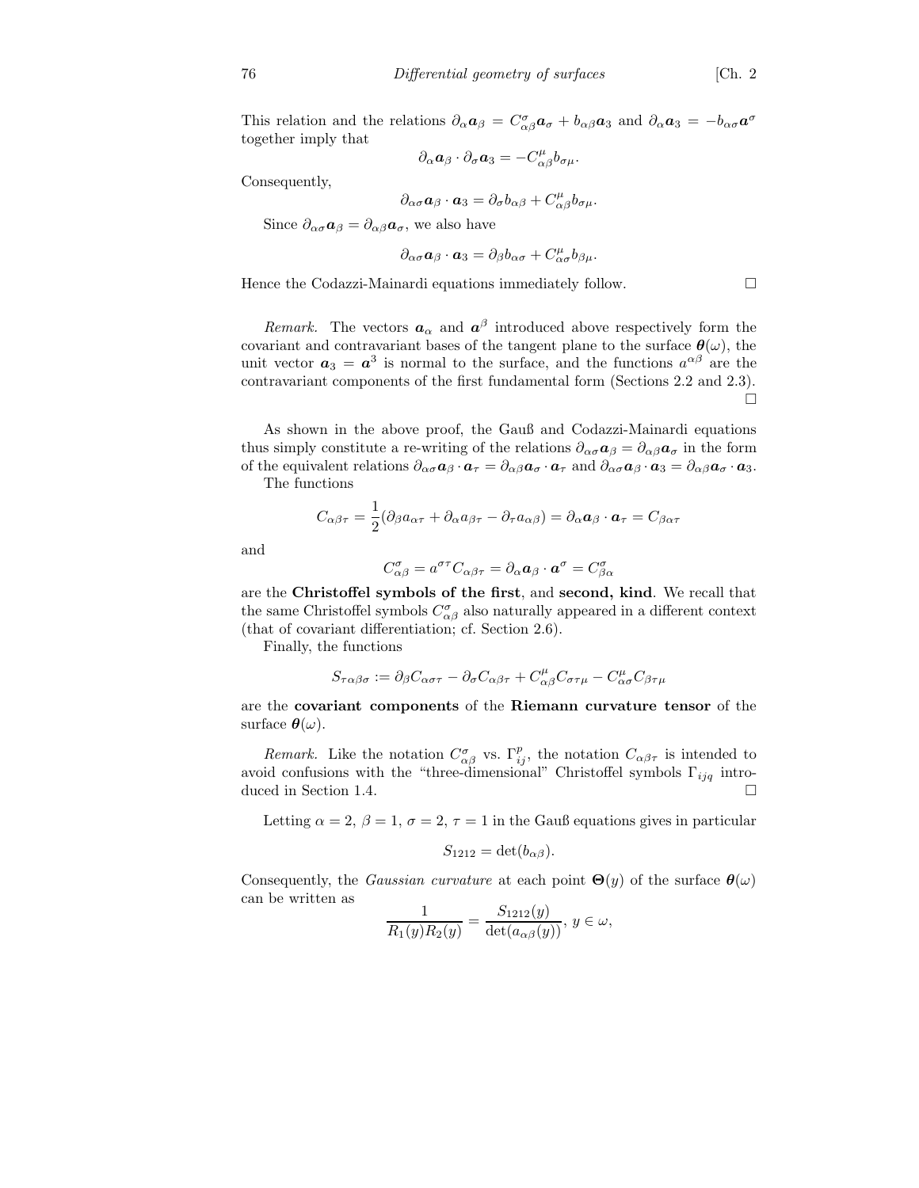This relation and the relations $\partial_\alpha \boldsymbol{a}_\beta = C^\sigma_{\alpha\beta}\boldsymbol{a}_\sigma + b_{\alpha\beta}\boldsymbol{a}_3$ and $\partial_\alpha \boldsymbol{a}_3 = -b_{\alpha\sigma}\boldsymbol{a}^\sigma$ together imply that

$$\partial_\alpha \boldsymbol{a}_\beta \cdot \partial_\sigma \boldsymbol{a}_3 = -C^\mu_{\alpha\beta} b_{\sigma\mu}.$$

Consequently,

$$\partial_{\alpha\sigma} \boldsymbol{a}_\beta \cdot \boldsymbol{a}_3 = \partial_\sigma b_{\alpha\beta} + C^\mu_{\alpha\beta} b_{\sigma\mu}.$$

Since $\partial_{\alpha\sigma}\boldsymbol{a}_\beta = \partial_{\alpha\beta}\boldsymbol{a}_\sigma$, we also have

$$\partial_{\alpha\sigma} \boldsymbol{a}_\beta \cdot \boldsymbol{a}_3 = \partial_\beta b_{\alpha\sigma} + C^\mu_{\alpha\sigma} b_{\beta\mu}.$$

Hence the Codazzi-Mainardi equations immediately follow. □

*Remark.* The vectors $\boldsymbol{a}_\alpha$ and $\boldsymbol{a}^\beta$ introduced above respectively form the covariant and contravariant bases of the tangent plane to the surface $\boldsymbol{\theta}(\omega)$, the unit vector $\boldsymbol{a}_3 = \boldsymbol{a}^3$ is normal to the surface, and the functions $a^{\alpha\beta}$ are the contravariant components of the first fundamental form (Sections 2.2 and 2.3). □

As shown in the above proof, the Gauß and Codazzi-Mainardi equations thus simply constitute a re-writing of the relations $\partial_{\alpha\sigma}\boldsymbol{a}_\beta = \partial_{\alpha\beta}\boldsymbol{a}_\sigma$ in the form of the equivalent relations $\partial_{\alpha\sigma}\boldsymbol{a}_\beta \cdot \boldsymbol{a}_\tau = \partial_{\alpha\beta}\boldsymbol{a}_\sigma \cdot \boldsymbol{a}_\tau$ and $\partial_{\alpha\sigma}\boldsymbol{a}_\beta \cdot \boldsymbol{a}_3 = \partial_{\alpha\beta}\boldsymbol{a}_\sigma \cdot \boldsymbol{a}_3$.

The functions

$$C_{\alpha\beta\tau} = \frac{1}{2}(\partial_\beta a_{\alpha\tau} + \partial_\alpha a_{\beta\tau} - \partial_\tau a_{\alpha\beta}) = \partial_\alpha \boldsymbol{a}_\beta \cdot \boldsymbol{a}_\tau = C_{\beta\alpha\tau}$$

and

$$C^\sigma_{\alpha\beta} = a^{\sigma\tau} C_{\alpha\beta\tau} = \partial_\alpha \boldsymbol{a}_\beta \cdot \boldsymbol{a}^\sigma = C^\sigma_{\beta\alpha}$$

are the **Christoffel symbols of the first**, and **second, kind**. We recall that the same Christoffel symbols $C^\sigma_{\alpha\beta}$ also naturally appeared in a different context (that of covariant differentiation; cf. Section 2.6).

Finally, the functions

$$S_{\tau\alpha\beta\sigma} := \partial_\beta C_{\alpha\sigma\tau} - \partial_\sigma C_{\alpha\beta\tau} + C^\mu_{\alpha\beta} C_{\sigma\tau\mu} - C^\mu_{\alpha\sigma} C_{\beta\tau\mu}$$

are the **covariant components** of the **Riemann curvature tensor** of the surface $\boldsymbol{\theta}(\omega)$.

*Remark.* Like the notation $C^\sigma_{\alpha\beta}$ vs. $\Gamma^p_{ij}$, the notation $C_{\alpha\beta\tau}$ is intended to avoid confusions with the "three-dimensional" Christoffel symbols $\Gamma_{ijq}$ introduced in Section 1.4. □

Letting $\alpha = 2$, $\beta = 1$, $\sigma = 2$, $\tau = 1$ in the Gauß equations gives in particular

$$S_{1212} = \det(b_{\alpha\beta}).$$

Consequently, the *Gaussian curvature* at each point $\boldsymbol{\Theta}(y)$ of the surface $\boldsymbol{\theta}(\omega)$ can be written as

$$\frac{1}{R_1(y)R_2(y)} = \frac{S_{1212}(y)}{\det(a_{\alpha\beta}(y))},\ y \in \omega,$$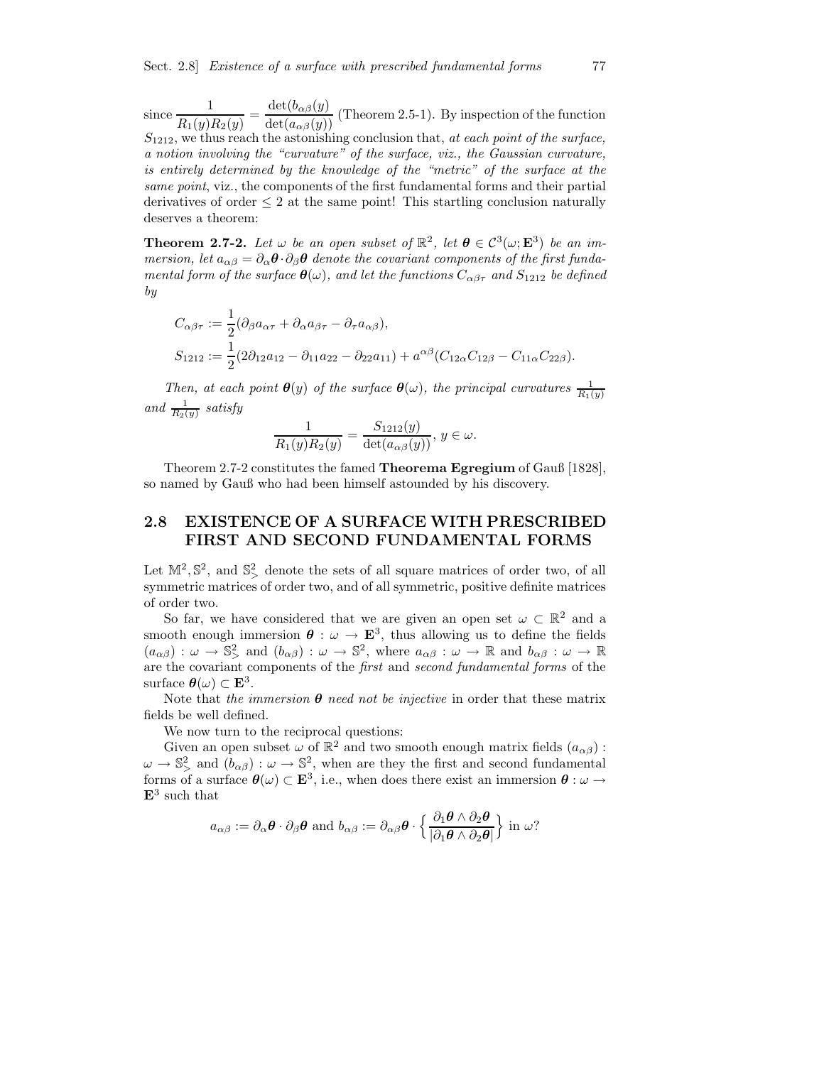since $\dfrac{1}{R_1(y)R_2(y)} = \dfrac{\det(b_{\alpha\beta}(y)}{\det(a_{\alpha\beta}(y))}$ (Theorem 2.5-1). By inspection of the function $S_{1212}$, we thus reach the astonishing conclusion that, *at each point of the surface, a notion involving the "curvature" of the surface, viz., the Gaussian curvature, is entirely determined by the knowledge of the "metric" of the surface at the same point*, viz., the components of the first fundamental forms and their partial derivatives of order $\leq 2$ at the same point! This startling conclusion naturally deserves a theorem:

**Theorem 2.7-2.** *Let $\omega$ be an open subset of $\mathbb{R}^2$, let $\boldsymbol{\theta} \in \mathcal{C}^3(\omega; \mathbf{E}^3)$ be an immersion, let $a_{\alpha\beta} = \partial_\alpha\boldsymbol{\theta} \cdot \partial_\beta\boldsymbol{\theta}$ denote the covariant components of the first fundamental form of the surface $\boldsymbol{\theta}(\omega)$, and let the functions $C_{\alpha\beta\tau}$ and $S_{1212}$ be defined by*

$$C_{\alpha\beta\tau} := \frac{1}{2}(\partial_\beta a_{\alpha\tau} + \partial_\alpha a_{\beta\tau} - \partial_\tau a_{\alpha\beta}),$$

$$S_{1212} := \frac{1}{2}(2\partial_{12}a_{12} - \partial_{11}a_{22} - \partial_{22}a_{11}) + a^{\alpha\beta}(C_{12\alpha}C_{12\beta} - C_{11\alpha}C_{22\beta}).$$

*Then, at each point $\boldsymbol{\theta}(y)$ of the surface $\boldsymbol{\theta}(\omega)$, the principal curvatures $\frac{1}{R_1(y)}$ and $\frac{1}{R_2(y)}$ satisfy*

$$\frac{1}{R_1(y)R_2(y)} = \frac{S_{1212}(y)}{\det(a_{\alpha\beta}(y))},\ y \in \omega.$$

Theorem 2.7-2 constitutes the famed **Theorema Egregium** of Gauß [1828], so named by Gauß who had been himself astounded by his discovery.

## 2.8 EXISTENCE OF A SURFACE WITH PRESCRIBED FIRST AND SECOND FUNDAMENTAL FORMS

Let $\mathbb{M}^2, \mathbb{S}^2$, and $\mathbb{S}^2_>$ denote the sets of all square matrices of order two, of all symmetric matrices of order two, and of all symmetric, positive definite matrices of order two.

So far, we have considered that we are given an open set $\omega \subset \mathbb{R}^2$ and a smooth enough immersion $\boldsymbol{\theta} : \omega \to \mathbf{E}^3$, thus allowing us to define the fields $(a_{\alpha\beta}) : \omega \to \mathbb{S}^2_>$ and $(b_{\alpha\beta}) : \omega \to \mathbb{S}^2$, where $a_{\alpha\beta} : \omega \to \mathbb{R}$ and $b_{\alpha\beta} : \omega \to \mathbb{R}$ are the covariant components of the *first* and *second fundamental forms* of the surface $\boldsymbol{\theta}(\omega) \subset \mathbf{E}^3$.

Note that *the immersion $\boldsymbol{\theta}$ need not be injective* in order that these matrix fields be well defined.

We now turn to the reciprocal questions:

Given an open subset $\omega$ of $\mathbb{R}^2$ and two smooth enough matrix fields $(a_{\alpha\beta}) : \omega \to \mathbb{S}^2_>$ and $(b_{\alpha\beta}) : \omega \to \mathbb{S}^2$, when are they the first and second fundamental forms of a surface $\boldsymbol{\theta}(\omega) \subset \mathbf{E}^3$, i.e., when does there exist an immersion $\boldsymbol{\theta} : \omega \to \mathbf{E}^3$ such that

$$a_{\alpha\beta} := \partial_\alpha\boldsymbol{\theta} \cdot \partial_\beta\boldsymbol{\theta} \text{ and } b_{\alpha\beta} := \partial_{\alpha\beta}\boldsymbol{\theta} \cdot \Big\{ \frac{\partial_1\boldsymbol{\theta} \wedge \partial_2\boldsymbol{\theta}}{|\partial_1\boldsymbol{\theta} \wedge \partial_2\boldsymbol{\theta}|} \Big\} \text{ in } \omega?$$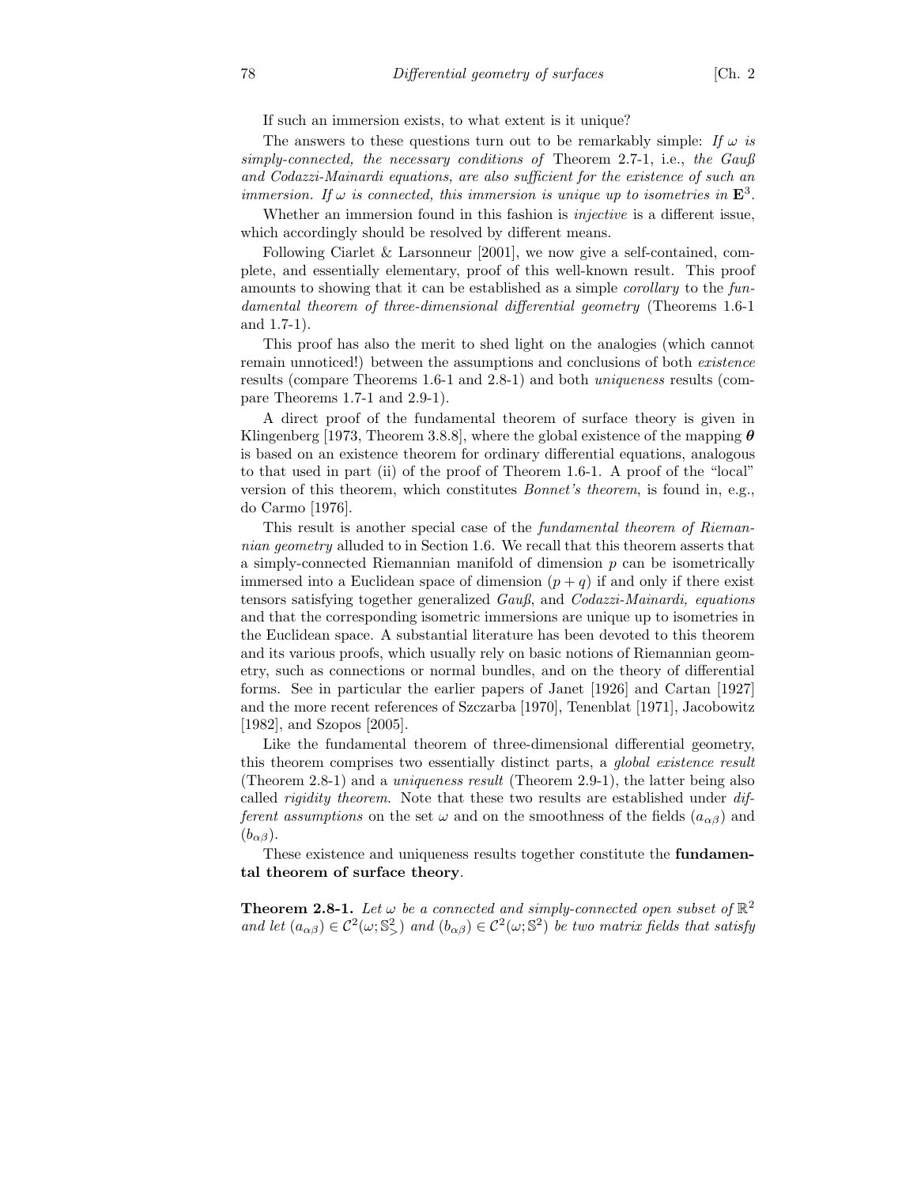If such an immersion exists, to what extent is it unique?

The answers to these questions turn out to be remarkably simple: *If $\omega$ is simply-connected, the necessary conditions of* Theorem 2.7-1, i.e., *the Gauß and Codazzi-Mainardi equations, are also sufficient for the existence of such an immersion. If $\omega$ is connected, this immersion is unique up to isometries in $\mathbf{E}^3$.*

Whether an immersion found in this fashion is *injective* is a different issue, which accordingly should be resolved by different means.

Following Ciarlet & Larsonneur [2001], we now give a self-contained, complete, and essentially elementary, proof of this well-known result. This proof amounts to showing that it can be established as a simple *corollary* to the *fundamental theorem of three-dimensional differential geometry* (Theorems 1.6-1 and 1.7-1).

This proof has also the merit to shed light on the analogies (which cannot remain unnoticed!) between the assumptions and conclusions of both *existence* results (compare Theorems 1.6-1 and 2.8-1) and both *uniqueness* results (compare Theorems 1.7-1 and 2.9-1).

A direct proof of the fundamental theorem of surface theory is given in Klingenberg [1973, Theorem 3.8.8], where the global existence of the mapping $\boldsymbol{\theta}$ is based on an existence theorem for ordinary differential equations, analogous to that used in part (ii) of the proof of Theorem 1.6-1. A proof of the "local" version of this theorem, which constitutes *Bonnet's theorem*, is found in, e.g., do Carmo [1976].

This result is another special case of the *fundamental theorem of Riemannian geometry* alluded to in Section 1.6. We recall that this theorem asserts that a simply-connected Riemannian manifold of dimension $p$ can be isometrically immersed into a Euclidean space of dimension $(p+q)$ if and only if there exist tensors satisfying together generalized *Gauß*, and *Codazzi-Mainardi, equations* and that the corresponding isometric immersions are unique up to isometries in the Euclidean space. A substantial literature has been devoted to this theorem and its various proofs, which usually rely on basic notions of Riemannian geometry, such as connections or normal bundles, and on the theory of differential forms. See in particular the earlier papers of Janet [1926] and Cartan [1927] and the more recent references of Szczarba [1970], Tenenblat [1971], Jacobowitz [1982], and Szopos [2005].

Like the fundamental theorem of three-dimensional differential geometry, this theorem comprises two essentially distinct parts, a *global existence result* (Theorem 2.8-1) and a *uniqueness result* (Theorem 2.9-1), the latter being also called *rigidity theorem*. Note that these two results are established under *different assumptions* on the set $\omega$ and on the smoothness of the fields $(a_{\alpha\beta})$ and $(b_{\alpha\beta})$.

These existence and uniqueness results together constitute the **fundamental theorem of surface theory**.

**Theorem 2.8-1.** *Let $\omega$ be a connected and simply-connected open subset of $\mathbb{R}^2$ and let $(a_{\alpha\beta}) \in \mathcal{C}^2(\omega; \mathbb{S}^2_>)$ and $(b_{\alpha\beta}) \in \mathcal{C}^2(\omega; \mathbb{S}^2)$ be two matrix fields that satisfy*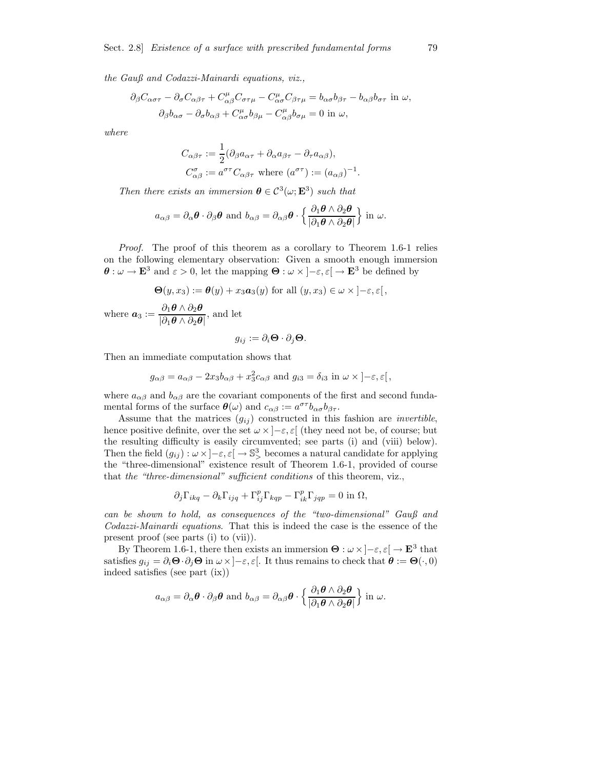*the Gauß and Codazzi-Mainardi equations, viz.,*

$$\partial_\beta C_{\alpha\sigma\tau} - \partial_\sigma C_{\alpha\beta\tau} + C^\mu_{\alpha\beta} C_{\sigma\tau\mu} - C^\mu_{\alpha\sigma} C_{\beta\tau\mu} = b_{\alpha\sigma} b_{\beta\tau} - b_{\alpha\beta} b_{\sigma\tau} \text{ in } \omega,$$
$$\partial_\beta b_{\alpha\sigma} - \partial_\sigma b_{\alpha\beta} + C^\mu_{\alpha\sigma} b_{\beta\mu} - C^\mu_{\alpha\beta} b_{\sigma\mu} = 0 \text{ in } \omega,$$

*where*

$$C_{\alpha\beta\tau} := \frac{1}{2}(\partial_\beta a_{\alpha\tau} + \partial_\alpha a_{\beta\tau} - \partial_\tau a_{\alpha\beta}),$$
$$C^\sigma_{\alpha\beta} := a^{\sigma\tau} C_{\alpha\beta\tau} \text{ where } (a^{\sigma\tau}) := (a_{\alpha\beta})^{-1}.$$

*Then there exists an immersion $\boldsymbol{\theta} \in \mathcal{C}^3(\omega; \mathbf{E}^3)$ such that*

$$a_{\alpha\beta} = \partial_\alpha \boldsymbol{\theta} \cdot \partial_\beta \boldsymbol{\theta} \text{ and } b_{\alpha\beta} = \partial_{\alpha\beta} \boldsymbol{\theta} \cdot \Big\{ \frac{\partial_1 \boldsymbol{\theta} \wedge \partial_2 \boldsymbol{\theta}}{|\partial_1 \boldsymbol{\theta} \wedge \partial_2 \boldsymbol{\theta}|} \Big\} \text{ in } \omega.$$

*Proof.* The proof of this theorem as a corollary to Theorem 1.6-1 relies on the following elementary observation: Given a smooth enough immersion $\boldsymbol{\theta} : \omega \to \mathbf{E}^3$ and $\varepsilon > 0$, let the mapping $\boldsymbol{\Theta} : \omega \times \,]-\varepsilon, \varepsilon[\, \to \mathbf{E}^3$ be defined by

$$\boldsymbol{\Theta}(y, x_3) := \boldsymbol{\theta}(y) + x_3 \boldsymbol{a}_3(y) \text{ for all } (y, x_3) \in \omega \times \,]-\varepsilon, \varepsilon[,$$

where $\boldsymbol{a}_3 := \dfrac{\partial_1 \boldsymbol{\theta} \wedge \partial_2 \boldsymbol{\theta}}{|\partial_1 \boldsymbol{\theta} \wedge \partial_2 \boldsymbol{\theta}|}$, and let

$$g_{ij} := \partial_i \boldsymbol{\Theta} \cdot \partial_j \boldsymbol{\Theta}.$$

Then an immediate computation shows that

$$g_{\alpha\beta} = a_{\alpha\beta} - 2x_3 b_{\alpha\beta} + x_3^2 c_{\alpha\beta} \text{ and } g_{i3} = \delta_{i3} \text{ in } \omega \times \,]-\varepsilon, \varepsilon[,$$

where $a_{\alpha\beta}$ and $b_{\alpha\beta}$ are the covariant components of the first and second fundamental forms of the surface $\boldsymbol{\theta}(\omega)$ and $c_{\alpha\beta} := a^{\sigma\tau} b_{\alpha\sigma} b_{\beta\tau}$.

Assume that the matrices $(g_{ij})$ constructed in this fashion are *invertible*, hence positive definite, over the set $\omega \times \,]-\varepsilon, \varepsilon[$ (they need not be, of course; but the resulting difficulty is easily circumvented; see parts (i) and (viii) below). Then the field $(g_{ij}) : \omega \times \,]-\varepsilon, \varepsilon[\, \to \mathbb{S}^3_>$ becomes a natural candidate for applying the "three-dimensional" existence result of Theorem 1.6-1, provided of course that *the "three-dimensional" sufficient conditions* of this theorem, viz.,

$$\partial_j \Gamma_{ikq} - \partial_k \Gamma_{ijq} + \Gamma^p_{ij} \Gamma_{kqp} - \Gamma^p_{ik} \Gamma_{jqp} = 0 \text{ in } \Omega,$$

*can be shown to hold, as consequences of the "two-dimensional" Gauß and Codazzi-Mainardi equations*. That this is indeed the case is the essence of the present proof (see parts (i) to (vii)).

By Theorem 1.6-1, there then exists an immersion $\boldsymbol{\Theta} : \omega \times \,]-\varepsilon, \varepsilon[\, \to \mathbf{E}^3$ that satisfies $g_{ij} = \partial_i \boldsymbol{\Theta} \cdot \partial_j \boldsymbol{\Theta}$ in $\omega \times \,]-\varepsilon, \varepsilon[$. It thus remains to check that $\boldsymbol{\theta} := \boldsymbol{\Theta}(\cdot, 0)$ indeed satisfies (see part (ix))

$$a_{\alpha\beta} = \partial_\alpha \boldsymbol{\theta} \cdot \partial_\beta \boldsymbol{\theta} \text{ and } b_{\alpha\beta} = \partial_{\alpha\beta} \boldsymbol{\theta} \cdot \Big\{ \frac{\partial_1 \boldsymbol{\theta} \wedge \partial_2 \boldsymbol{\theta}}{|\partial_1 \boldsymbol{\theta} \wedge \partial_2 \boldsymbol{\theta}|} \Big\} \text{ in } \omega.$$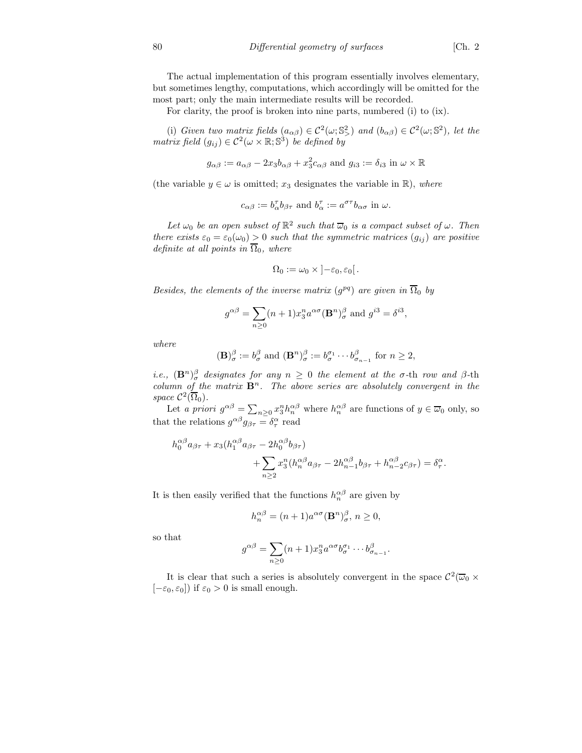The actual implementation of this program essentially involves elementary, but sometimes lengthy, computations, which accordingly will be omitted for the most part; only the main intermediate results will be recorded.

For clarity, the proof is broken into nine parts, numbered (i) to (ix).

(i) *Given two matrix fields* $(a_{\alpha\beta}) \in \mathcal{C}^2(\omega; \mathbb{S}^2_>)$ *and* $(b_{\alpha\beta}) \in \mathcal{C}^2(\omega; \mathbb{S}^2)$, *let the matrix field* $(g_{ij}) \in \mathcal{C}^2(\omega \times \mathbb{R}; \mathbb{S}^3)$ *be defined by*

$$g_{\alpha\beta} := a_{\alpha\beta} - 2x_3 b_{\alpha\beta} + x_3^2 c_{\alpha\beta} \text{ and } g_{i3} := \delta_{i3} \text{ in } \omega \times \mathbb{R}$$

(the variable $y \in \omega$ is omitted; $x_3$ designates the variable in $\mathbb{R}$), *where*

$$c_{\alpha\beta} := b^\tau_\alpha b_{\beta\tau} \text{ and } b^\tau_\alpha := a^{\sigma\tau} b_{\alpha\sigma} \text{ in } \omega.$$

*Let* $\omega_0$ *be an open subset of* $\mathbb{R}^2$ *such that* $\overline{\omega}_0$ *is a compact subset of* $\omega$. *Then there exists* $\varepsilon_0 = \varepsilon_0(\omega_0) > 0$ *such that the symmetric matrices* $(g_{ij})$ *are positive definite at all points in* $\overline{\Omega}_0$, *where*

$$\Omega_0 := \omega_0 \times \left]-\varepsilon_0, \varepsilon_0\right[.$$

*Besides, the elements of the inverse matrix* $(g^{pq})$ *are given in* $\overline{\Omega}_0$ *by*

$$g^{\alpha\beta} = \sum_{n \geq 0} (n+1) x_3^n a^{\alpha\sigma} (\mathbf{B}^n)^\beta_\sigma \text{ and } g^{i3} = \delta^{i3},$$

*where*

$$(\mathbf{B})^\beta_\sigma := b^\beta_\sigma \text{ and } (\mathbf{B}^n)^\beta_\sigma := b^{\sigma_1}_\sigma \cdots b^\beta_{\sigma_{n-1}} \text{ for } n \geq 2,$$

*i.e.,* $(\mathbf{B}^n)^\beta_\sigma$ *designates for any* $n \geq 0$ *the element at the* $\sigma$*-th row and* $\beta$*-th column of the matrix* $\mathbf{B}^n$. *The above series are absolutely convergent in the space* $\mathcal{C}^2(\overline{\Omega}_0)$.

Let *a priori* $g^{\alpha\beta} = \sum_{n \geq 0} x_3^n h_n^{\alpha\beta}$ where $h_n^{\alpha\beta}$ are functions of $y \in \overline{\omega}_0$ only, so that the relations $g^{\alpha\beta} g_{\beta\tau} = \delta^\alpha_\tau$ read

$$h_0^{\alpha\beta} a_{\beta\tau} + x_3 (h_1^{\alpha\beta} a_{\beta\tau} - 2h_0^{\alpha\beta} b_{\beta\tau}) + \sum_{n \geq 2} x_3^n (h_n^{\alpha\beta} a_{\beta\tau} - 2h_{n-1}^{\alpha\beta} b_{\beta\tau} + h_{n-2}^{\alpha\beta} c_{\beta\tau}) = \delta^\alpha_\tau.$$

It is then easily verified that the functions $h_n^{\alpha\beta}$ are given by

$$h_n^{\alpha\beta} = (n+1) a^{\alpha\sigma} (\mathbf{B}^n)^\beta_\sigma, \; n \geq 0,$$

so that

$$g^{\alpha\beta} = \sum_{n \geq 0} (n+1) x_3^n a^{\alpha\sigma} b^{\sigma_1}_\sigma \cdots b^\beta_{\sigma_{n-1}}.$$

It is clear that such a series is absolutely convergent in the space $\mathcal{C}^2(\overline{\omega}_0 \times [-\varepsilon_0, \varepsilon_0])$ if $\varepsilon_0 > 0$ is small enough.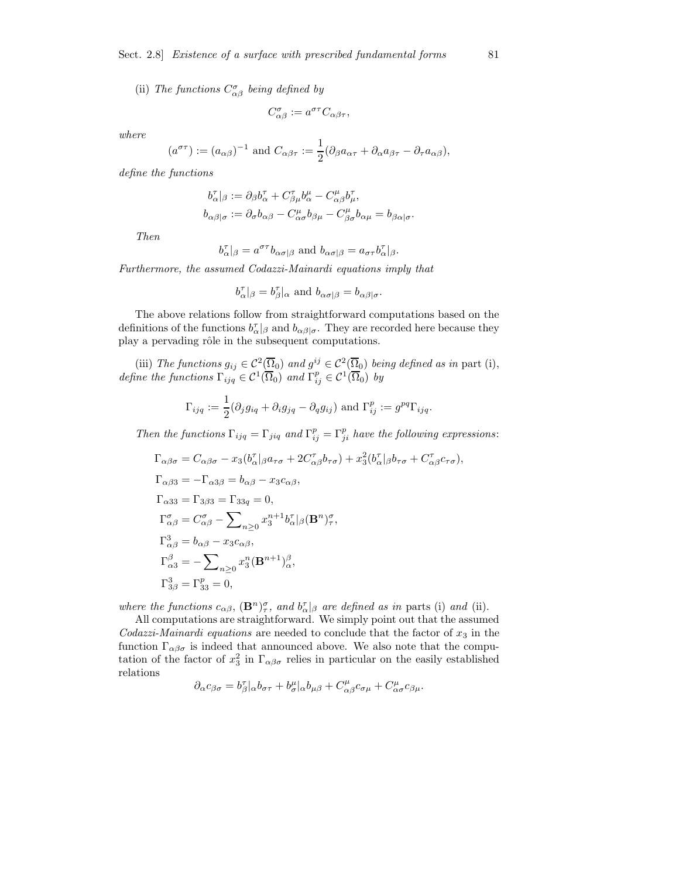(ii) *The functions* $C^\sigma_{\alpha\beta}$ *being defined by*

$$C^\sigma_{\alpha\beta} := a^{\sigma\tau} C_{\alpha\beta\tau},$$

*where*

$$(a^{\sigma\tau}) := (a_{\alpha\beta})^{-1} \text{ and } C_{\alpha\beta\tau} := \frac{1}{2}(\partial_\beta a_{\alpha\tau} + \partial_\alpha a_{\beta\tau} - \partial_\tau a_{\alpha\beta}),$$

*define the functions*

$$b^\tau_\alpha|_\beta := \partial_\beta b^\tau_\alpha + C^\tau_{\beta\mu} b^\mu_\alpha - C^\mu_{\alpha\beta} b^\tau_\mu,$$
$$b_{\alpha\beta|\sigma} := \partial_\sigma b_{\alpha\beta} - C^\mu_{\alpha\sigma} b_{\beta\mu} - C^\mu_{\beta\sigma} b_{\alpha\mu} = b_{\beta\alpha|\sigma}.$$

*Then*

$$b^\tau_\alpha|_\beta = a^{\sigma\tau} b_{\alpha\sigma|\beta} \text{ and } b_{\alpha\sigma|\beta} = a_{\sigma\tau} b^\tau_\alpha|_\beta.$$

*Furthermore, the assumed Codazzi-Mainardi equations imply that*

$$b^\tau_\alpha|_\beta = b^\tau_\beta|_\alpha \text{ and } b_{\alpha\sigma|\beta} = b_{\alpha\beta|\sigma}.$$

The above relations follow from straightforward computations based on the definitions of the functions $b^\tau_\alpha|_\beta$ and $b_{\alpha\beta|\sigma}$. They are recorded here because they play a pervading rôle in the subsequent computations.

(iii) *The functions* $g_{ij} \in \mathcal{C}^2(\overline{\Omega}_0)$ *and* $g^{ij} \in \mathcal{C}^2(\overline{\Omega}_0)$ *being defined as in* part (i), *define the functions* $\Gamma_{ijq} \in \mathcal{C}^1(\overline{\Omega}_0)$ *and* $\Gamma^p_{ij} \in \mathcal{C}^1(\overline{\Omega}_0)$ *by*

$$\Gamma_{ijq} := \frac{1}{2}(\partial_j g_{iq} + \partial_i g_{jq} - \partial_q g_{ij}) \text{ and } \Gamma^p_{ij} := g^{pq}\Gamma_{ijq}.$$

*Then the functions* $\Gamma_{ijq} = \Gamma_{jiq}$ *and* $\Gamma^p_{ij} = \Gamma^p_{ji}$ *have the following expressions*:

$$\begin{aligned}
&\Gamma_{\alpha\beta\sigma} = C_{\alpha\beta\sigma} - x_3(b^\tau_\alpha|_\beta a_{\tau\sigma} + 2C^\tau_{\alpha\beta} b_{\tau\sigma}) + x_3^2(b^\tau_\alpha|_\beta b_{\tau\sigma} + C^\tau_{\alpha\beta} c_{\tau\sigma}),\\
&\Gamma_{\alpha\beta 3} = -\Gamma_{\alpha 3\beta} = b_{\alpha\beta} - x_3 c_{\alpha\beta},\\
&\Gamma_{\alpha 33} = \Gamma_{3\beta 3} = \Gamma_{33q} = 0,\\
&\Gamma^\sigma_{\alpha\beta} = C^\sigma_{\alpha\beta} - \sum\nolimits_{n\geq 0} x_3^{n+1} b^\tau_\alpha|_\beta (\mathbf{B}^n)^\sigma_\tau,\\
&\Gamma^3_{\alpha\beta} = b_{\alpha\beta} - x_3 c_{\alpha\beta},\\
&\Gamma^\beta_{\alpha 3} = -\sum\nolimits_{n\geq 0} x_3^n (\mathbf{B}^{n+1})^\beta_\alpha,\\
&\Gamma^3_{3\beta} = \Gamma^p_{33} = 0,
\end{aligned}$$

*where the functions* $c_{\alpha\beta}$, $(\mathbf{B}^n)^\sigma_\tau$, *and* $b^\tau_\alpha|_\beta$ *are defined as in* parts (i) *and* (ii).

All computations are straightforward. We simply point out that the assumed *Codazzi-Mainardi equations* are needed to conclude that the factor of $x_3$ in the function $\Gamma_{\alpha\beta\sigma}$ is indeed that announced above. We also note that the computation of the factor of $x_3^2$ in $\Gamma_{\alpha\beta\sigma}$ relies in particular on the easily established relations

$$\partial_\alpha c_{\beta\sigma} = b^\tau_\beta|_\alpha b_{\sigma\tau} + b^\mu_\sigma|_\alpha b_{\mu\beta} + C^\mu_{\alpha\beta} c_{\sigma\mu} + C^\mu_{\alpha\sigma} c_{\beta\mu}.$$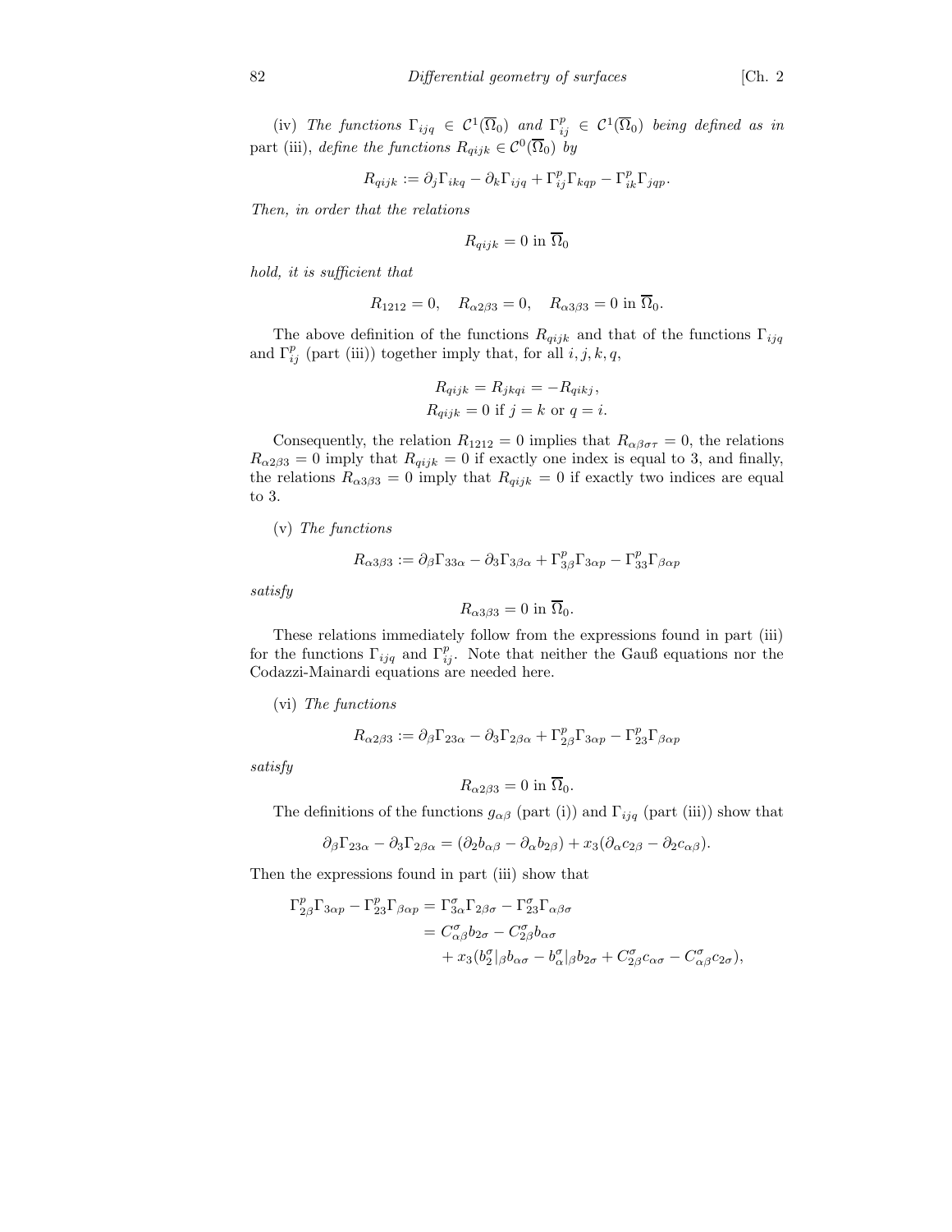(iv) *The functions* $\Gamma_{ijq} \in \mathcal{C}^1(\overline{\Omega}_0)$ *and* $\Gamma_{ij}^p \in \mathcal{C}^1(\overline{\Omega}_0)$ *being defined as in* part (iii), *define the functions* $R_{qijk} \in \mathcal{C}^0(\overline{\Omega}_0)$ *by*

$$R_{qijk} := \partial_j \Gamma_{ikq} - \partial_k \Gamma_{ijq} + \Gamma_{ij}^p \Gamma_{kqp} - \Gamma_{ik}^p \Gamma_{jqp}.$$

*Then, in order that the relations*

$$R_{qijk} = 0 \text{ in } \overline{\Omega}_0$$

*hold, it is sufficient that*

$$R_{1212} = 0, \quad R_{\alpha 2\beta 3} = 0, \quad R_{\alpha 3\beta 3} = 0 \text{ in } \overline{\Omega}_0.$$

The above definition of the functions $R_{qijk}$ and that of the functions $\Gamma_{ijq}$ and $\Gamma_{ij}^p$ (part (iii)) together imply that, for all $i, j, k, q$,

$$R_{qijk} = R_{jkqi} = -R_{qikj},$$
$$R_{qijk} = 0 \text{ if } j = k \text{ or } q = i.$$

Consequently, the relation $R_{1212} = 0$ implies that $R_{\alpha\beta\sigma\tau} = 0$, the relations $R_{\alpha 2\beta 3} = 0$ imply that $R_{qijk} = 0$ if exactly one index is equal to 3, and finally, the relations $R_{\alpha 3\beta 3} = 0$ imply that $R_{qijk} = 0$ if exactly two indices are equal to 3.

(v) *The functions*

$$R_{\alpha 3\beta 3} := \partial_\beta \Gamma_{33\alpha} - \partial_3 \Gamma_{3\beta\alpha} + \Gamma_{3\beta}^p \Gamma_{3\alpha p} - \Gamma_{33}^p \Gamma_{\beta\alpha p}$$

*satisfy*

$$R_{\alpha 3\beta 3} = 0 \text{ in } \overline{\Omega}_0.$$

These relations immediately follow from the expressions found in part (iii) for the functions $\Gamma_{ijq}$ and $\Gamma_{ij}^p$. Note that neither the Gauß equations nor the Codazzi-Mainardi equations are needed here.

(vi) *The functions*

$$R_{\alpha 2\beta 3} := \partial_\beta \Gamma_{23\alpha} - \partial_3 \Gamma_{2\beta\alpha} + \Gamma_{2\beta}^p \Gamma_{3\alpha p} - \Gamma_{23}^p \Gamma_{\beta\alpha p}$$

*satisfy*

$$R_{\alpha 2\beta 3} = 0 \text{ in } \overline{\Omega}_0.$$

The definitions of the functions $g_{\alpha\beta}$ (part (i)) and $\Gamma_{ijq}$ (part (iii)) show that

$$\partial_\beta \Gamma_{23\alpha} - \partial_3 \Gamma_{2\beta\alpha} = (\partial_2 b_{\alpha\beta} - \partial_\alpha b_{2\beta}) + x_3(\partial_\alpha c_{2\beta} - \partial_2 c_{\alpha\beta}).$$

Then the expressions found in part (iii) show that

$$\begin{aligned}
\Gamma_{2\beta}^p \Gamma_{3\alpha p} - \Gamma_{23}^p \Gamma_{\beta\alpha p} &= \Gamma_{3\alpha}^\sigma \Gamma_{2\beta\sigma} - \Gamma_{23}^\sigma \Gamma_{\alpha\beta\sigma} \\
&= C_{\alpha\beta}^\sigma b_{2\sigma} - C_{2\beta}^\sigma b_{\alpha\sigma} \\
&\quad + x_3(b_2^\sigma|_\beta b_{\alpha\sigma} - b_\alpha^\sigma|_\beta b_{2\sigma} + C_{2\beta}^\sigma c_{\alpha\sigma} - C_{\alpha\beta}^\sigma c_{2\sigma}),
\end{aligned}$$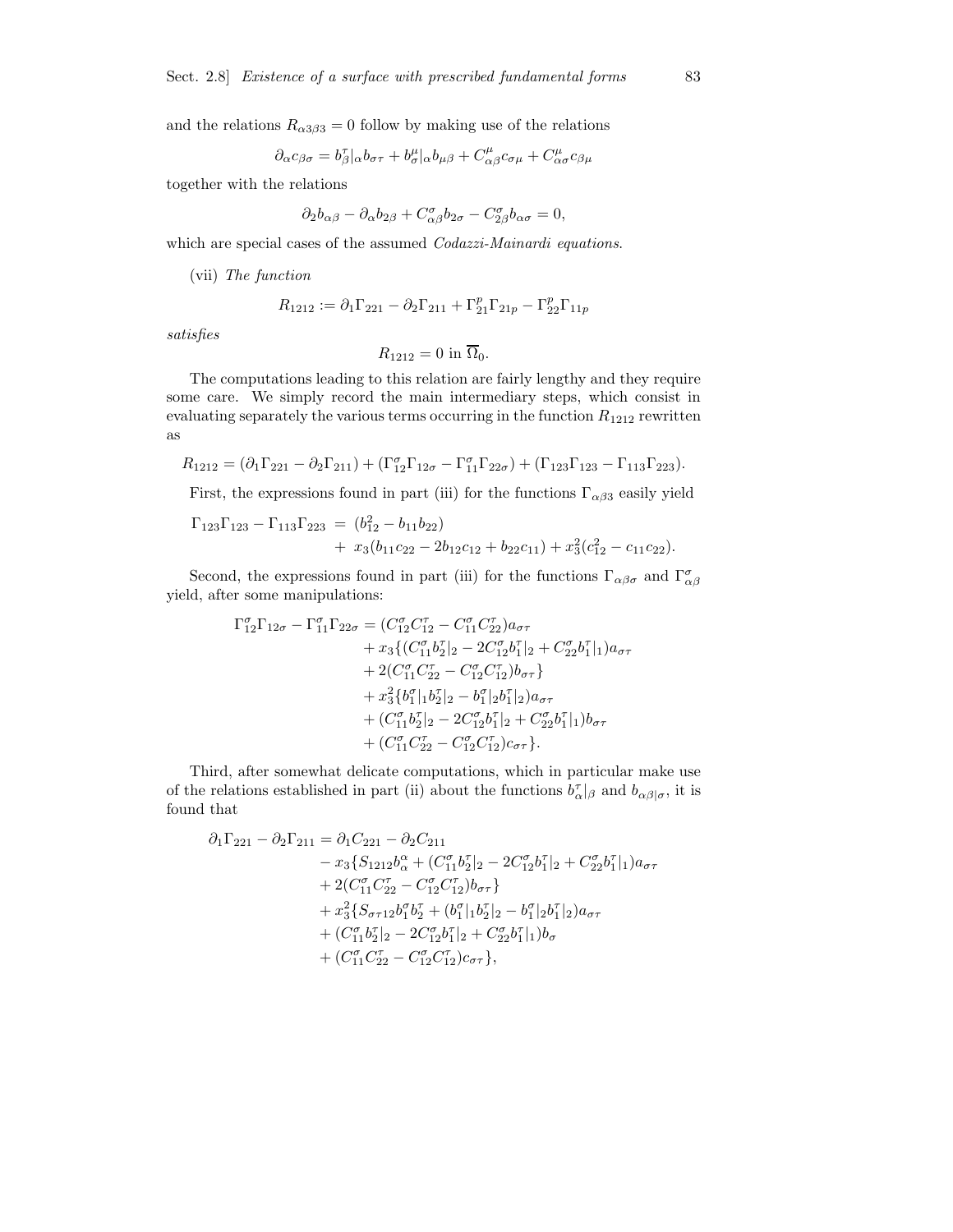and the relations $R_{\alpha 3\beta 3} = 0$ follow by making use of the relations

$$\partial_\alpha c_{\beta\sigma} = b^\tau_\beta|_\alpha b_{\sigma\tau} + b^\mu_\sigma|_\alpha b_{\mu\beta} + C^\mu_{\alpha\beta} c_{\sigma\mu} + C^\mu_{\alpha\sigma} c_{\beta\mu}$$

together with the relations

$$\partial_2 b_{\alpha\beta} - \partial_\alpha b_{2\beta} + C^\sigma_{\alpha\beta} b_{2\sigma} - C^\sigma_{2\beta} b_{\alpha\sigma} = 0,$$

which are special cases of the assumed *Codazzi-Mainardi equations*.

(vii) *The function*

$$R_{1212} := \partial_1 \Gamma_{221} - \partial_2 \Gamma_{211} + \Gamma^p_{21} \Gamma_{21p} - \Gamma^p_{22} \Gamma_{11p}$$

*satisfies*

$$R_{1212} = 0 \text{ in } \overline{\Omega}_0.$$

The computations leading to this relation are fairly lengthy and they require some care. We simply record the main intermediary steps, which consist in evaluating separately the various terms occurring in the function $R_{1212}$ rewritten as

$$R_{1212} = (\partial_1 \Gamma_{221} - \partial_2 \Gamma_{211}) + (\Gamma^\sigma_{12} \Gamma_{12\sigma} - \Gamma^\sigma_{11} \Gamma_{22\sigma}) + (\Gamma_{123} \Gamma_{123} - \Gamma_{113} \Gamma_{223}).$$

First, the expressions found in part (iii) for the functions $\Gamma_{\alpha\beta 3}$ easily yield

$$\begin{aligned}
\Gamma_{123}\Gamma_{123} - \Gamma_{113}\Gamma_{223} \;=\; & (b^2_{12} - b_{11} b_{22}) \\
& + \; x_3(b_{11} c_{22} - 2 b_{12} c_{12} + b_{22} c_{11}) + x_3^2 (c^2_{12} - c_{11} c_{22}).
\end{aligned}$$

Second, the expressions found in part (iii) for the functions $\Gamma_{\alpha\beta\sigma}$ and $\Gamma^\sigma_{\alpha\beta}$ yield, after some manipulations:

$$\begin{aligned}
\Gamma^\sigma_{12}\Gamma_{12\sigma} - \Gamma^\sigma_{11}\Gamma_{22\sigma} = & (C^\sigma_{12} C^\tau_{12} - C^\sigma_{11} C^\tau_{22}) a_{\sigma\tau} \\
& + x_3 \{ (C^\sigma_{11} b^\tau_2|_2 - 2 C^\sigma_{12} b^\tau_1|_2 + C^\sigma_{22} b^\tau_1|_1) a_{\sigma\tau} \\
& + 2 (C^\sigma_{11} C^\tau_{22} - C^\sigma_{12} C^\tau_{12}) b_{\sigma\tau} \} \\
& + x_3^2 \{ b^\sigma_1|_1 b^\tau_2|_2 - b^\sigma_1|_2 b^\tau_1|_2) a_{\sigma\tau} \\
& + (C^\sigma_{11} b^\tau_2|_2 - 2 C^\sigma_{12} b^\tau_1|_2 + C^\sigma_{22} b^\tau_1|_1) b_{\sigma\tau} \\
& + (C^\sigma_{11} C^\tau_{22} - C^\sigma_{12} C^\tau_{12}) c_{\sigma\tau} \}.
\end{aligned}$$

Third, after somewhat delicate computations, which in particular make use of the relations established in part (ii) about the functions $b^\tau_\alpha|_\beta$ and $b_{\alpha\beta|\sigma}$, it is found that

$$\begin{aligned}
\partial_1 \Gamma_{221} - \partial_2 \Gamma_{211} = & \, \partial_1 C_{221} - \partial_2 C_{211} \\
& - x_3 \{ S_{1212} b^\alpha_\alpha + (C^\sigma_{11} b^\tau_2|_2 - 2 C^\sigma_{12} b^\tau_1|_2 + C^\sigma_{22} b^\tau_1|_1) a_{\sigma\tau} \\
& + 2 (C^\sigma_{11} C^\tau_{22} - C^\sigma_{12} C^\tau_{12}) b_{\sigma\tau} \} \\
& + x_3^2 \{ S_{\sigma\tau 12} b^\sigma_1 b^\tau_2 + (b^\sigma_1|_1 b^\tau_2|_2 - b^\sigma_1|_2 b^\tau_1|_2) a_{\sigma\tau} \\
& + (C^\sigma_{11} b^\tau_2|_2 - 2 C^\sigma_{12} b^\tau_1|_2 + C^\sigma_{22} b^\tau_1|_1) b_\sigma \\
& + (C^\sigma_{11} C^\tau_{22} - C^\sigma_{12} C^\tau_{12}) c_{\sigma\tau} \},
\end{aligned}$$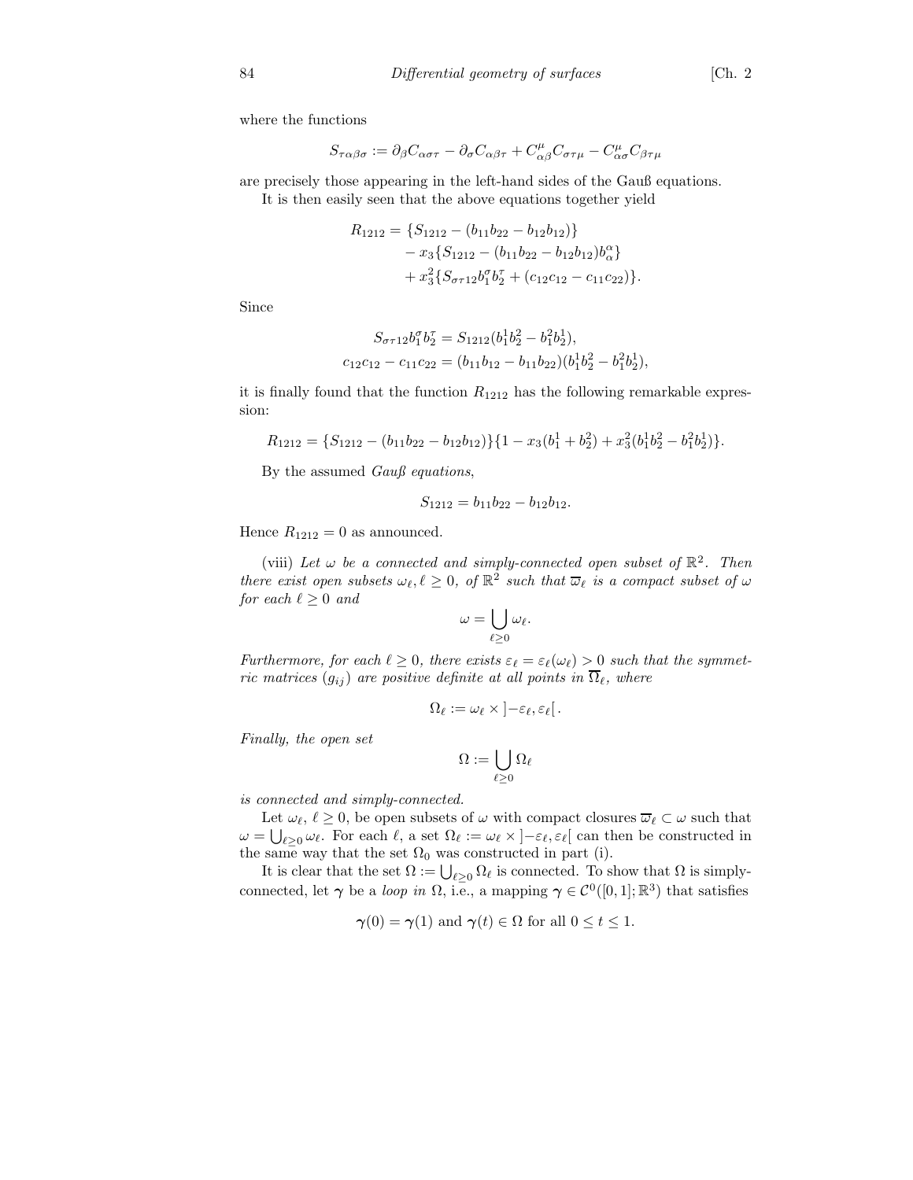where the functions

$$S_{\tau\alpha\beta\sigma} := \partial_\beta C_{\alpha\sigma\tau} - \partial_\sigma C_{\alpha\beta\tau} + C^\mu_{\alpha\beta} C_{\sigma\tau\mu} - C^\mu_{\alpha\sigma} C_{\beta\tau\mu}$$

are precisely those appearing in the left-hand sides of the Gauß equations.

It is then easily seen that the above equations together yield

$$\begin{aligned} R_{1212} = &\{S_{1212} - (b_{11}b_{22} - b_{12}b_{12})\} \\ &- x_3\{S_{1212} - (b_{11}b_{22} - b_{12}b_{12})b^\alpha_\alpha\} \\ &+ x_3^2\{S_{\sigma\tau 12} b^\sigma_1 b^\tau_2 + (c_{12}c_{12} - c_{11}c_{22})\}. \end{aligned}$$

Since

$$\begin{aligned} S_{\sigma\tau 12} b^\sigma_1 b^\tau_2 &= S_{1212}(b^1_1 b^2_2 - b^2_1 b^1_2), \\ c_{12}c_{12} - c_{11}c_{22} &= (b_{11}b_{12} - b_{11}b_{22})(b^1_1 b^2_2 - b^2_1 b^1_2), \end{aligned}$$

it is finally found that the function $R_{1212}$ has the following remarkable expression:

$$R_{1212} = \{S_{1212} - (b_{11}b_{22} - b_{12}b_{12})\}\{1 - x_3(b^1_1 + b^2_2) + x_3^2(b^1_1 b^2_2 - b^2_1 b^1_2)\}.$$

By the assumed *Gauß equations*,

$$S_{1212} = b_{11}b_{22} - b_{12}b_{12}.$$

Hence $R_{1212} = 0$ as announced.

(viii) *Let $\omega$ be a connected and simply-connected open subset of $\mathbb{R}^2$. Then there exist open subsets $\omega_\ell, \ell \geq 0$, of $\mathbb{R}^2$ such that $\overline{\omega}_\ell$ is a compact subset of $\omega$ for each $\ell \geq 0$ and*

$$\omega = \bigcup_{\ell \geq 0} \omega_\ell.$$

*Furthermore, for each $\ell \geq 0$, there exists $\varepsilon_\ell = \varepsilon_\ell(\omega_\ell) > 0$ such that the symmetric matrices $(g_{ij})$ are positive definite at all points in $\overline{\Omega}_\ell$, where*

$$\Omega_\ell := \omega_\ell \times \left]-\varepsilon_\ell, \varepsilon_\ell\right[.$$

*Finally, the open set*

$$\Omega := \bigcup_{\ell \geq 0} \Omega_\ell$$

*is connected and simply-connected.*

Let $\omega_\ell$, $\ell \geq 0$, be open subsets of $\omega$ with compact closures $\overline{\omega}_\ell \subset \omega$ such that $\omega = \bigcup_{\ell \geq 0} \omega_\ell$. For each $\ell$, a set $\Omega_\ell := \omega_\ell \times \left]-\varepsilon_\ell, \varepsilon_\ell\right[$ can then be constructed in the same way that the set $\Omega_0$ was constructed in part (i).

It is clear that the set $\Omega := \bigcup_{\ell \geq 0} \Omega_\ell$ is connected. To show that $\Omega$ is simply-connected, let $\boldsymbol{\gamma}$ be a *loop in* $\Omega$, i.e., a mapping $\boldsymbol{\gamma} \in \mathcal{C}^0([0,1]; \mathbb{R}^3)$ that satisfies

$$\boldsymbol{\gamma}(0) = \boldsymbol{\gamma}(1) \text{ and } \boldsymbol{\gamma}(t) \in \Omega \text{ for all } 0 \leq t \leq 1.$$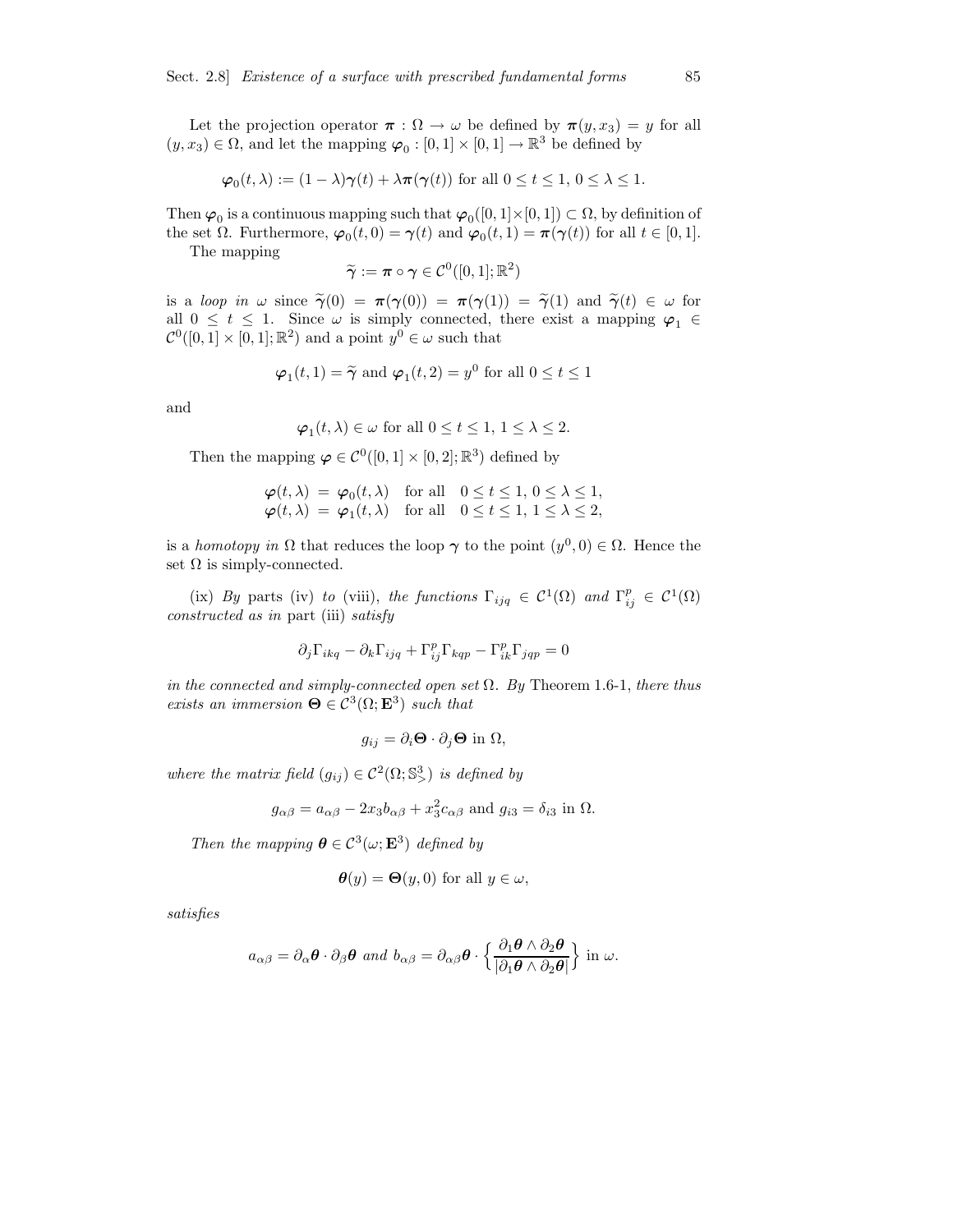Let the projection operator $\boldsymbol{\pi} : \Omega \to \omega$ be defined by $\boldsymbol{\pi}(y, x_3) = y$ for all $(y, x_3) \in \Omega$, and let the mapping $\boldsymbol{\varphi}_0 : [0,1] \times [0,1] \to \mathbb{R}^3$ be defined by

$$\boldsymbol{\varphi}_0(t, \lambda) := (1-\lambda)\boldsymbol{\gamma}(t) + \lambda \boldsymbol{\pi}(\boldsymbol{\gamma}(t)) \text{ for all } 0 \leq t \leq 1,\ 0 \leq \lambda \leq 1.$$

Then $\boldsymbol{\varphi}_0$ is a continuous mapping such that $\boldsymbol{\varphi}_0([0,1]\times[0,1]) \subset \Omega$, by definition of the set $\Omega$. Furthermore, $\boldsymbol{\varphi}_0(t,0) = \boldsymbol{\gamma}(t)$ and $\boldsymbol{\varphi}_0(t,1) = \boldsymbol{\pi}(\boldsymbol{\gamma}(t))$ for all $t \in [0,1]$.

The mapping

$$\widetilde{\boldsymbol{\gamma}} := \boldsymbol{\pi} \circ \boldsymbol{\gamma} \in \mathcal{C}^0([0,1]; \mathbb{R}^2)$$

is a *loop in* $\omega$ since $\widetilde{\boldsymbol{\gamma}}(0) = \boldsymbol{\pi}(\boldsymbol{\gamma}(0)) = \boldsymbol{\pi}(\boldsymbol{\gamma}(1)) = \widetilde{\boldsymbol{\gamma}}(1)$ and $\widetilde{\boldsymbol{\gamma}}(t) \in \omega$ for all $0 \leq t \leq 1$. Since $\omega$ is simply connected, there exist a mapping $\boldsymbol{\varphi}_1 \in \mathcal{C}^0([0,1]\times[0,1]; \mathbb{R}^2)$ and a point $y^0 \in \omega$ such that

$$\boldsymbol{\varphi}_1(t,1) = \widetilde{\boldsymbol{\gamma}} \text{ and } \boldsymbol{\varphi}_1(t,2) = y^0 \text{ for all } 0 \leq t \leq 1$$

and

$$\boldsymbol{\varphi}_1(t,\lambda) \in \omega \text{ for all } 0 \leq t \leq 1,\ 1 \leq \lambda \leq 2.$$

Then the mapping $\boldsymbol{\varphi} \in \mathcal{C}^0([0,1]\times[0,2]; \mathbb{R}^3)$ defined by

$$\begin{aligned}
\boldsymbol{\varphi}(t,\lambda) &= \boldsymbol{\varphi}_0(t,\lambda) \quad \text{for all} \quad 0 \leq t \leq 1,\ 0 \leq \lambda \leq 1, \\
\boldsymbol{\varphi}(t,\lambda) &= \boldsymbol{\varphi}_1(t,\lambda) \quad \text{for all} \quad 0 \leq t \leq 1,\ 1 \leq \lambda \leq 2,
\end{aligned}$$

is a *homotopy in* $\Omega$ that reduces the loop $\boldsymbol{\gamma}$ to the point $(y^0, 0) \in \Omega$. Hence the set $\Omega$ is simply-connected.

(ix) *By* parts (iv) *to* (viii), *the functions* $\Gamma_{ijq} \in \mathcal{C}^1(\Omega)$ *and* $\Gamma_{ij}^p \in \mathcal{C}^1(\Omega)$ *constructed as in* part (iii) *satisfy*

$$\partial_j \Gamma_{ikq} - \partial_k \Gamma_{ijq} + \Gamma_{ij}^p \Gamma_{kqp} - \Gamma_{ik}^p \Gamma_{jqp} = 0$$

*in the connected and simply-connected open set* $\Omega$. *By* Theorem 1.6-1, *there thus exists an immersion* $\boldsymbol{\Theta} \in \mathcal{C}^3(\Omega; \mathbf{E}^3)$ *such that*

$$g_{ij} = \partial_i \boldsymbol{\Theta} \cdot \partial_j \boldsymbol{\Theta} \text{ in } \Omega,$$

*where the matrix field* $(g_{ij}) \in \mathcal{C}^2(\Omega; \mathbb{S}^3_>)$ *is defined by*

$$g_{\alpha\beta} = a_{\alpha\beta} - 2x_3 b_{\alpha\beta} + x_3^2 c_{\alpha\beta} \text{ and } g_{i3} = \delta_{i3} \text{ in } \Omega.$$

*Then the mapping* $\boldsymbol{\theta} \in \mathcal{C}^3(\omega; \mathbf{E}^3)$ *defined by*

$$\boldsymbol{\theta}(y) = \boldsymbol{\Theta}(y, 0) \text{ for all } y \in \omega,$$

*satisfies*

$$a_{\alpha\beta} = \partial_\alpha \boldsymbol{\theta} \cdot \partial_\beta \boldsymbol{\theta} \text{ and } b_{\alpha\beta} = \partial_{\alpha\beta} \boldsymbol{\theta} \cdot \Big\{ \frac{\partial_1 \boldsymbol{\theta} \wedge \partial_2 \boldsymbol{\theta}}{|\partial_1 \boldsymbol{\theta} \wedge \partial_2 \boldsymbol{\theta}|} \Big\} \text{ in } \omega.$$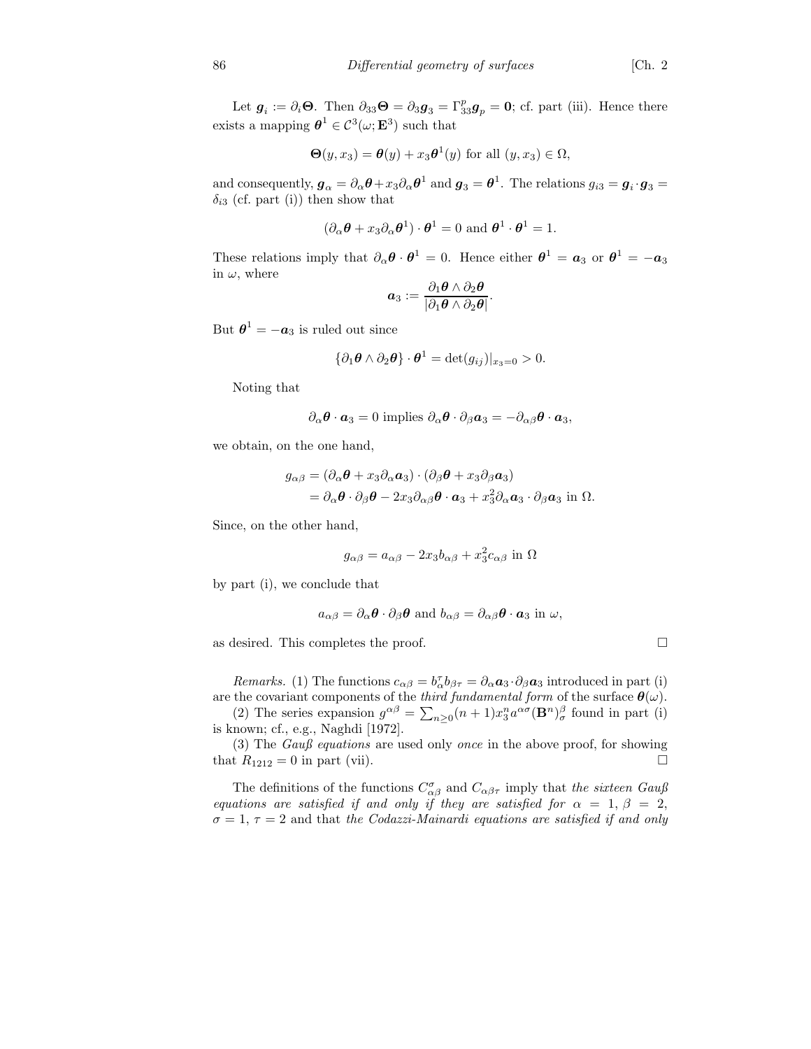Let $\boldsymbol{g}_i := \partial_i \boldsymbol{\Theta}$. Then $\partial_{33}\boldsymbol{\Theta} = \partial_3 \boldsymbol{g}_3 = \Gamma^p_{33}\boldsymbol{g}_p = \boldsymbol{0}$; cf. part (iii). Hence there exists a mapping $\boldsymbol{\theta}^1 \in \mathcal{C}^3(\omega; \mathbf{E}^3)$ such that

$$\boldsymbol{\Theta}(y, x_3) = \boldsymbol{\theta}(y) + x_3 \boldsymbol{\theta}^1(y) \text{ for all } (y, x_3) \in \Omega,$$

and consequently, $\boldsymbol{g}_\alpha = \partial_\alpha \boldsymbol{\theta} + x_3 \partial_\alpha \boldsymbol{\theta}^1$ and $\boldsymbol{g}_3 = \boldsymbol{\theta}^1$. The relations $g_{i3} = \boldsymbol{g}_i \cdot \boldsymbol{g}_3 = \delta_{i3}$ (cf. part (i)) then show that

$$(\partial_\alpha \boldsymbol{\theta} + x_3 \partial_\alpha \boldsymbol{\theta}^1) \cdot \boldsymbol{\theta}^1 = 0 \text{ and } \boldsymbol{\theta}^1 \cdot \boldsymbol{\theta}^1 = 1.$$

These relations imply that $\partial_\alpha \boldsymbol{\theta} \cdot \boldsymbol{\theta}^1 = 0$. Hence either $\boldsymbol{\theta}^1 = \boldsymbol{a}_3$ or $\boldsymbol{\theta}^1 = -\boldsymbol{a}_3$ in $\omega$, where

$$\boldsymbol{a}_3 := \frac{\partial_1 \boldsymbol{\theta} \wedge \partial_2 \boldsymbol{\theta}}{|\partial_1 \boldsymbol{\theta} \wedge \partial_2 \boldsymbol{\theta}|}.$$

But $\boldsymbol{\theta}^1 = -\boldsymbol{a}_3$ is ruled out since

$$\{\partial_1 \boldsymbol{\theta} \wedge \partial_2 \boldsymbol{\theta}\} \cdot \boldsymbol{\theta}^1 = \det(g_{ij})|_{x_3=0} > 0.$$

Noting that

$$\partial_\alpha \boldsymbol{\theta} \cdot \boldsymbol{a}_3 = 0 \text{ implies } \partial_\alpha \boldsymbol{\theta} \cdot \partial_\beta \boldsymbol{a}_3 = -\partial_{\alpha\beta} \boldsymbol{\theta} \cdot \boldsymbol{a}_3,$$

we obtain, on the one hand,

$$\begin{aligned} g_{\alpha\beta} &= (\partial_\alpha \boldsymbol{\theta} + x_3 \partial_\alpha \boldsymbol{a}_3) \cdot (\partial_\beta \boldsymbol{\theta} + x_3 \partial_\beta \boldsymbol{a}_3) \\ &= \partial_\alpha \boldsymbol{\theta} \cdot \partial_\beta \boldsymbol{\theta} - 2x_3 \partial_{\alpha\beta} \boldsymbol{\theta} \cdot \boldsymbol{a}_3 + x_3^2 \partial_\alpha \boldsymbol{a}_3 \cdot \partial_\beta \boldsymbol{a}_3 \text{ in } \Omega. \end{aligned}$$

Since, on the other hand,

$$g_{\alpha\beta} = a_{\alpha\beta} - 2x_3 b_{\alpha\beta} + x_3^2 c_{\alpha\beta} \text{ in } \Omega$$

by part (i), we conclude that

$$a_{\alpha\beta} = \partial_\alpha \boldsymbol{\theta} \cdot \partial_\beta \boldsymbol{\theta} \text{ and } b_{\alpha\beta} = \partial_{\alpha\beta} \boldsymbol{\theta} \cdot \boldsymbol{a}_3 \text{ in } \omega,$$

as desired. This completes the proof. □

*Remarks.* (1) The functions $c_{\alpha\beta} = b^\tau_\alpha b_{\beta\tau} = \partial_\alpha \boldsymbol{a}_3 \cdot \partial_\beta \boldsymbol{a}_3$ introduced in part (i) are the covariant components of the *third fundamental form* of the surface $\boldsymbol{\theta}(\omega)$.

(2) The series expansion $g^{\alpha\beta} = \sum_{n \geq 0} (n+1) x_3^n a^{\alpha\sigma} (\mathbf{B}^n)^\beta_\sigma$ found in part (i) is known; cf., e.g., Naghdi [1972].

(3) The *Gauß equations* are used only *once* in the above proof, for showing that $R_{1212} = 0$ in part (vii). □

The definitions of the functions $C^\sigma_{\alpha\beta}$ and $C_{\alpha\beta\tau}$ imply that *the sixteen Gauß equations are satisfied if and only if they are satisfied for* $\alpha = 1$, $\beta = 2$, $\sigma = 1$, $\tau = 2$ and that *the Codazzi-Mainardi equations are satisfied if and only*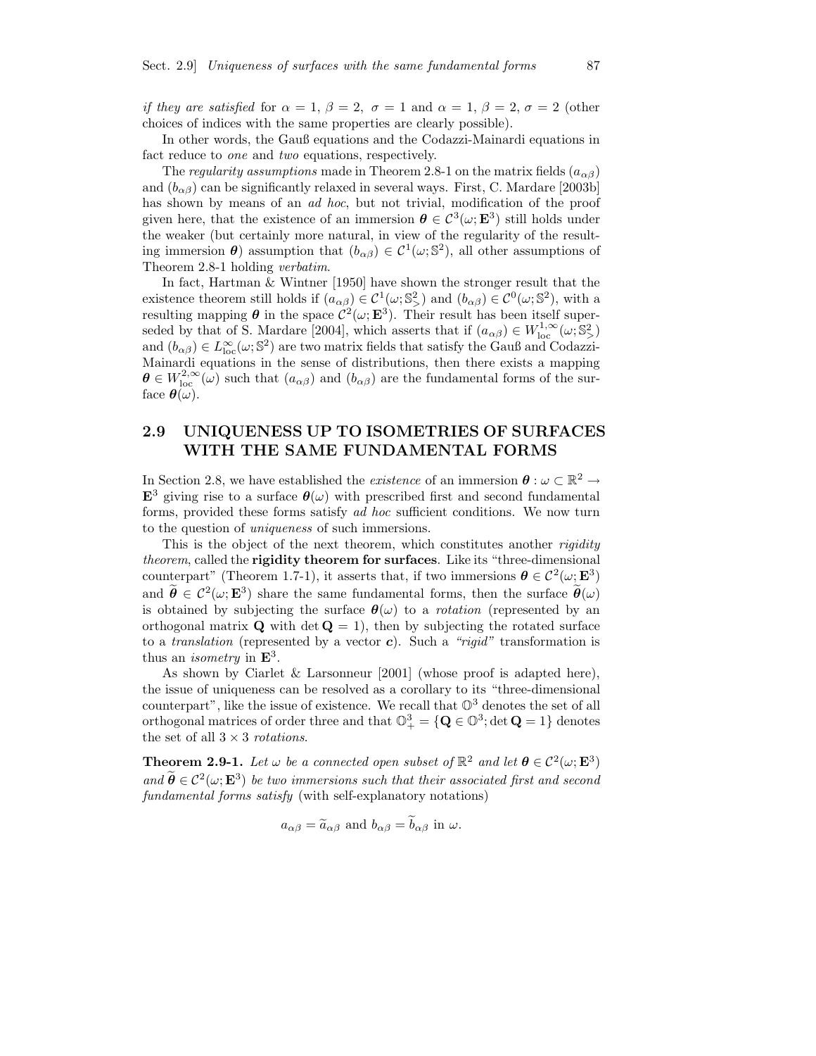*if they are satisfied* for $\alpha = 1$, $\beta = 2$, $\sigma = 1$ and $\alpha = 1$, $\beta = 2$, $\sigma = 2$ (other choices of indices with the same properties are clearly possible).

In other words, the Gauß equations and the Codazzi-Mainardi equations in fact reduce to *one* and *two* equations, respectively.

The *regularity assumptions* made in Theorem 2.8-1 on the matrix fields $(a_{\alpha\beta})$ and $(b_{\alpha\beta})$ can be significantly relaxed in several ways. First, C. Mardare [2003b] has shown by means of an *ad hoc*, but not trivial, modification of the proof given here, that the existence of an immersion $\boldsymbol{\theta} \in \mathcal{C}^3(\omega; \mathbf{E}^3)$ still holds under the weaker (but certainly more natural, in view of the regularity of the resulting immersion $\boldsymbol{\theta}$) assumption that $(b_{\alpha\beta}) \in \mathcal{C}^1(\omega; \mathbb{S}^2)$, all other assumptions of Theorem 2.8-1 holding *verbatim*.

In fact, Hartman & Wintner [1950] have shown the stronger result that the existence theorem still holds if $(a_{\alpha\beta}) \in \mathcal{C}^1(\omega; \mathbb{S}^2_>)$ and $(b_{\alpha\beta}) \in \mathcal{C}^0(\omega; \mathbb{S}^2)$, with a resulting mapping $\boldsymbol{\theta}$ in the space $\mathcal{C}^2(\omega; \mathbf{E}^3)$. Their result has been itself superseded by that of S. Mardare [2004], which asserts that if $(a_{\alpha\beta}) \in W^{1,\infty}_{\text{loc}}(\omega; \mathbb{S}^2_>)$ and $(b_{\alpha\beta}) \in L^{\infty}_{\text{loc}}(\omega; \mathbb{S}^2)$ are two matrix fields that satisfy the Gauß and Codazzi-Mainardi equations in the sense of distributions, then there exists a mapping $\boldsymbol{\theta} \in W^{2,\infty}_{\text{loc}}(\omega)$ such that $(a_{\alpha\beta})$ and $(b_{\alpha\beta})$ are the fundamental forms of the surface $\boldsymbol{\theta}(\omega)$.

## 2.9 UNIQUENESS UP TO ISOMETRIES OF SURFACES WITH THE SAME FUNDAMENTAL FORMS

In Section 2.8, we have established the *existence* of an immersion $\boldsymbol{\theta} : \omega \subset \mathbb{R}^2 \to \mathbf{E}^3$ giving rise to a surface $\boldsymbol{\theta}(\omega)$ with prescribed first and second fundamental forms, provided these forms satisfy *ad hoc* sufficient conditions. We now turn to the question of *uniqueness* of such immersions.

This is the object of the next theorem, which constitutes another *rigidity theorem*, called the **rigidity theorem for surfaces**. Like its "three-dimensional counterpart" (Theorem 1.7-1), it asserts that, if two immersions $\boldsymbol{\theta} \in \mathcal{C}^2(\omega; \mathbf{E}^3)$ and $\widetilde{\boldsymbol{\theta}} \in \mathcal{C}^2(\omega; \mathbf{E}^3)$ share the same fundamental forms, then the surface $\widetilde{\boldsymbol{\theta}}(\omega)$ is obtained by subjecting the surface $\boldsymbol{\theta}(\omega)$ to a *rotation* (represented by an orthogonal matrix $\mathbf{Q}$ with $\det \mathbf{Q} = 1$), then by subjecting the rotated surface to a *translation* (represented by a vector $\boldsymbol{c}$). Such a *"rigid"* transformation is thus an *isometry* in $\mathbf{E}^3$.

As shown by Ciarlet & Larsonneur [2001] (whose proof is adapted here), the issue of uniqueness can be resolved as a corollary to its "three-dimensional counterpart", like the issue of existence. We recall that $\mathbb{O}^3$ denotes the set of all orthogonal matrices of order three and that $\mathbb{O}^3_+ = \{\mathbf{Q} \in \mathbb{O}^3; \det \mathbf{Q} = 1\}$ denotes the set of all $3 \times 3$ *rotations*.

**Theorem 2.9-1.** *Let $\omega$ be a connected open subset of $\mathbb{R}^2$ and let $\boldsymbol{\theta} \in \mathcal{C}^2(\omega; \mathbf{E}^3)$ and $\widetilde{\boldsymbol{\theta}} \in \mathcal{C}^2(\omega; \mathbf{E}^3)$ be two immersions such that their associated first and second fundamental forms satisfy* (with self-explanatory notations)

$$a_{\alpha\beta} = \widetilde{a}_{\alpha\beta} \text{ and } b_{\alpha\beta} = \widetilde{b}_{\alpha\beta} \text{ in } \omega.$$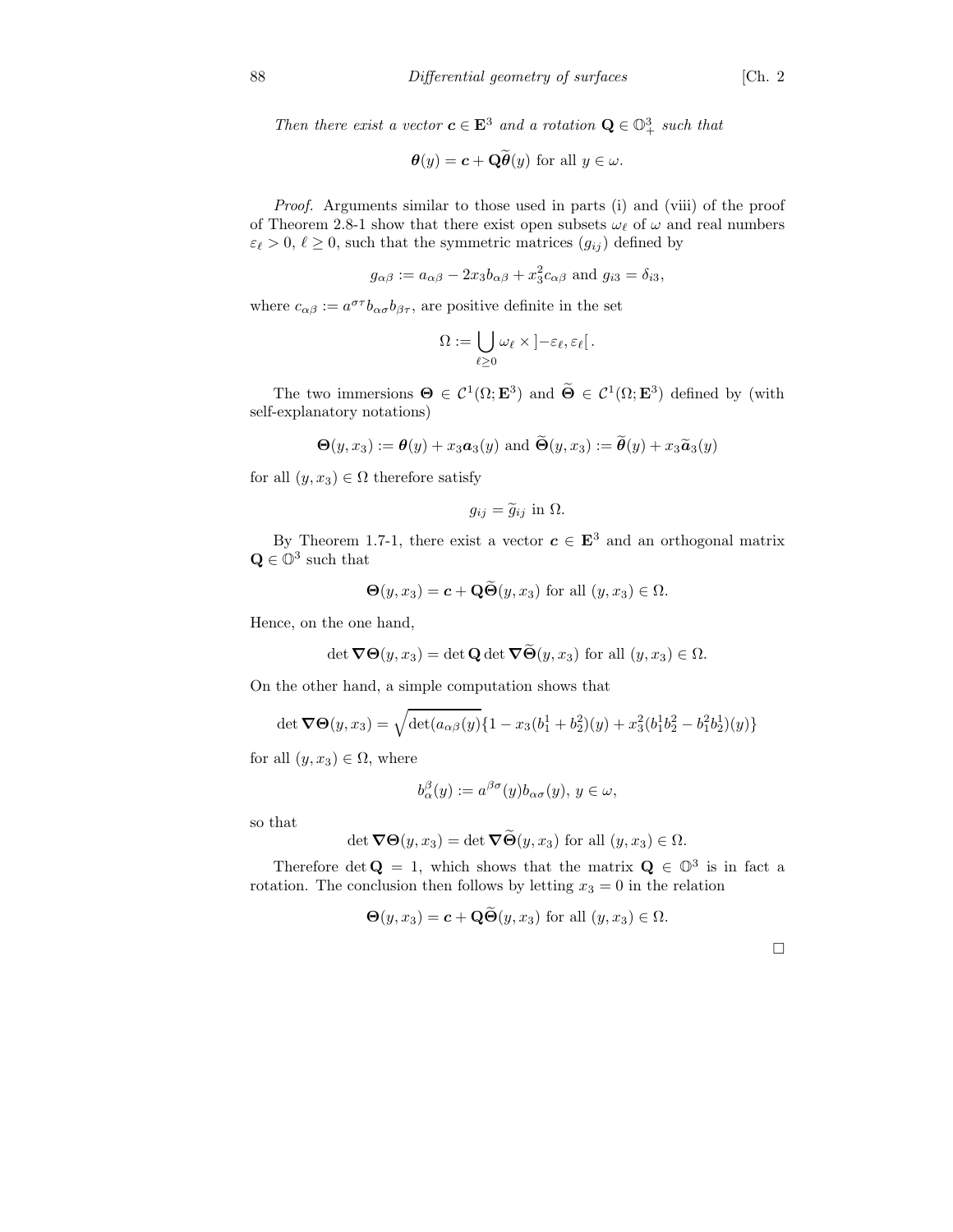*Then there exist a vector $\boldsymbol{c} \in \mathbf{E}^3$ and a rotation $\mathbf{Q} \in \mathbb{O}^3_+$ such that*

$$\boldsymbol{\theta}(y) = \boldsymbol{c} + \mathbf{Q}\widetilde{\boldsymbol{\theta}}(y) \text{ for all } y \in \omega.$$

*Proof.* Arguments similar to those used in parts (i) and (viii) of the proof of Theorem 2.8-1 show that there exist open subsets $\omega_\ell$ of $\omega$ and real numbers $\varepsilon_\ell > 0$, $\ell \geq 0$, such that the symmetric matrices $(g_{ij})$ defined by

$$g_{\alpha\beta} := a_{\alpha\beta} - 2x_3 b_{\alpha\beta} + x_3^2 c_{\alpha\beta} \text{ and } g_{i3} = \delta_{i3},$$

where $c_{\alpha\beta} := a^{\sigma\tau} b_{\alpha\sigma} b_{\beta\tau}$, are positive definite in the set

$$\Omega := \bigcup_{\ell \geq 0} \omega_\ell \times \left]-\varepsilon_\ell, \varepsilon_\ell\right[.$$

The two immersions $\boldsymbol{\Theta} \in \mathcal{C}^1(\Omega; \mathbf{E}^3)$ and $\widetilde{\boldsymbol{\Theta}} \in \mathcal{C}^1(\Omega; \mathbf{E}^3)$ defined by (with self-explanatory notations)

$$\boldsymbol{\Theta}(y, x_3) := \boldsymbol{\theta}(y) + x_3 \boldsymbol{a}_3(y) \text{ and } \widetilde{\boldsymbol{\Theta}}(y, x_3) := \widetilde{\boldsymbol{\theta}}(y) + x_3 \widetilde{\boldsymbol{a}}_3(y)$$

for all $(y, x_3) \in \Omega$ therefore satisfy

$$g_{ij} = \widetilde{g}_{ij} \text{ in } \Omega.$$

By Theorem 1.7-1, there exist a vector $\boldsymbol{c} \in \mathbf{E}^3$ and an orthogonal matrix $\mathbf{Q} \in \mathbb{O}^3$ such that

$$\boldsymbol{\Theta}(y, x_3) = \boldsymbol{c} + \mathbf{Q}\widetilde{\boldsymbol{\Theta}}(y, x_3) \text{ for all } (y, x_3) \in \Omega.$$

Hence, on the one hand,

$$\det \boldsymbol{\nabla}\boldsymbol{\Theta}(y, x_3) = \det \mathbf{Q} \det \boldsymbol{\nabla}\widetilde{\boldsymbol{\Theta}}(y, x_3) \text{ for all } (y, x_3) \in \Omega.$$

On the other hand, a simple computation shows that

$$\det \boldsymbol{\nabla}\boldsymbol{\Theta}(y, x_3) = \sqrt{\det(a_{\alpha\beta}(y)}\{1 - x_3(b_1^1 + b_2^2)(y) + x_3^2(b_1^1 b_2^2 - b_1^2 b_2^1)(y)\}$$

for all $(y, x_3) \in \Omega$, where

$$b_\alpha^\beta(y) := a^{\beta\sigma}(y) b_{\alpha\sigma}(y),\ y \in \omega,$$

so that

$$\det \boldsymbol{\nabla}\boldsymbol{\Theta}(y, x_3) = \det \boldsymbol{\nabla}\widetilde{\boldsymbol{\Theta}}(y, x_3) \text{ for all } (y, x_3) \in \Omega.$$

Therefore $\det \mathbf{Q} = 1$, which shows that the matrix $\mathbf{Q} \in \mathbb{O}^3$ is in fact a rotation. The conclusion then follows by letting $x_3 = 0$ in the relation

$$\boldsymbol{\Theta}(y, x_3) = \boldsymbol{c} + \mathbf{Q}\widetilde{\boldsymbol{\Theta}}(y, x_3) \text{ for all } (y, x_3) \in \Omega.$$

□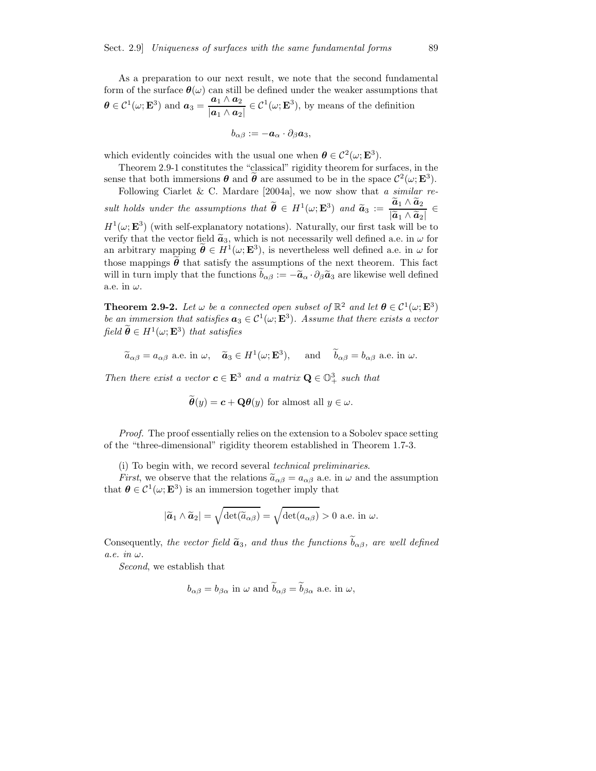As a preparation to our next result, we note that the second fundamental form of the surface $\boldsymbol{\theta}(\omega)$ can still be defined under the weaker assumptions that $\boldsymbol{\theta} \in \mathcal{C}^1(\omega; \mathbf{E}^3)$ and $\boldsymbol{a}_3 = \dfrac{\boldsymbol{a}_1 \wedge \boldsymbol{a}_2}{|\boldsymbol{a}_1 \wedge \boldsymbol{a}_2|} \in \mathcal{C}^1(\omega; \mathbf{E}^3)$, by means of the definition

$$b_{\alpha\beta} := -\boldsymbol{a}_\alpha \cdot \partial_\beta \boldsymbol{a}_3,$$

which evidently coincides with the usual one when $\boldsymbol{\theta} \in \mathcal{C}^2(\omega; \mathbf{E}^3)$.

Theorem 2.9-1 constitutes the "classical" rigidity theorem for surfaces, in the sense that both immersions $\boldsymbol{\theta}$ and $\widetilde{\boldsymbol{\theta}}$ are assumed to be in the space $\mathcal{C}^2(\omega; \mathbf{E}^3)$.

Following Ciarlet & C. Mardare [2004a], we now show that *a similar result holds under the assumptions that* $\widetilde{\boldsymbol{\theta}} \in H^1(\omega; \mathbf{E}^3)$ *and* $\widetilde{\boldsymbol{a}}_3 := \dfrac{\widetilde{\boldsymbol{a}}_1 \wedge \widetilde{\boldsymbol{a}}_2}{|\widetilde{\boldsymbol{a}}_1 \wedge \widetilde{\boldsymbol{a}}_2|} \in H^1(\omega; \mathbf{E}^3)$ (with self-explanatory notations). Naturally, our first task will be to verify that the vector field $\widetilde{\boldsymbol{a}}_3$, which is not necessarily well defined a.e. in $\omega$ for an arbitrary mapping $\widetilde{\boldsymbol{\theta}} \in H^1(\omega; \mathbf{E}^3)$, is nevertheless well defined a.e. in $\omega$ for those mappings $\widetilde{\boldsymbol{\theta}}$ that satisfy the assumptions of the next theorem. This fact will in turn imply that the functions $\widetilde{b}_{\alpha\beta} := -\widetilde{\boldsymbol{a}}_\alpha \cdot \partial_\beta \widetilde{\boldsymbol{a}}_3$ are likewise well defined a.e. in $\omega$.

**Theorem 2.9-2.** *Let $\omega$ be a connected open subset of $\mathbb{R}^2$ and let $\boldsymbol{\theta} \in \mathcal{C}^1(\omega; \mathbf{E}^3)$ be an immersion that satisfies $\boldsymbol{a}_3 \in \mathcal{C}^1(\omega; \mathbf{E}^3)$. Assume that there exists a vector field $\widetilde{\boldsymbol{\theta}} \in H^1(\omega; \mathbf{E}^3)$ that satisfies*

$$\widetilde{a}_{\alpha\beta} = a_{\alpha\beta} \text{ a.e. in } \omega, \quad \widetilde{\boldsymbol{a}}_3 \in H^1(\omega; \mathbf{E}^3), \quad \text{ and } \quad \widetilde{b}_{\alpha\beta} = b_{\alpha\beta} \text{ a.e. in } \omega.$$

*Then there exist a vector $\boldsymbol{c} \in \mathbf{E}^3$ and a matrix $\mathbf{Q} \in \mathbb{O}^3_+$ such that*

$$\widetilde{\boldsymbol{\theta}}(y) = \boldsymbol{c} + \mathbf{Q}\boldsymbol{\theta}(y) \text{ for almost all } y \in \omega.$$

*Proof.* The proof essentially relies on the extension to a Sobolev space setting of the "three-dimensional" rigidity theorem established in Theorem 1.7-3.

(i) To begin with, we record several *technical preliminaries*.

*First*, we observe that the relations $\widetilde{a}_{\alpha\beta} = a_{\alpha\beta}$ a.e. in $\omega$ and the assumption that $\boldsymbol{\theta} \in \mathcal{C}^1(\omega; \mathbf{E}^3)$ is an immersion together imply that

$$|\widetilde{\boldsymbol{a}}_1 \wedge \widetilde{\boldsymbol{a}}_2| = \sqrt{\det(\widetilde{a}_{\alpha\beta})} = \sqrt{\det(a_{\alpha\beta})} > 0 \text{ a.e. in } \omega.$$

Consequently, *the vector field $\widetilde{\boldsymbol{a}}_3$, and thus the functions $\widetilde{b}_{\alpha\beta}$, are well defined a.e. in $\omega$*.

*Second*, we establish that

$$b_{\alpha\beta} = b_{\beta\alpha} \text{ in } \omega \text{ and } \widetilde{b}_{\alpha\beta} = \widetilde{b}_{\beta\alpha} \text{ a.e. in } \omega,$$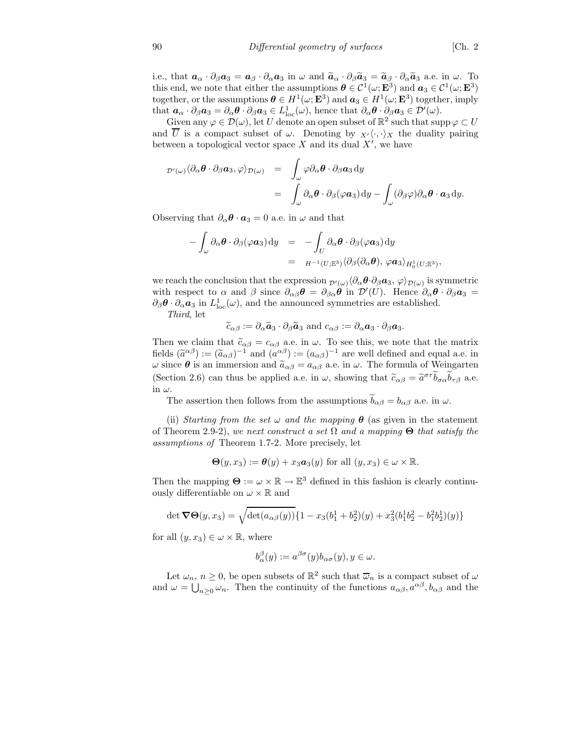i.e., that $\boldsymbol{a}_\alpha \cdot \partial_\beta \boldsymbol{a}_3 = \boldsymbol{a}_\beta \cdot \partial_\alpha \boldsymbol{a}_3$ in $\omega$ and $\widetilde{\boldsymbol{a}}_\alpha \cdot \partial_\beta \widetilde{\boldsymbol{a}}_3 = \widetilde{\boldsymbol{a}}_\beta \cdot \partial_\alpha \widetilde{\boldsymbol{a}}_3$ a.e. in $\omega$. To this end, we note that either the assumptions $\boldsymbol{\theta} \in \mathcal{C}^1(\omega; \mathbf{E}^3)$ and $\boldsymbol{a}_3 \in \mathcal{C}^1(\omega; \mathbf{E}^3)$ together, or the assumptions $\boldsymbol{\theta} \in H^1(\omega; \mathbf{E}^3)$ and $\boldsymbol{a}_3 \in H^1(\omega; \mathbf{E}^3)$ together, imply that $\boldsymbol{a}_\alpha \cdot \partial_\beta \boldsymbol{a}_3 = \partial_\alpha \boldsymbol{\theta} \cdot \partial_\beta \boldsymbol{a}_3 \in L^1_{\rm loc}(\omega)$, hence that $\partial_\alpha \boldsymbol{\theta} \cdot \partial_\beta \boldsymbol{a}_3 \in \mathcal{D}'(\omega)$.

Given any $\varphi \in \mathcal{D}(\omega)$, let $U$ denote an open subset of $\mathbb{R}^2$ such that $\operatorname{supp} \varphi \subset U$ and $\overline{U}$ is a compact subset of $\omega$. Denoting by ${}_{X'}\langle \cdot, \cdot \rangle_X$ the duality pairing between a topological vector space $X$ and its dual $X'$, we have

$$
\begin{aligned}
{}_{\mathcal{D}'(\omega)}\langle \partial_\alpha \boldsymbol{\theta} \cdot \partial_\beta \boldsymbol{a}_3, \varphi \rangle_{\mathcal{D}(\omega)} &= \int_\omega \varphi \partial_\alpha \boldsymbol{\theta} \cdot \partial_\beta \boldsymbol{a}_3 \, \mathrm{d}y \\
&= \int_\omega \partial_\alpha \boldsymbol{\theta} \cdot \partial_\beta (\varphi \boldsymbol{a}_3) \, \mathrm{d}y - \int_\omega (\partial_\beta \varphi) \partial_\alpha \boldsymbol{\theta} \cdot \boldsymbol{a}_3 \, \mathrm{d}y.
\end{aligned}
$$

Observing that $\partial_\alpha \boldsymbol{\theta} \cdot \boldsymbol{a}_3 = 0$ a.e. in $\omega$ and that

$$
\begin{aligned}
-\int_\omega \partial_\alpha \boldsymbol{\theta} \cdot \partial_\beta (\varphi \boldsymbol{a}_3) \, \mathrm{d}y &= -\int_U \partial_\alpha \boldsymbol{\theta} \cdot \partial_\beta (\varphi \boldsymbol{a}_3) \, \mathrm{d}y \\
&= {}_{H^{-1}(U;\mathbb{E}^3)}\langle \partial_\beta (\partial_\alpha \boldsymbol{\theta}), \, \varphi \boldsymbol{a}_3 \rangle_{H^1_0(U;\mathbb{E}^3)},
\end{aligned}
$$

we reach the conclusion that the expression ${}_{\mathcal{D}'(\omega)}\langle \partial_\alpha \boldsymbol{\theta} \cdot \partial_\beta \boldsymbol{a}_3, \, \varphi \rangle_{\mathcal{D}(\omega)}$ is symmetric with respect to $\alpha$ and $\beta$ since $\partial_{\alpha\beta} \boldsymbol{\theta} = \partial_{\beta\alpha} \boldsymbol{\theta}$ in $\mathcal{D}'(U)$. Hence $\partial_\alpha \boldsymbol{\theta} \cdot \partial_\beta \boldsymbol{a}_3 = \partial_\beta \boldsymbol{\theta} \cdot \partial_\alpha \boldsymbol{a}_3$ in $L^1_{\rm loc}(\omega)$, and the announced symmetries are established.

*Third*, let

$$
\widetilde{c}_{\alpha\beta} := \partial_\alpha \widetilde{\boldsymbol{a}}_3 \cdot \partial_\beta \widetilde{\boldsymbol{a}}_3 \text{ and } c_{\alpha\beta} := \partial_\alpha \boldsymbol{a}_3 \cdot \partial_\beta \boldsymbol{a}_3.
$$

Then we claim that $\widetilde{c}_{\alpha\beta} = c_{\alpha\beta}$ a.e. in $\omega$. To see this, we note that the matrix fields $(\widetilde{a}^{\alpha\beta}) := (\widetilde{a}_{\alpha\beta})^{-1}$ and $(a^{\alpha\beta}) := (a_{\alpha\beta})^{-1}$ are well defined and equal a.e. in $\omega$ since $\boldsymbol{\theta}$ is an immersion and $\widetilde{a}_{\alpha\beta} = a_{\alpha\beta}$ a.e. in $\omega$. The formula of Weingarten (Section 2.6) can thus be applied a.e. in $\omega$, showing that $\widetilde{c}_{\alpha\beta} = \widetilde{a}^{\sigma\tau} \widetilde{b}_{\sigma\alpha} \widetilde{b}_{\tau\beta}$ a.e. in $\omega$.

The assertion then follows from the assumptions $\widetilde{b}_{\alpha\beta} = b_{\alpha\beta}$ a.e. in $\omega$.

(ii) *Starting from the set $\omega$ and the mapping $\boldsymbol{\theta}$ (as given in the statement of* Theorem 2.9-2*), we next construct a set $\Omega$ and a mapping $\mathbf{\Theta}$ that satisfy the assumptions of* Theorem 1.7-2. More precisely, let

$$
\mathbf{\Theta}(y, x_3) := \boldsymbol{\theta}(y) + x_3 \boldsymbol{a}_3(y) \text{ for all } (y, x_3) \in \omega \times \mathbb{R}.
$$

Then the mapping $\mathbf{\Theta} := \omega \times \mathbb{R} \to \mathbb{E}^3$ defined in this fashion is clearly continuously differentiable on $\omega \times \mathbb{R}$ and

$$
\det \boldsymbol{\nabla} \mathbf{\Theta}(y, x_3) = \sqrt{\det(a_{\alpha\beta}(y))} \{1 - x_3(b_1^1 + b_2^2)(y) + x_3^2(b_1^1 b_2^2 - b_1^2 b_2^1)(y)\}
$$

for all $(y, x_3) \in \omega \times \mathbb{R}$, where

$$
b_\alpha^\beta(y) := a^{\beta\sigma}(y) b_{\alpha\sigma}(y), y \in \omega.
$$

Let $\omega_n$, $n \geq 0$, be open subsets of $\mathbb{R}^2$ such that $\overline{\omega}_n$ is a compact subset of $\omega$ and $\omega = \bigcup_{n \geq 0} \omega_n$. Then the continuity of the functions $a_{\alpha\beta}, a^{\alpha\beta}, b_{\alpha\beta}$ and the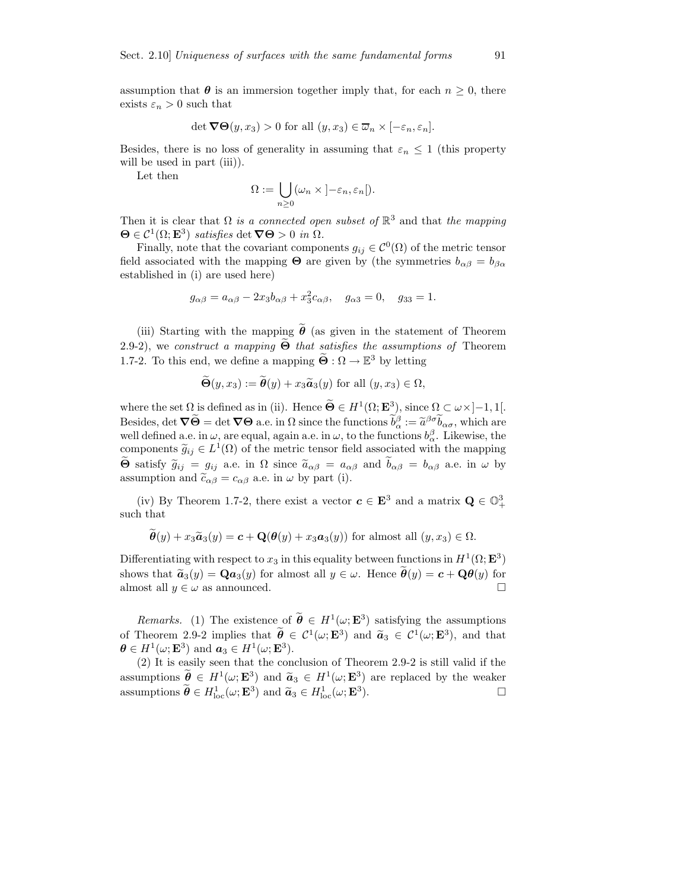assumption that $\boldsymbol{\theta}$ is an immersion together imply that, for each $n \geq 0$, there exists $\varepsilon_n > 0$ such that

$$\det \boldsymbol{\nabla\Theta}(y, x_3) > 0 \text{ for all } (y, x_3) \in \overline{\omega}_n \times [-\varepsilon_n, \varepsilon_n].$$

Besides, there is no loss of generality in assuming that $\varepsilon_n \leq 1$ (this property will be used in part (iii)).

Let then

$$\Omega := \bigcup_{n \geq 0} (\omega_n \times ]-\varepsilon_n, \varepsilon_n[).$$

Then it is clear that $\Omega$ *is a connected open subset of* $\mathbb{R}^3$ and that *the mapping* $\boldsymbol{\Theta} \in \mathcal{C}^1(\Omega; \mathbf{E}^3)$ *satisfies* $\det \boldsymbol{\nabla\Theta} > 0$ *in* $\Omega$.

Finally, note that the covariant components $g_{ij} \in \mathcal{C}^0(\Omega)$ of the metric tensor field associated with the mapping $\boldsymbol{\Theta}$ are given by (the symmetries $b_{\alpha\beta} = b_{\beta\alpha}$ established in (i) are used here)

$$g_{\alpha\beta} = a_{\alpha\beta} - 2x_3 b_{\alpha\beta} + x_3^2 c_{\alpha\beta}, \quad g_{\alpha 3} = 0, \quad g_{33} = 1.$$

(iii) Starting with the mapping $\widetilde{\boldsymbol{\theta}}$ (as given in the statement of Theorem 2.9-2), we *construct a mapping* $\widetilde{\boldsymbol{\Theta}}$ *that satisfies the assumptions of* Theorem 1.7-2. To this end, we define a mapping $\widetilde{\boldsymbol{\Theta}} : \Omega \to \mathbb{E}^3$ by letting

$$\widetilde{\boldsymbol{\Theta}}(y, x_3) := \widetilde{\boldsymbol{\theta}}(y) + x_3 \widetilde{\boldsymbol{a}}_3(y) \text{ for all } (y, x_3) \in \Omega,$$

where the set $\Omega$ is defined as in (ii). Hence $\widetilde{\boldsymbol{\Theta}} \in H^1(\Omega; \mathbf{E}^3)$, since $\Omega \subset \omega \times ]-1, 1[$. Besides, $\det \boldsymbol{\nabla}\widetilde{\boldsymbol{\Theta}} = \det \boldsymbol{\nabla\Theta}$ a.e. in $\Omega$ since the functions $\widetilde{b}_\alpha^\beta := \widetilde{a}^{\beta\sigma}\widetilde{b}_{\alpha\sigma}$, which are well defined a.e. in $\omega$, are equal, again a.e. in $\omega$, to the functions $b_\alpha^\beta$. Likewise, the components $\widetilde{g}_{ij} \in L^1(\Omega)$ of the metric tensor field associated with the mapping $\widetilde{\boldsymbol{\Theta}}$ satisfy $\widetilde{g}_{ij} = g_{ij}$ a.e. in $\Omega$ since $\widetilde{a}_{\alpha\beta} = a_{\alpha\beta}$ and $\widetilde{b}_{\alpha\beta} = b_{\alpha\beta}$ a.e. in $\omega$ by assumption and $\widetilde{c}_{\alpha\beta} = c_{\alpha\beta}$ a.e. in $\omega$ by part (i).

(iv) By Theorem 1.7-2, there exist a vector $\boldsymbol{c} \in \mathbf{E}^3$ and a matrix $\mathbf{Q} \in \mathbb{O}^3_+$ such that

$$\widetilde{\boldsymbol{\theta}}(y) + x_3 \widetilde{\boldsymbol{a}}_3(y) = \boldsymbol{c} + \mathbf{Q}(\boldsymbol{\theta}(y) + x_3 \boldsymbol{a}_3(y)) \text{ for almost all } (y, x_3) \in \Omega.$$

Differentiating with respect to $x_3$ in this equality between functions in $H^1(\Omega; \mathbf{E}^3)$ shows that $\widetilde{\boldsymbol{a}}_3(y) = \mathbf{Q}\boldsymbol{a}_3(y)$ for almost all $y \in \omega$. Hence $\widetilde{\boldsymbol{\theta}}(y) = \boldsymbol{c} + \mathbf{Q}\boldsymbol{\theta}(y)$ for almost all $y \in \omega$ as announced. □

*Remarks.* (1) The existence of $\widetilde{\boldsymbol{\theta}} \in H^1(\omega; \mathbf{E}^3)$ satisfying the assumptions of Theorem 2.9-2 implies that $\widetilde{\boldsymbol{\theta}} \in \mathcal{C}^1(\omega; \mathbf{E}^3)$ and $\widetilde{\boldsymbol{a}}_3 \in \mathcal{C}^1(\omega; \mathbf{E}^3)$, and that $\boldsymbol{\theta} \in H^1(\omega; \mathbf{E}^3)$ and $\boldsymbol{a}_3 \in H^1(\omega; \mathbf{E}^3)$.

(2) It is easily seen that the conclusion of Theorem 2.9-2 is still valid if the assumptions $\widetilde{\boldsymbol{\theta}} \in H^1(\omega; \mathbf{E}^3)$ and $\widetilde{\boldsymbol{a}}_3 \in H^1(\omega; \mathbf{E}^3)$ are replaced by the weaker assumptions $\widetilde{\boldsymbol{\theta}} \in H^1_{\text{loc}}(\omega; \mathbf{E}^3)$ and $\widetilde{\boldsymbol{a}}_3 \in H^1_{\text{loc}}(\omega; \mathbf{E}^3)$. □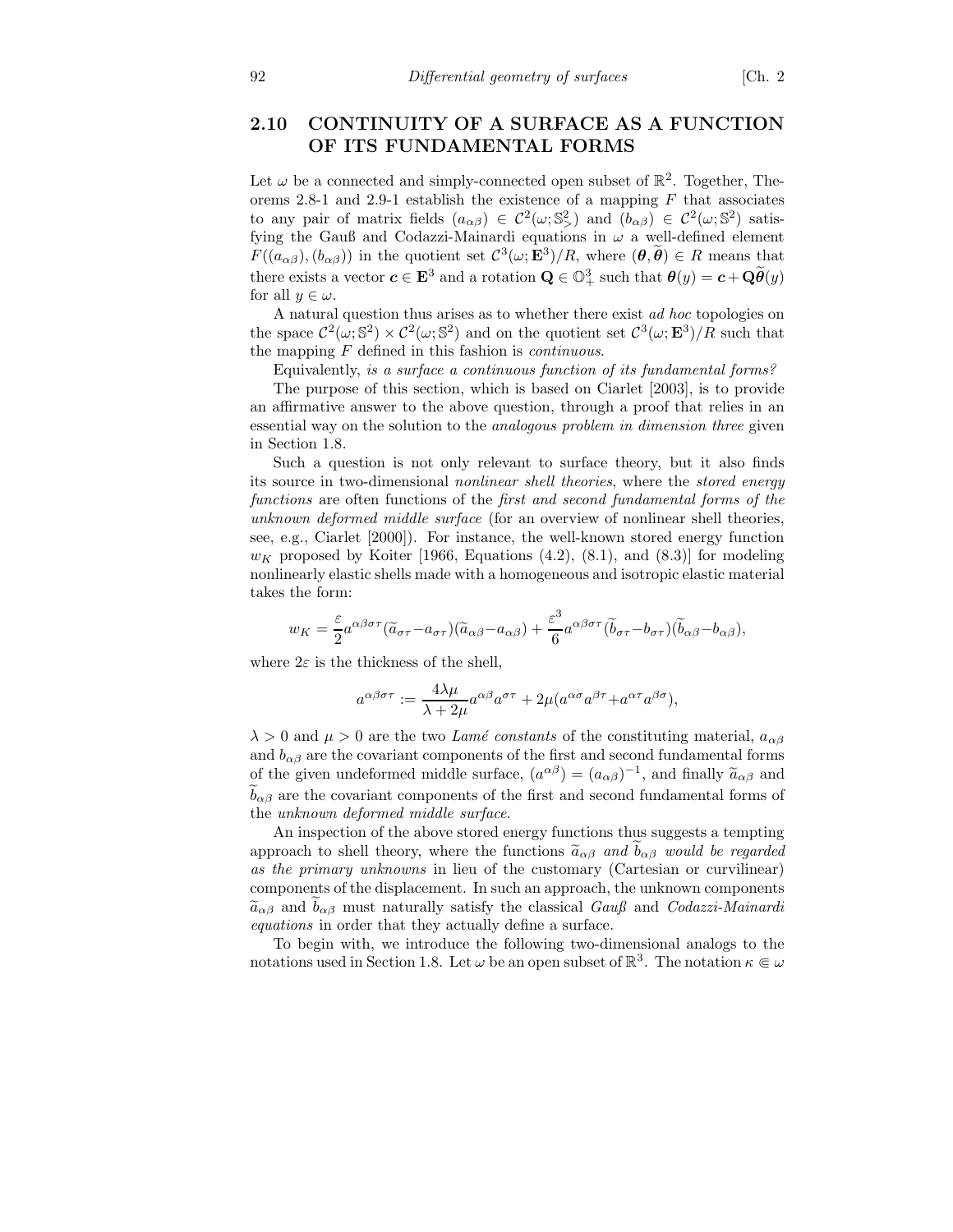## 2.10 CONTINUITY OF A SURFACE AS A FUNCTION OF ITS FUNDAMENTAL FORMS

Let $\omega$ be a connected and simply-connected open subset of $\mathbb{R}^2$. Together, Theorems 2.8-1 and 2.9-1 establish the existence of a mapping $F$ that associates to any pair of matrix fields $(a_{\alpha\beta}) \in \mathcal{C}^2(\omega; \mathbb{S}^2_>)$ and $(b_{\alpha\beta}) \in \mathcal{C}^2(\omega; \mathbb{S}^2)$ satisfying the Gauß and Codazzi-Mainardi equations in $\omega$ a well-defined element $F((a_{\alpha\beta}), (b_{\alpha\beta}))$ in the quotient set $\mathcal{C}^3(\omega; \mathbf{E}^3)/R$, where $(\boldsymbol{\theta}, \widetilde{\boldsymbol{\theta}}) \in R$ means that there exists a vector $\boldsymbol{c} \in \mathbf{E}^3$ and a rotation $\mathbf{Q} \in \mathbb{O}^3_+$ such that $\boldsymbol{\theta}(y) = \boldsymbol{c} + \mathbf{Q}\widetilde{\boldsymbol{\theta}}(y)$ for all $y \in \omega$.

A natural question thus arises as to whether there exist *ad hoc* topologies on the space $\mathcal{C}^2(\omega; \mathbb{S}^2) \times \mathcal{C}^2(\omega; \mathbb{S}^2)$ and on the quotient set $\mathcal{C}^3(\omega; \mathbf{E}^3)/R$ such that the mapping $F$ defined in this fashion is *continuous*.

Equivalently, *is a surface a continuous function of its fundamental forms?*

The purpose of this section, which is based on Ciarlet [2003], is to provide an affirmative answer to the above question, through a proof that relies in an essential way on the solution to the *analogous problem in dimension three* given in Section 1.8.

Such a question is not only relevant to surface theory, but it also finds its source in two-dimensional *nonlinear shell theories*, where the *stored energy functions* are often functions of the *first and second fundamental forms of the unknown deformed middle surface* (for an overview of nonlinear shell theories, see, e.g., Ciarlet [2000]). For instance, the well-known stored energy function $w_K$ proposed by Koiter [1966, Equations (4.2), (8.1), and (8.3)] for modeling nonlinearly elastic shells made with a homogeneous and isotropic elastic material takes the form:

$$w_K = \frac{\varepsilon}{2} a^{\alpha\beta\sigma\tau}(\widetilde{a}_{\sigma\tau} - a_{\sigma\tau})(\widetilde{a}_{\alpha\beta} - a_{\alpha\beta}) + \frac{\varepsilon^3}{6} a^{\alpha\beta\sigma\tau}(\widetilde{b}_{\sigma\tau} - b_{\sigma\tau})(\widetilde{b}_{\alpha\beta} - b_{\alpha\beta}),$$

where $2\varepsilon$ is the thickness of the shell,

$$a^{\alpha\beta\sigma\tau} := \frac{4\lambda\mu}{\lambda + 2\mu} a^{\alpha\beta} a^{\sigma\tau} + 2\mu(a^{\alpha\sigma} a^{\beta\tau} + a^{\alpha\tau} a^{\beta\sigma}),$$

$\lambda > 0$ and $\mu > 0$ are the two *Lamé constants* of the constituting material, $a_{\alpha\beta}$ and $b_{\alpha\beta}$ are the covariant components of the first and second fundamental forms of the given undeformed middle surface, $(a^{\alpha\beta}) = (a_{\alpha\beta})^{-1}$, and finally $\widetilde{a}_{\alpha\beta}$ and $\widetilde{b}_{\alpha\beta}$ are the covariant components of the first and second fundamental forms of the *unknown deformed middle surface*.

An inspection of the above stored energy functions thus suggests a tempting approach to shell theory, where the functions $\widetilde{a}_{\alpha\beta}$ *and* $\widetilde{b}_{\alpha\beta}$ *would be regarded as the primary unknowns* in lieu of the customary (Cartesian or curvilinear) components of the displacement. In such an approach, the unknown components $\widetilde{a}_{\alpha\beta}$ and $\widetilde{b}_{\alpha\beta}$ must naturally satisfy the classical *Gauß* and *Codazzi-Mainardi equations* in order that they actually define a surface.

To begin with, we introduce the following two-dimensional analogs to the notations used in Section 1.8. Let $\omega$ be an open subset of $\mathbb{R}^3$. The notation $\kappa \Subset \omega$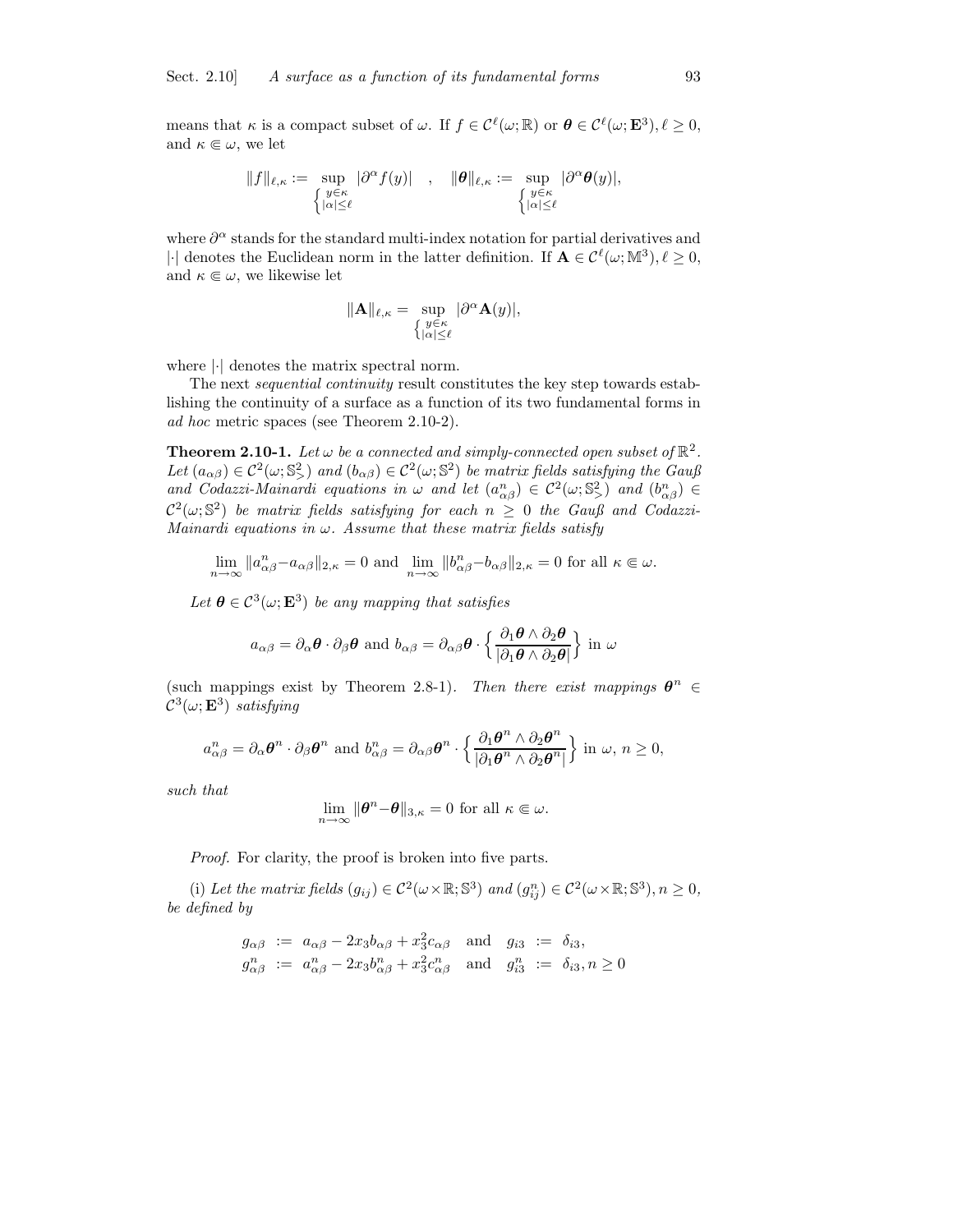means that $\kappa$ is a compact subset of $\omega$. If $f \in \mathcal{C}^\ell(\omega; \mathbb{R})$ or $\boldsymbol{\theta} \in \mathcal{C}^\ell(\omega; \mathbf{E}^3)$, $\ell \geq 0$, and $\kappa \Subset \omega$, we let

$$\|f\|_{\ell,\kappa} := \sup_{\left\{\substack{y \in \kappa \\ |\alpha| \leq \ell}\right.} |\partial^\alpha f(y)| \quad , \quad \|\boldsymbol{\theta}\|_{\ell,\kappa} := \sup_{\left\{\substack{y \in \kappa \\ |\alpha| \leq \ell}\right.} |\partial^\alpha \boldsymbol{\theta}(y)|,$$

where $\partial^\alpha$ stands for the standard multi-index notation for partial derivatives and $|\cdot|$ denotes the Euclidean norm in the latter definition. If $\mathbf{A} \in \mathcal{C}^\ell(\omega; \mathbb{M}^3)$, $\ell \geq 0$, and $\kappa \Subset \omega$, we likewise let

$$\|\mathbf{A}\|_{\ell,\kappa} = \sup_{\left\{\substack{y \in \kappa \\ |\alpha| \leq \ell}\right.} |\partial^\alpha \mathbf{A}(y)|,$$

where $|\cdot|$ denotes the matrix spectral norm.

The next *sequential continuity* result constitutes the key step towards establishing the continuity of a surface as a function of its two fundamental forms in *ad hoc* metric spaces (see Theorem 2.10-2).

**Theorem 2.10-1.** *Let $\omega$ be a connected and simply-connected open subset of $\mathbb{R}^2$. Let $(a_{\alpha\beta}) \in \mathcal{C}^2(\omega; \mathbb{S}^2_>)$ and $(b_{\alpha\beta}) \in \mathcal{C}^2(\omega; \mathbb{S}^2)$ be matrix fields satisfying the Gauß and Codazzi-Mainardi equations in $\omega$ and let $(a^n_{\alpha\beta}) \in \mathcal{C}^2(\omega; \mathbb{S}^2_>)$ and $(b^n_{\alpha\beta}) \in \mathcal{C}^2(\omega; \mathbb{S}^2)$ be matrix fields satisfying for each $n \geq 0$ the Gauß and Codazzi-Mainardi equations in $\omega$. Assume that these matrix fields satisfy*

$$\lim_{n\to\infty} \|a^n_{\alpha\beta} - a_{\alpha\beta}\|_{2,\kappa} = 0 \text{ and } \lim_{n\to\infty} \|b^n_{\alpha\beta} - b_{\alpha\beta}\|_{2,\kappa} = 0 \text{ for all } \kappa \Subset \omega.$$

*Let $\boldsymbol{\theta} \in \mathcal{C}^3(\omega; \mathbf{E}^3)$ be any mapping that satisfies*

$$a_{\alpha\beta} = \partial_\alpha \boldsymbol{\theta} \cdot \partial_\beta \boldsymbol{\theta} \text{ and } b_{\alpha\beta} = \partial_{\alpha\beta} \boldsymbol{\theta} \cdot \left\{ \frac{\partial_1 \boldsymbol{\theta} \wedge \partial_2 \boldsymbol{\theta}}{|\partial_1 \boldsymbol{\theta} \wedge \partial_2 \boldsymbol{\theta}|} \right\} \text{ in } \omega$$

(such mappings exist by Theorem 2.8-1). *Then there exist mappings $\boldsymbol{\theta}^n \in \mathcal{C}^3(\omega; \mathbf{E}^3)$ satisfying*

$$a^n_{\alpha\beta} = \partial_\alpha \boldsymbol{\theta}^n \cdot \partial_\beta \boldsymbol{\theta}^n \text{ and } b^n_{\alpha\beta} = \partial_{\alpha\beta} \boldsymbol{\theta}^n \cdot \left\{ \frac{\partial_1 \boldsymbol{\theta}^n \wedge \partial_2 \boldsymbol{\theta}^n}{|\partial_1 \boldsymbol{\theta}^n \wedge \partial_2 \boldsymbol{\theta}^n|} \right\} \text{ in } \omega,\ n \geq 0,$$

*such that*

$$\lim_{n\to\infty} \|\boldsymbol{\theta}^n - \boldsymbol{\theta}\|_{3,\kappa} = 0 \text{ for all } \kappa \Subset \omega.$$

*Proof.* For clarity, the proof is broken into five parts.

(i) *Let the matrix fields $(g_{ij}) \in \mathcal{C}^2(\omega \times \mathbb{R}; \mathbb{S}^3)$ and $(g^n_{ij}) \in \mathcal{C}^2(\omega \times \mathbb{R}; \mathbb{S}^3)$, $n \geq 0$, be defined by*

$$\begin{aligned}
g_{\alpha\beta} &:= a_{\alpha\beta} - 2x_3 b_{\alpha\beta} + x_3^2 c_{\alpha\beta} \quad \text{and} \quad g_{i3} := \delta_{i3}, \\
g^n_{\alpha\beta} &:= a^n_{\alpha\beta} - 2x_3 b^n_{\alpha\beta} + x_3^2 c^n_{\alpha\beta} \quad \text{and} \quad g^n_{i3} := \delta_{i3}, n \geq 0
\end{aligned}$$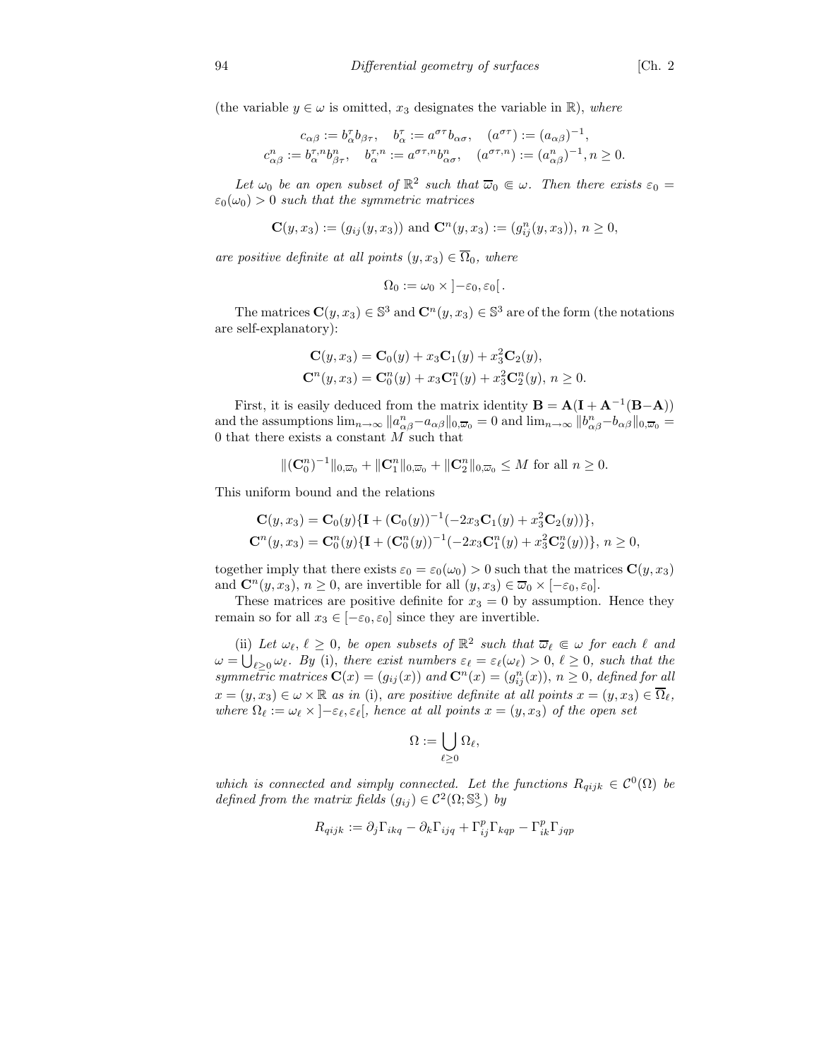(the variable $y \in \omega$ is omitted, $x_3$ designates the variable in $\mathbb{R}$), *where*

$$c_{\alpha\beta} := b^\tau_\alpha b_{\beta\tau}, \quad b^\tau_\alpha := a^{\sigma\tau} b_{\alpha\sigma}, \quad (a^{\sigma\tau}) := (a_{\alpha\beta})^{-1},$$
$$c^n_{\alpha\beta} := b^{\tau,n}_\alpha b^n_{\beta\tau}, \quad b^{\tau,n}_\alpha := a^{\sigma\tau,n} b^n_{\alpha\sigma}, \quad (a^{\sigma\tau,n}) := (a^n_{\alpha\beta})^{-1}, n \geq 0.$$

*Let $\omega_0$ be an open subset of $\mathbb{R}^2$ such that $\overline{\omega}_0 \Subset \omega$. Then there exists $\varepsilon_0 = \varepsilon_0(\omega_0) > 0$ such that the symmetric matrices*

$$\mathbf{C}(y, x_3) := (g_{ij}(y, x_3)) \text{ and } \mathbf{C}^n(y, x_3) := (g^n_{ij}(y, x_3)),\ n \geq 0,$$

*are positive definite at all points $(y, x_3) \in \overline{\Omega}_0$, where*

$$\Omega_0 := \omega_0 \times \left]-\varepsilon_0, \varepsilon_0\right[.$$

The matrices $\mathbf{C}(y, x_3) \in \mathbb{S}^3$ and $\mathbf{C}^n(y, x_3) \in \mathbb{S}^3$ are of the form (the notations are self-explanatory):

$$\mathbf{C}(y, x_3) = \mathbf{C}_0(y) + x_3 \mathbf{C}_1(y) + x_3^2 \mathbf{C}_2(y),$$
$$\mathbf{C}^n(y, x_3) = \mathbf{C}^n_0(y) + x_3 \mathbf{C}^n_1(y) + x_3^2 \mathbf{C}^n_2(y),\ n \geq 0.$$

First, it is easily deduced from the matrix identity $\mathbf{B} = \mathbf{A}(\mathbf{I} + \mathbf{A}^{-1}(\mathbf{B} - \mathbf{A}))$ and the assumptions $\lim_{n\to\infty} \|a^n_{\alpha\beta} - a_{\alpha\beta}\|_{0,\overline{\omega}_0} = 0$ and $\lim_{n\to\infty} \|b^n_{\alpha\beta} - b_{\alpha\beta}\|_{0,\overline{\omega}_0} = 0$ that there exists a constant $M$ such that

$$\|(\mathbf{C}^n_0)^{-1}\|_{0,\overline{\omega}_0} + \|\mathbf{C}^n_1\|_{0,\overline{\omega}_0} + \|\mathbf{C}^n_2\|_{0,\overline{\omega}_0} \leq M \text{ for all } n \geq 0.$$

This uniform bound and the relations

$$\mathbf{C}(y, x_3) = \mathbf{C}_0(y)\{\mathbf{I} + (\mathbf{C}_0(y))^{-1}(-2x_3 \mathbf{C}_1(y) + x_3^2 \mathbf{C}_2(y))\},$$
$$\mathbf{C}^n(y, x_3) = \mathbf{C}^n_0(y)\{\mathbf{I} + (\mathbf{C}^n_0(y))^{-1}(-2x_3 \mathbf{C}^n_1(y) + x_3^2 \mathbf{C}^n_2(y))\},\ n \geq 0,$$

together imply that there exists $\varepsilon_0 = \varepsilon_0(\omega_0) > 0$ such that the matrices $\mathbf{C}(y, x_3)$ and $\mathbf{C}^n(y, x_3)$, $n \geq 0$, are invertible for all $(y, x_3) \in \overline{\omega}_0 \times [-\varepsilon_0, \varepsilon_0]$.

These matrices are positive definite for $x_3 = 0$ by assumption. Hence they remain so for all $x_3 \in [-\varepsilon_0, \varepsilon_0]$ since they are invertible.

(ii) *Let $\omega_\ell$, $\ell \geq 0$, be open subsets of $\mathbb{R}^2$ such that $\overline{\omega}_\ell \Subset \omega$ for each $\ell$ and $\omega = \bigcup_{\ell \geq 0} \omega_\ell$. By* (i), *there exist numbers $\varepsilon_\ell = \varepsilon_\ell(\omega_\ell) > 0$, $\ell \geq 0$, such that the symmetric matrices $\mathbf{C}(x) = (g_{ij}(x))$ and $\mathbf{C}^n(x) = (g^n_{ij}(x))$, $n \geq 0$, defined for all $x = (y, x_3) \in \omega \times \mathbb{R}$ as in* (i), *are positive definite at all points $x = (y, x_3) \in \overline{\Omega}_\ell$, where $\Omega_\ell := \omega_\ell \times \left]-\varepsilon_\ell, \varepsilon_\ell\right[$, hence at all points $x = (y, x_3)$ of the open set*

$$\Omega := \bigcup_{\ell \geq 0} \Omega_\ell,$$

*which is connected and simply connected. Let the functions $R_{qijk} \in \mathcal{C}^0(\Omega)$ be defined from the matrix fields $(g_{ij}) \in \mathcal{C}^2(\Omega; \mathbb{S}^3_>)$ by*

$$R_{qijk} := \partial_j \Gamma_{ikq} - \partial_k \Gamma_{ijq} + \Gamma^p_{ij} \Gamma_{kqp} - \Gamma^p_{ik} \Gamma_{jqp}$$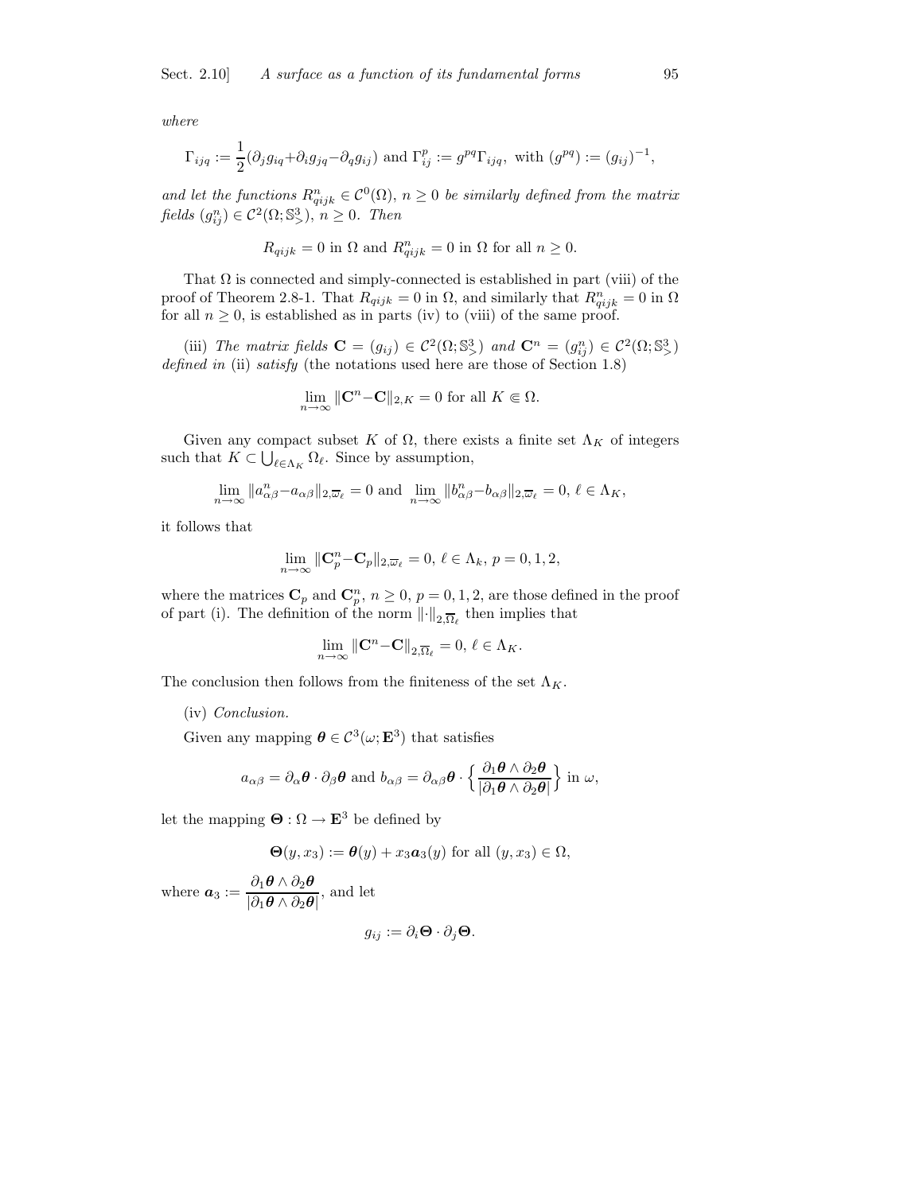*where*

$$\Gamma_{ijq} := \frac{1}{2}(\partial_j g_{iq} + \partial_i g_{jq} - \partial_q g_{ij}) \text{ and } \Gamma_{ij}^p := g^{pq}\Gamma_{ijq}, \text{ with } (g^{pq}) := (g_{ij})^{-1},$$

*and let the functions* $R^n_{qijk} \in \mathcal{C}^0(\Omega)$, $n \geq 0$ *be similarly defined from the matrix fields* $(g^n_{ij}) \in \mathcal{C}^2(\Omega; \mathbb{S}^3_>)$, $n \geq 0$. *Then*

$$R_{qijk} = 0 \text{ in } \Omega \text{ and } R^n_{qijk} = 0 \text{ in } \Omega \text{ for all } n \geq 0.$$

That $\Omega$ is connected and simply-connected is established in part (viii) of the proof of Theorem 2.8-1. That $R_{qijk} = 0$ in $\Omega$, and similarly that $R^n_{qijk} = 0$ in $\Omega$ for all $n \geq 0$, is established as in parts (iv) to (viii) of the same proof.

(iii) *The matrix fields* $\mathbf{C} = (g_{ij}) \in \mathcal{C}^2(\Omega; \mathbb{S}^3_>)$ *and* $\mathbf{C}^n = (g^n_{ij}) \in \mathcal{C}^2(\Omega; \mathbb{S}^3_>)$ *defined in* (ii) *satisfy* (the notations used here are those of Section 1.8)

$$\lim_{n\to\infty} \|\mathbf{C}^n - \mathbf{C}\|_{2,K} = 0 \text{ for all } K \Subset \Omega.$$

Given any compact subset $K$ of $\Omega$, there exists a finite set $\Lambda_K$ of integers such that $K \subset \bigcup_{\ell\in\Lambda_K} \Omega_\ell$. Since by assumption,

$$\lim_{n\to\infty} \|a^n_{\alpha\beta} - a_{\alpha\beta}\|_{2,\overline{\omega}_\ell} = 0 \text{ and } \lim_{n\to\infty} \|b^n_{\alpha\beta} - b_{\alpha\beta}\|_{2,\overline{\omega}_\ell} = 0, \ \ell \in \Lambda_K,$$

it follows that

$$\lim_{n\to\infty} \|\mathbf{C}^n_p - \mathbf{C}_p\|_{2,\overline{\omega}_\ell} = 0, \ \ell \in \Lambda_k, \ p = 0, 1, 2,$$

where the matrices $\mathbf{C}_p$ and $\mathbf{C}^n_p$, $n \geq 0$, $p = 0, 1, 2$, are those defined in the proof of part (i). The definition of the norm $\|\cdot\|_{2,\overline{\Omega}_\ell}$ then implies that

$$\lim_{n\to\infty} \|\mathbf{C}^n - \mathbf{C}\|_{2,\overline{\Omega}_\ell} = 0, \ \ell \in \Lambda_K.$$

The conclusion then follows from the finiteness of the set $\Lambda_K$.

(iv) *Conclusion.*

Given any mapping $\boldsymbol{\theta} \in \mathcal{C}^3(\omega; \mathbf{E}^3)$ that satisfies

$$a_{\alpha\beta} = \partial_\alpha \boldsymbol{\theta} \cdot \partial_\beta \boldsymbol{\theta} \text{ and } b_{\alpha\beta} = \partial_{\alpha\beta}\boldsymbol{\theta} \cdot \left\{ \frac{\partial_1 \boldsymbol{\theta} \wedge \partial_2 \boldsymbol{\theta}}{|\partial_1 \boldsymbol{\theta} \wedge \partial_2 \boldsymbol{\theta}|} \right\} \text{ in } \omega,$$

let the mapping $\boldsymbol{\Theta} : \Omega \to \mathbf{E}^3$ be defined by

$$\boldsymbol{\Theta}(y, x_3) := \boldsymbol{\theta}(y) + x_3 \boldsymbol{a}_3(y) \text{ for all } (y, x_3) \in \Omega,$$

where $\boldsymbol{a}_3 := \dfrac{\partial_1 \boldsymbol{\theta} \wedge \partial_2 \boldsymbol{\theta}}{|\partial_1 \boldsymbol{\theta} \wedge \partial_2 \boldsymbol{\theta}|}$, and let

$$g_{ij} := \partial_i \boldsymbol{\Theta} \cdot \partial_j \boldsymbol{\Theta}.$$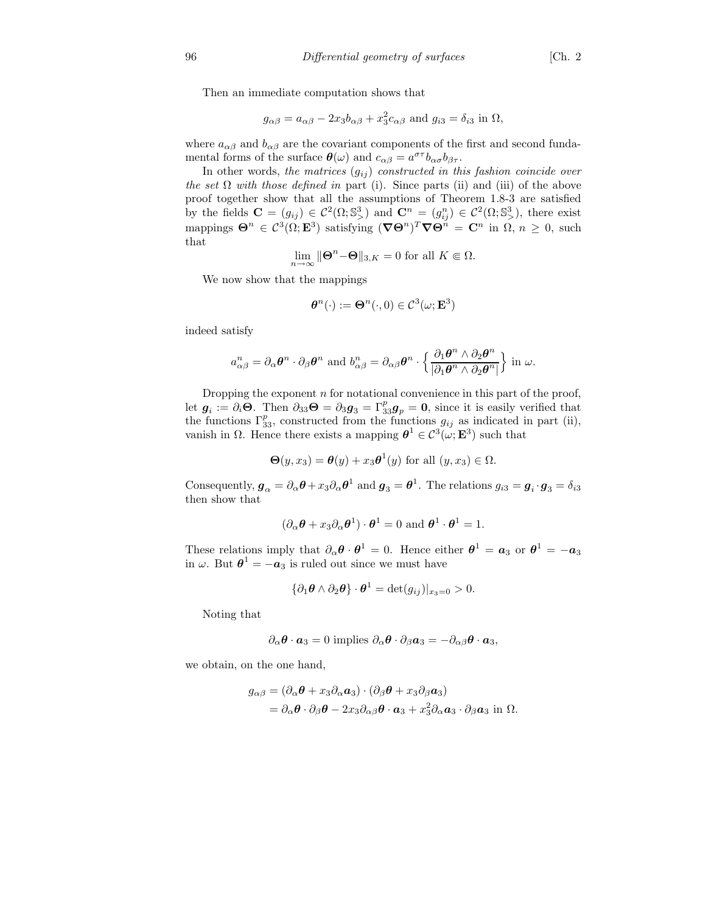Then an immediate computation shows that

$$g_{\alpha\beta} = a_{\alpha\beta} - 2x_3 b_{\alpha\beta} + x_3^2 c_{\alpha\beta} \text{ and } g_{i3} = \delta_{i3} \text{ in } \Omega,$$

where $a_{\alpha\beta}$ and $b_{\alpha\beta}$ are the covariant components of the first and second fundamental forms of the surface $\boldsymbol{\theta}(\omega)$ and $c_{\alpha\beta} = a^{\sigma\tau} b_{\alpha\sigma} b_{\beta\tau}$.

In other words, *the matrices* $(g_{ij})$ *constructed in this fashion coincide over the set* $\Omega$ *with those defined in* part (i). Since parts (ii) and (iii) of the above proof together show that all the assumptions of Theorem 1.8-3 are satisfied by the fields $\mathbf{C} = (g_{ij}) \in \mathcal{C}^2(\Omega; \mathbb{S}^3_>)$ and $\mathbf{C}^n = (g^n_{ij}) \in \mathcal{C}^2(\Omega; \mathbb{S}^3_>)$, there exist mappings $\boldsymbol{\Theta}^n \in \mathcal{C}^3(\Omega; \mathbf{E}^3)$ satisfying $(\boldsymbol{\nabla}\boldsymbol{\Theta}^n)^T \boldsymbol{\nabla}\boldsymbol{\Theta}^n = \mathbf{C}^n$ in $\Omega$, $n \geq 0$, such that

$$\lim_{n\to\infty} \|\boldsymbol{\Theta}^n - \boldsymbol{\Theta}\|_{3,K} = 0 \text{ for all } K \Subset \Omega.$$

We now show that the mappings

$$\boldsymbol{\theta}^n(\cdot) := \boldsymbol{\Theta}^n(\cdot, 0) \in \mathcal{C}^3(\omega; \mathbf{E}^3)$$

indeed satisfy

$$a^n_{\alpha\beta} = \partial_\alpha \boldsymbol{\theta}^n \cdot \partial_\beta \boldsymbol{\theta}^n \text{ and } b^n_{\alpha\beta} = \partial_{\alpha\beta} \boldsymbol{\theta}^n \cdot \left\{ \frac{\partial_1 \boldsymbol{\theta}^n \wedge \partial_2 \boldsymbol{\theta}^n}{|\partial_1 \boldsymbol{\theta}^n \wedge \partial_2 \boldsymbol{\theta}^n|} \right\} \text{ in } \omega.$$

Dropping the exponent $n$ for notational convenience in this part of the proof, let $\boldsymbol{g}_i := \partial_i \boldsymbol{\Theta}$. Then $\partial_{33}\boldsymbol{\Theta} = \partial_3 \boldsymbol{g}_3 = \Gamma^p_{33} \boldsymbol{g}_p = \mathbf{0}$, since it is easily verified that the functions $\Gamma^p_{33}$, constructed from the functions $g_{ij}$ as indicated in part (ii), vanish in $\Omega$. Hence there exists a mapping $\boldsymbol{\theta}^1 \in \mathcal{C}^3(\omega; \mathbf{E}^3)$ such that

$$\boldsymbol{\Theta}(y, x_3) = \boldsymbol{\theta}(y) + x_3 \boldsymbol{\theta}^1(y) \text{ for all } (y, x_3) \in \Omega.$$

Consequently, $\boldsymbol{g}_\alpha = \partial_\alpha \boldsymbol{\theta} + x_3 \partial_\alpha \boldsymbol{\theta}^1$ and $\boldsymbol{g}_3 = \boldsymbol{\theta}^1$. The relations $g_{i3} = \boldsymbol{g}_i \cdot \boldsymbol{g}_3 = \delta_{i3}$ then show that

$$(\partial_\alpha \boldsymbol{\theta} + x_3 \partial_\alpha \boldsymbol{\theta}^1) \cdot \boldsymbol{\theta}^1 = 0 \text{ and } \boldsymbol{\theta}^1 \cdot \boldsymbol{\theta}^1 = 1.$$

These relations imply that $\partial_\alpha \boldsymbol{\theta} \cdot \boldsymbol{\theta}^1 = 0$. Hence either $\boldsymbol{\theta}^1 = \boldsymbol{a}_3$ or $\boldsymbol{\theta}^1 = -\boldsymbol{a}_3$ in $\omega$. But $\boldsymbol{\theta}^1 = -\boldsymbol{a}_3$ is ruled out since we must have

$$\{\partial_1 \boldsymbol{\theta} \wedge \partial_2 \boldsymbol{\theta}\} \cdot \boldsymbol{\theta}^1 = \det(g_{ij})|_{x_3=0} > 0.$$

Noting that

$$\partial_\alpha \boldsymbol{\theta} \cdot \boldsymbol{a}_3 = 0 \text{ implies } \partial_\alpha \boldsymbol{\theta} \cdot \partial_\beta \boldsymbol{a}_3 = -\partial_{\alpha\beta} \boldsymbol{\theta} \cdot \boldsymbol{a}_3,$$

we obtain, on the one hand,

$$\begin{aligned} g_{\alpha\beta} &= (\partial_\alpha \boldsymbol{\theta} + x_3 \partial_\alpha \boldsymbol{a}_3) \cdot (\partial_\beta \boldsymbol{\theta} + x_3 \partial_\beta \boldsymbol{a}_3) \\ &= \partial_\alpha \boldsymbol{\theta} \cdot \partial_\beta \boldsymbol{\theta} - 2x_3 \partial_{\alpha\beta} \boldsymbol{\theta} \cdot \boldsymbol{a}_3 + x_3^2 \partial_\alpha \boldsymbol{a}_3 \cdot \partial_\beta \boldsymbol{a}_3 \text{ in } \Omega. \end{aligned}$$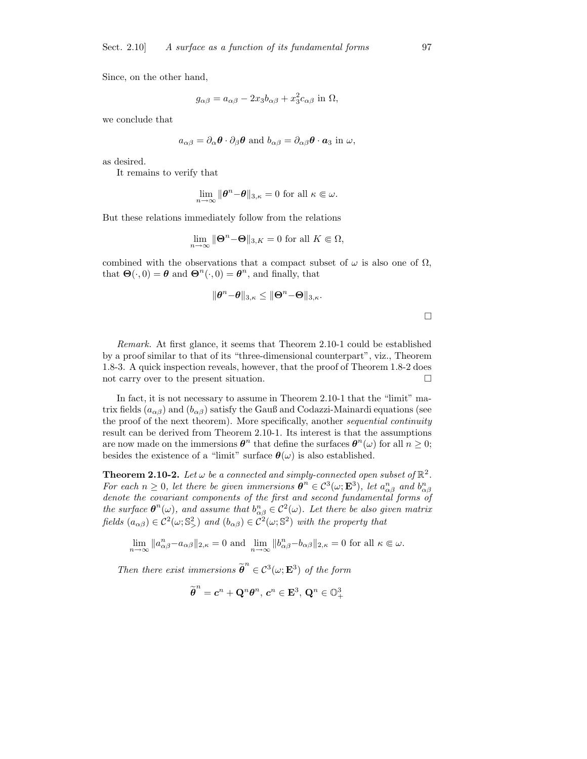Since, on the other hand,

$$g_{\alpha\beta} = a_{\alpha\beta} - 2x_3 b_{\alpha\beta} + x_3^2 c_{\alpha\beta} \text{ in } \Omega,$$

we conclude that

$$a_{\alpha\beta} = \partial_\alpha \boldsymbol{\theta} \cdot \partial_\beta \boldsymbol{\theta} \text{ and } b_{\alpha\beta} = \partial_{\alpha\beta} \boldsymbol{\theta} \cdot \boldsymbol{a}_3 \text{ in } \omega,$$

as desired.

It remains to verify that

$$\lim_{n\to\infty} \|\boldsymbol{\theta}^n - \boldsymbol{\theta}\|_{3,\kappa} = 0 \text{ for all } \kappa \Subset \omega.$$

But these relations immediately follow from the relations

$$\lim_{n\to\infty} \|\boldsymbol{\Theta}^n - \boldsymbol{\Theta}\|_{3,K} = 0 \text{ for all } K \Subset \Omega,$$

combined with the observations that a compact subset of $\omega$ is also one of $\Omega$, that $\boldsymbol{\Theta}(\cdot, 0) = \boldsymbol{\theta}$ and $\boldsymbol{\Theta}^n(\cdot, 0) = \boldsymbol{\theta}^n$, and finally, that

$$\|\boldsymbol{\theta}^n - \boldsymbol{\theta}\|_{3,\kappa} \leq \|\boldsymbol{\Theta}^n - \boldsymbol{\Theta}\|_{3,\kappa}.$$

$\square$

*Remark.* At first glance, it seems that Theorem 2.10-1 could be established by a proof similar to that of its "three-dimensional counterpart", viz., Theorem 1.8-3. A quick inspection reveals, however, that the proof of Theorem 1.8-2 does not carry over to the present situation. $\square$

In fact, it is not necessary to assume in Theorem 2.10-1 that the "limit" matrix fields $(a_{\alpha\beta})$ and $(b_{\alpha\beta})$ satisfy the Gauß and Codazzi-Mainardi equations (see the proof of the next theorem). More specifically, another *sequential continuity* result can be derived from Theorem 2.10-1. Its interest is that the assumptions are now made on the immersions $\boldsymbol{\theta}^n$ that define the surfaces $\boldsymbol{\theta}^n(\omega)$ for all $n \geq 0$; besides the existence of a "limit" surface $\boldsymbol{\theta}(\omega)$ is also established.

**Theorem 2.10-2.** *Let $\omega$ be a connected and simply-connected open subset of $\mathbb{R}^2$. For each $n \geq 0$, let there be given immersions $\boldsymbol{\theta}^n \in \mathcal{C}^3(\omega; \mathbf{E}^3)$, let $a_{\alpha\beta}^n$ and $b_{\alpha\beta}^n$ denote the covariant components of the first and second fundamental forms of the surface $\boldsymbol{\theta}^n(\omega)$, and assume that $b_{\alpha\beta}^n \in \mathcal{C}^2(\omega)$. Let there be also given matrix fields $(a_{\alpha\beta}) \in \mathcal{C}^2(\omega; \mathbb{S}^2_>)$ and $(b_{\alpha\beta}) \in \mathcal{C}^2(\omega; \mathbb{S}^2)$ with the property that*

$$\lim_{n\to\infty} \|a_{\alpha\beta}^n - a_{\alpha\beta}\|_{2,\kappa} = 0 \text{ and } \lim_{n\to\infty} \|b_{\alpha\beta}^n - b_{\alpha\beta}\|_{2,\kappa} = 0 \text{ for all } \kappa \Subset \omega.$$

*Then there exist immersions $\widetilde{\boldsymbol{\theta}}^n \in \mathcal{C}^3(\omega; \mathbf{E}^3)$ of the form*

$$\widetilde{\boldsymbol{\theta}}^n = \boldsymbol{c}^n + \mathbf{Q}^n \boldsymbol{\theta}^n,\ \boldsymbol{c}^n \in \mathbf{E}^3,\ \mathbf{Q}^n \in \mathbb{O}^3_+$$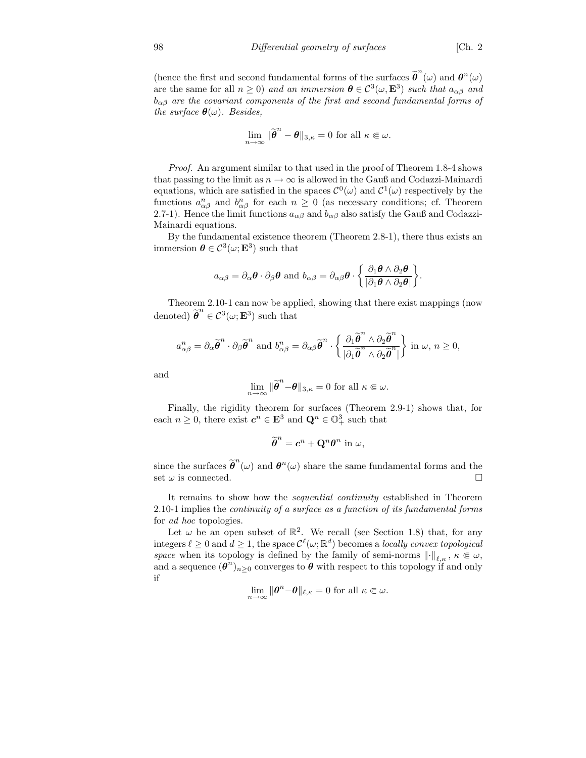(hence the first and second fundamental forms of the surfaces $\widetilde{\boldsymbol{\theta}}^n(\omega)$ and $\boldsymbol{\theta}^n(\omega)$ are the same for all $n \geq 0$) *and an immersion* $\boldsymbol{\theta} \in \mathcal{C}^3(\omega, \mathbf{E}^3)$ *such that* $a_{\alpha\beta}$ *and* $b_{\alpha\beta}$ *are the covariant components of the first and second fundamental forms of the surface* $\boldsymbol{\theta}(\omega)$. *Besides,*

$$\lim_{n\to\infty} \|\widetilde{\boldsymbol{\theta}}^n - \boldsymbol{\theta}\|_{3,\kappa} = 0 \text{ for all } \kappa \Subset \omega.$$

*Proof.* An argument similar to that used in the proof of Theorem 1.8-4 shows that passing to the limit as $n \to \infty$ is allowed in the Gauß and Codazzi-Mainardi equations, which are satisfied in the spaces $\mathcal{C}^0(\omega)$ and $\mathcal{C}^1(\omega)$ respectively by the functions $a^n_{\alpha\beta}$ and $b^n_{\alpha\beta}$ for each $n \geq 0$ (as necessary conditions; cf. Theorem 2.7-1). Hence the limit functions $a_{\alpha\beta}$ and $b_{\alpha\beta}$ also satisfy the Gauß and Codazzi-Mainardi equations.

By the fundamental existence theorem (Theorem 2.8-1), there thus exists an immersion $\boldsymbol{\theta} \in \mathcal{C}^3(\omega; \mathbf{E}^3)$ such that

$$a_{\alpha\beta} = \partial_\alpha \boldsymbol{\theta} \cdot \partial_\beta \boldsymbol{\theta} \text{ and } b_{\alpha\beta} = \partial_{\alpha\beta} \boldsymbol{\theta} \cdot \left\{ \frac{\partial_1 \boldsymbol{\theta} \wedge \partial_2 \boldsymbol{\theta}}{|\partial_1 \boldsymbol{\theta} \wedge \partial_2 \boldsymbol{\theta}|} \right\}.$$

Theorem 2.10-1 can now be applied, showing that there exist mappings (now denoted) $\widetilde{\boldsymbol{\theta}}^n \in \mathcal{C}^3(\omega; \mathbf{E}^3)$ such that

$$a^n_{\alpha\beta} = \partial_\alpha \widetilde{\boldsymbol{\theta}}^n \cdot \partial_\beta \widetilde{\boldsymbol{\theta}}^n \text{ and } b^n_{\alpha\beta} = \partial_{\alpha\beta} \widetilde{\boldsymbol{\theta}}^n \cdot \left\{ \frac{\partial_1 \widetilde{\boldsymbol{\theta}}^n \wedge \partial_2 \widetilde{\boldsymbol{\theta}}^n}{|\partial_1 \widetilde{\boldsymbol{\theta}}^n \wedge \partial_2 \widetilde{\boldsymbol{\theta}}^n|} \right\} \text{ in } \omega,\ n \geq 0,$$

and

$$\lim_{n\to\infty} \|\widetilde{\boldsymbol{\theta}}^n - \boldsymbol{\theta}\|_{3,\kappa} = 0 \text{ for all } \kappa \Subset \omega.$$

Finally, the rigidity theorem for surfaces (Theorem 2.9-1) shows that, for each $n \geq 0$, there exist $\boldsymbol{c}^n \in \mathbf{E}^3$ and $\mathbf{Q}^n \in \mathbb{O}^3_+$ such that

$$\widetilde{\boldsymbol{\theta}}^n = \boldsymbol{c}^n + \mathbf{Q}^n \boldsymbol{\theta}^n \text{ in } \omega,$$

since the surfaces $\widetilde{\boldsymbol{\theta}}^n(\omega)$ and $\boldsymbol{\theta}^n(\omega)$ share the same fundamental forms and the set $\omega$ is connected. $\square$

It remains to show how the *sequential continuity* established in Theorem 2.10-1 implies the *continuity of a surface as a function of its fundamental forms* for *ad hoc* topologies.

Let $\omega$ be an open subset of $\mathbb{R}^2$. We recall (see Section 1.8) that, for any integers $\ell \geq 0$ and $d \geq 1$, the space $\mathcal{C}^\ell(\omega; \mathbb{R}^d)$ becomes a *locally convex topological space* when its topology is defined by the family of semi-norms $\|\cdot\|_{\ell,\kappa}$, $\kappa \Subset \omega$, and a sequence $(\boldsymbol{\theta}^n)_{n\geq 0}$ converges to $\boldsymbol{\theta}$ with respect to this topology if and only if

$$\lim_{n\to\infty} \|\boldsymbol{\theta}^n - \boldsymbol{\theta}\|_{\ell,\kappa} = 0 \text{ for all } \kappa \Subset \omega.$$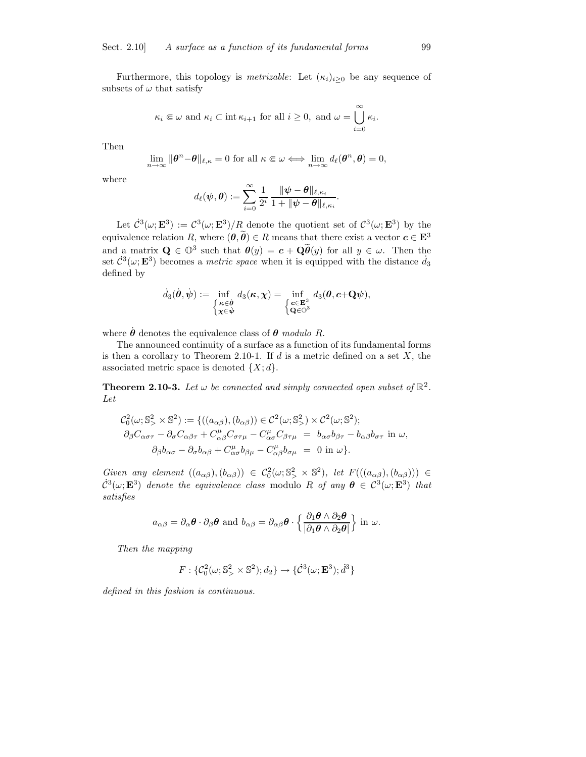Furthermore, this topology is *metrizable*: Let $(\kappa_i)_{i\geq 0}$ be any sequence of subsets of $\omega$ that satisfy

$$\kappa_i \Subset \omega \text{ and } \kappa_i \subset \operatorname{int} \kappa_{i+1} \text{ for all } i \geq 0, \text{ and } \omega = \bigcup_{i=0}^{\infty} \kappa_i.$$

Then

$$\lim_{n\to\infty} \|\boldsymbol{\theta}^n - \boldsymbol{\theta}\|_{\ell,\kappa} = 0 \text{ for all } \kappa \Subset \omega \Longleftrightarrow \lim_{n\to\infty} d_\ell(\boldsymbol{\theta}^n, \boldsymbol{\theta}) = 0,$$

where

$$d_\ell(\boldsymbol{\psi}, \boldsymbol{\theta}) := \sum_{i=0}^{\infty} \frac{1}{2^i} \frac{\|\boldsymbol{\psi} - \boldsymbol{\theta}\|_{\ell,\kappa_i}}{1 + \|\boldsymbol{\psi} - \boldsymbol{\theta}\|_{\ell,\kappa_i}}.$$

Let $\dot{\mathcal{C}}^3(\omega; \mathbf{E}^3) := \mathcal{C}^3(\omega; \mathbf{E}^3)/R$ denote the quotient set of $\mathcal{C}^3(\omega; \mathbf{E}^3)$ by the equivalence relation $R$, where $(\boldsymbol{\theta}, \widetilde{\boldsymbol{\theta}}) \in R$ means that there exist a vector $\boldsymbol{c} \in \mathbf{E}^3$ and a matrix $\mathbf{Q} \in \mathbb{O}^3$ such that $\boldsymbol{\theta}(y) = \boldsymbol{c} + \mathbf{Q}\widetilde{\boldsymbol{\theta}}(y)$ for all $y \in \omega$. Then the set $\dot{\mathcal{C}}^3(\omega; \mathbf{E}^3)$ becomes a *metric space* when it is equipped with the distance $\dot{d}_3$ defined by

$$\dot{d}_3(\dot{\boldsymbol{\theta}}, \dot{\boldsymbol{\psi}}) := \inf_{\begin{cases}\boldsymbol{\kappa}\in\dot{\boldsymbol{\theta}}\\ \boldsymbol{\chi}\in\dot{\boldsymbol{\psi}}\end{cases}} d_3(\boldsymbol{\kappa}, \boldsymbol{\chi}) = \inf_{\begin{cases}\boldsymbol{c}\in\mathbf{E}^3\\ \mathbf{Q}\in\mathbb{O}^3\end{cases}} d_3(\boldsymbol{\theta}, \boldsymbol{c}+\mathbf{Q}\boldsymbol{\psi}),$$

where $\dot{\boldsymbol{\theta}}$ denotes the equivalence class of $\boldsymbol{\theta}$ *modulo* $R$.

The announced continuity of a surface as a function of its fundamental forms is then a corollary to Theorem 2.10-1. If $d$ is a metric defined on a set $X$, the associated metric space is denoted $\{X; d\}$.

**Theorem 2.10-3.** *Let $\omega$ be connected and simply connected open subset of $\mathbb{R}^2$. Let*

$$\begin{aligned}
\mathcal{C}_0^2(\omega; \mathbb{S}^2_> \times \mathbb{S}^2) := \{&((a_{\alpha\beta}), (b_{\alpha\beta})) \in \mathcal{C}^2(\omega; \mathbb{S}^2_>) \times \mathcal{C}^2(\omega; \mathbb{S}^2);\\
&\partial_\beta C_{\alpha\sigma\tau} - \partial_\sigma C_{\alpha\beta\tau} + C^\mu_{\alpha\beta} C_{\sigma\tau\mu} - C^\mu_{\alpha\sigma} C_{\beta\tau\mu} \;=\; b_{\alpha\sigma} b_{\beta\tau} - b_{\alpha\beta} b_{\sigma\tau} \text{ in } \omega,\\
&\partial_\beta b_{\alpha\sigma} - \partial_\sigma b_{\alpha\beta} + C^\mu_{\alpha\sigma} b_{\beta\mu} - C^\mu_{\alpha\beta} b_{\sigma\mu} \;=\; 0 \text{ in } \omega\}.
\end{aligned}$$

*Given any element $((a_{\alpha\beta}), (b_{\alpha\beta})) \in \mathcal{C}_0^2(\omega; \mathbb{S}^2_> \times \mathbb{S}^2)$, let $F(((a_{\alpha\beta}), (b_{\alpha\beta}))) \in \dot{\mathcal{C}}^3(\omega; \mathbf{E}^3)$ denote the equivalence class* modulo $R$ *of any $\boldsymbol{\theta} \in \mathcal{C}^3(\omega; \mathbf{E}^3)$ that satisfies*

$$a_{\alpha\beta} = \partial_\alpha \boldsymbol{\theta} \cdot \partial_\beta \boldsymbol{\theta} \text{ and } b_{\alpha\beta} = \partial_{\alpha\beta} \boldsymbol{\theta} \cdot \left\{ \frac{\partial_1 \boldsymbol{\theta} \wedge \partial_2 \boldsymbol{\theta}}{|\partial_1 \boldsymbol{\theta} \wedge \partial_2 \boldsymbol{\theta}|} \right\} \text{ in } \omega.$$

*Then the mapping*

$$F : \{\mathcal{C}_0^2(\omega; \mathbb{S}^2_> \times \mathbb{S}^2); d_2\} \to \{\dot{\mathcal{C}}^3(\omega; \mathbf{E}^3); \dot{d}^3\}$$

*defined in this fashion is continuous.*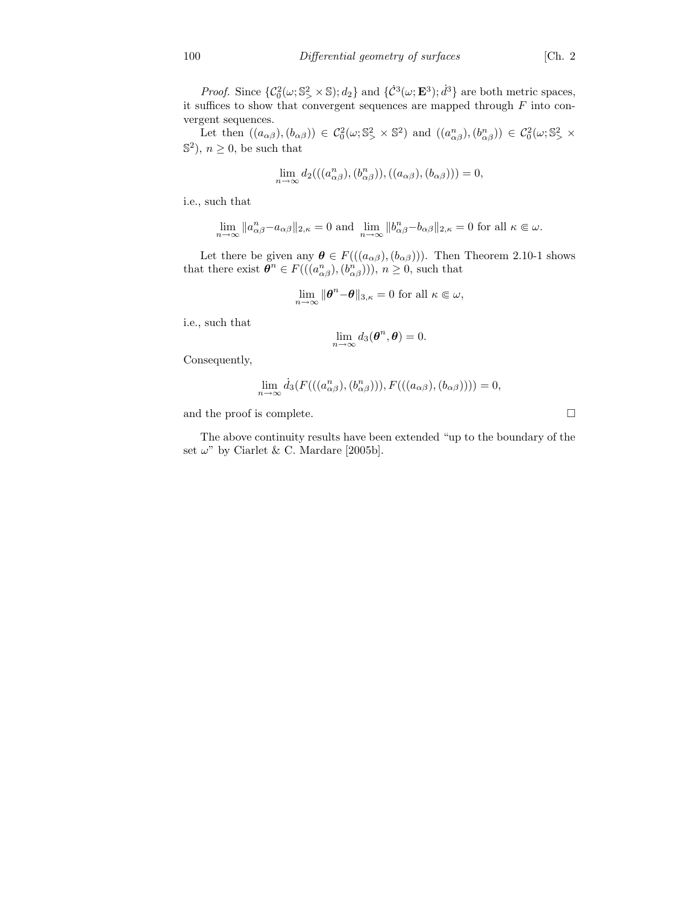*Proof.* Since $\{\mathcal{C}_0^2(\omega; \mathbb{S}^2_> \times \mathbb{S}); d_2\}$ and $\{\dot{\mathcal{C}}^3(\omega; \mathbf{E}^3); \dot{d}^3\}$ are both metric spaces, it suffices to show that convergent sequences are mapped through $F$ into convergent sequences.

Let then $((a_{\alpha\beta}), (b_{\alpha\beta})) \in \mathcal{C}_0^2(\omega; \mathbb{S}^2_> \times \mathbb{S}^2)$ and $((a^n_{\alpha\beta}), (b^n_{\alpha\beta})) \in \mathcal{C}_0^2(\omega; \mathbb{S}^2_> \times \mathbb{S}^2)$, $n \geq 0$, be such that

$$\lim_{n\to\infty} d_2(((a^n_{\alpha\beta}), (b^n_{\alpha\beta})), ((a_{\alpha\beta}), (b_{\alpha\beta}))) = 0,$$

i.e., such that

$$\lim_{n\to\infty} \|a^n_{\alpha\beta} - a_{\alpha\beta}\|_{2,\kappa} = 0 \text{ and } \lim_{n\to\infty} \|b^n_{\alpha\beta} - b_{\alpha\beta}\|_{2,\kappa} = 0 \text{ for all } \kappa \Subset \omega.$$

Let there be given any $\boldsymbol{\theta} \in F(((a_{\alpha\beta}), (b_{\alpha\beta})))$. Then Theorem 2.10-1 shows that there exist $\boldsymbol{\theta}^n \in F(((a^n_{\alpha\beta}), (b^n_{\alpha\beta})))$, $n \geq 0$, such that

$$\lim_{n\to\infty} \|\boldsymbol{\theta}^n - \boldsymbol{\theta}\|_{3,\kappa} = 0 \text{ for all } \kappa \Subset \omega,$$

i.e., such that

$$\lim_{n\to\infty} d_3(\boldsymbol{\theta}^n, \boldsymbol{\theta}) = 0.$$

Consequently,

$$\lim_{n\to\infty} \dot{d}_3(F(((a^n_{\alpha\beta}), (b^n_{\alpha\beta}))), F(((a_{\alpha\beta}), (b_{\alpha\beta})))) = 0,$$

and the proof is complete. $\square$

The above continuity results have been extended "up to the boundary of the set $\omega$" by Ciarlet & C. Mardare [2005b].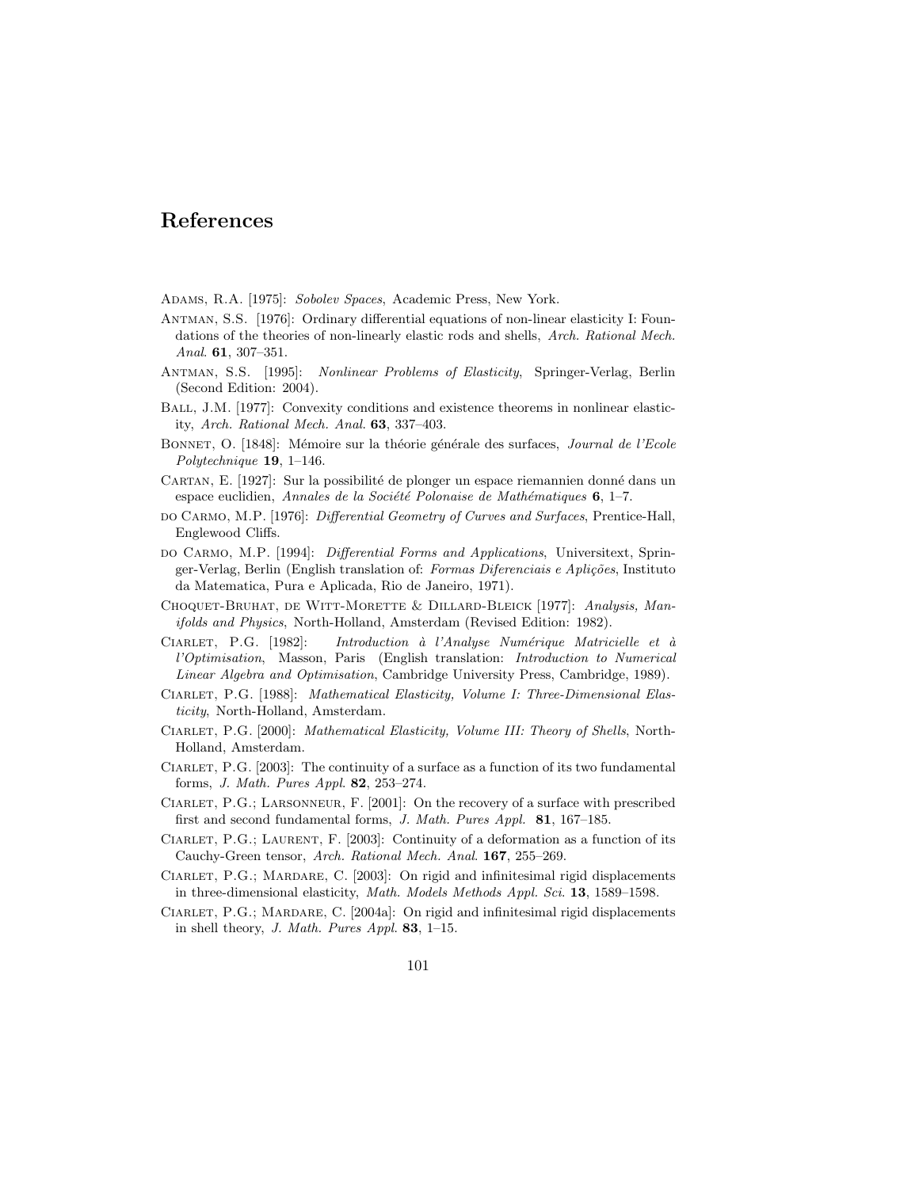# References

Adams, R.A. [1975]: *Sobolev Spaces*, Academic Press, New York.

Antman, S.S. [1976]: Ordinary differential equations of non-linear elasticity I: Foundations of the theories of non-linearly elastic rods and shells, *Arch. Rational Mech. Anal.* **61**, 307–351.

Antman, S.S. [1995]: *Nonlinear Problems of Elasticity*, Springer-Verlag, Berlin (Second Edition: 2004).

Ball, J.M. [1977]: Convexity conditions and existence theorems in nonlinear elasticity, *Arch. Rational Mech. Anal.* **63**, 337–403.

Bonnet, O. [1848]: Mémoire sur la théorie générale des surfaces, *Journal de l'Ecole Polytechnique* **19**, 1–146.

Cartan, E. [1927]: Sur la possibilité de plonger un espace riemannien donné dans un espace euclidien, *Annales de la Société Polonaise de Mathématiques* **6**, 1–7.

do Carmo, M.P. [1976]: *Differential Geometry of Curves and Surfaces*, Prentice-Hall, Englewood Cliffs.

do Carmo, M.P. [1994]: *Differential Forms and Applications*, Universitext, Springer-Verlag, Berlin (English translation of: *Formas Diferenciais e Aplições*, Instituto da Matematica, Pura e Aplicada, Rio de Janeiro, 1971).

Choquet-Bruhat, de Witt-Morette & Dillard-Bleick [1977]: *Analysis, Manifolds and Physics*, North-Holland, Amsterdam (Revised Edition: 1982).

Ciarlet, P.G. [1982]: *Introduction à l'Analyse Numérique Matricielle et à l'Optimisation*, Masson, Paris (English translation: *Introduction to Numerical Linear Algebra and Optimisation*, Cambridge University Press, Cambridge, 1989).

Ciarlet, P.G. [1988]: *Mathematical Elasticity, Volume I: Three-Dimensional Elasticity*, North-Holland, Amsterdam.

Ciarlet, P.G. [2000]: *Mathematical Elasticity, Volume III: Theory of Shells*, North-Holland, Amsterdam.

Ciarlet, P.G. [2003]: The continuity of a surface as a function of its two fundamental forms, *J. Math. Pures Appl.* **82**, 253–274.

Ciarlet, P.G.; Larsonneur, F. [2001]: On the recovery of a surface with prescribed first and second fundamental forms, *J. Math. Pures Appl.* **81**, 167–185.

Ciarlet, P.G.; Laurent, F. [2003]: Continuity of a deformation as a function of its Cauchy-Green tensor, *Arch. Rational Mech. Anal.* **167**, 255–269.

Ciarlet, P.G.; Mardare, C. [2003]: On rigid and infinitesimal rigid displacements in three-dimensional elasticity, *Math. Models Methods Appl. Sci.* **13**, 1589–1598.

Ciarlet, P.G.; Mardare, C. [2004a]: On rigid and infinitesimal rigid displacements in shell theory, *J. Math. Pures Appl.* **83**, 1–15.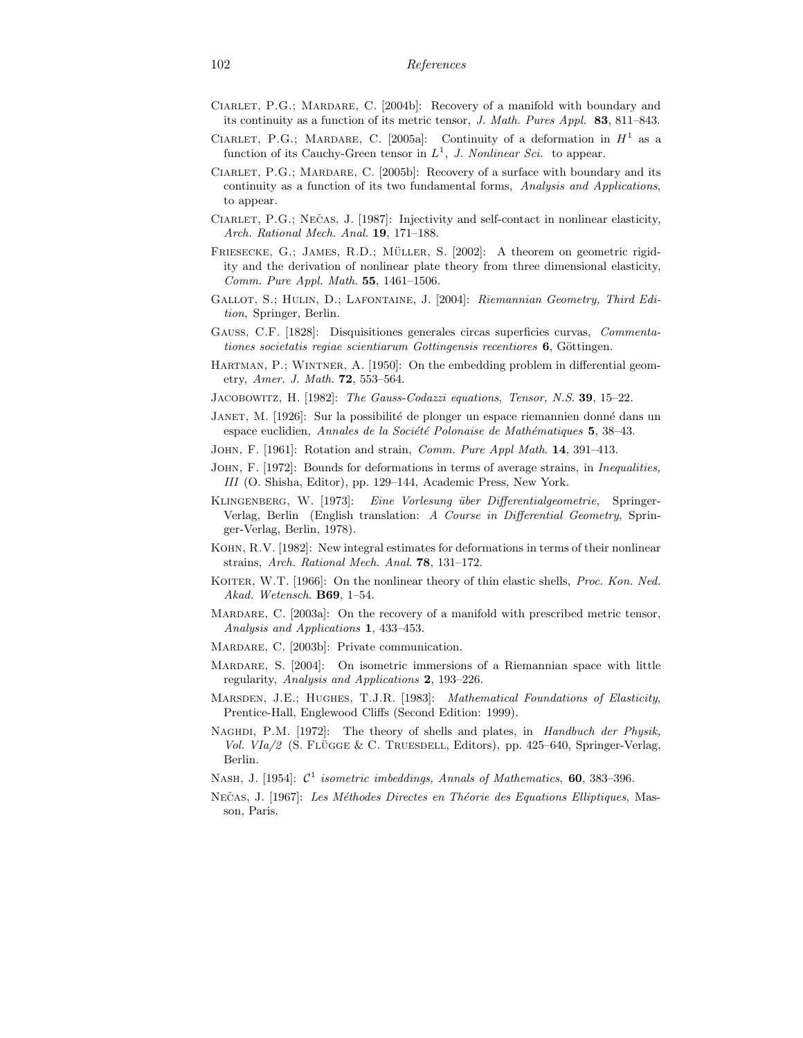Ciarlet, P.G.; Mardare, C. [2004b]: Recovery of a manifold with boundary and its continuity as a function of its metric tensor, *J. Math. Pures Appl.* **83**, 811–843.

Ciarlet, P.G.; Mardare, C. [2005a]: Continuity of a deformation in $H^1$ as a function of its Cauchy-Green tensor in $L^1$, *J. Nonlinear Sci.* to appear.

Ciarlet, P.G.; Mardare, C. [2005b]: Recovery of a surface with boundary and its continuity as a function of its two fundamental forms, *Analysis and Applications*, to appear.

Ciarlet, P.G.; Nečas, J. [1987]: Injectivity and self-contact in nonlinear elasticity, *Arch. Rational Mech. Anal.* **19**, 171–188.

Friesecke, G.; James, R.D.; Müller, S. [2002]: A theorem on geometric rigidity and the derivation of nonlinear plate theory from three dimensional elasticity, *Comm. Pure Appl. Math.* **55**, 1461–1506.

Gallot, S.; Hulin, D.; Lafontaine, J. [2004]: *Riemannian Geometry, Third Edition*, Springer, Berlin.

Gauss, C.F. [1828]: Disquisitiones generales circas superficies curvas, *Commentationes societatis regiae scientiarum Gottingensis recentiores* **6**, Göttingen.

Hartman, P.; Wintner, A. [1950]: On the embedding problem in differential geometry, *Amer. J. Math.* **72**, 553–564.

Jacobowitz, H. [1982]: *The Gauss-Codazzi equations*, *Tensor, N.S.* **39**, 15–22.

Janet, M. [1926]: Sur la possibilité de plonger un espace riemannien donné dans un espace euclidien, *Annales de la Société Polonaise de Mathématiques* **5**, 38–43.

John, F. [1961]: Rotation and strain, *Comm. Pure Appl Math.* **14**, 391–413.

John, F. [1972]: Bounds for deformations in terms of average strains, in *Inequalities, III* (O. Shisha, Editor), pp. 129–144, Academic Press, New York.

Klingenberg, W. [1973]: *Eine Vorlesung über Differentialgeometrie,* Springer-Verlag, Berlin (English translation: *A Course in Differential Geometry*, Springer-Verlag, Berlin, 1978).

Kohn, R.V. [1982]: New integral estimates for deformations in terms of their nonlinear strains, *Arch. Rational Mech. Anal.* **78**, 131–172.

Koiter, W.T. [1966]: On the nonlinear theory of thin elastic shells, *Proc. Kon. Ned. Akad. Wetensch.* **B69**, 1–54.

Mardare, C. [2003a]: On the recovery of a manifold with prescribed metric tensor, *Analysis and Applications* **1**, 433–453.

Mardare, C. [2003b]: Private communication.

Mardare, S. [2004]: On isometric immersions of a Riemannian space with little regularity, *Analysis and Applications* **2**, 193–226.

Marsden, J.E.; Hughes, T.J.R. [1983]: *Mathematical Foundations of Elasticity*, Prentice-Hall, Englewood Cliffs (Second Edition: 1999).

Naghdi, P.M. [1972]: The theory of shells and plates, in *Handbuch der Physik, Vol. VIa/2* (S. Flügge & C. Truesdell, Editors), pp. 425–640, Springer-Verlag, Berlin.

Nash, J. [1954]: *$\mathcal{C}^1$ isometric imbeddings, Annals of Mathematics*, **60**, 383–396.

Nečas, J. [1967]: *Les Méthodes Directes en Théorie des Equations Elliptiques*, Masson, Paris.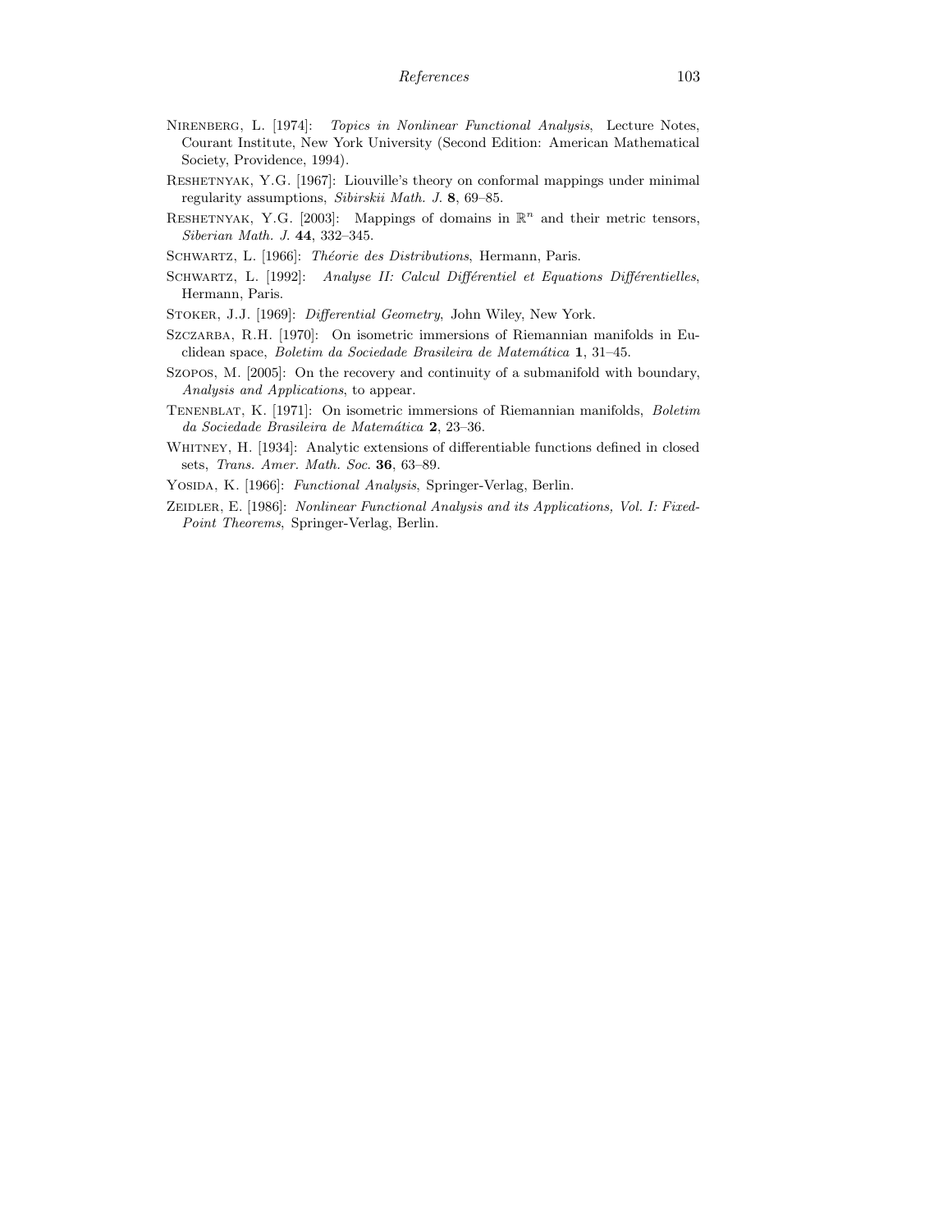Nirenberg, L. [1974]: *Topics in Nonlinear Functional Analysis*, Lecture Notes, Courant Institute, New York University (Second Edition: American Mathematical Society, Providence, 1994).

Reshetnyak, Y.G. [1967]: Liouville's theory on conformal mappings under minimal regularity assumptions, *Sibirskii Math. J.* **8**, 69–85.

Reshetnyak, Y.G. [2003]: Mappings of domains in $\mathbb{R}^n$ and their metric tensors, *Siberian Math. J.* **44**, 332–345.

Schwartz, L. [1966]: *Théorie des Distributions*, Hermann, Paris.

Schwartz, L. [1992]: *Analyse II: Calcul Différentiel et Equations Différentielles*, Hermann, Paris.

Stoker, J.J. [1969]: *Differential Geometry*, John Wiley, New York.

Szczarba, R.H. [1970]: On isometric immersions of Riemannian manifolds in Euclidean space, *Boletim da Sociedade Brasileira de Matemática* **1**, 31–45.

Szopos, M. [2005]: On the recovery and continuity of a submanifold with boundary, *Analysis and Applications*, to appear.

Tenenblat, K. [1971]: On isometric immersions of Riemannian manifolds, *Boletim da Sociedade Brasileira de Matemática* **2**, 23–36.

Whitney, H. [1934]: Analytic extensions of differentiable functions defined in closed sets, *Trans. Amer. Math. Soc.* **36**, 63–89.

Yosida, K. [1966]: *Functional Analysis*, Springer-Verlag, Berlin.

Zeidler, E. [1986]: *Nonlinear Functional Analysis and its Applications, Vol. I: Fixed-Point Theorems*, Springer-Verlag, Berlin.